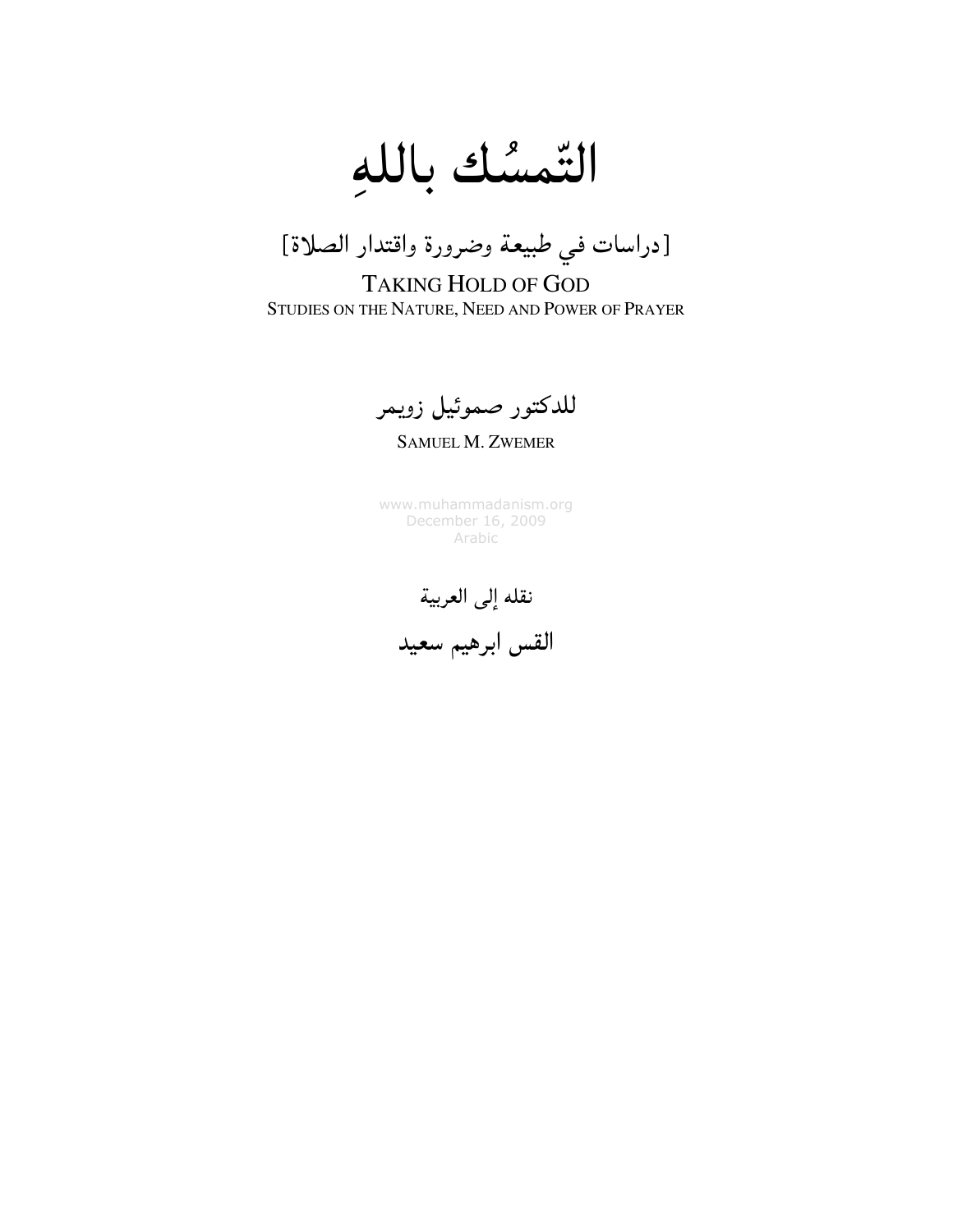# التّمسُك باللهِ

[دراسات في طبيعة وضرورة واقتدار الصلاة]

TAKING HOLD OF GOD
STUDIES ON THE NATURE, NEED AND POWER OF PRAYER

للدكتور صموئيل زويمر

SAMUEL M. ZWEMER

www.muhammadanism.org
December 16, 2009
Arabic

نقله إلى العربية

**القس ابرهيم سعيد**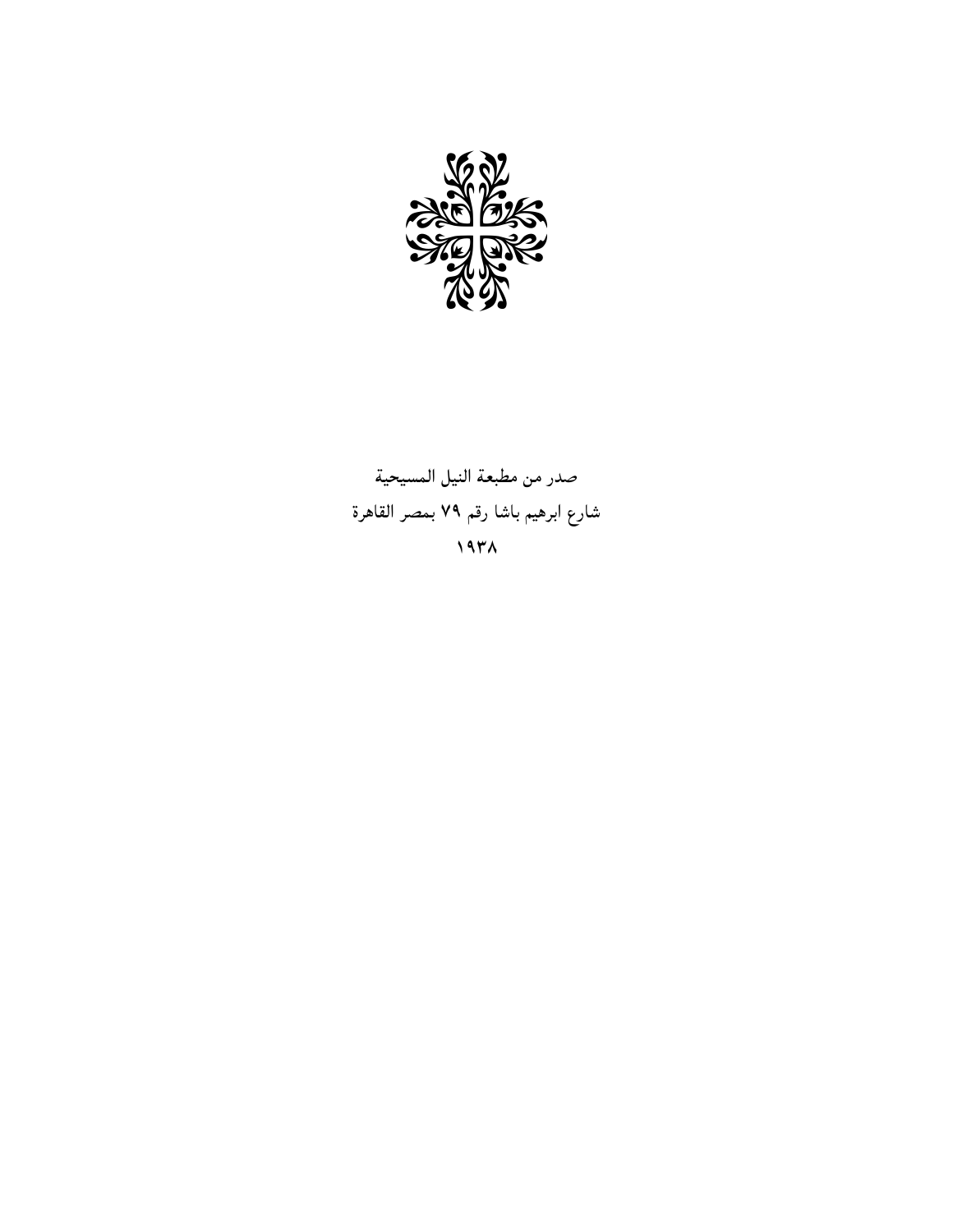صدر من مطبعة النيل المسيحية

شارع ابرهيم باشا رقم ٧٩ بمصر القاهرة

١٩٣٨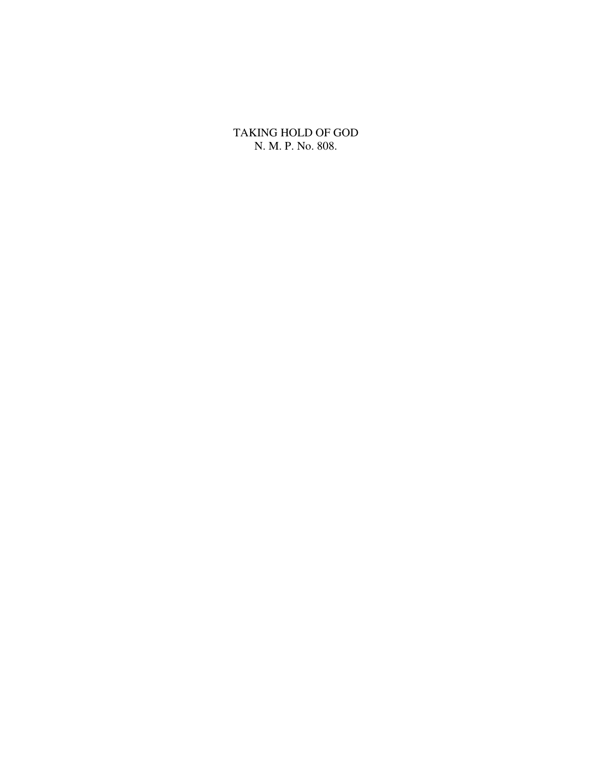# TAKING HOLD OF GOD

N. M. P. No. 808.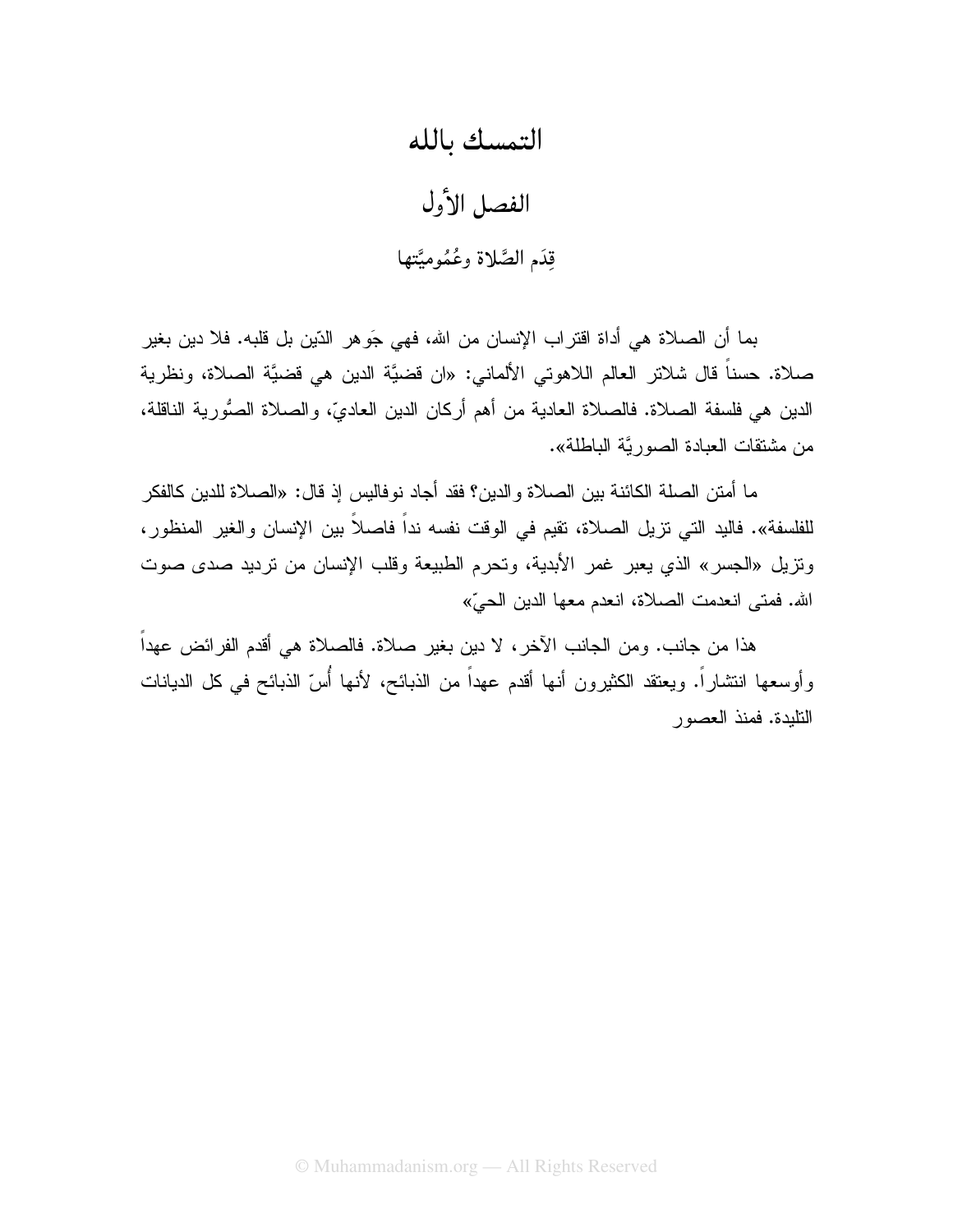# التمسك بالله

## الفصل الأول

### قِدَم الصَّلاة وعُمُوميَّتها

بما أن الصلاة هي أداة اقتراب الإنسان من الله، فهي جَوهر الدّين بل قلبه. فلا دين بغير صلاة. حسناً قال شلاتر العالم اللاهوتي الألماني: «ان قضيَّة الدين هي قضيَّة الصلاة، ونظرية الدين هي فلسفة الصلاة. فالصلاة العادية من أهم أركان الدين العاديّ، والصلاة الصُّورية الناقلة، من مشتقات العبادة الصوريَّة الباطلة».

ما أمتن الصلة الكائنة بين الصلاة والدين؟ فقد أجاد نوفاليس إذ قال: «الصلاة للدين كالفكر للفلسفة». فاليد التي تزيل الصلاة، تقيم في الوقت نفسه نداً فاصلاً بين الإنسان والغير المنظور، وتزيل «الجسر» الذي يعبر غمر الأبدية، وتحرم الطبيعة وقلب الإنسان من ترديد صدى صوت الله. فمتى انعدمت الصلاة، انعدم معها الدين الحيّ»

هذا من جانب. ومن الجانب الآخر، لا دين بغير صلاة. فالصلاة هي أقدم الفرائض عهداً وأوسعها انتشاراً. ويعتقد الكثيرون أنها أقدم عهداً من الذبائح، لأنها أُسّ الذبائح في كل الديانات التليدة. فمنذ العصور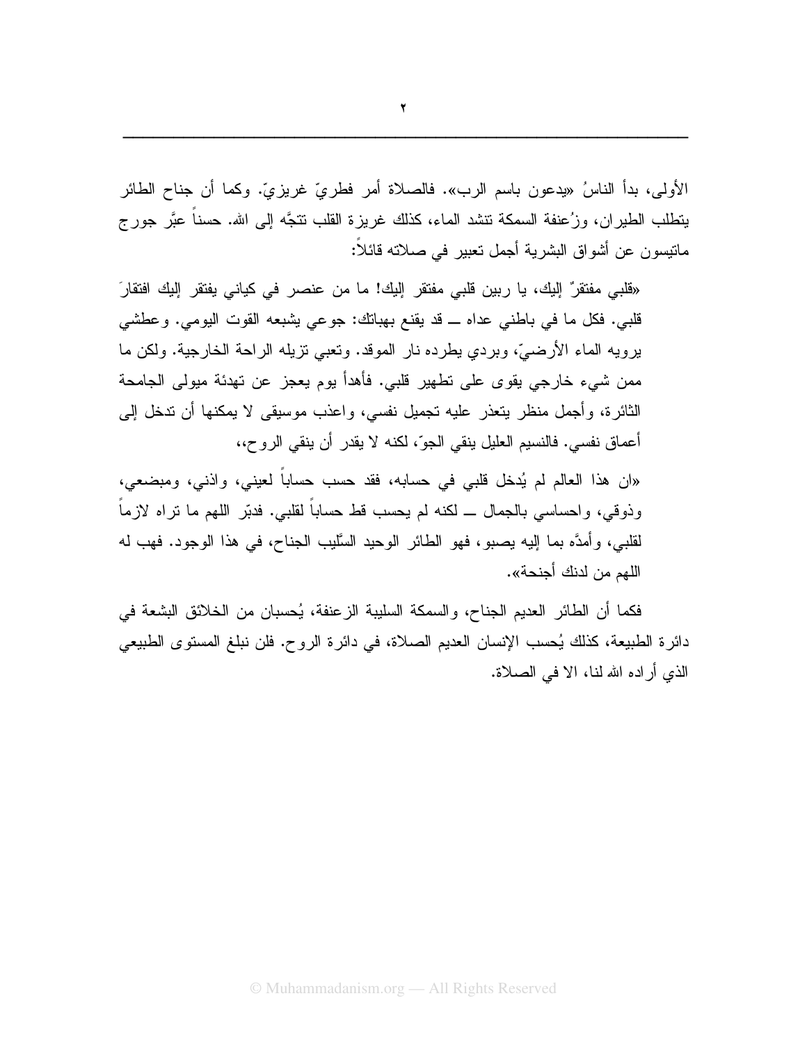الأولى، بدأ الناسُ «يدعون باسم الرب». فالصلاة أمر فطريّ غريزيّ. وكما أن جناح الطائر يتطلب الطيران، وزُعنفة السمكة تنشد الماء، كذلك غريزة القلب تتجَّه إلى الله. حسناً عبَّر جورج ماتيسون عن أشواق البشرية أجمل تعبير في صلاته قائلاً:

«قلبي مفتقرٌ إليك، يا ربين قلبي مفتقر إليك! ما من عنصر في كياني يفتقر إليك افتقارَ قلبي. فكل ما في باطني عداه ــ قد يقنع بهباتك: جوعي يشبعه القوت اليومي. وعطشي يرويه الماء الأرضيّ، وبردي يطرده نار الموقد. وتعبي تزيله الراحة الخارجية. ولكن ما ممن شيء خارجي يقوى على تطهير قلبي. فأهدأ يوم يعجز عن تهدئة ميولى الجامحة الثائرة، وأجمل منظر يتعذر عليه تجميل نفسي، واعذب موسيقى لا يمكنها أن تدخل إلى أعماق نفسي. فالنسيم العليل ينقي الجوّ، لكنه لا يقدر أن ينقي الروح،،

«ان هذا العالم لم يُدخل قلبي في حسابه، فقد حسب حساباً لعيني، واذني، ومبضعي، وذوقي، واحساسي بالجمال ــ لكنه لم يحسب قط حساباً لقلبي. فدبّر اللهم ما تراه لازماً لقلبي، وأمدَّه بما إليه يصبو، فهو الطائر الوحيد السَّليب الجناح، في هذا الوجود. فهب له اللهم من لدنك أجنحة».

فكما أن الطائر العديم الجناح، والسمكة السليبة الزعنفة، يُحسبان من الخلائق البشعة في دائرة الطبيعة، كذلك يُحسب الإنسان العديم الصلاة، في دائرة الروح. فلن نبلغ المستوى الطبيعي الذي أراده الله لنا، الا في الصلاة.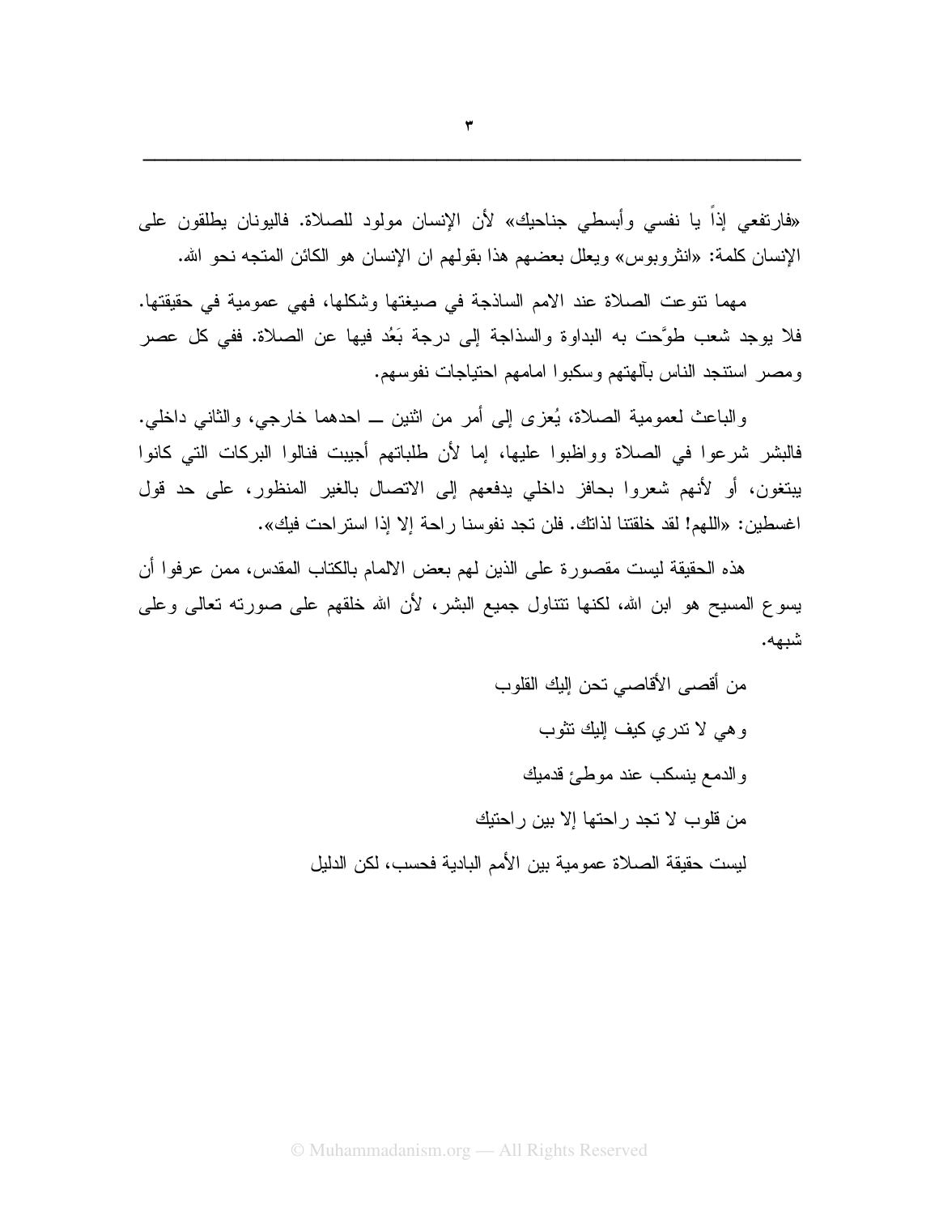«فارتفعي إذاً يا نفسي وأبسطي جناحيك» لأن الإنسان مولود للصلاة. فاليونان يطلقون على الإنسان كلمة: «انثروبوس» ويعلل بعضهم هذا بقولهم ان الإنسان هو الكائن المتجه نحو الله.

مهما تنوعت الصلاة عند الامم الساذجة في صيغتها وشكلها، فهي عمومية في حقيقتها. فلا يوجد شعب طوَّحت به البداوة والسذاجة إلى درجة بَعُد فيها عن الصلاة. ففي كل عصر ومصر استنجد الناس بآلهتهم وسكبوا امامهم احتياجات نفوسهم.

والباعث لعمومية الصلاة، يُعزى إلى أمر من اثنين ــ احدهما خارجي، والثاني داخلي. فالبشر شرعوا في الصلاة وواظبوا عليها، إما لأن طلباتهم أجيبت فنالوا البركات التي كانوا يبتغون، أو لأنهم شعروا بحافز داخلي يدفعهم إلى الاتصال بالغير المنظور، على حد قول اغسطين: «اللهم! لقد خلقتنا لذاتك. فلن تجد نفوسنا راحة إلا إذا استراحت فيك».

هذه الحقيقة ليست مقصورة على الذين لهم بعض الالمام بالكتاب المقدس، ممن عرفوا أن يسوع المسيح هو ابن الله، لكنها تتناول جميع البشر، لأن الله خلقهم على صورته تعالى وعلى شبهه.

من أقصى الأقاصي تحن إليك القلوب

وهي لا تدري كيف إليك تثوب

والدمع ينسكب عند موطئ قدميك

من قلوب لا تجد راحتها إلا بين راحتيك

ليست حقيقة الصلاة عمومية بين الأمم البادية فحسب، لكن الدليل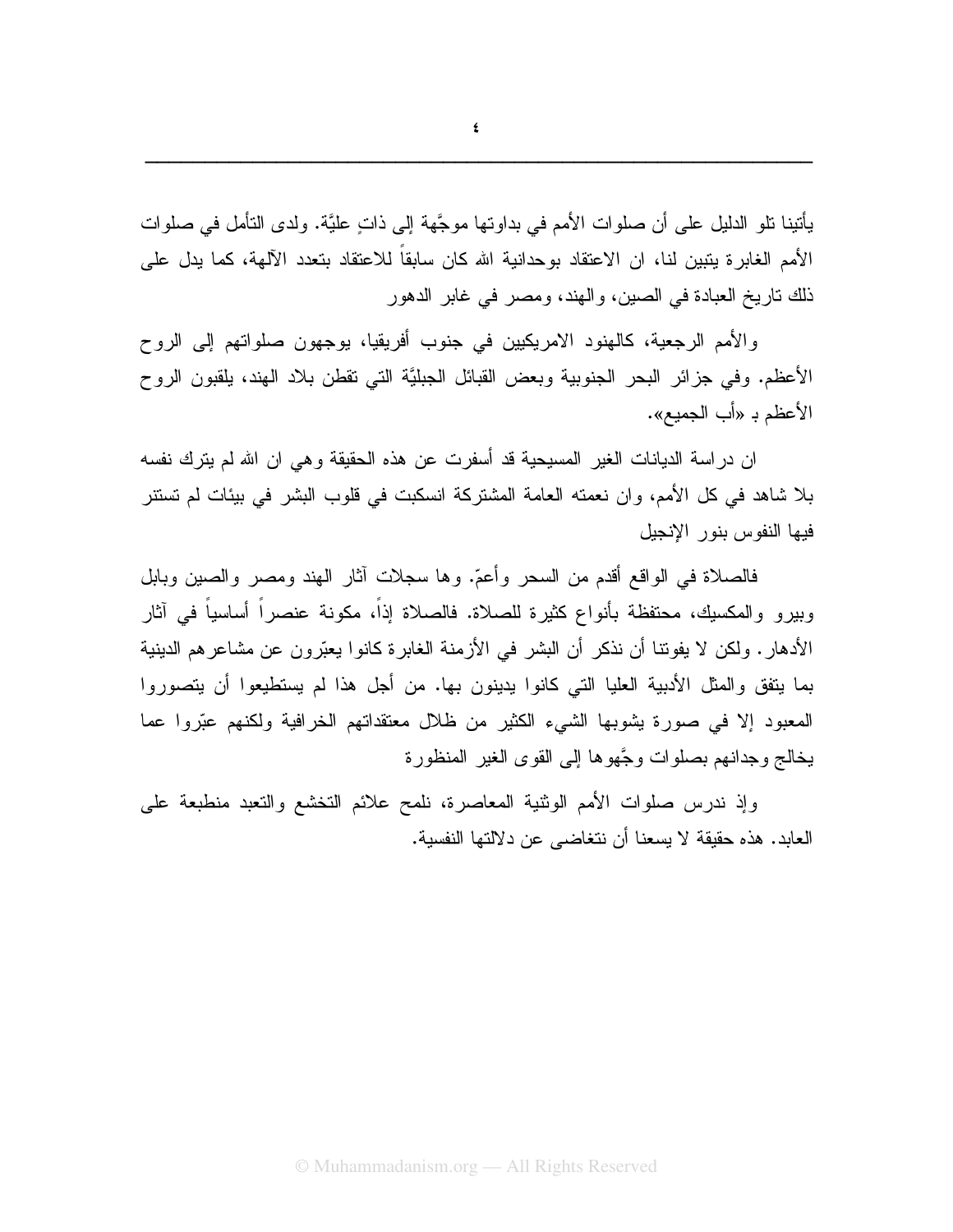يأتينا تلو الدليل على أن صلوات الأمم في بداوتها موجَّهة إلى ذاتٍ عليَّة. ولدى التأمل في صلوات الأمم الغابرة يتبين لنا، ان الاعتقاد بوحدانية الله كان سابقاً للاعتقاد بتعدد الآلهة، كما يدل على ذلك تاريخ العبادة في الصين، والهند، ومصر في غابر الدهور

والأمم الرجعية، كالهنود الامريكيين في جنوب أفريقيا، يوجهون صلواتهم إلى الروح الأعظم. وفي جزائر البحر الجنوبية وبعض القبائل الجبليَّة التي تقطن بلاد الهند، يلقبون الروح الأعظم بـ «أب الجميع».

ان دراسة الديانات الغير المسيحية قد أسفرت عن هذه الحقيقة وهي ان الله لم يترك نفسه بلا شاهد في كل الأمم، وان نعمته العامة المشتركة انسكبت في قلوب البشر في بيئات لم تستنر فيها النفوس بنور الإنجيل

فالصلاة في الواقع أقدم من السحر وأعمّ. وها سجلات آثار الهند ومصر والصين وبابل وبيرو والمكسيك، محتفظة بأنواع كثيرة للصلاة. فالصلاة إذاً، مكونة عنصراً أساسياً في آثار الأدهار. ولكن لا يفوتنا أن نذكر أن البشر في الأزمنة الغابرة كانوا يعبّرون عن مشاعرهم الدينية بما يتفق والمثل الأدبية العليا التي كانوا يدينون بها. من أجل هذا لم يستطيعوا أن يتصوروا المعبود إلا في صورة يشوبها الشيء الكثير من ظلال معتقداتهم الخرافية ولكنهم عبّروا عما يخالج وجدانهم بصلوات وجَّهوها إلى القوى الغير المنظورة

وإذ ندرس صلوات الأمم الوثنية المعاصرة، نلمح علائم التخشع والتعبد منطبعة على العابد. هذه حقيقة لا يسعنا أن نتغاضى عن دلالتها النفسية.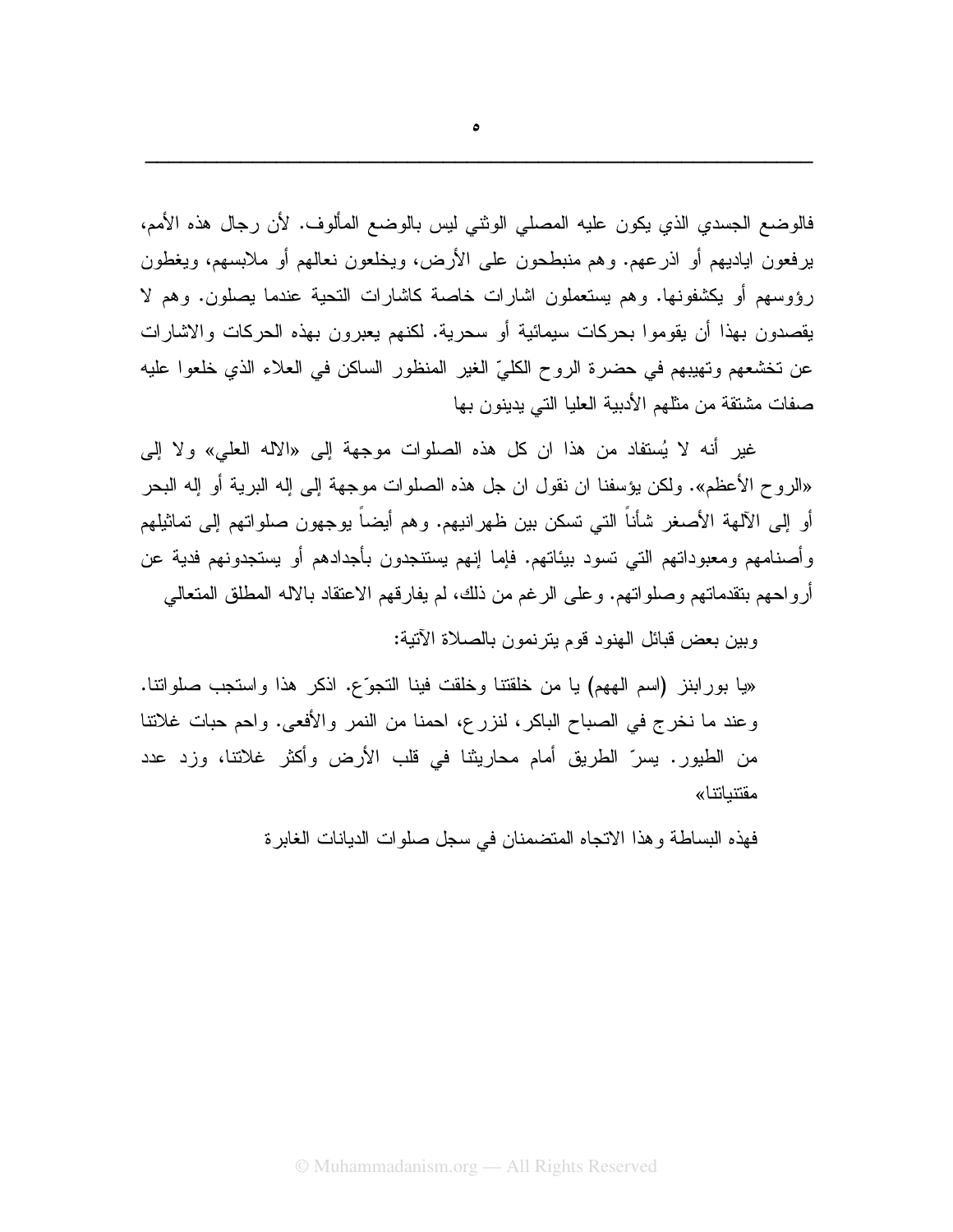فالوضع الجسدي الذي يكون عليه المصلي الوثني ليس بالوضع المألوف. لأن رجال هذه الأمم، يرفعون اياديهم أو اذرعهم. وهم منبطحون على الأرض، ويخلعون نعالهم أو ملابسهم، ويغطون رؤوسهم أو يكشفونها. وهم يستعملون اشارات خاصة كاشارات التحية عندما يصلون. وهم لا يقصدون بهذا أن يقوموا بحركات سيمائية أو سحرية. لكنهم يعبرون بهذه الحركات والاشارات عن تخشعهم وتهيبهم في حضرة الروح الكليّ الغير المنظور الساكن في العلاء الذي خلعوا عليه صفات مشتقة من مثلهم الأدبية العليا التي يدينون بها

غير أنه لا يُستفاد من هذا ان كل هذه الصلوات موجهة إلى «الاله العلي» ولا إلى «الروح الأعظم». ولكن يؤسفنا ان نقول ان جل هذه الصلوات موجهة إلى إله البرية أو إله البحر أو إلى الآلهة الأصغر شأناً التي تسكن بين ظهرانيهم. وهم أيضاً يوجهون صلواتهم إلى تماثيلهم وأصنامهم ومعبوداتهم التي تسود بيئاتهم. فإما إنهم يستنجدون بأجدادهم أو يستجدونهم فدية عن أرواحهم بتقدماتهم وصلواتهم. وعلى الرغم من ذلك، لم يفارقهم الاعتقاد بالاله المطلق المتعالي

وبين بعض قبائل الهنود قوم يترنمون بالصلاة الآتية:

«يا بورابنز (اسم الههم) يا من خلقتنا وخلقت فينا التجوّع. اذكر هذا واستجب صلواتنا. وعند ما نخرج في الصباح الباكر، لنزرع، احمنا من النمر والأفعى. واحم حبات غلاتنا من الطيور. يسرّ الطريق أمام محاريثنا في قلب الأرض وأكثر غلاتنا، وزد عدد مقتنياتنا»

فهذه البساطة وهذا الاتجاه المتضمنان في سجل صلوات الديانات الغابرة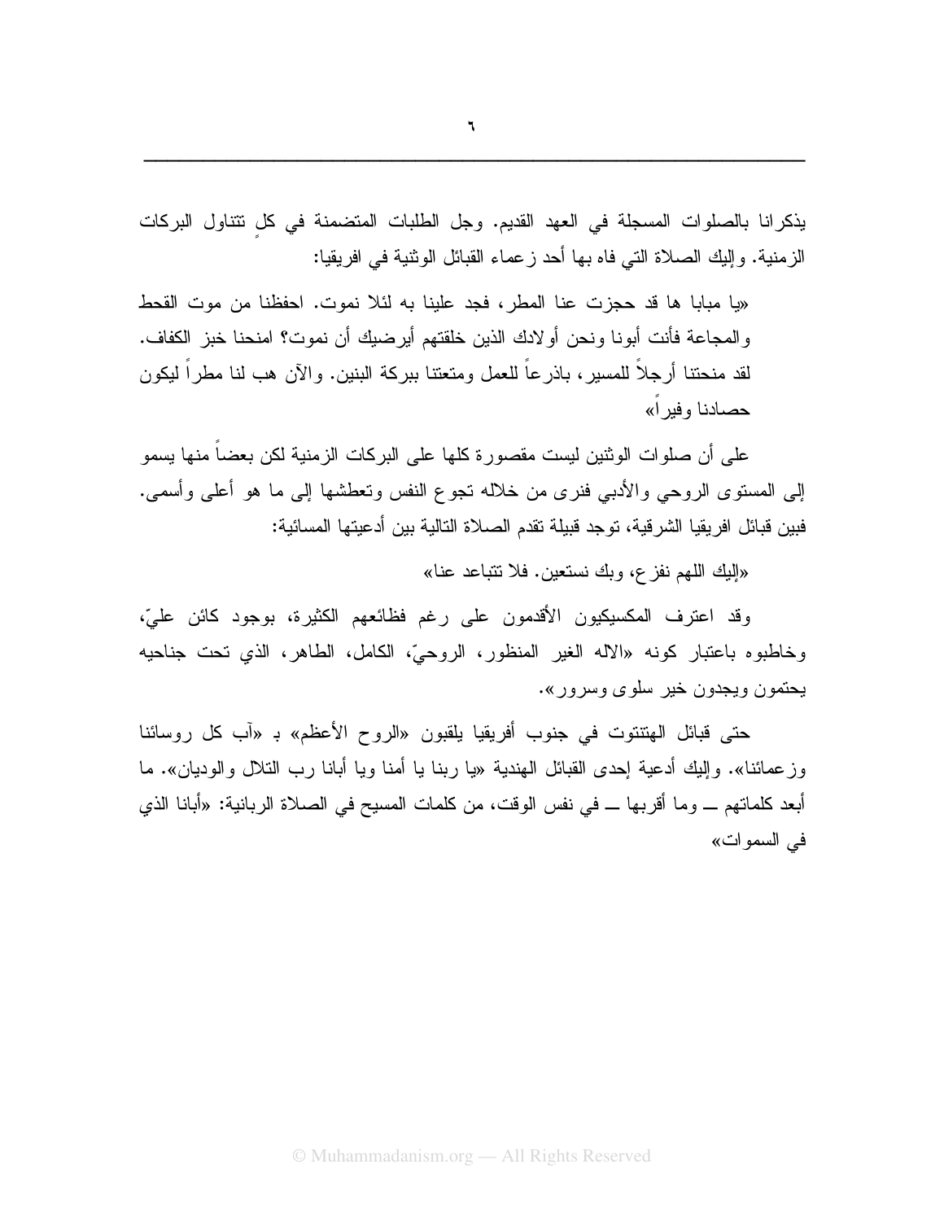يذكرانا بالصلوات المسجلة في العهد القديم. وجل الطلبات المتضمنة في كلٍ تتناول البركات الزمنية. وإليك الصلاة التي فاه بها أحد زعماء القبائل الوثنية في افريقيا:

«يا مبابا ها قد حجزت عنا المطر، فجد علينا به لئلا نموت. احفظنا من موت القحط والمجاعة فأنت أبونا ونحن أولادك الذين خلقتهم أيرضيك أن نموت؟ امنحنا خبز الكفاف. لقد منحتنا أرجلاً للمسير، باذرعاً للعمل ومتعتنا ببركة البنين. والآن هب لنا مطراً ليكون حصادنا وفيراً»

على أن صلوات الوثنين ليست مقصورة كلها على البركات الزمنية لكن بعضاً منها يسمو إلى المستوى الروحي والأدبي فنرى من خلاله تجوع النفس وتعطشها إلى ما هو أعلى وأسمى. فبين قبائل افريقيا الشرقية، توجد قبيلة تقدم الصلاة التالية بين أدعيتها المسائية:

«إليك اللهم نفزع، وبك نستعين. فلا تتباعد عنا»

وقد اعترف المكسيكيون الأقدمون على رغم فظائعهم الكثيرة، بوجود كائن عليّ، وخاطبوه باعتبار كونه «الاله الغير المنظور، الروحيّ، الكامل، الطاهر، الذي تحت جناحيه يحتمون ويجدون خير سلوى وسرور».

حتى قبائل الهتنتوت في جنوب أفريقيا يلقبون «الروح الأعظم» بـ «آب كل روسائنا وزعمائنا». وإليك أدعية إحدى القبائل الهندية «يا ربنا يا أمنا ويا أبانا رب التلال والوديان». ما أبعد كلماتهم ــ وما أقربها ــ في نفس الوقت، من كلمات المسيح في الصلاة الربانية: «أبانا الذي في السموات»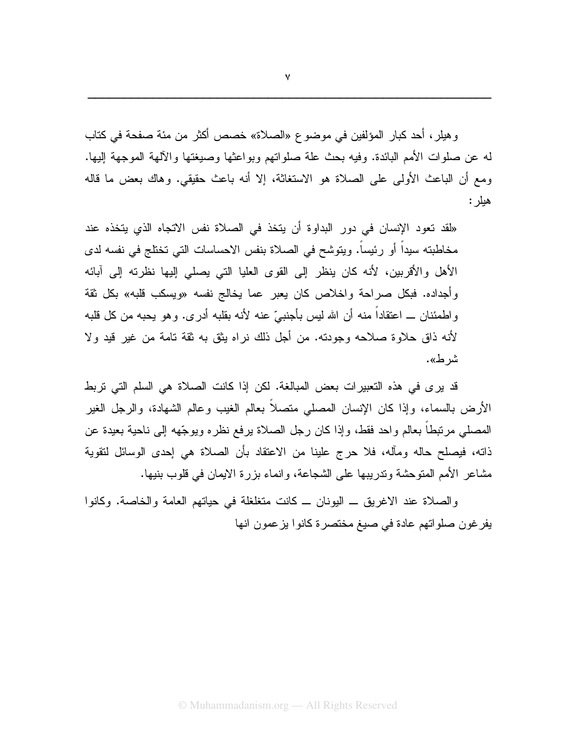وهيلر، أحد كبار المؤلفين في موضوع «الصلاة» خصص أكثر من مئة صفحة في كتاب له عن صلوات الأمم البائدة. وفيه بحث علة صلواتهم وبواعثها وصيغتها والآلهة الموجهة إليها. ومع أن الباعث الأولى على الصلاة هو الاستغاثة، إلا أنه باعث حقيقي. وهاك بعض ما قاله هيلر:

«لقد تعود الإنسان في دور البداوة أن يتخذ في الصلاة نفس الاتجاه الذي يتخذه عند مخاطبته سيداً أو رئيساً. ويتوشح في الصلاة بنفس الاحساسات التي تختلج في نفسه لدى الأهل والأقربين، لأنه كان ينظر إلى القوى العليا التي يصلي إليها نظرته إلى آبائه وأجداده. فبكل صراحة واخلاص كان يعبر عما يخالج نفسه «ويسكب قلبه» بكل ثقة واطمئنان ــ اعتقاداً منه أن الله ليس بأجنبيّ عنه لأنه بقلبه أدرى. وهو يحبه من كل قلبه لأنه ذاق حلاوة صلاحه وجودته. من أجل ذلك نراه يثق به ثقة تامة من غير قيد ولا شرط».

قد يرى في هذه التعبيرات بعض المبالغة. لكن إذا كانت الصلاة هي السلم التي تربط الأرض بالسماء، وإذا كان الإنسان المصلي متصلاً بعالم الغيب وعالم الشهادة، والرجل الغير المصلي مرتبطاً بعالم واحد فقط، وإذا كان رجل الصلاة يرفع نظره ويوجّهه إلى ناحية بعيدة عن ذاته، فيصلح حاله ومآله، فلا حرج علينا من الاعتقاد بأن الصلاة هي إحدى الوسائل لتقوية مشاعر الأمم المتوحشة وتدريبها على الشجاعة، وانماء بزرة الايمان في قلوب بنيها.

والصلاة عند الاغريق ــ اليونان ــ كانت متغلغلة في حياتهم العامة والخاصة. وكانوا يفرغون صلواتهم عادة في صيغ مختصرة كانوا يزعمون انها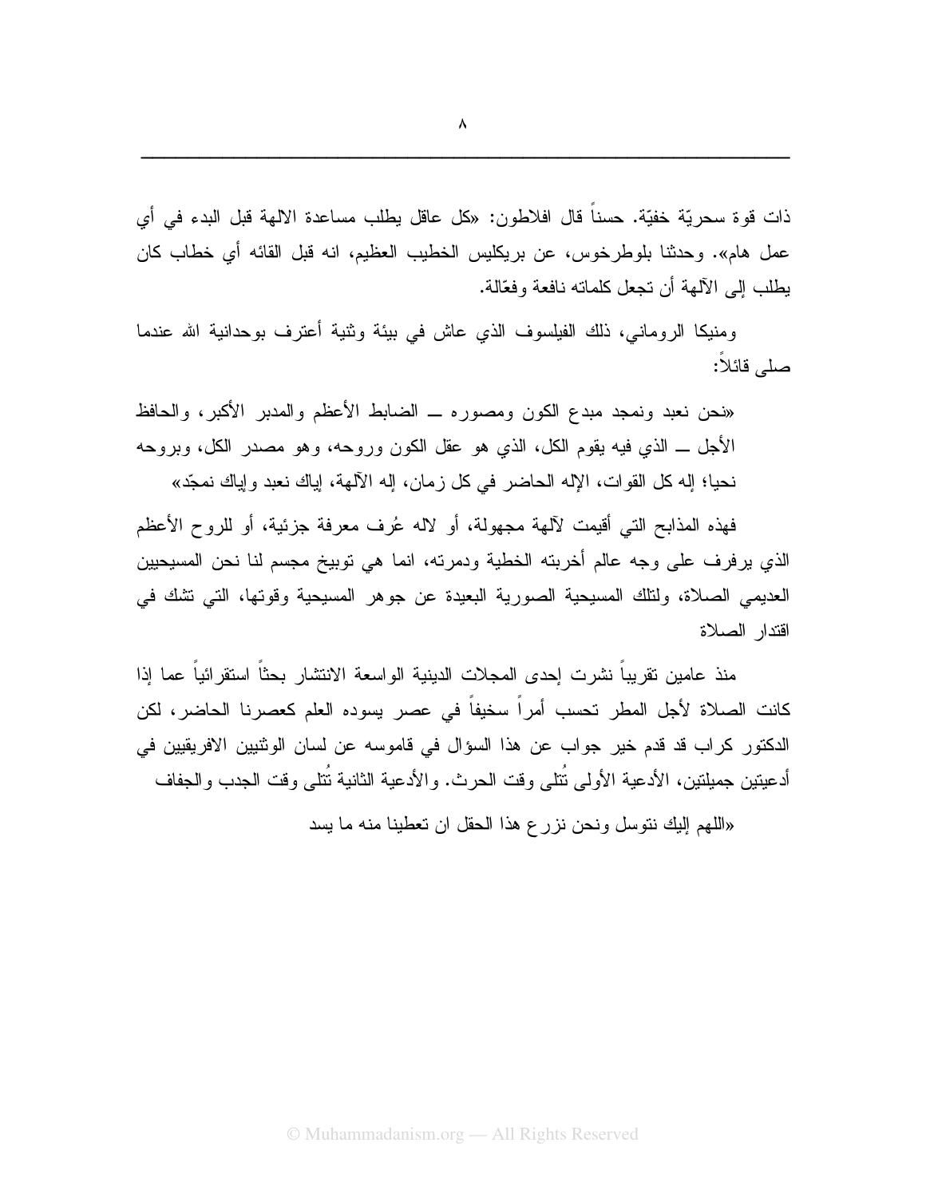ذات قوة سحريّة خفيّة. حسناً قال افلاطون: «كل عاقل يطلب مساعدة الالهة قبل البدء في أي عمل هام». وحدثنا بلوطرخوس، عن بريكليس الخطيب العظيم، انه قبل القائه أي خطاب كان يطلب إلى الآلهة أن تجعل كلماته نافعة وفعّالة.

ومنيكا الروماني، ذلك الفيلسوف الذي عاش في بيئة وثنية أعترف بوحدانية الله عندما صلى قائلاً:

> «نحن نعبد ونمجد مبدع الكون ومصوره ــ الضابط الأعظم والمدبر الأكبر، والحافظ الأجل ــ الذي فيه يقوم الكل، الذي هو عقل الكون وروحه، وهو مصدر الكل، وبروحه نحيا؛ إله كل القوات، الإله الحاضر في كل زمان، إله الآلهة، إياك نعبد وإياك نمجّد»

فهذه المذابح التي أقيمت لآلهة مجهولة، أو لاله عُرف معرفة جزئية، أو للروح الأعظم الذي يرفرف على وجه عالم أخربته الخطية ودمرته، انما هي توبيخ مجسم لنا نحن المسيحيين العديمي الصلاة، ولتلك المسيحية الصورية البعيدة عن جوهر المسيحية وقوتها، التي تشك في اقتدار الصلاة

منذ عامين تقريباً نشرت إحدى المجلات الدينية الواسعة الانتشار بحثاً استقرائياً عما إذا كانت الصلاة لأجل المطر تحسب أمراً سخيفاً في عصر يسوده العلم كعصرنا الحاضر، لكن الدكتور كراب قد قدم خير جواب عن هذا السؤال في قاموسه عن لسان الوثنيين الافريقيين في أدعيتين جميلتين، الأدعية الأولى تُتلى وقت الحرث. والأدعية الثانية تُتلى وقت الجدب والجفاف

«اللهم إليك نتوسل ونحن نزرع هذا الحقل ان تعطينا منه ما يسد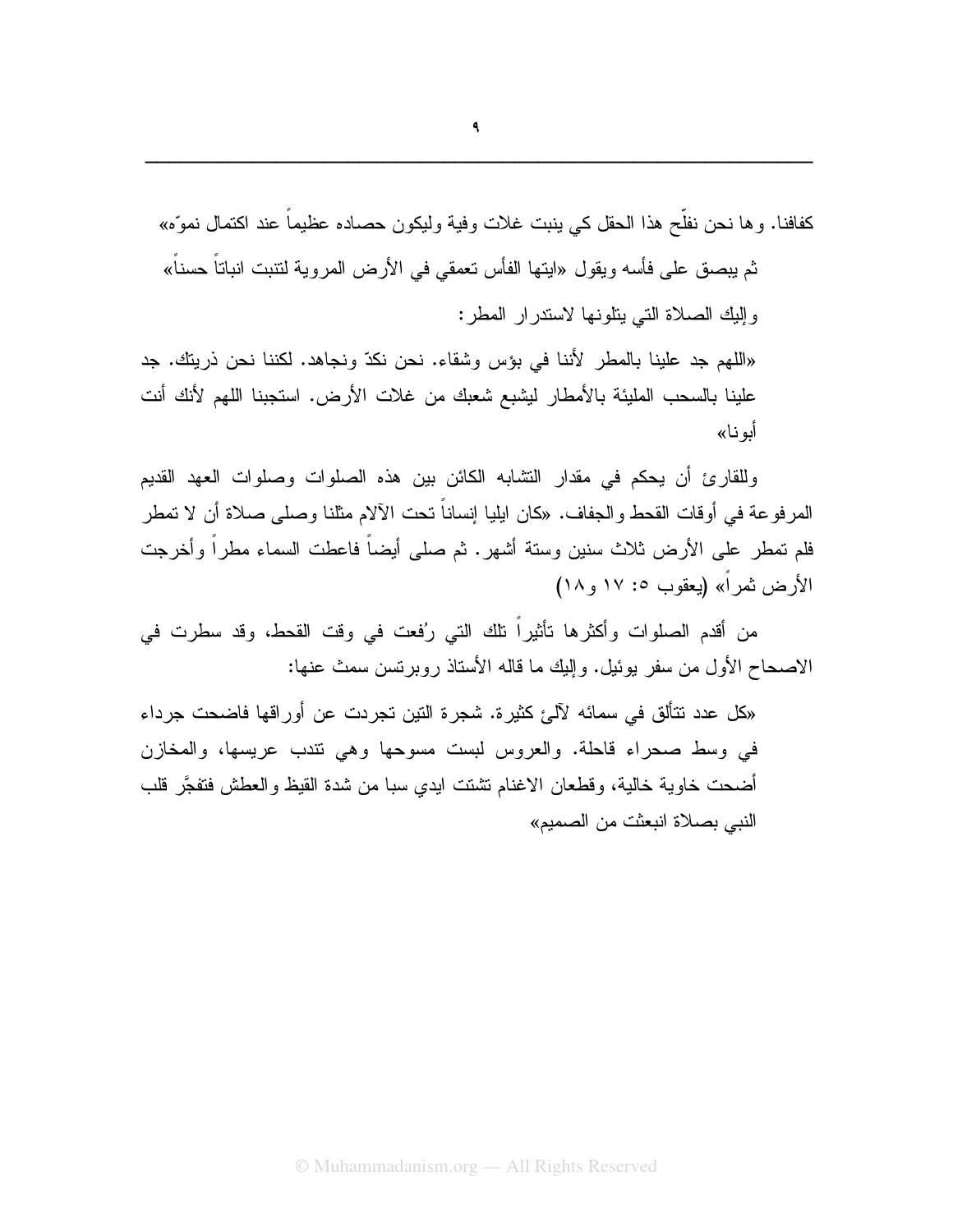كفافنا. وها نحن نفلّح هذا الحقل كي ينبت غلات وفية وليكون حصاده عظيماً عند اكتمال نموّه»

ثم يبصق على فأسه ويقول «ايتها الفأس تعمقي في الأرض المروية لتنبت انباتاً حسناً»

وإليك الصلاة التي يتلونها لاستدرار المطر:

«اللهم جد علينا بالمطر لأننا في بؤس وشقاء. نحن نكدّ ونجاهد. لكننا نحن ذريتك. جد علينا بالسحب المليئة بالأمطار ليشبع شعبك من غلات الأرض. استجبنا اللهم لأنك أنت أبونا»

وللقارئ أن يحكم في مقدار التشابه الكائن بين هذه الصلوات وصلوات العهد القديم المرفوعة في أوقات القحط والجفاف. «كان ايليا إنساناً تحت الآلام مثلنا وصلى صلاة أن لا تمطر فلم تمطر على الأرض ثلاث سنين وستة أشهر. ثم صلى أيضاً فاعطت السماء مطراً وأخرجت الأرض ثمراً» (يعقوب ٥: ١٧ و١٨)

من أقدم الصلوات وأكثرها تأثيراً تلك التي رُفعت في وقت القحط، وقد سطرت في الاصحاح الأول من سفر يوئيل. وإليك ما قاله الأستاذ روبرتسن سمث عنها:

«كل عدد تتألق في سمائه لآلئ كثيرة. شجرة التين تجردت عن أوراقها فاضحت جرداء في وسط صحراء قاحلة. والعروس لبست مسوحها وهي تندب عريسها، والمخازن أضحت خاوية خالية، وقطعان الاغنام تشتت ايدي سبا من شدة القيظ والعطش فتفجَّر قلب النبي بصلاة انبعثت من الصميم»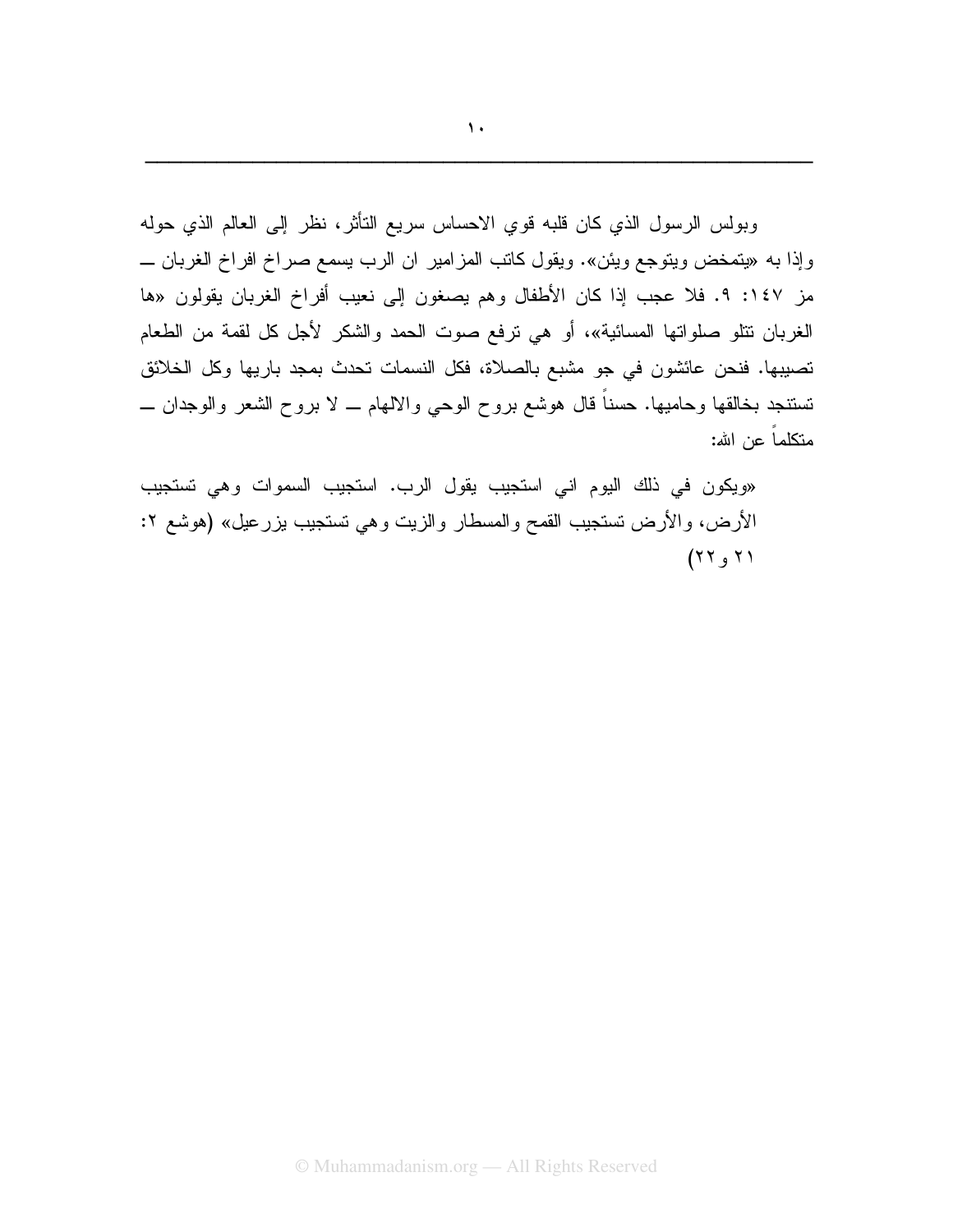وبولس الرسول الذي كان قلبه قوي الاحساس سريع التأثر، نظر إلى العالم الذي حوله وإذا به «يتمخض ويتوجع ويئن». ويقول كاتب المزامير ان الرب يسمع صراخ افراخ الغربان ــ مز ١٤٧: ٩. فلا عجب إذا كان الأطفال وهم يصغون إلى نعيب أفراخ الغربان يقولون «ها الغربان تتلو صلواتها المسائية»، أو هي ترفع صوت الحمد والشكر لأجل كل لقمة من الطعام تصيبها. فنحن عائشون في جو مشبع بالصلاة، فكل النسمات تحدث بمجد باريها وكل الخلائق تستنجد بخالقها وحاميها. حسناً قال هوشع بروح الوحي والالهام ــ لا بروح الشعر والوجدان ــ متكلماً عن الله:

«ويكون في ذلك اليوم اني استجيب يقول الرب. استجيب السموات وهي تستجيب الأرض، والأرض تستجيب القمح والمسطار والزيت وهي تستجيب يزرعيل» (هوشع ٢: ٢١ و٢٢)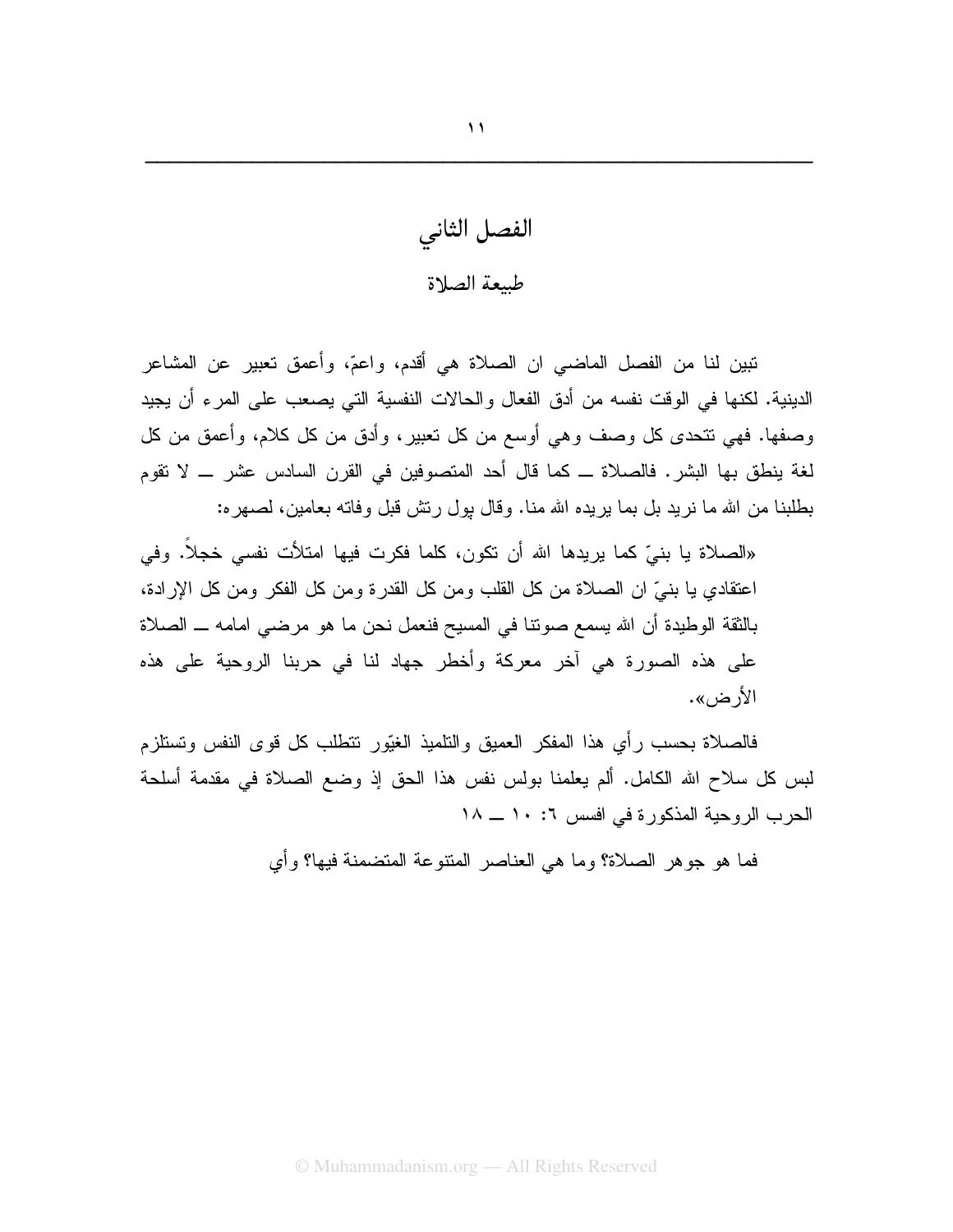# الفصل الثاني

## طبيعة الصلاة

تبين لنا من الفصل الماضي ان الصلاة هي أقدم، واعمّ، وأعمق تعبير عن المشاعر الدينية. لكنها في الوقت نفسه من أدق الفعال والحالات النفسية التي يصعب على المرء أن يجيد وصفها. فهي تتحدى كل وصف وهي أوسع من كل تعبير، وأدق من كل كلام، وأعمق من كل لغة ينطق بها البشر. فالصلاة ــ كما قال أحد المتصوفين في القرن السادس عشر ــ لا تقوم بطلبنا من الله ما نريد بل بما يريده الله منا. وقال بول رتش قبل وفاته بعامين، لصهره:

«الصلاة يا بنيّ كما يريدها الله أن تكون، كلما فكرت فيها امتلأت نفسي خجلاً. وفي اعتقادي يا بنيّ ان الصلاة من كل القلب ومن كل القدرة ومن كل الفكر ومن كل الإرادة، بالثقة الوطيدة أن الله يسمع صوتنا في المسيح فنعمل نحن ما هو مرضي امامه ــ الصلاة على هذه الصورة هي آخر معركة وأخطر جهاد لنا في حربنا الروحية على هذه الأرض».

فالصلاة بحسب رأي هذا المفكر العميق والتلميذ الغيّور تتطلب كل قوى النفس وتستلزم لبس كل سلاح الله الكامل. ألم يعلمنا بولس نفس هذا الحق إذ وضع الصلاة في مقدمة أسلحة الحرب الروحية المذكورة في افسس ٦: ١٠ ــ ١٨

فما هو جوهر الصلاة؟ وما هي العناصر المتنوعة المتضمنة فيها؟ وأي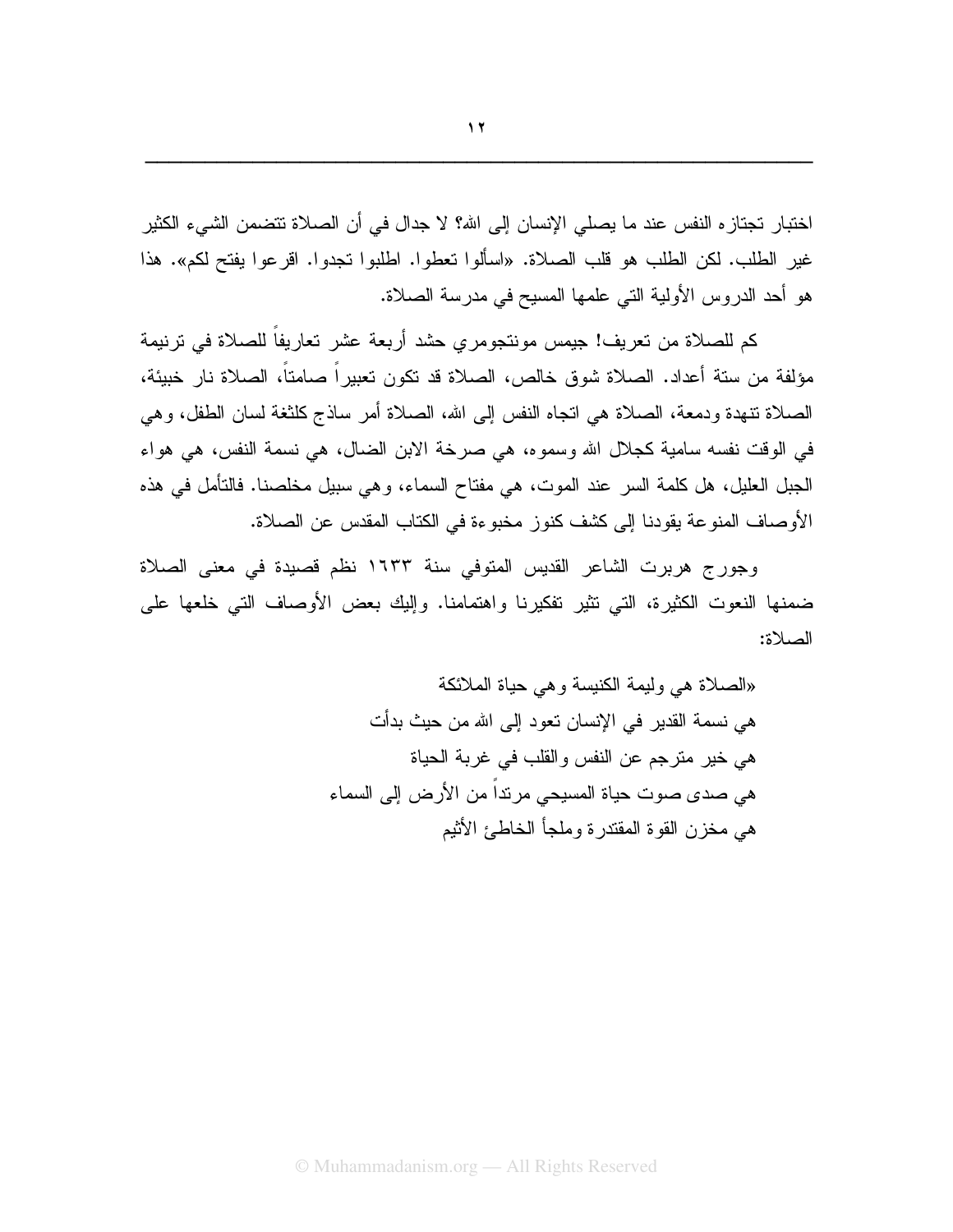اختبار تجتازه النفس عند ما يصلي الإنسان إلى الله؟ لا جدال في أن الصلاة تتضمن الشيء الكثير غير الطلب. لكن الطلب هو قلب الصلاة. «اسألوا تعطوا. اطلبوا تجدوا. اقرعوا يفتح لكم». هذا هو أحد الدروس الأولية التي علمها المسيح في مدرسة الصلاة.

كم للصلاة من تعريف! جيمس مونتجومري حشد أربعة عشر تعاريفاً للصلاة في ترنيمة مؤلفة من ستة أعداد. الصلاة شوق خالص، الصلاة قد تكون تعبيراً صامتاً، الصلاة نار خبيئة، الصلاة تنهدة ودمعة، الصلاة هي اتجاه النفس إلى الله، الصلاة أمر ساذج كلثغة لسان الطفل، وهي في الوقت نفسه سامية كجلال الله وسموه، هي صرخة الابن الضال، هي نسمة النفس، هي هواء الجبل العليل، هل كلمة السر عند الموت، هي مفتاح السماء، وهي سبيل مخلصنا. فالتأمل في هذه الأوصاف المنوعة يقودنا إلى كشف كنوز مخبوءة في الكتاب المقدس عن الصلاة.

وجورج هربرت الشاعر القديس المتوفي سنة ١٦٣٣ نظم قصيدة في معنى الصلاة ضمنها النعوت الكثيرة، التي تثير تفكيرنا واهتمامنا. وإليك بعض الأوصاف التي خلعها على الصلاة:

«الصلاة هي وليمة الكنيسة وهي حياة الملائكة
هي نسمة القدير في الإنسان تعود إلى الله من حيث بدأت
هي خير مترجم عن النفس والقلب في غربة الحياة
هي صدى صوت حياة المسيحي مرتداً من الأرض إلى السماء
هي مخزن القوة المقتدرة وملجأ الخاطئ الأثيم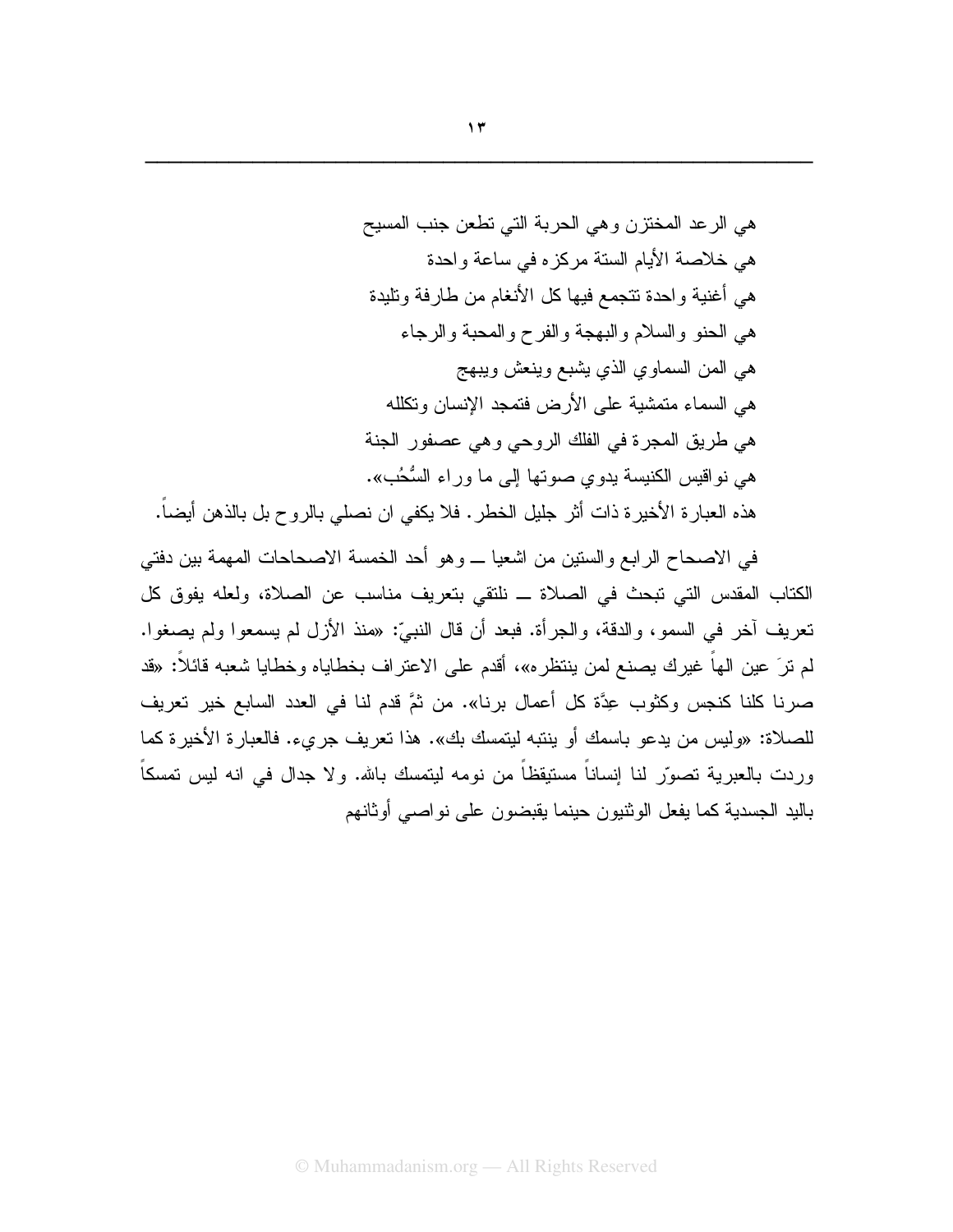هي الرعد المختزن وهي الحربة التي تطعن جنب المسيح
هي خلاصة الأيام الستة مركزه في ساعة واحدة
هي أغنية واحدة تتجمع فيها كل الأنغام من طارفة وتليدة
هي الحنو والسلام والبهجة والفرح والمحبة والرجاء
هي المن السماوي الذي يشبع وينعش ويبهج
هي السماء متمشية على الأرض فتمجد الإنسان وتكلله
هي طريق المجرة في الفلك الروحي وهي عصفور الجنة
هي نواقيس الكنيسة يدوي صوتها إلى ما وراء السُّحُب».

هذه العبارة الأخيرة ذات أثر جليل الخطر. فلا يكفي ان نصلي بالروح بل بالذهن أيضاً.

في الاصحاح الرابع والستين من اشعيا ــ وهو أحد الخمسة الاصحاحات المهمة بين دفتي الكتاب المقدس التي تبحث في الصلاة ــ نلتقي بتعريف مناسب عن الصلاة، ولعله يفوق كل تعريف آخر في السمو، والدقة، والجرأة. فبعد أن قال النبيّ: «منذ الأزل لم يسمعوا ولم يصغوا. لم ترَ عين الهاً غيرك يصنع لمن ينتظره»، أقدم على الاعتراف بخطاياه وخطايا شعبه قائلاً: «قد صرنا كلنا كنجس وكثوب عِدَّة كل أعمال برنا». من ثمَّ قدم لنا في العدد السابع خير تعريف للصلاة: «وليس من يدعو باسمك أو ينتبه ليتمسك بك». هذا تعريف جريء. فالعبارة الأخيرة كما وردت بالعبرية تصوّر لنا إنساناً مستيقظاً من نومه ليتمسك بالله. ولا جدال في انه ليس تمسكاً باليد الجسدية كما يفعل الوثنيون حينما يقبضون على نواصي أوثانهم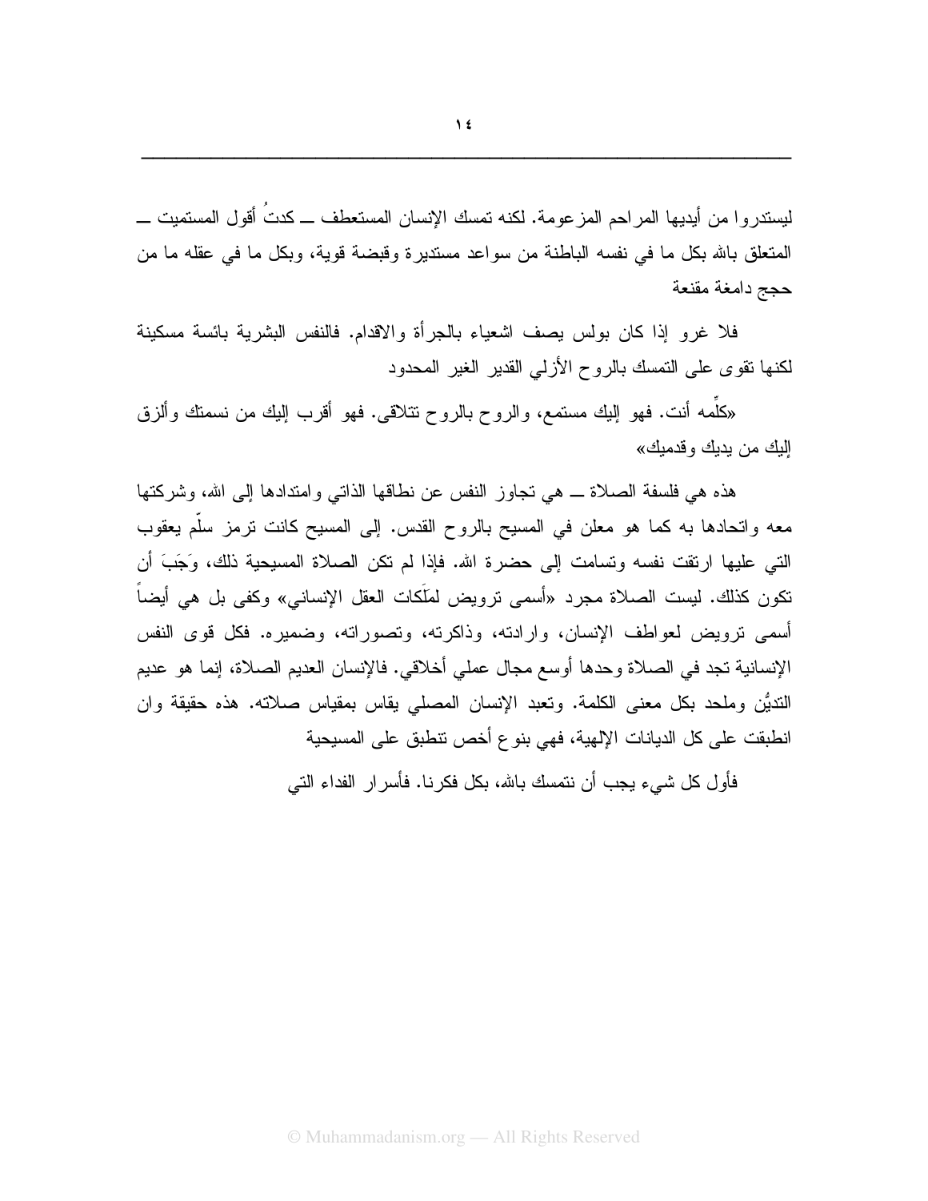ليستدروا من أيديها المراحم المزعومة. لكنه تمسك الإنسان المستعطف ــ كدتُ أقول المستميت ــ المتعلق بالله بكل ما في نفسه الباطنة من سواعد مستديرة وقبضة قوية، وبكل ما في عقله ما من حجج دامغة مقنعة

فلا غرو إذا كان بولس يصف اشعياء بالجرأة والاقدام. فالنفس البشرية بائسة مسكينة لكنها تقوى على التمسك بالروح الأزلي القدير الغير المحدود

«كلِّمه أنت. فهو إليك مستمع، والروح بالروح تتلاقى. فهو أقرب إليك من نسمتك وألزق إليك من يديك وقدميك»

هذه هي فلسفة الصلاة ــ هي تجاوز النفس عن نطاقها الذاتي وامتدادها إلى الله، وشركتها معه واتحادها به كما هو معلن في المسيح بالروح القدس. إلى المسيح كانت ترمز سلّم يعقوب التي عليها ارتقت نفسه وتسامت إلى حضرة الله. فإذا لم تكن الصلاة المسيحية ذلك، وَجَبَ أن تكون كذلك. ليست الصلاة مجرد «أسمى ترويض لمَلَكات العقل الإنساني» وكفى بل هي أيضاً أسمى ترويض لعواطف الإنسان، وارادته، وذاكرته، وتصوراته، وضميره. فكل قوى النفس الإنسانية تجد في الصلاة وحدها أوسع مجال عملي أخلاقي. فالإنسان العديم الصلاة، إنما هو عديم التديُّن وملحد بكل معنى الكلمة. وتعبد الإنسان المصلي يقاس بمقياس صلاته. هذه حقيقة وان انطبقت على كل الديانات الإلهية، فهي بنوع أخص تنطبق على المسيحية

فأول كل شيء يجب أن نتمسك بالله، بكل فكرنا. فأسرار الفداء التي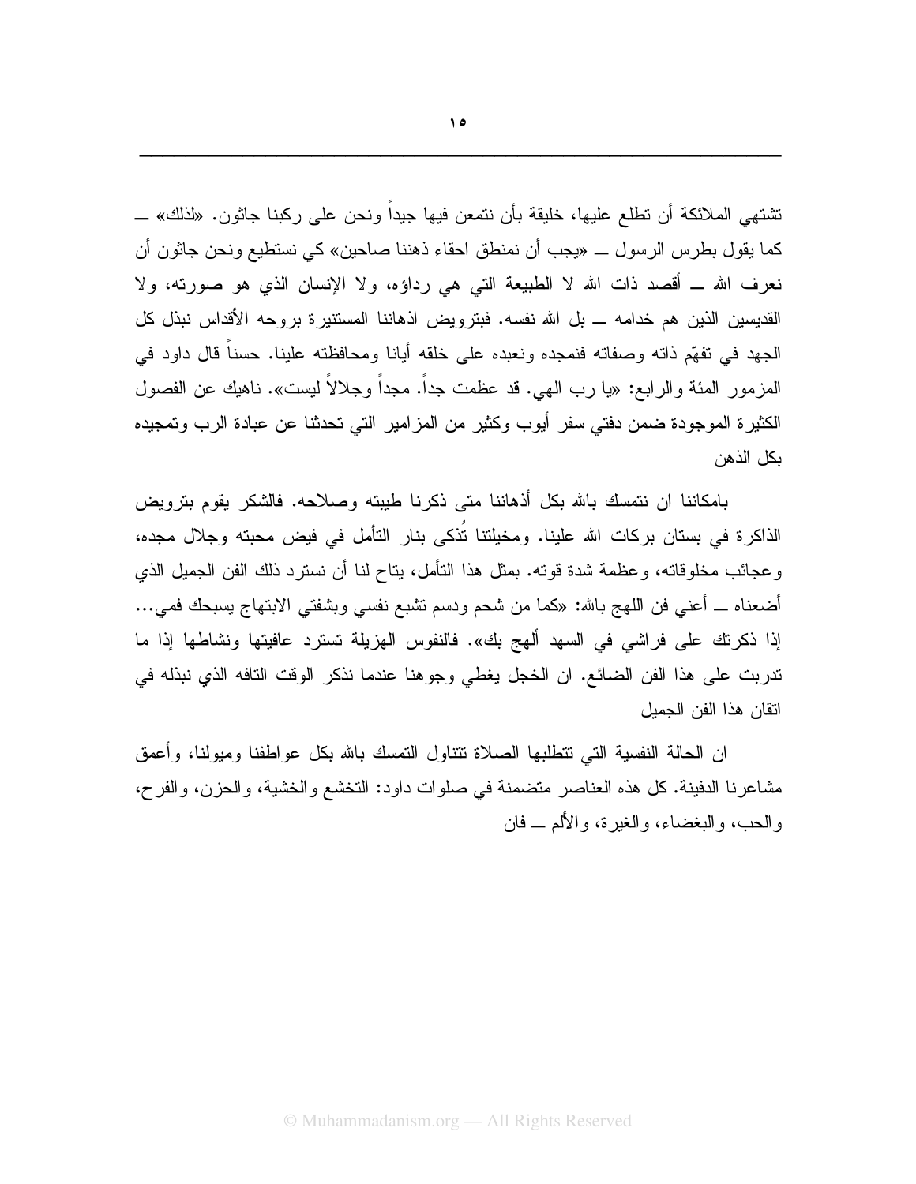تشتهي الملائكة أن تطلع عليها، خليقة بأن نتمعن فيها جيداً ونحن على ركبنا جاثون. «لذلك» ــ كما يقول بطرس الرسول ــ «يجب أن نمنطق احقاء ذهننا صاحين» كي نستطيع ونحن جاثون أن نعرف الله ــ أقصد ذات الله لا الطبيعة التي هي رداؤه، ولا الإنسان الذي هو صورته، ولا القديسين الذين هم خدامه ــ بل الله نفسه. فبترويض اذهاننا المستنيرة بروحه الأقداس نبذل كل الجهد في تفهّم ذاته وصفاته فنمجده ونعبده على خلقه أيانا ومحافظته علينا. حسناً قال داود في المزمور المئة والرابع: «يا رب الهي. قد عظمت جداً. مجداً وجلالاً ليست». ناهيك عن الفصول الكثيرة الموجودة ضمن دفتي سفر أيوب وكثير من المزامير التي تحدثنا عن عبادة الرب وتمجيده بكل الذهن

بامكاننا ان نتمسك بالله بكل أذهاننا متى ذكرنا طيبته وصلاحه. فالشكر يقوم بترويض الذاكرة في بستان بركات الله علينا. ومخيلتنا تُذكى بنار التأمل في فيض محبته وجلال مجده، وعجائب مخلوقاته، وعظمة شدة قوته. بمثل هذا التأمل، يتاح لنا أن نسترد ذلك الفن الجميل الذي أضعناه ــ أعني فن اللهج بالله: «كما من شحم ودسم تشبع نفسي وبشفتي الابتهاج يسبحك فمي... إذا ذكرتك على فراشي في السهد ألهج بك». فالنفوس الهزيلة تسترد عافيتها ونشاطها إذا ما تدربت على هذا الفن الضائع. ان الخجل يغطي وجوهنا عندما نذكر الوقت التافه الذي نبذله في اتقان هذا الفن الجميل

ان الحالة النفسية التي تتطلبها الصلاة تتناول التمسك بالله بكل عواطفنا وميولنا، وأعمق مشاعرنا الدفينة. كل هذه العناصر متضمنة في صلوات داود: التخشع والخشية، والحزن، والفرح، والحب، والبغضاء، والغيرة، والألم ــ فان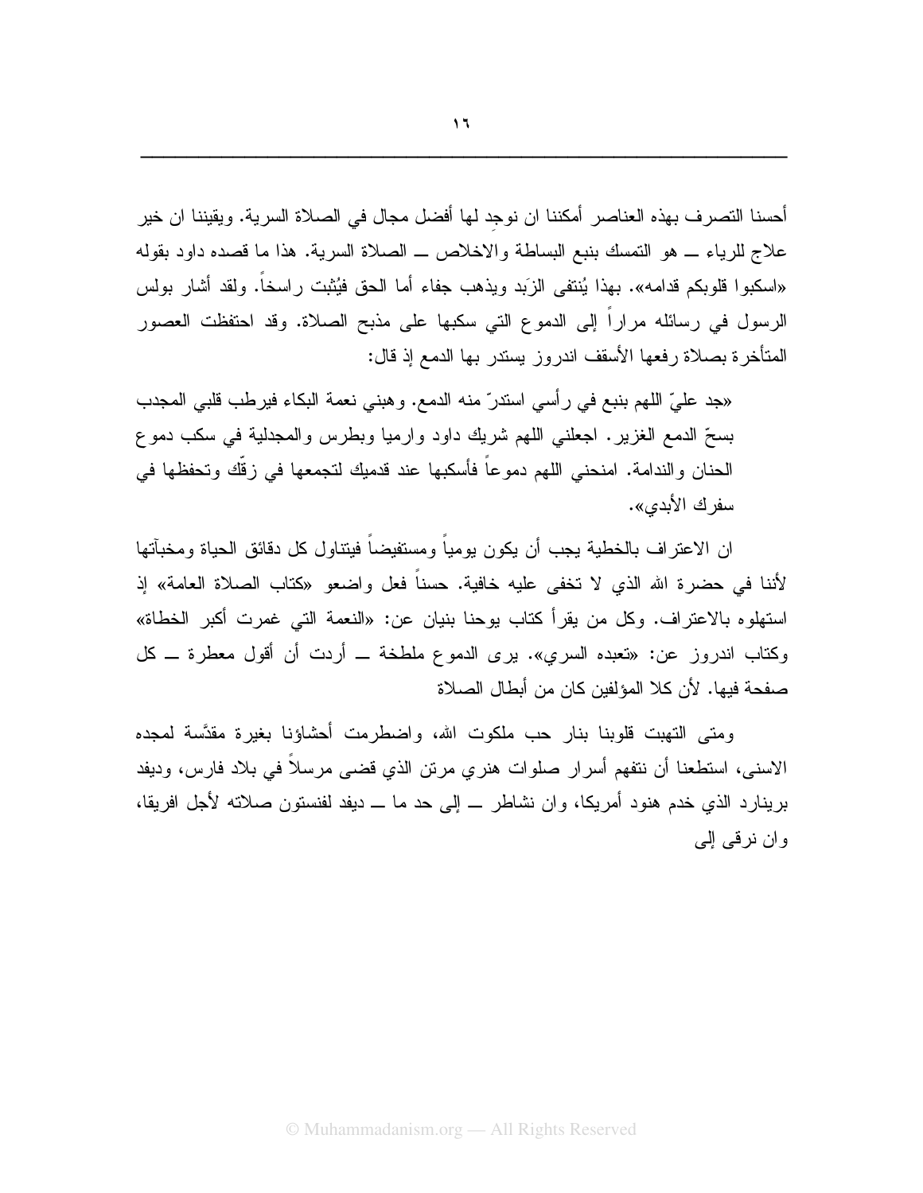أحسنا التصرف بهذه العناصر أمكننا ان نوجِد لها أفضل مجال في الصلاة السرية. ويقيننا ان خير علاج للرياء ــ هو التمسك بنبع البساطة والاخلاص ــ الصلاة السرية. هذا ما قصده داود بقوله «اسكبوا قلوبكم قدامه». بهذا يُنتفى الزَبد ويذهب جفاء أما الحق فيُثبت راسخاً. ولقد أشار بولس الرسول في رسائله مراراً إلى الدموع التي سكبها على مذبح الصلاة. وقد احتفظت العصور المتأخرة بصلاة رفعها الأسقف اندروز يستدر بها الدمع إذ قال:

«جد عليّ اللهم بنبع في رأسي استدرّ منه الدمع. وهبني نعمة البكاء فيرطب قلبي المجدب بسحّ الدمع الغزير. اجعلني اللهم شريك داود وارميا وبطرس والمجدلية في سكب دموع الحنان والندامة. امنحني اللهم دموعاً فأسكبها عند قدميك لتجمعها في زقّك وتحفظها في سفرك الأبدي».

ان الاعتراف بالخطية يجب أن يكون يومياً ومستفيضاً فيتناول كل دقائق الحياة ومخبآتها لأننا في حضرة الله الذي لا تخفى عليه خافية. حسناً فعل واضعو «كتاب الصلاة العامة» إذ استهلوه بالاعتراف. وكل من يقرأ كتاب يوحنا بنيان عن: «النعمة التي غمرت أكبر الخطاة» وكتاب اندروز عن: «تعبده السري». يرى الدموع ملطخة ــ أردت أن أقول معطرة ــ كل صفحة فيها. لأن كلا المؤلفين كان من أبطال الصلاة

ومتى التهبت قلوبنا بنار حب ملكوت الله، واضطرمت أحشاؤنا بغيرة مقدَّسة لمجده الاسنى، استطعنا أن نتفهم أسرار صلوات هنري مرتن الذي قضى مرسلاً في بلاد فارس، وديفد برينارد الذي خدم هنود أمريكا، وان نشاطر ــ إلى حد ما ــ ديفد لفنستون صلاته لأجل افريقا، وان نرقى إلى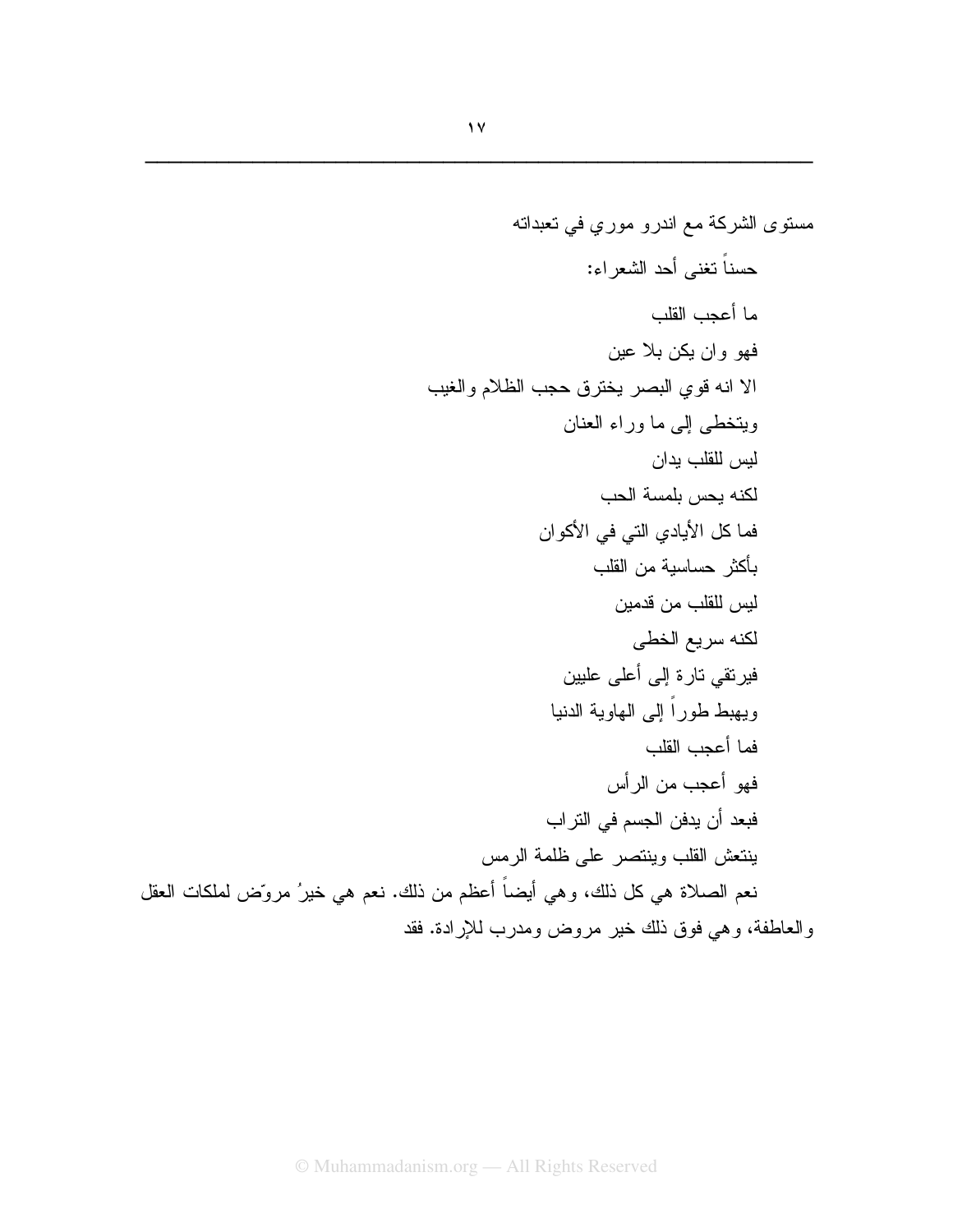مستوى الشركة مع اندرو موري في تعبداته

حسناً تغنى أحد الشعراء:

ما أعجب القلب

فهو وان يكن بلا عين

الا انه قوي البصر يخترق حجب الظلام والغيب

ويتخطى إلى ما وراء العنان

ليس للقلب يدان

لكنه يحس بلمسة الحب

فما كل الأيادي التي في الأكوان

بأكثر حساسية من القلب

ليس للقلب من قدمين

لكنه سريع الخطى

فيرتقي تارة إلى أعلى عليين

ويهبط طوراً إلى الهاوية الدنيا

فما أعجب القلب

فهو أعجب من الرأس

فبعد أن يدفن الجسم في التراب

ينتعش القلب وينتصر على ظلمة الرمس

نعم الصلاة هي كل ذلك، وهي أيضاً أعظم من ذلك. نعم هي خيرُ مروّض لملكات العقل والعاطفة، وهي فوق ذلك خير مروض ومدرب للإرادة. فقد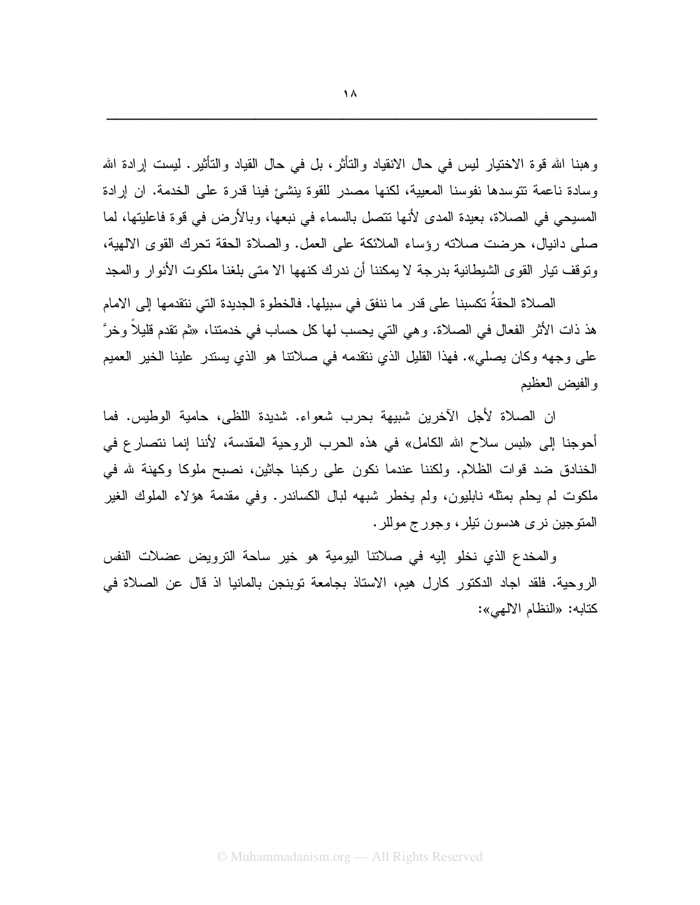وهبنا الله قوة الاختيار ليس في حال الانقياد والتأثر، بل في حال القياد والتأثير. ليست إرادة الله وسادة ناعمة تتوسدها نفوسنا المعيبة، لكنها مصدر للقوة ينشئ فينا قدرة على الخدمة. ان إرادة المسيحي في الصلاة، بعيدة المدى لأنها تتصل بالسماء في نبعها، وبالأرض في قوة فاعليتها، لما صلى دانيال، حرضت صلاته رؤساء الملائكة على العمل. والصلاة الحقة تحرك القوى الالهية، وتوقف تيار القوى الشيطانية بدرجة لا يمكننا أن ندرك كنهها الا متى بلغنا ملكوت الأنوار والمجد

الصلاة الحقةُ تكسبنا على قدر ما ننفق في سبيلها. فالخطوة الجديدة التي نتقدمها إلى الامام هذ ذات الأثر الفعال في الصلاة. وهي التي يحسب لها كل حساب في خدمتنا، «ثم تقدم قليلاً وخرَّ على وجهه وكان يصلي». فهذا القليل الذي نتقدمه في صلاتنا هو الذي يستدر علينا الخير العميم والفيض العظيم

ان الصلاة لأجل الآخرين شبيهة بحرب شعواء. شديدة اللظى، حامية الوطيس. فما أحوجنا إلى «لبس سلاح الله الكامل» في هذه الحرب الروحية المقدسة، لأننا إنما نتصارع في الخنادق ضد قوات الظلام. ولكننا عندما نكون على ركبنا جاثين، نصبح ملوكا وكهنة لله في ملكوت لم يحلم بمثله نابليون، ولم يخطر شبهه لبال الكساندر. وفي مقدمة هؤلاء الملوك الغير المتوجين نرى هدسون تيلر، وجورج موللر.

والمخدع الذي نخلو إليه في صلاتنا اليومية هو خير ساحة الترويض عضلات النفس الروحية. فلقد اجاد الدكتور كارل هيم، الاستاذ بجامعة توبنجن بالمانيا اذ قال عن الصلاة في كتابه: «النظام الالهي»: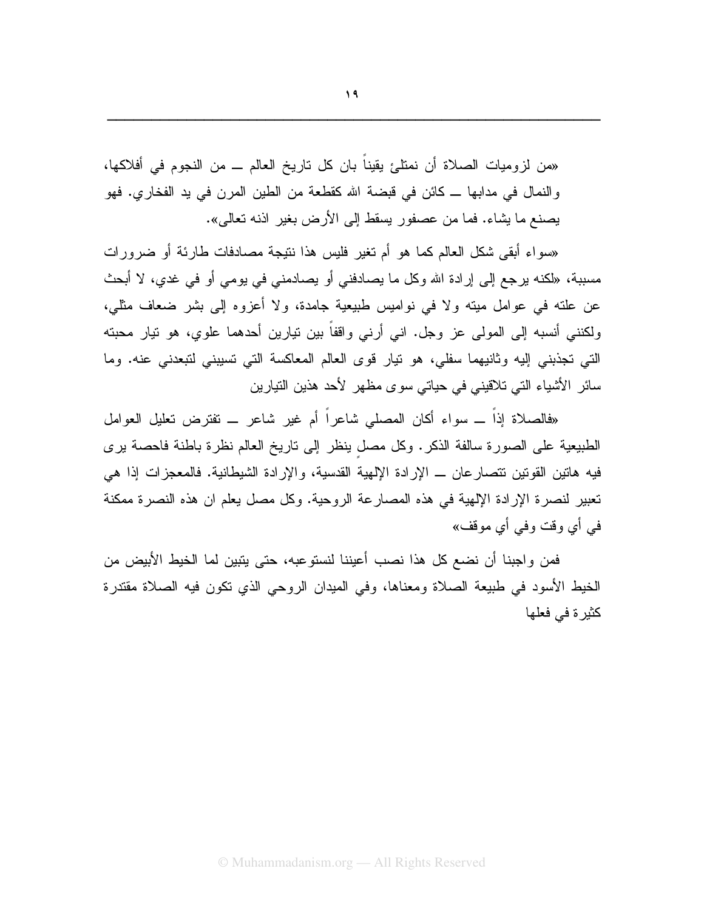«من لزوميات الصلاة أن نمتلئ يقيناً بان كل تاريخ العالم ــ من النجوم في أفلاكها، والنمال في مدابها ــ كائن في قبضة الله كقطعة من الطين المرن في يد الفخاري. فهو يصنع ما يشاء. فما من عصفور يسقط إلى الأرض بغير اذنه تعالى».

«سواء أبقى شكل العالم كما هو أم تغير فليس هذا نتيجة مصادفات طارئة أو ضرورات مسببة، «لكنه يرجع إلى إرادة الله وكل ما يصادفني أو يصادمني في يومي أو في غدي، لا أبحث عن علته في عوامل ميته ولا في نواميس طبيعية جامدة، ولا أعزوه إلى بشر ضعاف مثلي، ولكنني أنسبه إلى المولى عز وجل. اني أرني واقفاً بين تيارين أحدهما علوي، هو تيار محبته التي تجذبني إليه وثانيهما سفلي، هو تيار قوى العالم المعاكسة التي تسيبني لتبعدني عنه. وما سائر الأشياء التي تلاقيني في حياتي سوى مظهر لأحد هذين التيارين

«فالصلاة إذاً ــ سواء أكان المصلي شاعراً أم غير شاعر ــ تفترض تعليل العوامل الطبيعية على الصورة سالفة الذكر. وكل مصلٍ ينظر إلى تاريخ العالم نظرة باطنة فاحصة يرى فيه هاتين القوتين تتصارعان ــ الإرادة الإلهية القدسية، والإرادة الشيطانية. فالمعجزات إذا هي تعبير لنصرة الإرادة الإلهية في هذه المصارعة الروحية. وكل مصل يعلم ان هذه النصرة ممكنة في أي وقت وفي أي موقف»

فمن واجبنا أن نضع كل هذا نصب أعيننا لنستوعبه، حتى يتبين لما الخيط الأبيض من الخيط الأسود في طبيعة الصلاة ومعناها، وفي الميدان الروحي الذي تكون فيه الصلاة مقتدرة كثيرة في فعلها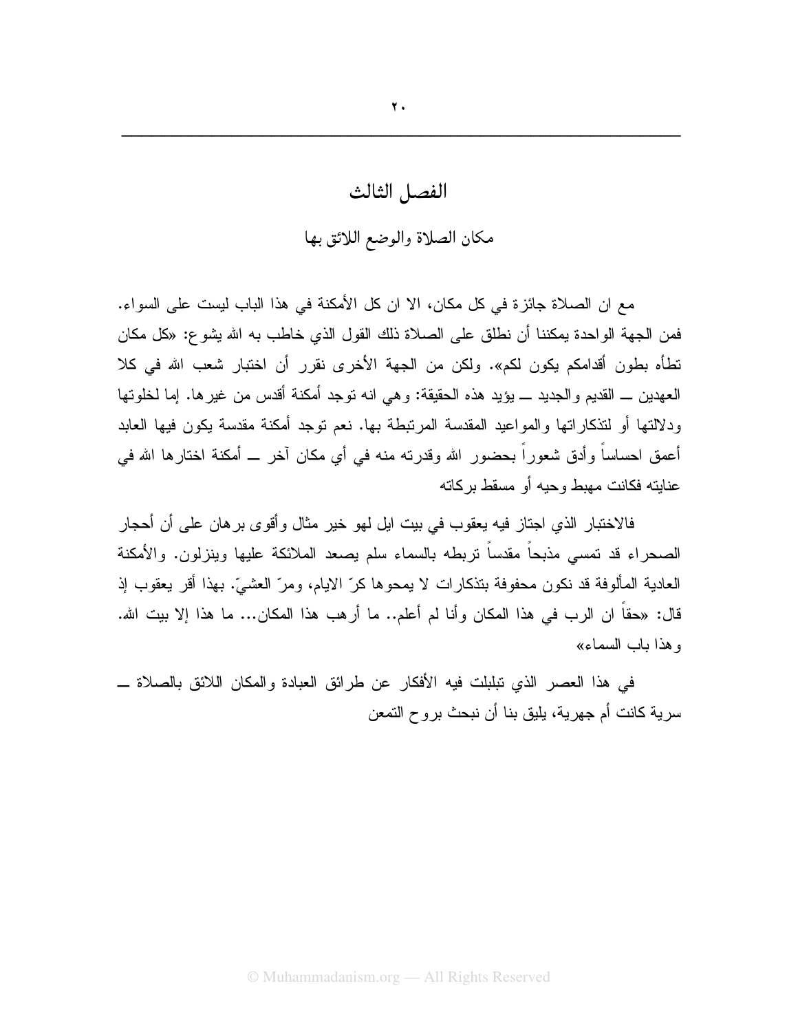# الفصل الثالث

## مكان الصلاة والوضع اللائق بها

مع ان الصلاة جائزة في كل مكان، الا ان كل الأمكنة في هذا الباب ليست على السواء. فمن الجهة الواحدة يمكننا أن نطلق على الصلاة ذلك القول الذي خاطب به الله يشوع: «كل مكان تطأه بطون أقدامكم يكون لكم». ولكن من الجهة الأخرى نقرر أن اختبار شعب الله في كلا العهدين ــ القديم والجديد ــ يؤيد هذه الحقيقة: وهي انه توجد أمكنة أقدس من غيرها. إما لخلوتها ودلالتها أو لتذكاراتها والمواعيد المقدسة المرتبطة بها. نعم توجد أمكنة مقدسة يكون فيها العابد أعمق احساساً وأدق شعوراً بحضور الله وقدرته منه في أي مكان آخر ــ أمكنة اختارها الله في عنايته فكانت مهبط وحيه أو مسقط بركاته

فالاختبار الذي اجتاز فيه يعقوب في بيت ايل لهو خير مثال وأقوى برهان على أن أحجار الصحراء قد تمسي مذبحاً مقدساً تربطه بالسماء سلم يصعد الملائكة عليها وينزلون. والأمكنة العادية المألوفة قد تكون محفوفة بتذكارات لا يمحوها كرّ الايام، ومرّ العشيّ. بهذا أقر يعقوب إذ قال: «حقاً ان الرب في هذا المكان وأنا لم أعلم.. ما أرهب هذا المكان... ما هذا إلا بيت الله. وهذا باب السماء»

في هذا العصر الذي تبلبلت فيه الأفكار عن طرائق العبادة والمكان اللائق بالصلاة ــ سرية كانت أم جهرية، يليق بنا أن نبحث بروح التمعن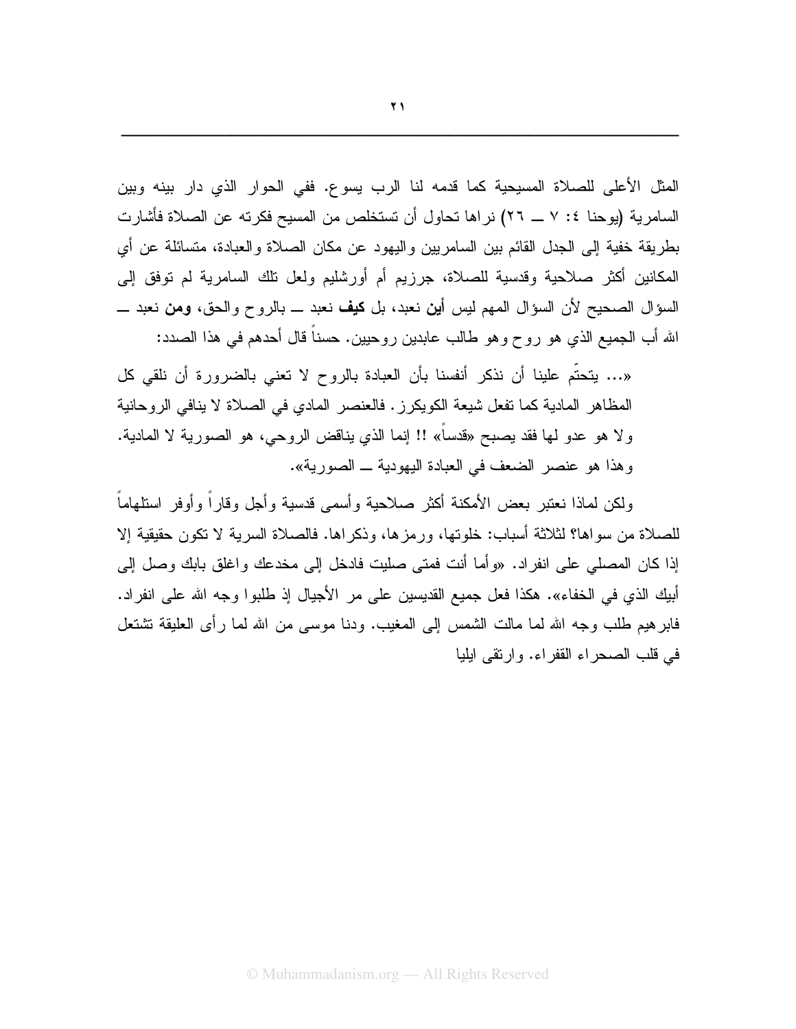المثل الأعلى للصلاة المسيحية كما قدمه لنا الرب يسوع. ففي الحوار الذي دار بينه وبين السامرية (يوحنا ٤: ٧ ــ ٢٦) نراها تحاول أن تستخلص من المسيح فكرته عن الصلاة فأشارت بطريقة خفية إلى الجدل القائم بين السامريين واليهود عن مكان الصلاة والعبادة، متسائلة عن أي المكانين أكثر صلاحية وقدسية للصلاة، جرزيم أم أورشليم ولعل تلك السامرية لم توفق إلى السؤال الصحيح لأن السؤال المهم ليس **أين** نعبد، بل **كيف** نعبد ــ بالروح والحق، **ومن** نعبد ــ الله أب الجميع الذي هو روح وهو طالب عابدين روحيين. حسناً قال أحدهم في هذا الصدد:

«... يتحتّم علينا أن نذكر أنفسنا بأن العبادة بالروح لا تعني بالضرورة أن نلقي كل المظاهر المادية كما تفعل شيعة الكويكرز. فالعنصر المادي في الصلاة لا ينافي الروحانية ولا هو عدو لها فقد يصبح «قدساً» !! إنما الذي يناقض الروحي، هو الصورية لا المادية. وهذا هو عنصر الضعف في العبادة اليهودية ــ الصورية».

ولكن لماذا نعتبر بعض الأمكنة أكثر صلاحية وأسمى قدسية وأجل وقاراً وأوفر استلهاماً للصلاة من سواها؟ لثلاثة أسباب: خلوتها، ورمزها، وذكراها. فالصلاة السرية لا تكون حقيقية إلا إذا كان المصلي على انفراد. «وأما أنت فمتى صليت فادخل إلى مخدعك واغلق بابك وصل إلى أبيك الذي في الخفاء». هكذا فعل جميع القديسين على مر الأجيال إذ طلبوا وجه الله على انفراد. فابرهيم طلب وجه الله لما مالت الشمس إلى المغيب. ودنا موسى من الله لما رأى العليقة تشتعل في قلب الصحراء القفراء. وارتقى ايليا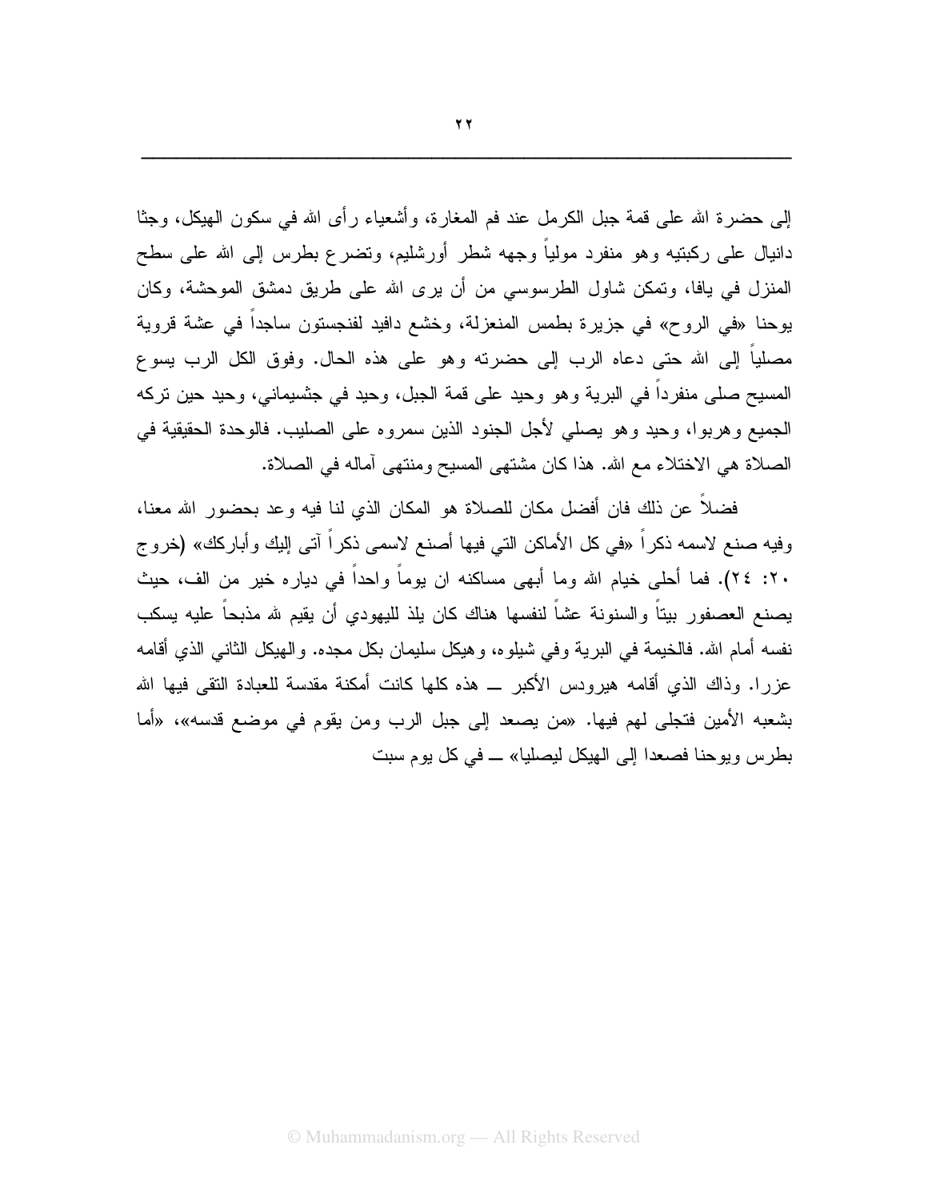إلى حضرة الله على قمة جبل الكرمل عند فم المغارة، وأشعياء رأى الله في سكون الهيكل، وجثا دانيال على ركبتيه وهو منفرد مولياً وجهه شطر أورشليم، وتضرع بطرس إلى الله على سطح المنزل في يافا، وتمكن شاول الطرسوسي من أن يرى الله على طريق دمشق الموحشة، وكان يوحنا «في الروح» في جزيرة بطمس المنعزلة، وخشع دافيد لفنجستون ساجداً في عشة قروية مصلياً إلى الله حتى دعاه الرب إلى حضرته وهو على هذه الحال. وفوق الكل الرب يسوع المسيح صلى منفرداً في البرية وهو وحيد على قمة الجبل، وحيد في جثسيماني، وحيد حين تركه الجميع وهربوا، وحيد وهو يصلي لأجل الجنود الذين سمروه على الصليب. فالوحدة الحقيقية في الصلاة هي الاختلاء مع الله. هذا كان مشتهى المسيح ومنتهى آماله في الصلاة.

فضلاً عن ذلك فان أفضل مكان للصلاة هو المكان الذي لنا فيه وعد بحضور الله معنا، وفيه صنع لاسمه ذكراً «في كل الأماكن التي فيها أصنع لاسمى ذكراً آتى إليك وأباركك» (خروج ٢٠: ٢٤). فما أحلى خيام الله وما أبهى مساكنه ان يوماً واحداً في دياره خير من الف، حيث يصنع العصفور بيتاً والسنونة عشاً لنفسها هناك كان يلذ لليهودي أن يقيم لله مذبحاً عليه يسكب نفسه أمام الله. فالخيمة في البرية وفي شيلوه، وهيكل سليمان بكل مجده. والهيكل الثاني الذي أقامه عزرا. وذاك الذي أقامه هيرودس الأكبر ــ هذه كلها كانت أمكنة مقدسة للعبادة التقى فيها الله بشعبه الأمين فتجلى لهم فيها. «من يصعد إلى جبل الرب ومن يقوم في موضع قدسه»، «أما بطرس ويوحنا فصعدا إلى الهيكل ليصليا» ــ في كل يوم سبت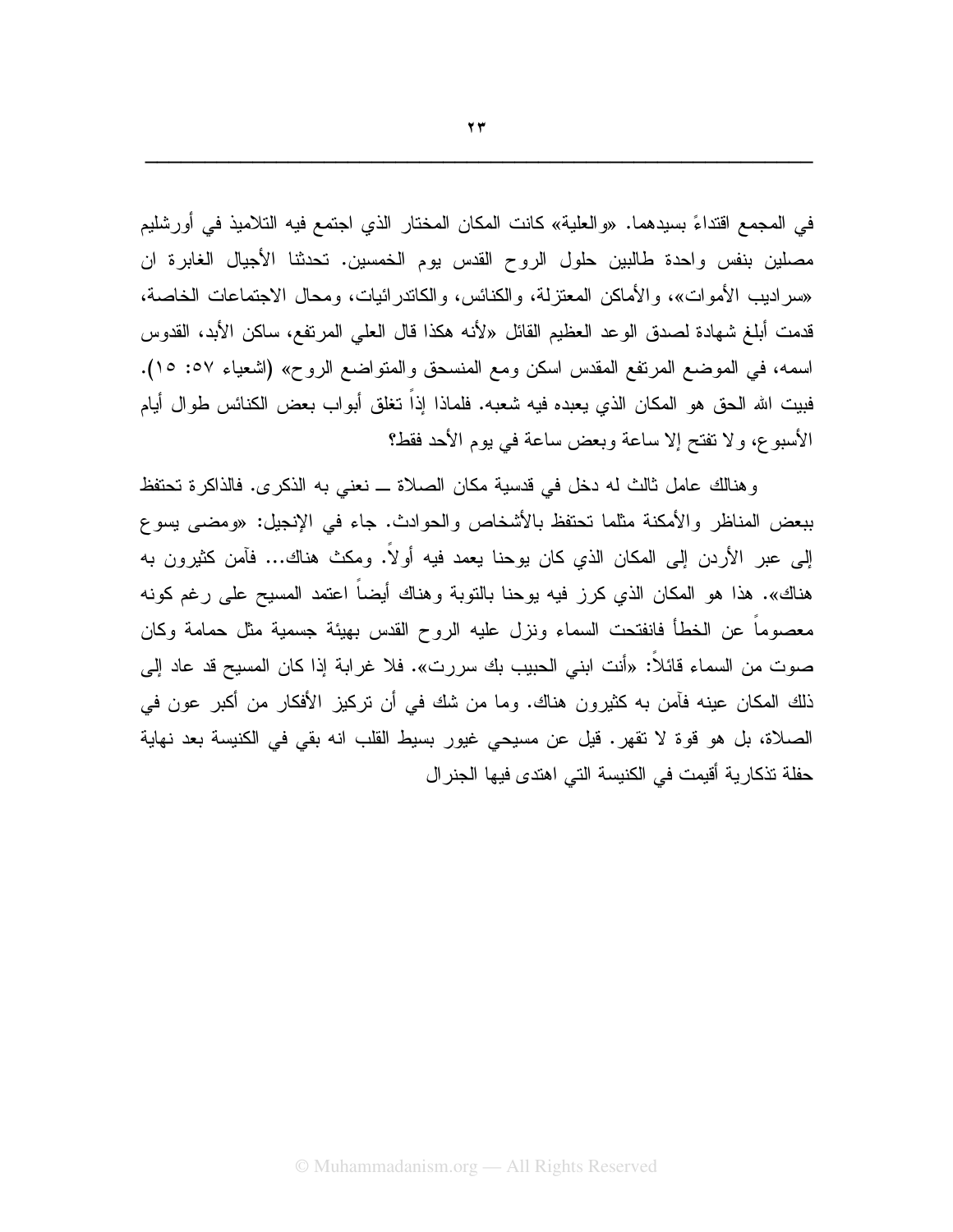في المجمع اقتداءً بسيدهما. «والعلية» كانت المكان المختار الذي اجتمع فيه التلاميذ في أورشليم مصلين بنفس واحدة طالبين حلول الروح القدس يوم الخمسين. تحدثنا الأجيال الغابرة ان «سراديب الأموات»، والأماكن المعتزلة، والكنائس، والكاتدرائيات، ومحال الاجتماعات الخاصة، قدمت أبلغ شهادة لصدق الوعد العظيم القائل «لأنه هكذا قال العلي المرتفع، ساكن الأبد، القدوس اسمه، في الموضع المرتفع المقدس اسكن ومع المنسحق والمتواضع الروح» (اشعياء ٥٧: ١٥). فبيت الله الحق هو المكان الذي يعبده فيه شعبه. فلماذا إذاً تغلق أبواب بعض الكنائس طوال أيام الأسبوع، ولا تفتح إلا ساعة وبعض ساعة في يوم الأحد فقط؟

وهنالك عامل ثالث له دخل في قدسية مكان الصلاة ــ نعني به الذكرى. فالذاكرة تحتفظ ببعض المناظر والأمكنة مثلما تحتفظ بالأشخاص والحوادث. جاء في الإنجيل: «ومضى يسوع إلى عبر الأردن إلى المكان الذي كان يوحنا يعمد فيه أولاً. ومكث هناك... فآمن كثيرون به هناك». هذا هو المكان الذي كرز فيه يوحنا بالتوبة وهناك أيضاً اعتمد المسيح على رغم كونه معصوماً عن الخطأ فانفتحت السماء ونزل عليه الروح القدس بهيئة جسمية مثل حمامة وكان صوت من السماء قائلاً: «أنت ابني الحبيب بك سررت». فلا غرابة إذا كان المسيح قد عاد إلى ذلك المكان عينه فآمن به كثيرون هناك. وما من شك في أن تركيز الأفكار من أكبر عون في الصلاة، بل هو قوة لا تقهر. قيل عن مسيحي غيور بسيط القلب انه بقي في الكنيسة بعد نهاية حفلة تذكارية أقيمت في الكنيسة التي اهتدى فيها الجنرال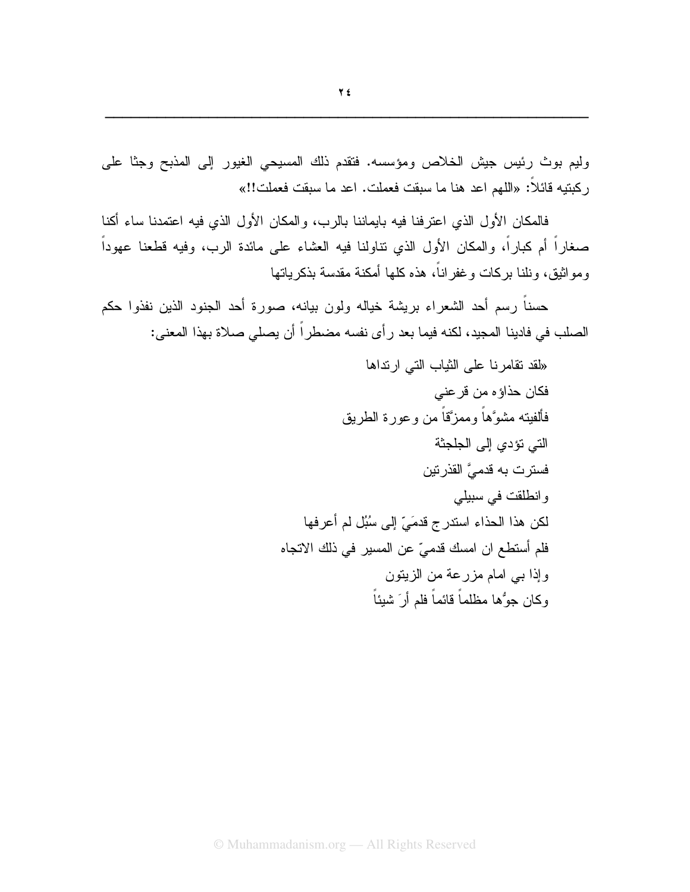وليم بوث رئيس جيش الخلاص ومؤسسه. فتقدم ذلك المسيحي الغيور إلى المذبح وجثا على ركبتيه قائلاً: «اللهم اعد هنا ما سبقت فعملت. اعد ما سبقت فعملت!!»

فالمكان الأول الذي اعترفنا فيه بايماننا بالرب، والمكان الأول الذي فيه اعتمدنا ساء أكنا صغاراً أم كباراً، والمكان الأول الذي تناولنا فيه العشاء على مائدة الرب، وفيه قطعنا عهوداً ومواثيق، ونلنا بركات وغفراناً، هذه كلها أمكنة مقدسة بذكرياتها

حسناً رسم أحد الشعراء بريشة خياله ولون بيانه، صورة أحد الجنود الذين نفذوا حكم الصلب في فادينا المجيد، لكنه فيما بعد رأى نفسه مضطراً أن يصلي صلاة بهذا المعنى:

«لقد تقامرنا على الثياب التي ارتداها
فكان حذاؤه من قرعني
فألفيته مشوَّهاً وممزَّقاً من وعورة الطريق
التي تؤدي إلى الجلجثة
فسترت به قدميَّ القذرتين
وانطلقت في سبيلي
لكن هذا الحذاء استدرج قدمَيّ إلى سُبُل لم أعرفها
فلم أستطع ان امسك قدميّ عن المسير في ذلك الاتجاه
وإذا بي امام مزرعة من الزيتون
وكان جوُّها مظلماً قائماً فلم أرَ شيئاً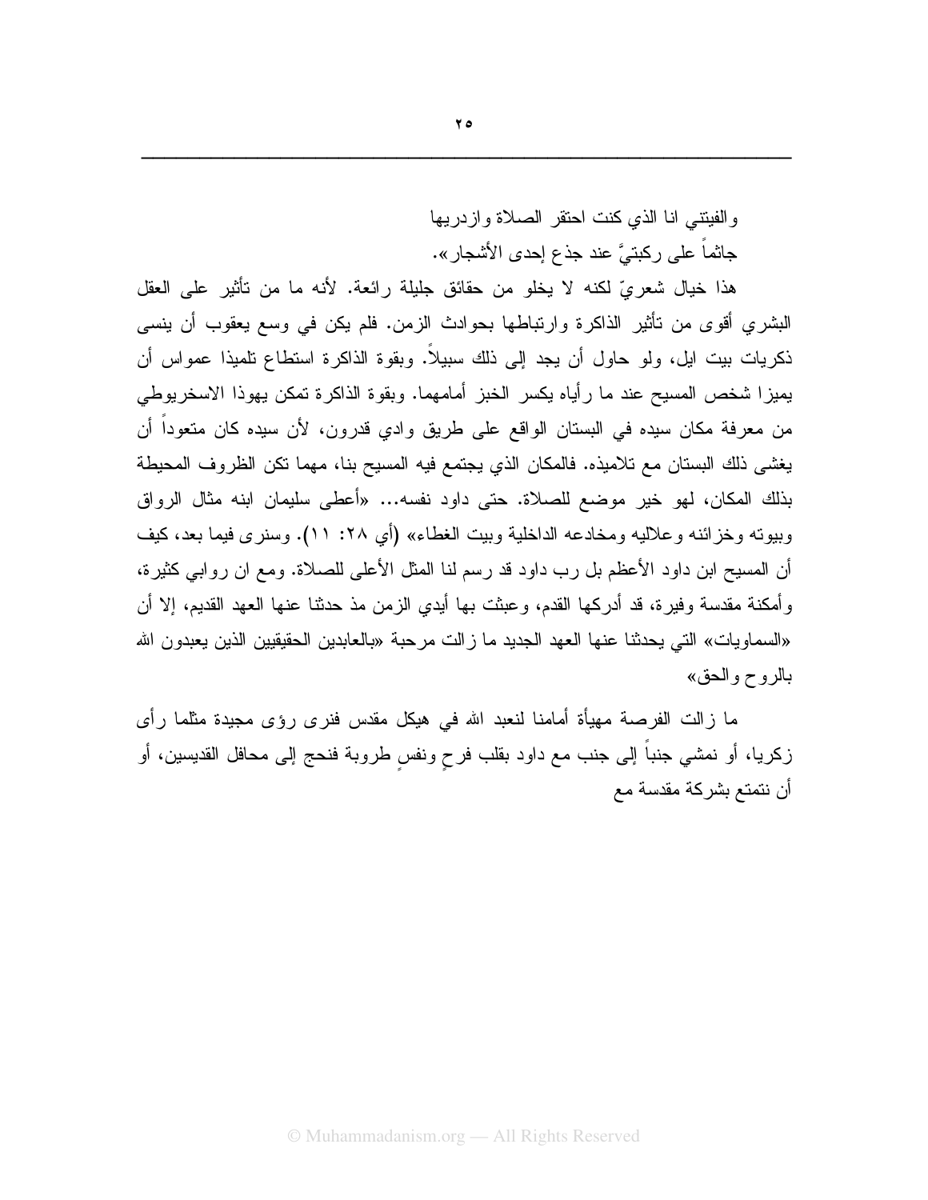والفيتني انا الذي كنت احتقر الصلاة وازدريها
جاثماً على ركبتيَّ عند جذع إحدى الأشجار».

هذا خيال شعريّ لكنه لا يخلو من حقائق جليلة رائعة. لأنه ما من تأثير على العقل البشري أقوى من تأثير الذاكرة وارتباطها بحوادث الزمن. فلم يكن في وسع يعقوب أن ينسى ذكريات بيت ايل، ولو حاول أن يجد إلى ذلك سبيلاً. وبقوة الذاكرة استطاع تلميذا عمواس أن يميزا شخص المسيح عند ما رأياه يكسر الخبز أمامهما. وبقوة الذاكرة تمكن يهوذا الاسخريوطي من معرفة مكان سيده في البستان الواقع على طريق وادي قدرون، لأن سيده كان متعوداً أن يغشى ذلك البستان مع تلاميذه. فالمكان الذي يجتمع فيه المسيح بنا، مهما تكن الظروف المحيطة بذلك المكان، لهو خير موضع للصلاة. حتى داود نفسه... «أعطى سليمان ابنه مثال الرواق وبيوته وخزائنه وعلاليه ومخادعه الداخلية وبيت الغطاء» (أي ٢٨: ١١). وسنرى فيما بعد، كيف أن المسيح ابن داود الأعظم بل رب داود قد رسم لنا المثل الأعلى للصلاة. ومع ان روابي كثيرة، وأمكنة مقدسة وفيرة، قد أدركها القدم، وعبثت بها أيدي الزمن مذ حدثنا عنها العهد القديم، إلا أن «السماويات» التي يحدثنا عنها العهد الجديد ما زالت مرحبة «بالعابدين الحقيقيين الذين يعبدون الله بالروح والحق»

ما زالت الفرصة مهيأة أمامنا لنعبد الله في هيكل مقدس فنرى رؤى مجيدة مثلما رأى زكريا، أو نمشي جنباً إلى جنب مع داود بقلب فرحٍ ونفسٍ طروبة فنحج إلى محافل القديسين، أو أن نتمتع بشركة مقدسة مع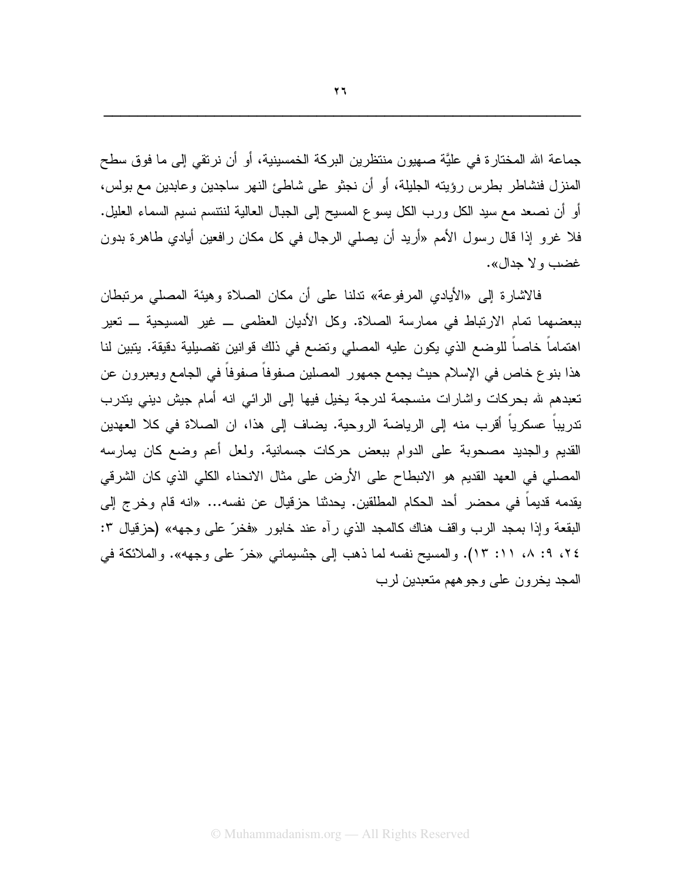جماعة الله المختارة في عليَّة صهيون منتظرين البركة الخمسينية، أو أن نرتقي إلى ما فوق سطح المنزل فنشاطر بطرس رؤيته الجليلة، أو أن نجثو على شاطئ النهر ساجدين وعابدين مع بولس، أو أن نصعد مع سيد الكل ورب الكل يسوع المسيح إلى الجبال العالية لنتنسم نسيم السماء العليل. فلا غرو إذا قال رسول الأمم «أريد أن يصلي الرجال في كل مكان رافعين أيادي طاهرة بدون غضب ولا جدال».

فالاشارة إلى «الأيادي المرفوعة» تدلنا على أن مكان الصلاة وهيئة المصلي مرتبطان ببعضهما تمام الارتباط في ممارسة الصلاة. وكل الأديان العظمى ــ غير المسيحية ــ تعير اهتماماً خاصاً للوضع الذي يكون عليه المصلي وتضع في ذلك قوانين تفصيلية دقيقة. يتبين لنا هذا بنوع خاص في الإسلام حيث يجمع جمهور المصلين صفوفاً صفوفاً في الجامع ويعبرون عن تعبدهم لله بحركات واشارات منسجمة لدرجة يخيل فيها إلى الرائي انه أمام جيش ديني يتدرب تدريباً عسكرياً أقرب منه إلى الرياضة الروحية. يضاف إلى هذا، ان الصلاة في كلا العهدين القديم والجديد مصحوبة على الدوام ببعض حركات جسمانية. ولعل أعم وضع كان يمارسه المصلي في العهد القديم هو الانبطاح على الأرض على مثال الانحناء الكلي الذي كان الشرقي يقدمه قديماً في محضر أحد الحكام المطلقين. يحدثنا حزقيال عن نفسه... «انه قام وخرج إلى البقعة وإذا بمجد الرب واقف هناك كالمجد الذي رآه عند خابور «فخرّ على وجهه» (حزقيال ٣: ٢٤، ٩: ٨، ١١: ١٣). والمسيح نفسه لما ذهب إلى جثسيماني «خرّ على وجهه». والملائكة في المجد يخرون على وجوههم متعبدين لرب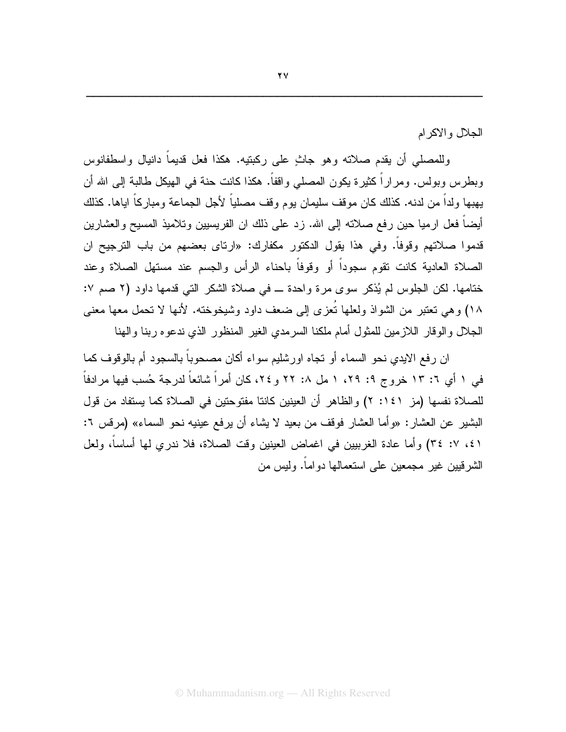الجلال والاكرام

وللمصلي أن يقدم صلاته وهو جاثٍ على ركبتيه. هكذا فعل قديماً دانيال واسطفانوس وبطرس وبولس. ومراراً كثيرة يكون المصلي واقفاً. هكذا كانت حنة في الهيكل طالبة إلى الله أن يهبها ولداً من لدنه. كذلك كان موقف سليمان يوم وقف مصلياً لأجل الجماعة ومباركاً اياها. كذلك أيضاً فعل ارميا حين رفع صلاته إلى الله. زد على ذلك ان الفريسيين وتلاميذ المسيح والعشارين قدموا صلاتهم وقوفاً. وفي هذا يقول الدكتور مكفارك: «ارتاى بعضهم من باب الترجيح ان الصلاة العادية كانت تقوم سجوداً أو وقوفاً باحناء الرأس والجسم عند مستهل الصلاة وعند ختامها. لكن الجلوس لم يُذكر سوى مرة واحدة ــ في صلاة الشكر التي قدمها داود (٢ صم ٧: ١٨) وهي تعتبر من الشواذ ولعلها تُعزى إلى ضعف داود وشيخوخته. لأنها لا تحمل معها معنى الجلال والوقار اللازمين للمثول أمام ملكنا السرمدي الغير المنظور الذي ندعوه ربنا والهنا

ان رفع الايدي نحو السماء أو تجاه اورشليم سواء أكان مصحوباً بالسجود أم بالوقوف كما في ١ أي ٦: ١٣ خروج ٩: ٢٩، ١ مل ٨: ٢٢ و٢٤، كان أمراً شائعاً لدرجة حُسب فيها مرادفاً للصلاة نفسها (مز ١٤١: ٢) والظاهر أن العينين كانتا مفتوحتين في الصلاة كما يستفاد من قول البشير عن العشار: «وأما العشار فوقف من بعيد لا يشاء أن يرفع عينيه نحو السماء» (مرقس ٦: ٤١، ٧: ٣٤) وأما عادة الغربيين في اغماض العينين وقت الصلاة، فلا ندري لها أساساً، ولعل الشرقيين غير مجمعين على استعمالها دواماً. وليس من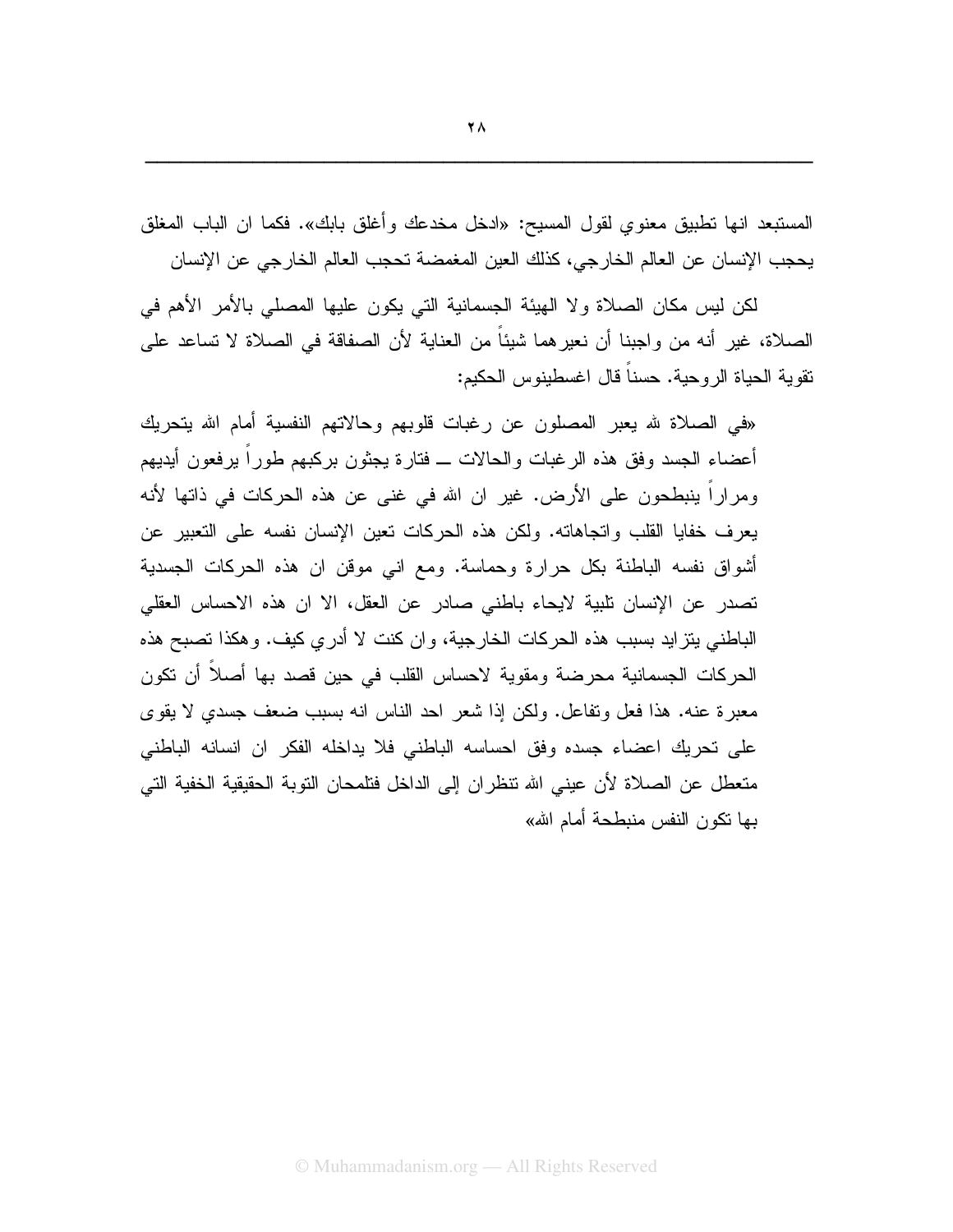المستبعد انها تطبيق معنوي لقول المسيح: «ادخل مخدعك وأغلق بابك». فكما ان الباب المغلق يحجب الإنسان عن العالم الخارجي، كذلك العين المغمضة تحجب العالم الخارجي عن الإنسان

لكن ليس مكان الصلاة ولا الهيئة الجسمانية التي يكون عليها المصلي بالأمر الأهم في الصلاة، غير أنه من واجبنا أن نعيرهما شيئاً من العناية لأن الصفاقة في الصلاة لا تساعد على تقوية الحياة الروحية. حسناً قال اغسطينوس الحكيم:

«في الصلاة لله يعبر المصلون عن رغبات قلوبهم وحالاتهم النفسية أمام الله بتحريك أعضاء الجسد وفق هذه الرغبات والحالات ــ فتارة يجثون بركبهم طوراً يرفعون أيديهم ومراراً ينبطحون على الأرض. غير ان الله في غنى عن هذه الحركات في ذاتها لأنه يعرف خفايا القلب واتجاهاته. ولكن هذه الحركات تعين الإنسان نفسه على التعبير عن أشواق نفسه الباطنة بكل حرارة وحماسة. ومع اني موقن ان هذه الحركات الجسدية تصدر عن الإنسان تلبية لايحاء باطني صادر عن العقل، الا ان هذه الاحساس العقلي الباطني يتزايد بسبب هذه الحركات الخارجية، وان كنت لا أدري كيف. وهكذا تصبح هذه الحركات الجسمانية محرضة ومقوية لاحساس القلب في حين قصد بها أصلاً أن تكون معبرة عنه. هذا فعل وتفاعل. ولكن إذا شعر احد الناس انه بسبب ضعف جسدي لا يقوى على تحريك اعضاء جسده وفق احساسه الباطني فلا يداخله الفكر ان انسانه الباطني متعطل عن الصلاة لأن عيني الله تنظران إلى الداخل فتلمحان التوبة الحقيقية الخفية التي بها تكون النفس منبطحة أمام الله»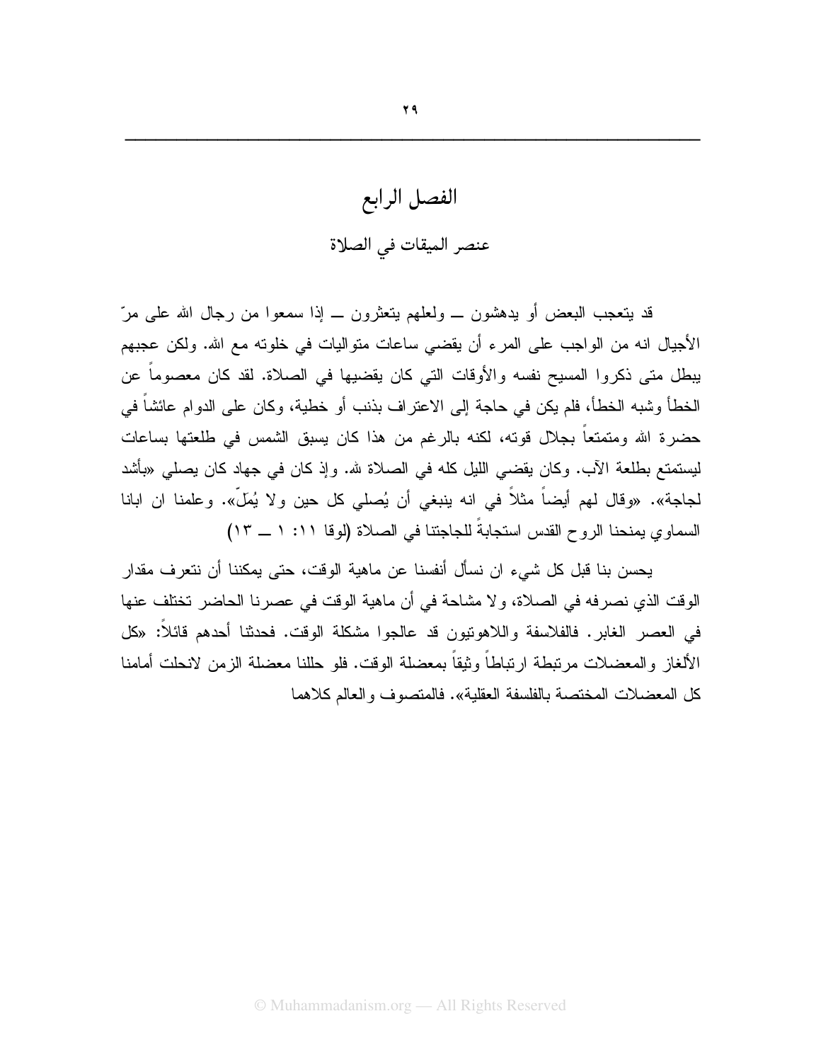# الفصل الرابع

## عنصر الميقات في الصلاة

قد يتعجب البعض أو يدهشون ــ ولعلهم يتعثرون ــ إذا سمعوا من رجال الله على مرّ الأجيال انه من الواجب على المرء أن يقضي ساعات متواليات في خلوته مع الله. ولكن عجبهم يبطل متى ذكروا المسيح نفسه والأوقات التي كان يقضيها في الصلاة. لقد كان معصوماً عن الخطأ وشبه الخطأ، فلم يكن في حاجة إلى الاعتراف بذنب أو خطية، وكان على الدوام عائشاً في حضرة الله ومتمتعاً بجلال قوته، لكنه بالرغم من هذا كان يسبق الشمس في طلعتها بساعات ليستمتع بطلعة الآب. وكان يقضي الليل كله في الصلاة لله. وإذ كان في جهاد كان يصلي «بأشد لجاجة». «وقال لهم أيضاً مثلاً في انه ينبغي أن يُصلي كل حين ولا يُمَلّ». وعلمنا ان ابانا السماوي يمنحنا الروح القدس استجابةً للجاجتنا في الصلاة (لوقا ١١: ١ ــ ١٣)

يحسن بنا قبل كل شيء ان نسأل أنفسنا عن ماهية الوقت، حتى يمكننا أن نتعرف مقدار الوقت الذي نصرفه في الصلاة، ولا مشاحة في أن ماهية الوقت في عصرنا الحاضر تختلف عنها في العصر الغابر. فالفلاسفة واللاهوتيون قد عالجوا مشكلة الوقت. فحدثنا أحدهم قائلاً: «كل الألغاز والمعضلات مرتبطة ارتباطاً وثيقاً بمعضلة الوقت. فلو حللنا معضلة الزمن لانحلت أمامنا كل المعضلات المختصة بالفلسفة العقلية». فالمتصوف والعالم كلاهما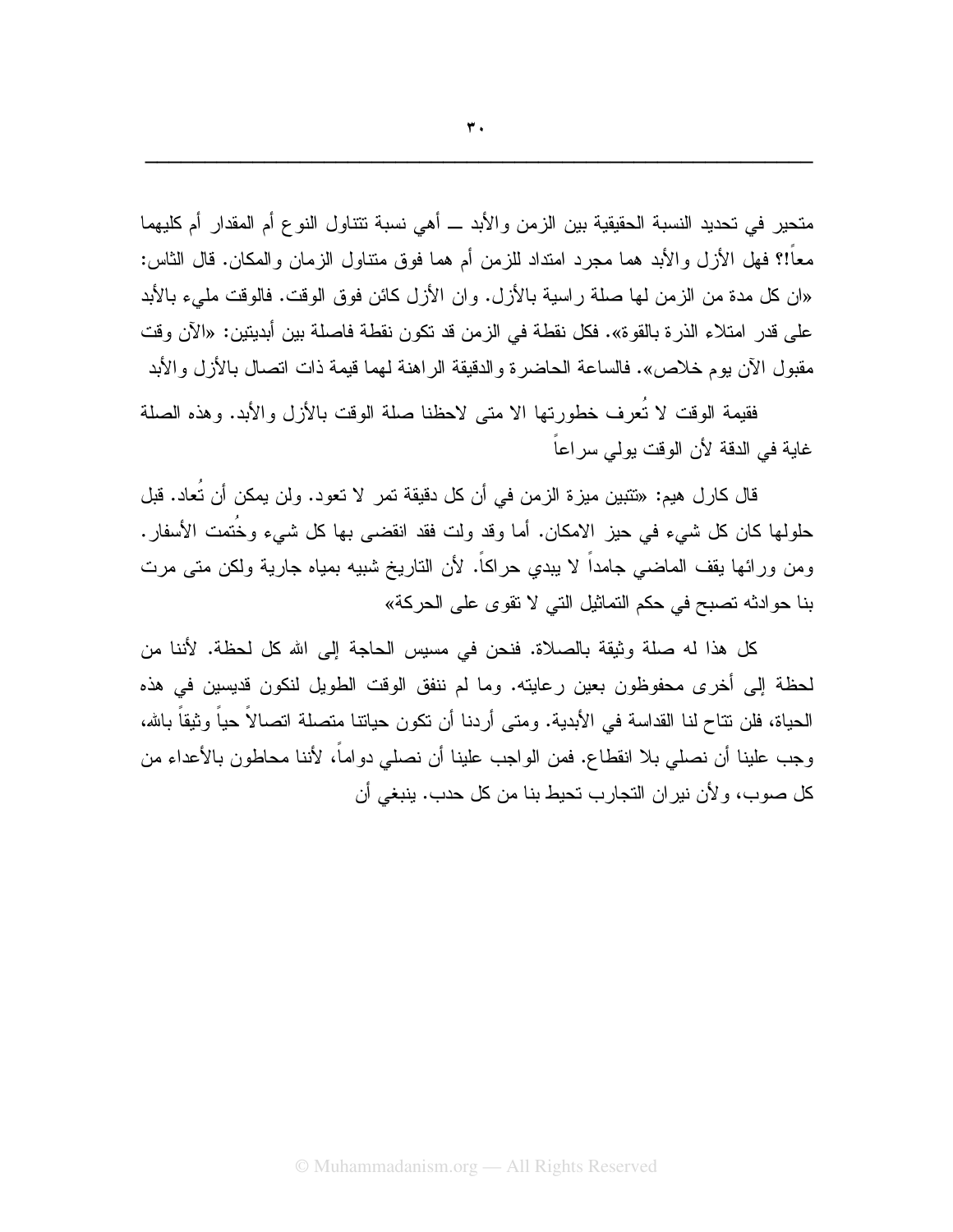متحير في تحديد النسبة الحقيقية بين الزمن والأبد ــ أهي نسبة تتناول النوع أم المقدار أم كليهما معاً!؟ فهل الأزل والأبد هما مجرد امتداد للزمن أم هما فوق متناول الزمان والمكان. قال الثاس: «ان كل مدة من الزمن لها صلة راسية بالأزل. وان الأزل كائن فوق الوقت. فالوقت مليء بالأبد على قدر امتلاء الذرة بالقوة». فكل نقطة في الزمن قد تكون نقطة فاصلة بين أبديتين: «الآن وقت مقبول الآن يوم خلاص». فالساعة الحاضرة والدقيقة الراهنة لهما قيمة ذات اتصال بالأزل والأبد

فقيمة الوقت لا تُعرف خطورتها الا متى لاحظنا صلة الوقت بالأزل والأبد. وهذه الصلة غاية في الدقة لأن الوقت يولي سراعاً

قال كارل هيم: «تتبين ميزة الزمن في أن كل دقيقة تمر لا تعود. ولن يمكن أن تُعاد. قبل حلولها كان كل شيء في حيز الامكان. أما وقد ولت فقد انقضى بها كل شيء وخُتمت الأسفار. ومن ورائها يقف الماضي جامداً لا يبدي حراكاً. لأن التاريخ شبيه بمياه جارية ولكن متى مرت بنا حوادثه تصبح في حكم التماثيل التي لا تقوى على الحركة»

كل هذا له صلة وثيقة بالصلاة. فنحن في مسيس الحاجة إلى الله كل لحظة. لأننا من لحظة إلى أخرى محفوظون بعين رعايته. وما لم ننفق الوقت الطويل لنكون قديسين في هذه الحياة، فلن تتاح لنا القداسة في الأبدية. ومتى أردنا أن تكون حياتنا متصلة اتصالاً حياً وثيقاً بالله، وجب علينا أن نصلي بلا انقطاع. فمن الواجب علينا أن نصلي دواماً، لأننا محاطون بالأعداء من كل صوب، ولأن نيران التجارب تحيط بنا من كل حدب. ينبغي أن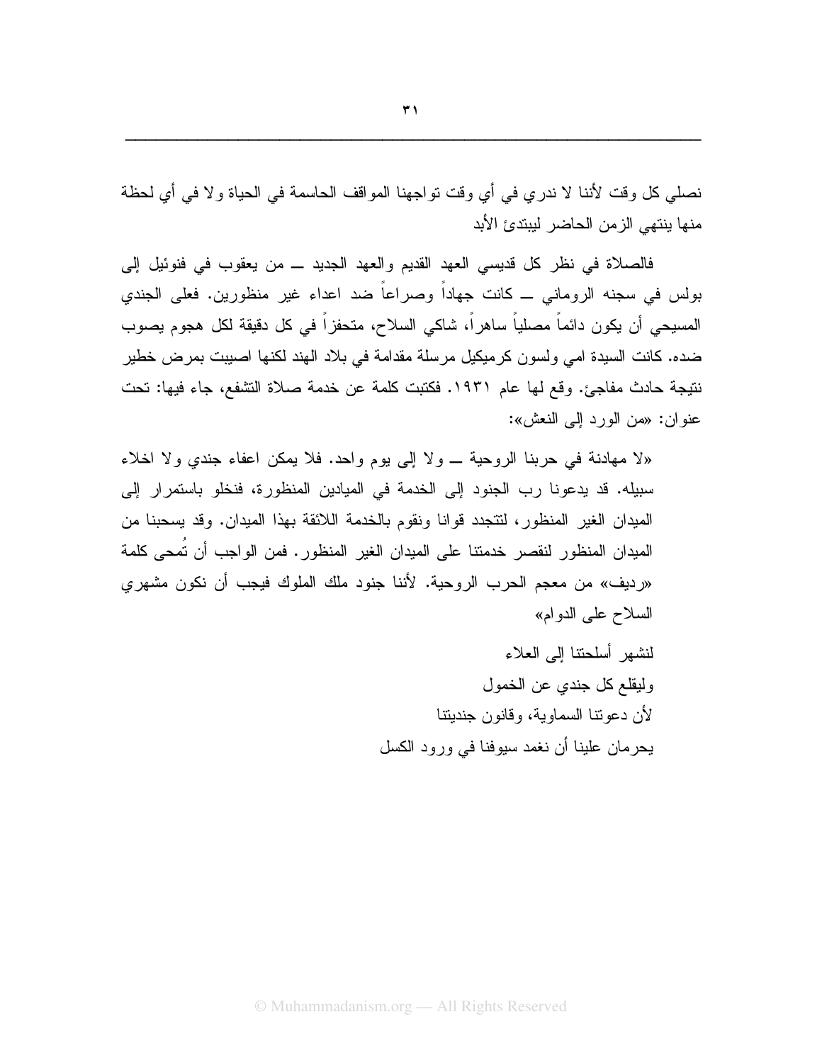نصلي كل وقت لأننا لا ندري في أي وقت تواجهنا المواقف الحاسمة في الحياة ولا في أي لحظة منها ينتهي الزمن الحاضر ليبتدئ الأبد

فالصلاة في نظر كل قديسي العهد القديم والعهد الجديد ــ من يعقوب في فنوئيل إلى بولس في سجنه الروماني ــ كانت جهاداً وصراعاً ضد اعداء غير منظورين. فعلى الجندي المسيحي أن يكون دائماً مصلياً ساهراً، شاكي السلاح، متحفزاً في كل دقيقة لكل هجوم يصوب ضده. كانت السيدة امي ولسون كرميكيل مرسلة مقدامة في بلاد الهند لكنها اصيبت بمرض خطير نتيجة حادث مفاجئ. وقع لها عام ١٩٣١. فكتبت كلمة عن خدمة صلاة التشفع، جاء فيها: تحت عنوان: «من الورد إلى النعش»:

«لا مهادنة في حربنا الروحية ــ ولا إلى يوم واحد. فلا يمكن اعفاء جندي ولا اخلاء سبيله. قد يدعونا رب الجنود إلى الخدمة في الميادين المنظورة، فنخلو باستمرار إلى الميدان الغير المنظور، لتتجدد قوانا ونقوم بالخدمة اللائقة بهذا الميدان. وقد يسحبنا من الميدان المنظور لنقصر خدمتنا على الميدان الغير المنظور. فمن الواجب أن تُمحى كلمة «رديف» من معجم الحرب الروحية. لأننا جنود ملك الملوك فيجب أن نكون مشهري السلاح على الدوام»

لنشهر أسلحتنا إلى العلاء

وليقلع كل جندي عن الخمول

لأن دعوتنا السماوية، وقانون جنديتنا

يحرمان علينا أن نغمد سيوفنا في ورود الكسل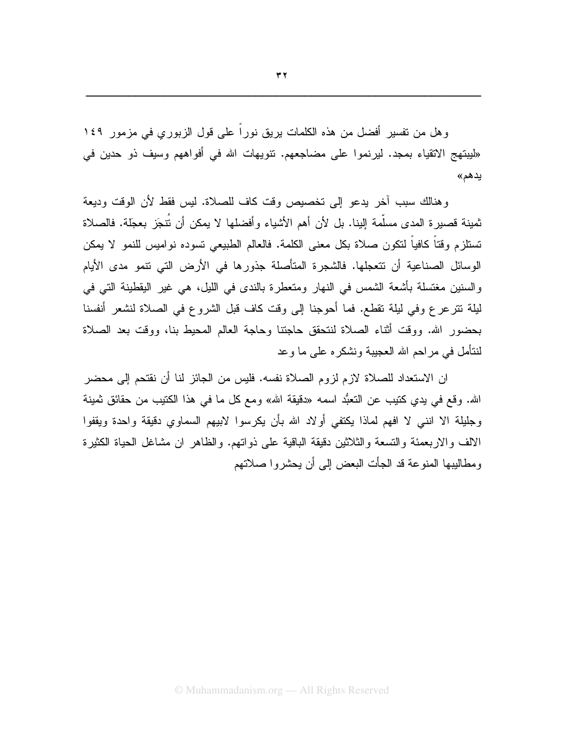وهل من تفسير أفضل من هذه الكلمات يريق نوراً على قول الزبوري في مزمور ١٤٩ «ليبتهج الاتقياء بمجد. ليرنموا على مضاجعهم. تنويهات الله في أفواههم وسيف ذو حدين في يدهم»

وهنالك سبب آخر يدعو إلى تخصيص وقت كاف للصلاة. ليس فقط لأن الوقت وديعة ثمينة قصيرة المدى مسلّمة إلينا. بل لأن أهم الأشياء وأفضلها لا يمكن أن تُنجَز بعجَلة. فالصلاة تستلزم وقتاً كافياً لتكون صلاة بكل معنى الكلمة. فالعالم الطبيعي تسوده نواميس للنمو لا يمكن الوسائل الصناعية أن تتعجلها. فالشجرة المتأصلة جذورها في الأرض التي تنمو مدى الأيام والسنين مغتسلة بأشعة الشمس في النهار ومتعطرة بالندى في الليل، هي غير اليقطينة التي في ليلة تترعرع وفي ليلة تقطع. فما أحوجنا إلى وقت كاف قبل الشروع في الصلاة لنشعر أنفسنا بحضور الله. ووقت أثناء الصلاة لنتحقق حاجتنا وحاجة العالم المحيط بنا، ووقت بعد الصلاة لنتأمل في مراحم الله العجيبة ونشكره على ما وعد

ان الاستعداد للصلاة لازم لزوم الصلاة نفسه. فليس من الجائز لنا أن نقتحم إلى محضر الله. وقع في يدي كتيب عن التعبُّد اسمه «دقيقة الله» ومع كل ما في هذا الكتيب من حقائق ثمينة وجليلة الا انني لا افهم لماذا يكتفي أولاد الله بأن يكرسوا لابيهم السماوي دقيقة واحدة ويقفوا الالف والاربعمئة والتسعة والثلاثين دقيقة الباقية على ذواتهم. والظاهر ان مشاغل الحياة الكثيرة ومطاليبها المنوعة قد الجأت البعض إلى أن يحشروا صلاتهم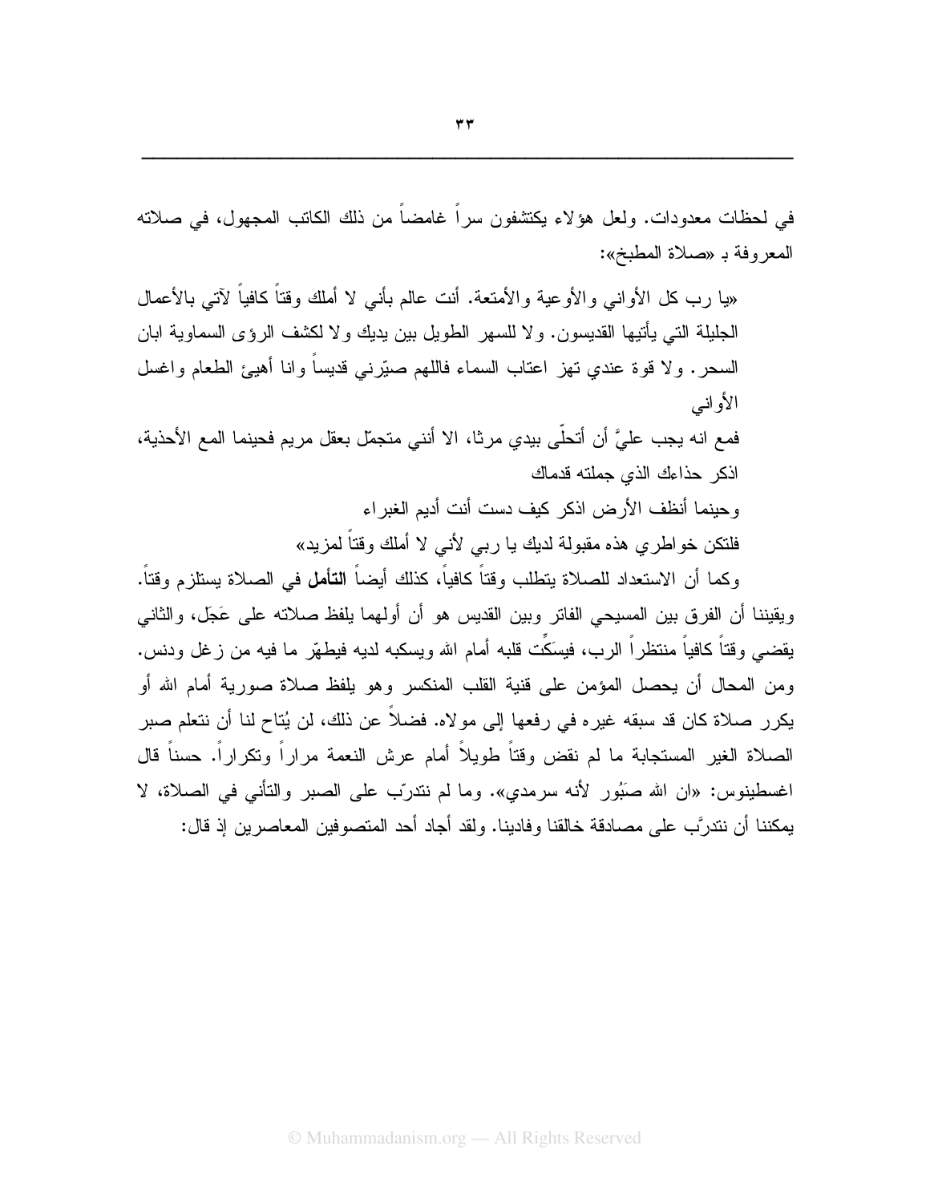في لحظات معدودات. ولعل هؤلاء يكتشفون سراً غامضاً من ذلك الكاتب المجهول، في صلاته المعروفة بـ «صلاة المطبخ»:

«يا رب كل الأواني والأوعية والأمتعة. أنت عالم بأني لا أملك وقتاً كافياً لآتي بالأعمال الجليلة التي يأتيها القديسون. ولا للسهر الطويل بين يديك ولا لكشف الرؤى السماوية ابان السحر. ولا قوة عندي تهز اعتاب السماء فاللهم صيّرني قديساً وانا أهيئ الطعام واغسل الأواني

فمع انه يجب عليَّ أن أتحلّى بيدي مرثا، الا أنني متجمّل بعقل مريم فحينما المع الأحذية، اذكر حذاءك الذي جملته قدماك

وحينما أنظف الأرض اذكر كيف دست أنت أديم الغبراء

فلتكن خواطري هذه مقبولة لديك يا ربي لأني لا أملك وقتاً لمزيد»

وكما أن الاستعداد للصلاة يتطلب وقتاً كافياً، كذلك أيضاً **التأمل** في الصلاة يستلزم وقتاً. ويقيننا أن الفرق بين المسيحي الفاتر وبين القديس هو أن أولهما يلفظ صلاته على عَجَل، والثاني يقضي وقتاً كافياً منتظراً الرب، فيسَكِّت قلبه أمام الله ويسكبه لديه فيطهّر ما فيه من زغل ودنس. ومن المحال أن يحصل المؤمن على قنية القلب المنكسر وهو يلفظ صلاة صورية أمام الله أو يكرر صلاة كان قد سبقه غيره في رفعها إلى مولاه. فضلاً عن ذلك، لن يُتاح لنا أن نتعلم صبر الصلاة الغير المستجابة ما لم نقض وقتاً طويلاً أمام عرش النعمة مراراً وتكراراً. حسناً قال اغسطينوس: «ان الله صَبُور لأنه سرمدي». وما لم نتدرّب على الصبر والتأني في الصلاة، لا يمكننا أن نتدرَّب على مصادقة خالقنا وفادينا. ولقد أجاد أحد المتصوفين المعاصرين إذ قال: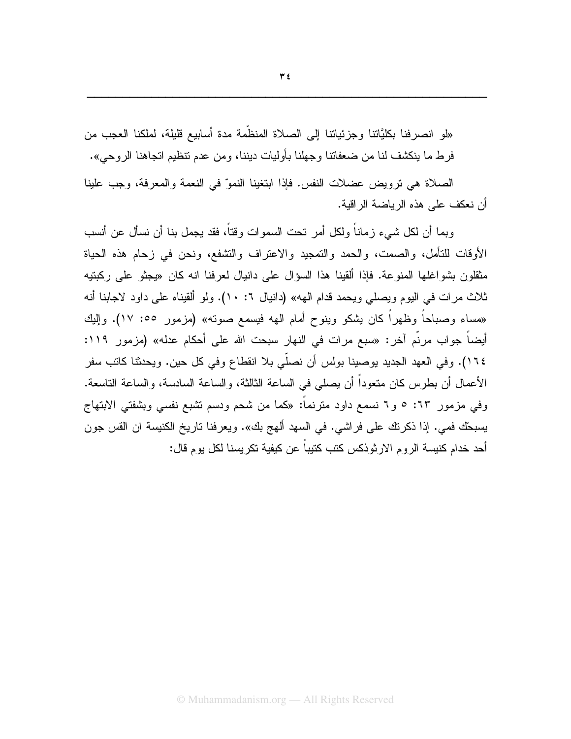«لو انصرفنا بكليَّاتنا وجزئياتنا إلى الصلاة المنظّمة مدة أسابيع قليلة، لملكنا العجب من فرط ما ينكشف لنا من ضعفاتنا وجهلنا بأوليات ديننا، ومن عدم تنظيم اتجاهنا الروحي».

الصلاة هي ترويض عضلات النفس. فإذا ابتغينا النموّ في النعمة والمعرفة، وجب علينا أن نعكف على هذه الرياضة الراقية.

وبما أن لكل شيء زماناً ولكل أمر تحت السموات وقتاً، فقد يجمل بنا أن نسأل عن أنسب الأوقات للتأمل، والصمت، والحمد والتمجيد والاعتراف والتشفع، ونحن في زحام هذه الحياة مثقلون بشواغلها المنوعة. فإذا ألقينا هذا السؤال على دانيال لعرفنا انه كان «يجثو على ركبتيه ثلاث مرات في اليوم ويصلي ويحمد قدام الهه» (دانيال ٦: ١٠). ولو ألقيناه على داود لاجابنا أنه «مساء وصباحاً وظهراً كان يشكو وينوح أمام الهه فيسمع صوته» (مزمور ٥٥: ١٧). وإليك أيضاً جواب مرنّم آخر: «سبع مرات في النهار سبحت الله على أحكام عدله» (مزمور ١١٩: ١٦٤). وفي العهد الجديد يوصينا بولس أن نصلّي بلا انقطاع وفي كل حين. ويحدثنا كاتب سفر الأعمال أن بطرس كان متعوداً أن يصلي في الساعة الثالثة، والساعة السادسة، والساعة التاسعة. وفي مزمور ٦٣: ٥ و٦ نسمع داود مترنماً: «كما من شحم ودسم تشبع نفسي وبشفتي الابتهاج يسبحك فمي. إذا ذكرتك على فراشي. في السهد ألهج بك». ويعرفنا تاريخ الكنيسة ان القس جون أحد خدام كنيسة الروم الارثوذكس كتب كتيباً عن كيفية تكريسنا لكل يوم قال: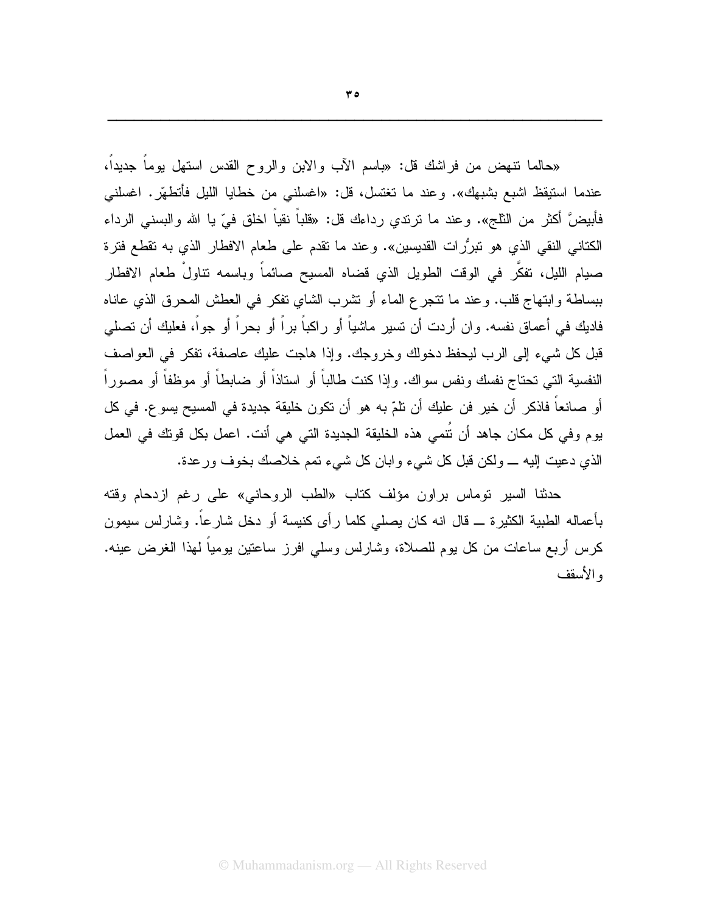«حالما تنهض من فراشك قل: «باسم الآب والابن والروح القدس استهل يوماً جديداً، عندما استيقظ اشبع بشبهك». وعند ما تغتسل، قل: «اغسلني من خطايا الليل فأتطهّر. اغسلني فأبيضَّ أكثر من الثلج». وعند ما ترتدي رداءك قل: «قلباً نقياً اخلق فيّ يا الله والبسني الرداء الكتاني النقي الذي هو تبرُّرات القديسين». وعند ما تقدم على طعام الافطار الذي به تقطع فترة صيام الليل، تفكَّر في الوقت الطويل الذي قضاه المسيح صائماً وباسمه تناولْ طعام الافطار ببساطة وابتهاج قلب. وعند ما تتجرع الماء أو تشرب الشاي تفكر في العطش المحرق الذي عاناه فاديك في أعماق نفسه. وان أردت أن تسير ماشياً أو راكباً براً أو بحراً أو جواً، فعليك أن تصلي قبل كل شيء إلى الرب ليحفظ دخولك وخروجك. وإذا هاجت عليك عاصفة، تفكر في العواصف النفسية التي تحتاج نفسك ونفس سواك. وإذا كنت طالباً أو استاذاً أو ضابطاً أو موظفاً أو مصوراً أو صانعاً فاذكر أن خير فن عليك أن تلمّ به هو أن تكون خليقة جديدة في المسيح يسوع. في كل يوم وفي كل مكان جاهد أن تُنمي هذه الخليقة الجديدة التي هي أنت. اعمل بكل قوتك في العمل الذي دعيت إليه ــ ولكن قبل كل شيء وابان كل شيء تمم خلاصك بخوف ورعدة.

حدثنا السير توماس براون مؤلف كتاب «الطب الروحاني» على رغم ازدحام وقته بأعماله الطبية الكثيرة ــ قال انه كان يصلي كلما رأى كنيسة أو دخل شارعاً. وشارلس سيمون كرس أربع ساعات من كل يوم للصلاة، وشارلس وسلي افرز ساعتين يومياً لهذا الغرض عينه. والأسقف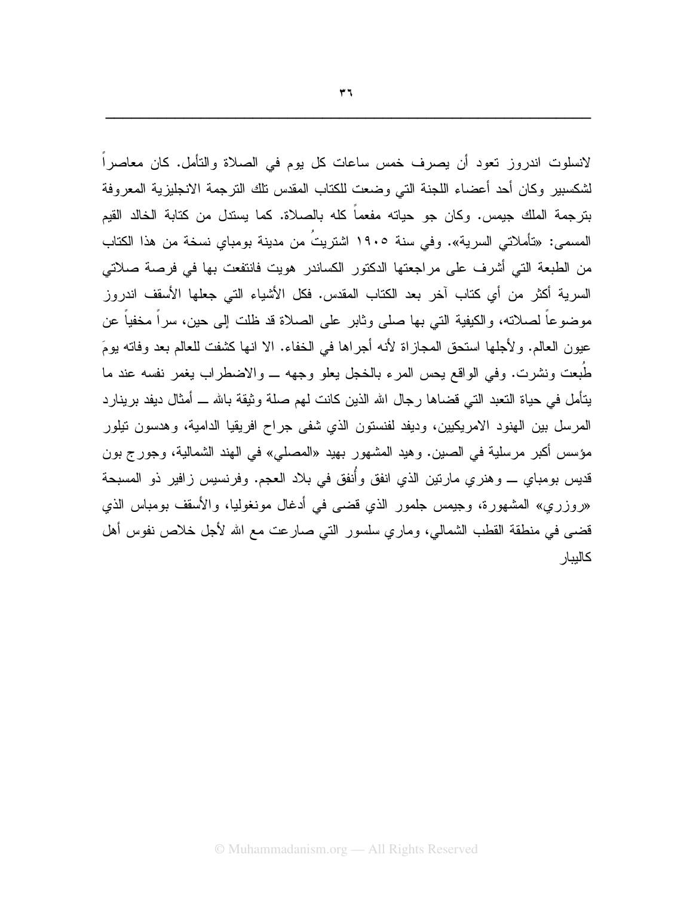لانسلوت اندروز تعود أن يصرف خمس ساعات كل يوم في الصلاة والتأمل. كان معاصراً لشكسبير وكان أحد أعضاء اللجنة التي وضعت للكتاب المقدس تلك الترجمة الانجليزية المعروفة بترجمة الملك جيمس. وكان جو حياته مفعماً كله بالصلاة. كما يستدل من كتابة الخالد القيم المسمى: «تأملاتي السرية». وفي سنة ١٩٠٥ اشتريتُ من مدينة بومباي نسخة من هذا الكتاب من الطبعة التي أشرف على مراجعتها الدكتور الكساندر هويت فانتفعت بها في فرصة صلاتي السرية أكثر من أي كتاب آخر بعد الكتاب المقدس. فكل الأشياء التي جعلها الأسقف اندروز موضوعاً لصلاته، والكيفية التي بها صلى وثابر على الصلاة قد ظلت إلى حين، سراً مخفياً عن عيون العالم. ولأجلها استحق المجازاة لأنه أجراها في الخفاء. الا انها كشفت للعالم بعد وفاته يومَ طُبعت ونشرت. وفي الواقع يحس المرء بالخجل يعلو وجهه ــ والاضطراب يغمر نفسه عند ما يتأمل في حياة التعبد التي قضاها رجال الله الذين كانت لهم صلة وثيقة بالله ــ أمثال ديفد برينارد المرسل بين الهنود الامريكيين، وديفد لفنستون الذي شفى جراح افريقيا الدامية، وهدسون تيلور مؤسس أكبر مرسلية في الصين. وهيد المشهور بهيد «المصلي» في الهند الشمالية، وجورج بون قديس بومباي ــ وهنري مارتين الذي انفق وأُنفق في بلاد العجم. وفرنسيس زافير ذو المسبحة «روزري» المشهورة، وجيمس جلمور الذي قضى في أدغال مونغوليا، والأسقف بومباس الذي قضى في منطقة القطب الشمالي، وماري سلسور التي صارعت مع الله لأجل خلاص نفوس أهل كاليبار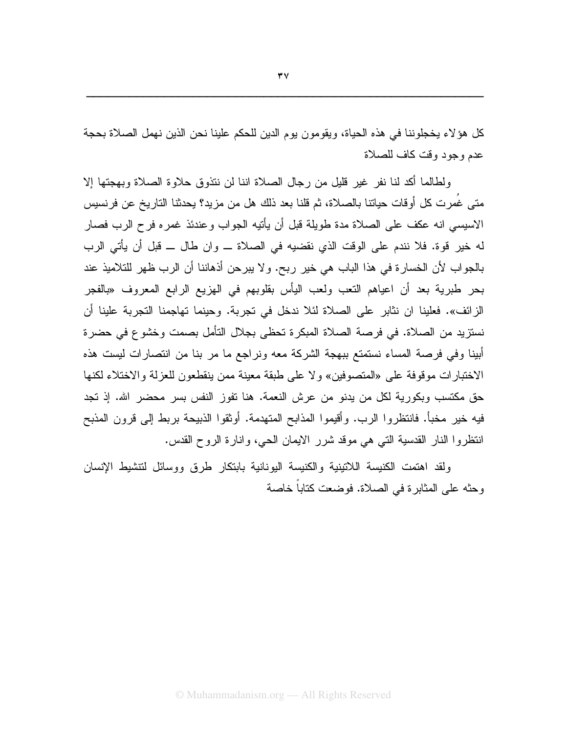كل هؤلاء يخجلوننا في هذه الحياة، ويقومون يوم الدين للحكم علينا نحن الذين نهمل الصلاة بحجة عدم وجود وقت كاف للصلاة

ولطالما أكد لنا نفر غير قليل من رجال الصلاة اننا لن نتذوق حلاوة الصلاة وبهجتها إلا متى غُمرت كل أوقات حياتنا بالصلاة، ثم قلنا بعد ذلك هل من مزيد؟ يحدثنا التاريخ عن فرنسيس الاسيسي انه عكف على الصلاة مدة طويلة قبل أن يأتيه الجواب وعندئذ غمره فرح الرب فصار له خير قوة. فلا نندم على الوقت الذي نقضيه في الصلاة ــ وان طال ــ قبل أن يأتي الرب بالجواب لأن الخسارة في هذا الباب هي خير ربح. ولا يبرحن أذهاننا أن الرب ظهر للتلاميذ عند بحر طبرية بعد أن اعياهم التعب ولعب اليأس بقلوبهم في الهزيع الرابع المعروف «بالفجر الزائف». فعلينا ان نثابر على الصلاة لئلا ندخل في تجربة. وحينما تهاجمنا التجربة علينا أن نستزيد من الصلاة. في فرصة الصلاة المبكرة تحظى بجلال التأمل بصمت وخشوع في حضرة أبينا وفي فرصة المساء نستمتع ببهجة الشركة معه ونراجع ما مر بنا من انتصارات ليست هذه الاختبارات موقوفة على «المتصوفين» ولا على طبقة معينة ممن ينقطعون للعزلة والاختلاء لكنها حق مكتسب وبكورية لكل من يدنو من عرش النعمة. هنا تفوز النفس بسر محضر الله. إذ تجد فيه خير مخبأ. فانتظروا الرب. وأقيموا المذابح المتهدمة. أوثقوا الذبيحة بربط إلى قرون المذبح انتظروا النار القدسية التي هي موقد شرر الايمان الحي، وانارة الروح القدس.

ولقد اهتمت الكنيسة اللاتينية والكنيسة اليونانية بابتكار طرق ووسائل لتنشيط الإنسان وحثه على المثابرة في الصلاة. فوضعت كتاباً خاصة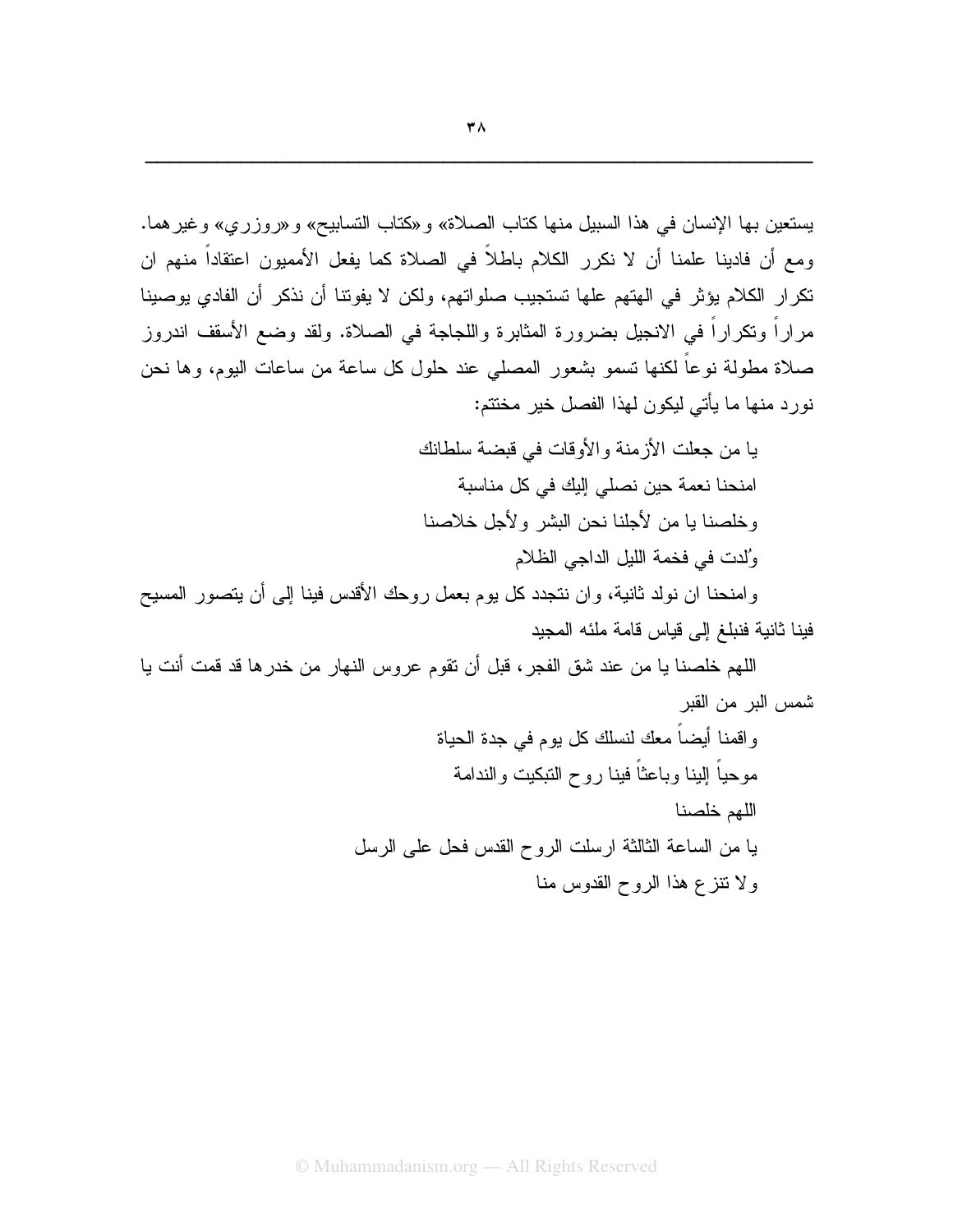يستعين بها الإنسان في هذا السبيل منها كتاب الصلاة» و«كتاب التسابيح» و«روزري» وغيرهما. ومع أن فادينا علمنا أن لا نكرر الكلام باطلاً في الصلاة كما يفعل الأمميون اعتقاداً منهم ان تكرار الكلام يؤثر في الهتهم علها تستجيب صلواتهم، ولكن لا يفوتنا أن نذكر أن الفادي يوصينا مراراً وتكراراً في الانجيل بضرورة المثابرة واللجاجة في الصلاة. ولقد وضع الأسقف اندروز صلاة مطولة نوعاً لكنها تسمو بشعور المصلي عند حلول كل ساعة من ساعات اليوم، وها نحن نورد منها ما يأتي ليكون لهذا الفصل خير مختتم:

يا من جعلت الأزمنة والأوقات في قبضة سلطانك

امنحنا نعمة حين نصلي إليك في كل مناسبة

وخلصنا يا من لأجلنا نحن البشر ولأجل خلاصنا

وُلدت في فخمة الليل الداجي الظلام

وامنحنا ان نولد ثانية، وان نتجدد كل يوم بعمل روحك الأقدس فينا إلى أن يتصور المسيح فينا ثانية فنبلغ إلى قياس قامة ملئه المجيد

اللهم خلصنا يا من عند شق الفجر، قبل أن تقوم عروس النهار من خدرها قد قمت أنت يا شمس البر من القبر

واقمنا أيضاً معك لنسلك كل يوم في جدة الحياة

موحياً إلينا وباعثاً فينا روح التبكيت والندامة

اللهم خلصنا

يا من الساعة الثالثة ارسلت الروح القدس فحل على الرسل

ولا تنزع هذا الروح القدوس منا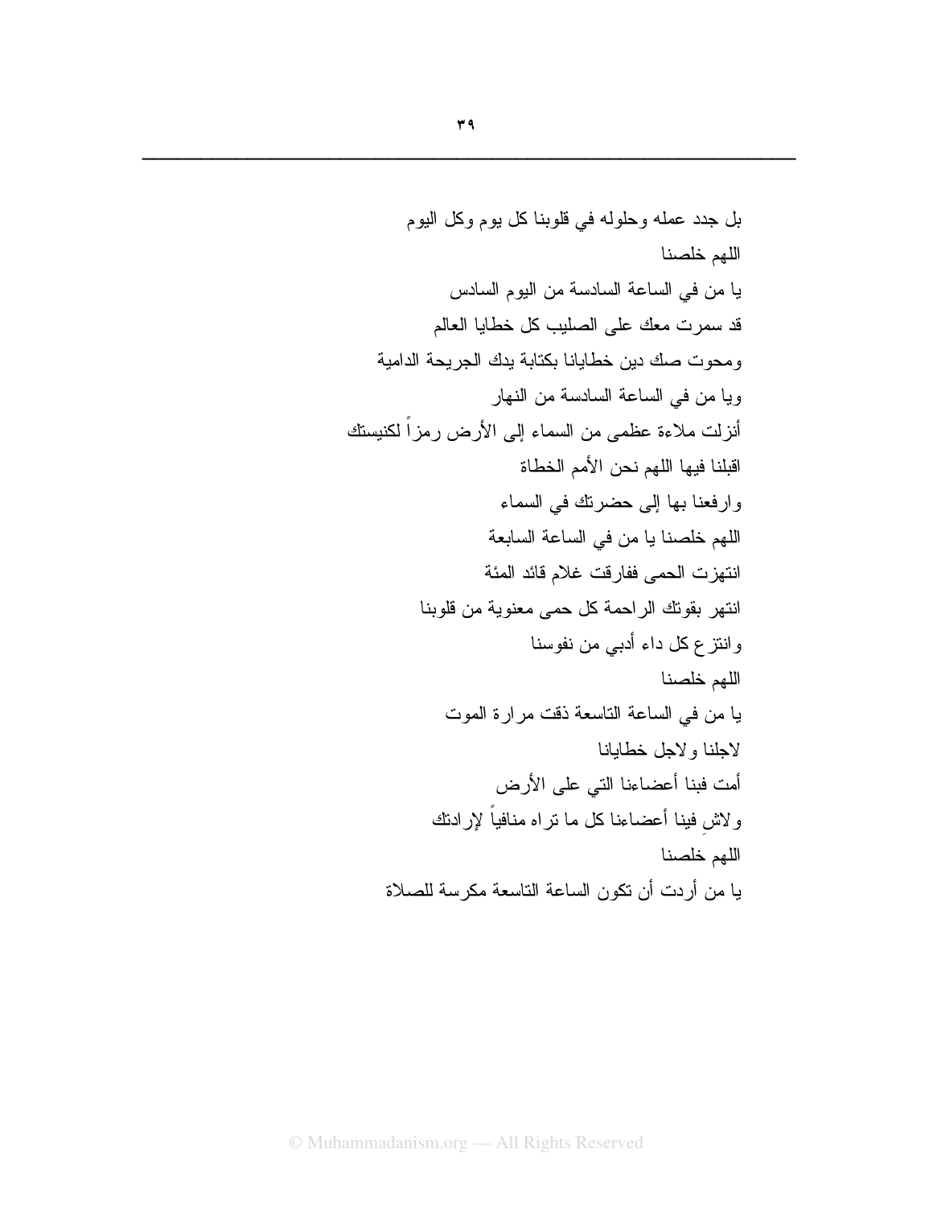بل جدد عمله وحلوله في قلوبنا كل يوم وكل اليوم

اللهم خلصنا

يا من في الساعة السادسة من اليوم السادس

قد سمرت معك على الصليب كل خطايا العالم

ومحوت صك دين خطايانا بكتابة يدك الجريحة الدامية

ويا من في الساعة السادسة من النهار

أنزلت ملاءة عظمى من السماء إلى الأرض رمزاً لكنيستك

اقبلنا فيها اللهم نحن الأمم الخطاة

وارفعنا بها إلى حضرتك في السماء

اللهم خلصنا يا من في الساعة السابعة

انتهزت الحمى ففارقت غلام قائد المئة

انتهر بقوتك الراحمة كل حمى معنوية من قلوبنا

وانتزع كل داء أدبي من نفوسنا

اللهم خلصنا

يا من في الساعة التاسعة ذقت مرارة الموت

لاجلنا ولاجل خطايانا

أمت فينا أعضاءنا التي على الأرض

ولاشِ فينا أعضاءنا كل ما تراه منافياً لإرادتك

اللهم خلصنا

يا من أردت أن تكون الساعة التاسعة مكرسة للصلاة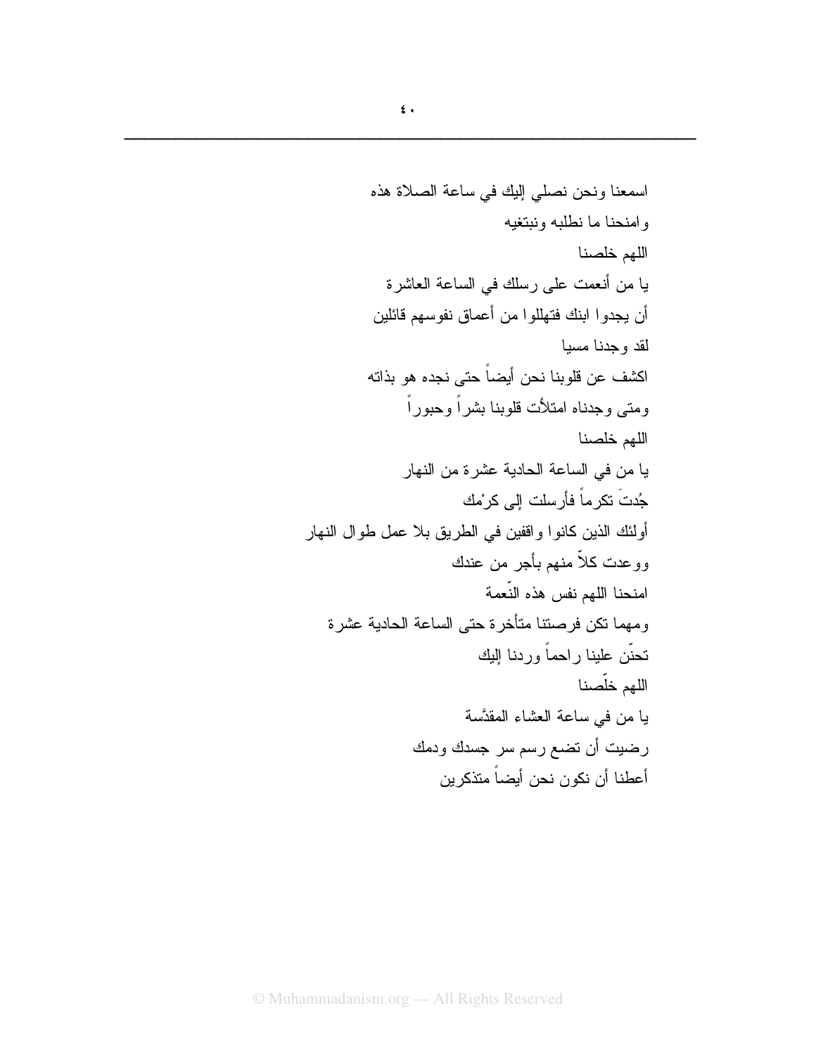اسمعنا ونحن نصلي إليك في ساعة الصلاة هذه

وامنحنا ما نطلبه ونبتغيه

اللهم خلصنا

يا من أنعمت على رسلك في الساعة العاشرة

أن يجدوا ابنك فتهللوا من أعماق نفوسهم قائلين

لقد وجدنا مسيا

اكشف عن قلوبنا نحن أيضاً حتى نجده هو بذاته

ومتى وجدناه امتلأت قلوبنا بشراً وحبوراً

اللهم خلصنا

يا من في الساعة الحادية عشرة من النهار

جُدتَ تكرماً فأَرسلت إلى كرْمك

أولئك الذين كانوا واقفين في الطريق بلا عمل طوال النهار

ووعدت كلاًّ منهم بأجر من عندك

امنحنا اللهم نفس هذه النِّعمة

ومهما تكن فرصتنا متأخرة حتى الساعة الحادية عشرة

تحنّن علينا راحماً وردنا إليك

اللهم خلِّصنا

يا من في ساعة العشاء المقدَّسة

رضيت أن تضع رسم سر جسدك ودمك

أعطنا أن نكون نحن أيضاً متذكرين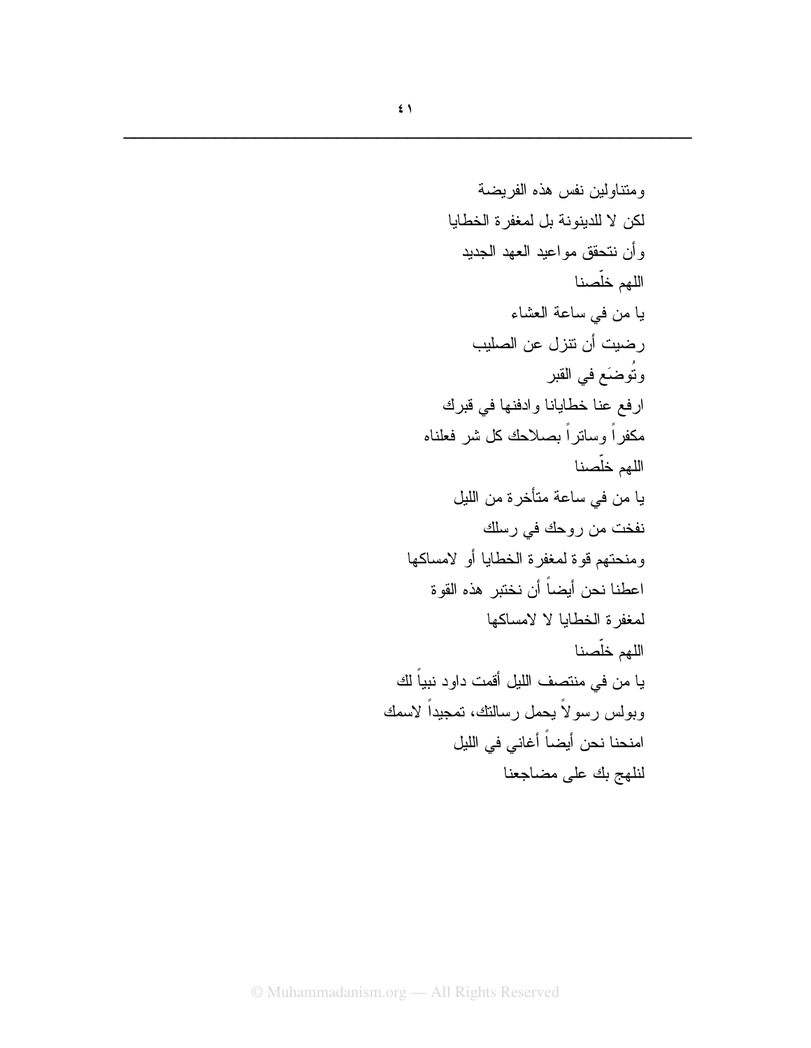ومتناولين نفس هذه الفريضة
لكن لا للدينونة بل لمغفرة الخطايا
وأن نتحقق مواعيد العهد الجديد
اللهم خلّصنا
يا من في ساعة العشاء
رضيت أن تنزل عن الصليب
وتُوضَع في القبر
ارفع عنا خطايانا وادفنها في قبرك
مكفراً وساتراً بصلاحك كل شر فعلناه
اللهم خلّصنا
يا من في ساعة متأخرة من الليل
نفخت من روحك في رسلك
ومنحتهم قوة لمغفرة الخطايا أو لامساكها
اعطنا نحن أيضاً أن نختبر هذه القوة
لمغفرة الخطايا لا لامساكها
اللهم خلّصنا
يا من في منتصف الليل أقمت داود نبياً لك
وبولس رسولاً يحمل رسالتك، تمجيداً لاسمك
امنحنا نحن أيضاً أغاني في الليل
لنلهج بك على مضاجعنا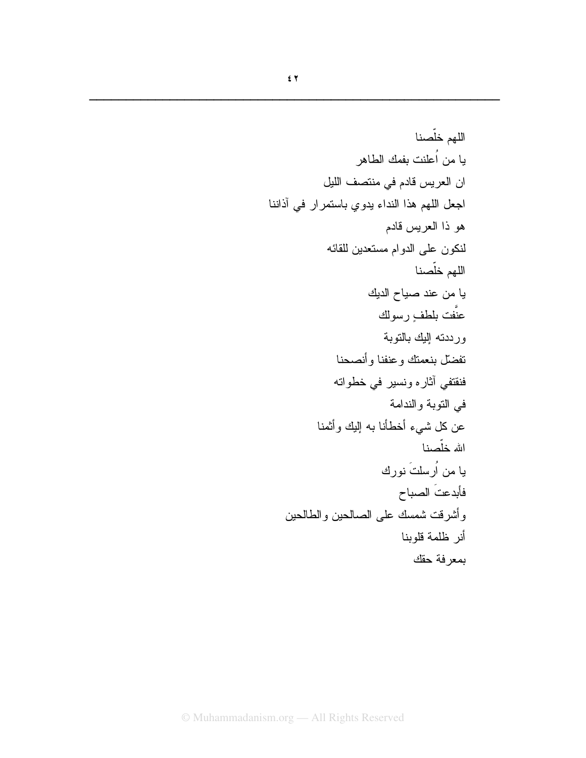اللهم خلّصنا

يا من أُعلنت بفمك الطاهر

ان العريس قادم في منتصف الليل

اجعل اللهم هذا النداء يدوي باستمرار في آذاننا

هو ذا العريس قادم

لنكون على الدوام مستعدين للقائه

اللهم خلّصنا

يا من عند صياح الديك

عنَّفت بلطفٍ رسولك

ورددته إليك بالتوبة

تفضّل بنعمتك وعنفنا وأنصحنا

فنقتفي آثاره ونسير في خطواته

في التوبة والندامة

عن كل شيء أخطأنا به إليك وأثمنا

الله خلّصنا

يا من أُرسلتَ نورك

فأبدعتَ الصباح

وأشرقت شمسك على الصالحين والطالحين

أنر ظلمة قلوبنا

بمعرفة حقك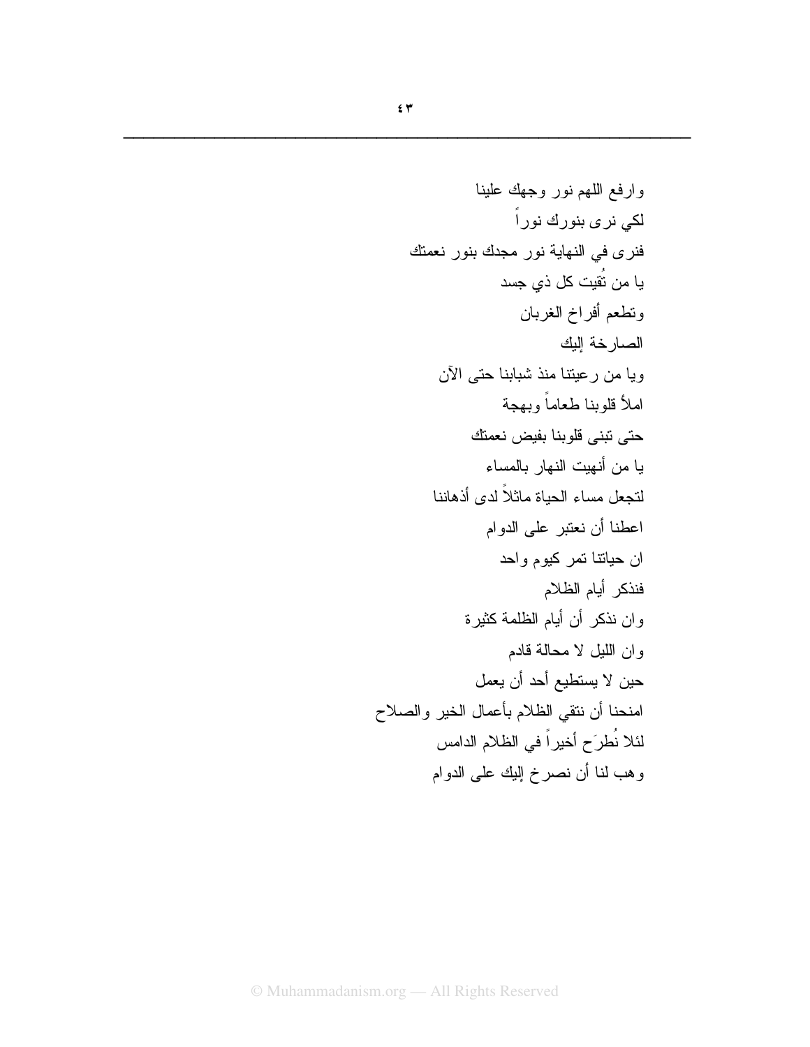وارفع اللهم نور وجهك علينا

لكي نرى بنورك نوراً

فنرى في النهاية نور مجدك بنور نعمتك

يا من تُقيت كل ذي جسد

وتطعم أفراخ الغربان

الصارخة إليك

ويا من رعيتنا منذ شبابنا حتى الآن

املأ قلوبنا طعاماً وبهجة

حتى تبنى قلوبنا بفيض نعمتك

يا من أنهيت النهار بالمساء

لتجعل مساء الحياة ماثلاً لدى أذهاننا

اعطنا أن نعتبر على الدوام

ان حياتنا تمر كيوم واحد

فنذكر أيام الظلام

وان نذكر أن أيام الظلمة كثيرة

وان الليل لا محالة قادم

حين لا يستطيع أحد أن يعمل

امنحنا أن نتقي الظلام بأعمال الخير والصلاح

لئلا نُطرَح أخيراً في الظلام الدامس

وهب لنا أن نصرخ إليك على الدوام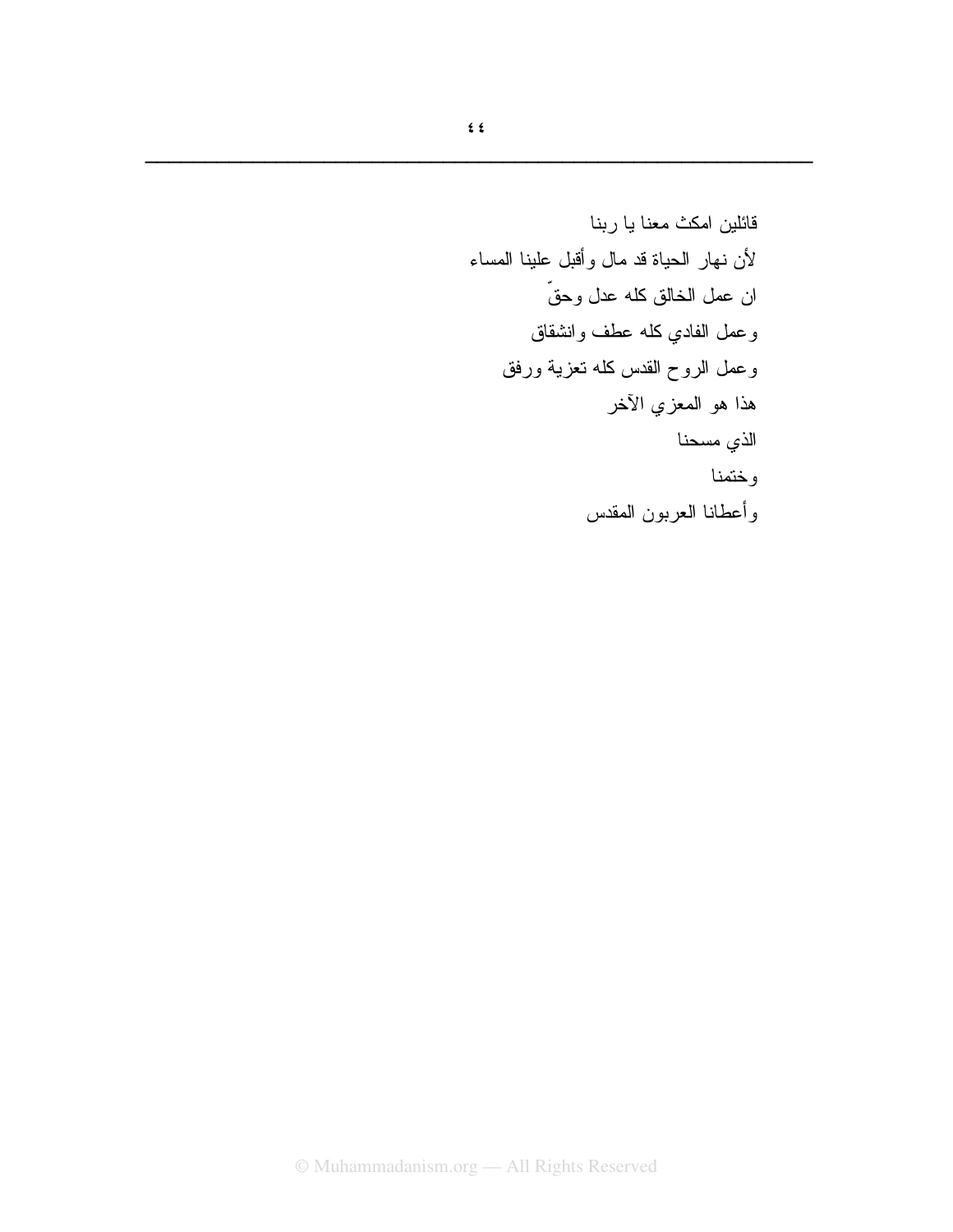قائلين امكث معنا يا ربنا

لأن نهار الحياة قد مال وأقبل علينا المساء

ان عمل الخالق كله عدل وحقّ

وعمل الفادي كله عطف وانشقاق

وعمل الروح القدس كله تعزية ورفق

هذا هو المعزي الآخر

الذي مسحنا

وختمنا

وأعطانا العربون المقدس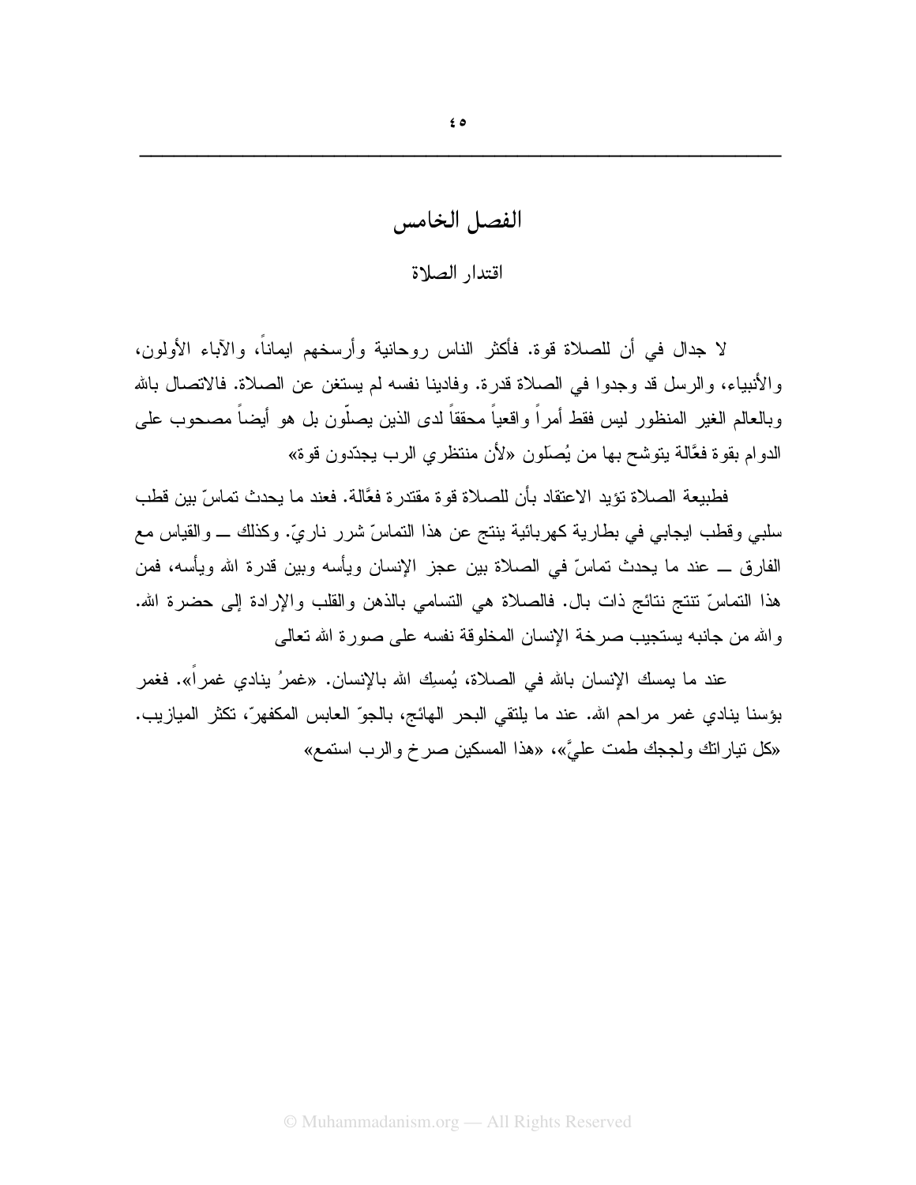# الفصل الخامس

## اقتدار الصلاة

لا جدال في أن للصلاة قوة. فأكثر الناس روحانية وأرسخهم ايماناً، والآباء الأولون، والأنبياء، والرسل قد وجدوا في الصلاة قدرة. وفادينا نفسه لم يستغن عن الصلاة. فالاتصال بالله وبالعالم الغير المنظور ليس فقط أمراً واقعياً محققاً لدى الذين يصلّون بل هو أيضاً مصحوب على الدوام بقوة فعَّالة يتوشح بها من يُصلَون «لأن منتظري الرب يجدّدون قوة»

فطبيعة الصلاة تؤيد الاعتقاد بأن للصلاة قوة مقتدرة فعَّالة. فعند ما يحدث تماسّ بين قطب سلبي وقطب ايجابي في بطارية كهربائية ينتج عن هذا التماسّ شرر ناريّ. وكذلك ــ والقياس مع الفارق ــ عند ما يحدث تماسّ في الصلاة بين عجز الإنسان ويأسه وبين قدرة الله ويأسه، فمن هذا التماسّ تنتج نتائج ذات بال. فالصلاة هي التسامي بالذهن والقلب والإرادة إلى حضرة الله. والله من جانبه يستجيب صرخة الإنسان المخلوقة نفسه على صورة الله تعالى

عند ما يمسك الإنسان بالله في الصلاة، يُمسِك الله بالإنسان. «غمرُ ينادي غمراً». فغمر بؤسنا ينادي غمر مراحم الله. عند ما يلتقي البحر الهائج، بالجوّ العابس المكفهرّ، تكثر الميازيب. «كل تياراتك ولججك طمت عليَّ»، «هذا المسكين صرخ والرب استمع»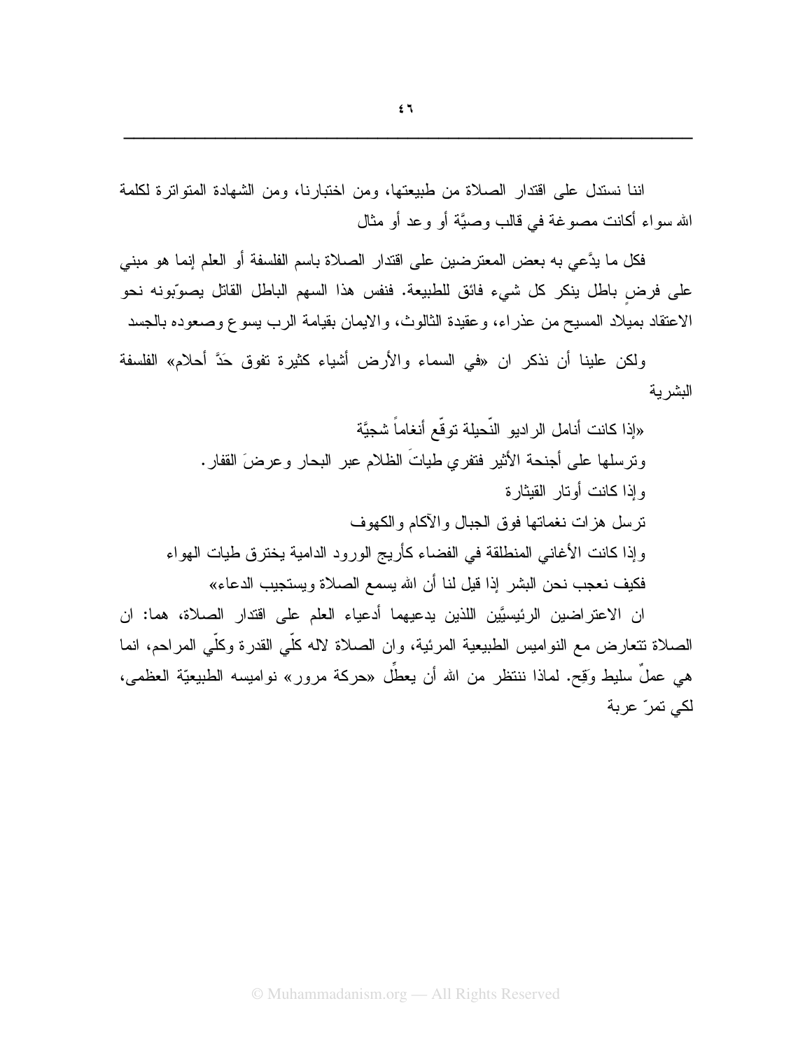اننا نستدل على اقتدار الصلاة من طبيعتها، ومن اختبارنا، ومن الشهادة المتواترة لكلمة الله سواء أكانت مصوغة في قالب وصيَّة أو وعد أو مثال

فكل ما يدَّعي به بعض المعترضين على اقتدار الصلاة باسم الفلسفة أو العلم إنما هو مبني على فرضٍ باطل ينكر كل شيء فائق للطبيعة. فنفس هذا السهم الباطل القاتل يصوّبونه نحو الاعتقاد بميلاد المسيح من عذراء، وعقيدة الثالوث، والايمان بقيامة الرب يسوع وصعوده بالجسد

ولكن علينا أن نذكر ان «في السماء والأرض أشياء كثيرة تفوق حَدَّ أحلام» الفلسفة البشرية

«إذا كانت أنامل الراديو النّحيلة توقّع أنغاماً شجيَّة
وترسلها على أجنحة الأثير فتفري طياتَ الظلام عبر البحار وعرضَ القفار.
وإذا كانت أوتار القيثارة
ترسل هزات نغماتها فوق الجبال والآكام والكهوف
وإذا كانت الأغاني المنطلقة في الفضاء كأريج الورود الدامية يخترق طيات الهواء
فكيف نعجب نحن البشر إذا قيل لنا أن الله يسمع الصلاة ويستجيب الدعاء»

ان الاعتراضين الرئيسيَّين اللذين يدعيهما أدعياء العلم على اقتدار الصلاة، هما: ان الصلاة تتعارض مع النواميس الطبيعية المرئية، وان الصلاة لاله كلّي القدرة وكلّي المراحم، انما هي عملٌ سليط وَقِح. لماذا ننتظر من الله أن يعطِّل «حركة مرور» نواميسه الطبيعيّة العظمى، لكي تمرّ عربة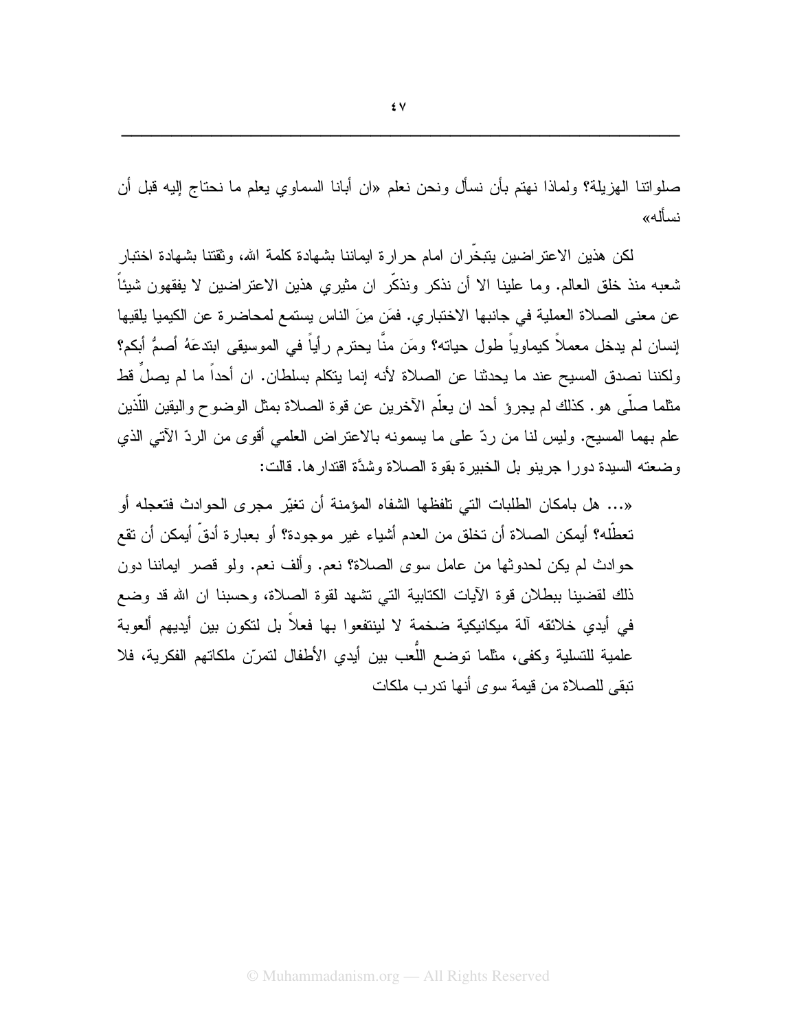صلواتنا الهزيلة؟ ولماذا نهتم بأن نسأل ونحن نعلم «ان أبانا السماوي يعلم ما نحتاج إليه قبل أن نسأله»

لكن هذين الاعتراضين يتبخّران امام حرارة ايماننا بشهادة كلمة الله، وثقتنا بشهادة اختبار شعبه منذ خلق العالم. وما علينا الا أن نذكر ونذكّر ان مثيري هذين الاعتراضين لا يفقهون شيئاً عن معنى الصلاة العملية في جانبها الاختباري. فمَن مِنَ الناس يستمع لمحاضرة عن الكيميا يلقيها إنسان لم يدخل معملاً كيماوياً طول حياته؟ ومَن منّا يحترم رأياً في الموسيقى ابتدعَهُ أصمُّ أبكم؟ ولكننا نصدق المسيح عند ما يحدثنا عن الصلاة لأنه إنما يتكلم بسلطان. ان أحداً ما لم يصلِّ قط مثلما صلّى هو. كذلك لم يجرؤ أحد ان يعلّم الآخرين عن قوة الصلاة بمثل الوضوح واليقين اللّذين علم بهما المسيح. وليس لنا من ردّ على ما يسمونه بالاعتراض العلمي أقوى من الردّ الآتي الذي وضعته السيدة دورا جرينو بل الخبيرة بقوة الصلاة وشدَّة اقتدارها. قالت:

«... هل بامكان الطلبات التي تلفظها الشفاه المؤمنة أن تغيّر مجرى الحوادث فتعجله أو تعطّله؟ أيمكن الصلاة أن تخلق من العدم أشياء غير موجودة؟ أو بعبارة أدقّ أيمكن أن تقع حوادث لم يكن لحدوثها من عامل سوى الصلاة؟ نعم. وألف نعم. ولو قصر ايماننا دون ذلك لقضينا ببطلان قوة الآيات الكتابية التي تشهد لقوة الصلاة، وحسبنا ان الله قد وضع في أيدي خلائقه آلة ميكانيكية ضخمة لا لينتفعوا بها فعلاً بل لتكون بين أيديهم ألعوبة علمية للتسلية وكفى، مثلما توضع اللُّعب بين أيدي الأطفال لتمرّن ملكاتهم الفكرية، فلا تبقى للصلاة من قيمة سوى أنها تدرب ملكات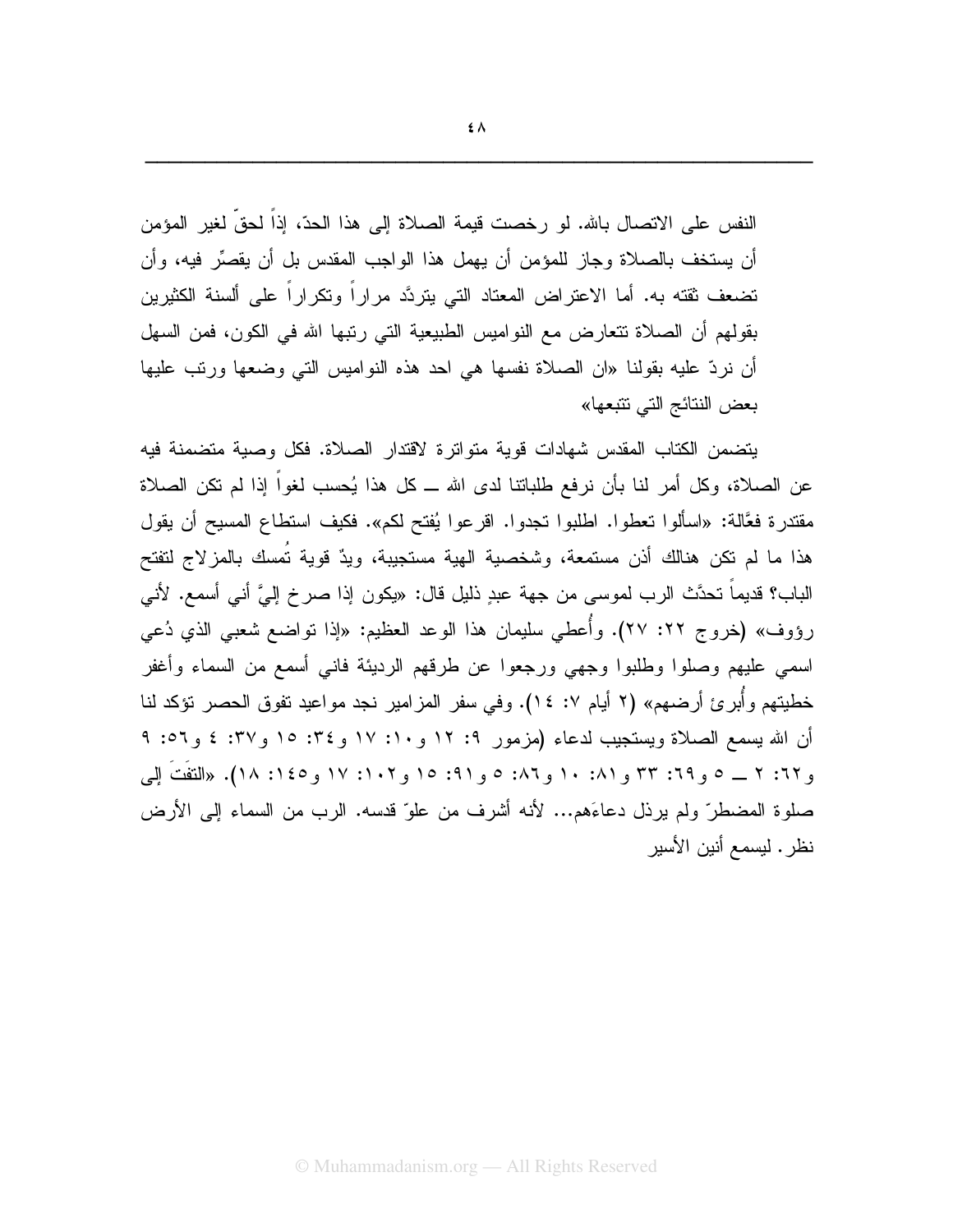النفس على الاتصال بالله. لو رخصت قيمة الصلاة إلى هذا الحدّ، إذاً لحقّ لغير المؤمن أن يستخف بالصلاة وجاز للمؤمن أن يهمل هذا الواجب المقدس بل أن يقصِّر فيه، وأن تضعف ثقته به. أما الاعتراض المعتاد التي يتردَّد مراراً وتكراراً على ألسنة الكثيرين بقولهم أن الصلاة تتعارض مع النواميس الطبيعية التي رتبها الله في الكون، فمن السهل أن نردّ عليه بقولنا «ان الصلاة نفسها هي احد هذه النواميس التي وضعها ورتب عليها بعض النتائج التي تتبعها»

يتضمن الكتاب المقدس شهادات قوية متواترة لاقتدار الصلاة. فكل وصية متضمنة فيه عن الصلاة، وكل أمر لنا بأن نرفع طلباتنا لدى الله ــ كل هذا يُحسب لغواً إذا لم تكن الصلاة مقتدرة فعَّالة: «اسألوا تعطوا. اطلبوا تجدوا. اقرعوا يُفتح لكم». فكيف استطاع المسيح أن يقول هذا ما لم تكن هنالك أذن مستمعة، وشخصية الهية مستجيبة، ويدٌ قوية تُمسك بالمزلاج لتفتح الباب؟ قديماً تحدَّث الرب لموسى من جهة عبدٍ ذليل قال: «يكون إذا صرخ إليَّ أني أسمع. لأني رؤوف» (خروج ٢٢: ٢٧). وأُعطي سليمان هذا الوعد العظيم: «إذا تواضع شعبي الذي دُعي اسمي عليهم وصلوا وطلبوا وجهي ورجعوا عن طرقهم الرديئة فاني أسمع من السماء وأغفر خطيتهم وأُبرئ أرضهم» (٢ أيام ٧: ١٤). وفي سفر المزامير نجد مواعيد تفوق الحصر تؤكد لنا أن الله يسمع الصلاة ويستجيب لدعاء (مزمور ٩: ١٢ و١٠: ١٧ و٣٤: ١٥ و٣٧: ٤ و٥٦: ٩ و٦٢: ٢ ــ ٥ و٦٩: ٣٣ و٨١: ١٠ و٨٦: ٥ و٩١: ١٥ و١٠٢: ١٧ و١٤٥: ١٨). «التفَتَ إلى صلوة المضطرّ ولم يرذل دعاءَهم... لأنه أشرف من علوّ قدسه. الرب من السماء إلى الأرض نظر. ليسمع أنين الأسير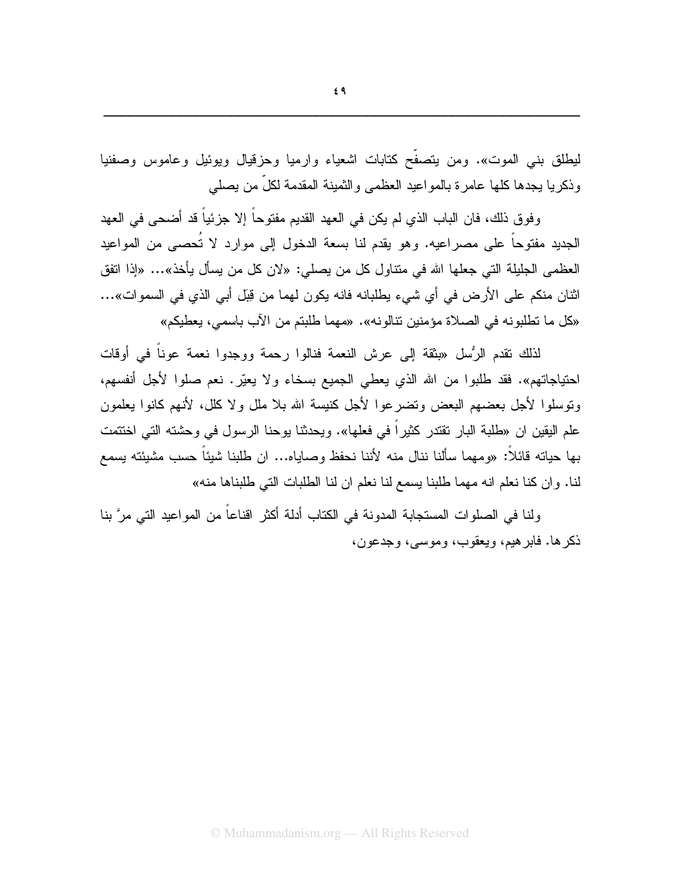ليطلق بني الموت». ومن يتصفّح كتابات اشعياء وارميا وحزقيال ويوئيل وعاموس وصفنيا وذكريا يجدها كلها عامرة بالمواعيد العظمى والثمينة المقدمة لكلّ من يصلي

وفوق ذلك، فان الباب الذي لم يكن في العهد القديم مفتوحاً إلا جزئياً قد أضحى في العهد الجديد مفتوحاً على مصراعيه. وهو يقدم لنا بسعة الدخول إلى موارد لا تُحصى من المواعيد العظمى الجليلة التي جعلها الله في متناول كل من يصلي: «لان كل من يسأل يأخذ»... «إذا اتفق اثنان منكم على الأرض في أي شيء يطلبانه فانه يكون لهما من قِبَل أبي الذي في السموات»... «كل ما تطلبونه في الصلاة مؤمنين تنالونه». «مهما طلبتم من الآب باسمي، يعطيكم»

لذلك تقدم الرُسل «بثقة إلى عرش النعمة فنالوا رحمة ووجدوا نعمة عوناً في أوقات احتياجاتهم». فقد طلبوا من الله الذي يعطي الجميع بسخاء ولا يعيّر. نعم صلوا لأجل أنفسهم، وتوسلوا لأجل بعضهم البعض وتضرعوا لأجل كنيسة الله بلا ملل ولا كلل، لأنهم كانوا يعلمون علم اليقين ان «طلبة البار تقتدر كثيراً في فعلها». ويحدثنا يوحنا الرسول في وحشته التي اختتمت بها حياته قائلاً: «ومهما سألنا ننال منه لأننا نحفظ وصاياه... ان طلبنا شيئاً حسب مشيئته يسمع لنا. وان كنا نعلم انه مهما طلبنا يسمع لنا نعلم ان لنا الطلبات التي طلبناها منه»

ولنا في الصلوات المستجابة المدونة في الكتاب أدلة أكثر اقناعاً من المواعيد التي مرَّ بنا ذكرها. فابرهيم، ويعقوب، وموسى، وجدعون،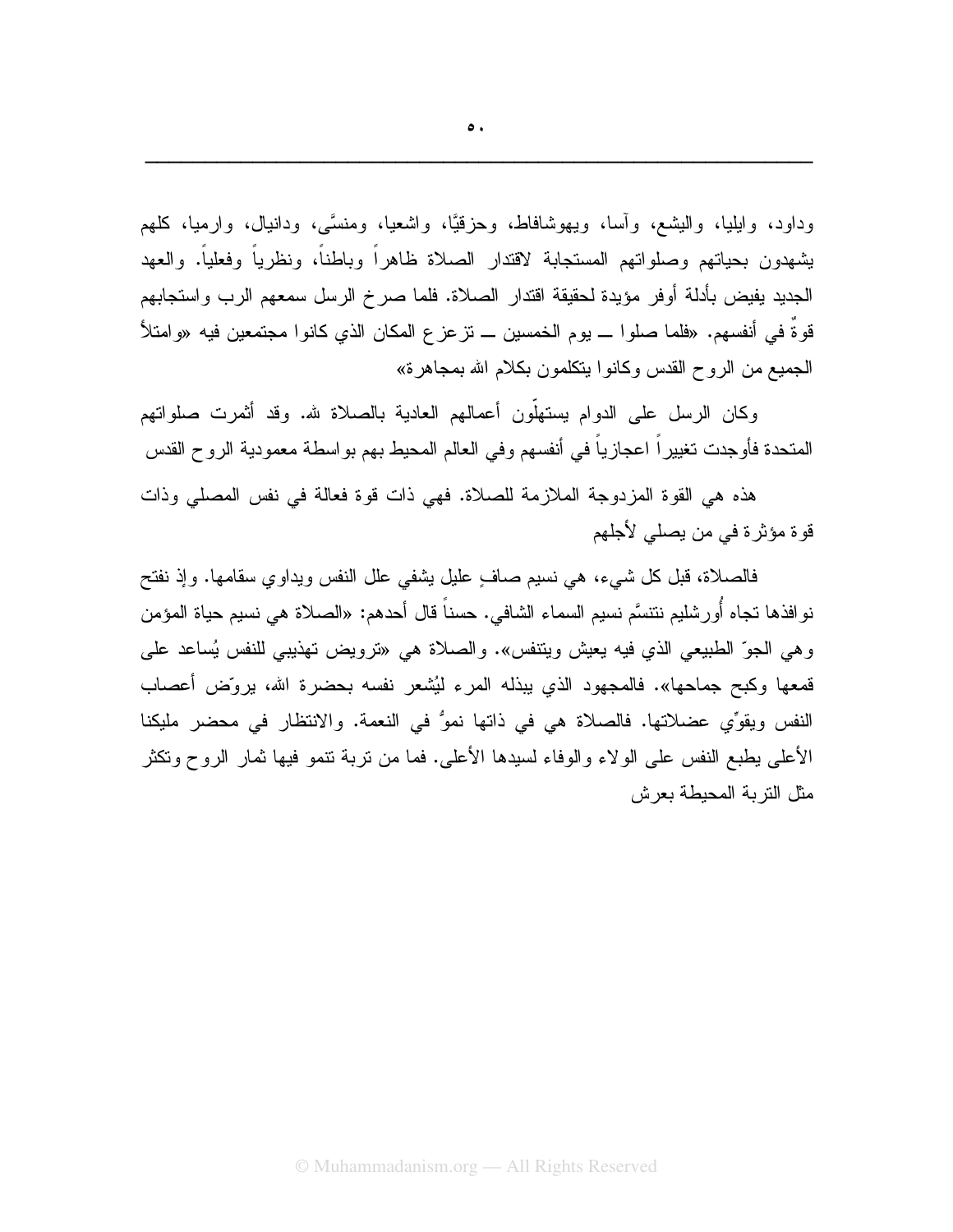وداود، وايليا، واليشع، وآسا، ويهوشافاط، وحزقيًّا، واشعيا، ومنسَّى، ودانيال، وارميا، كلهم يشهدون بحياتهم وصلواتهم المستجابة لاقتدار الصلاة ظاهراً وباطناً، ونظرياً وفعلياً. والعهد الجديد يفيض بأدلة أوفر مؤيدة لحقيقة اقتدار الصلاة. فلما صرخ الرسل سمعهم الرب واستجابهم قوةً في أنفسهم. «فلما صلوا ــ يوم الخمسين ــ تزعزع المكان الذي كانوا مجتمعين فيه «وامتلأ الجميع من الروح القدس وكانوا يتكلمون بكلام الله بمجاهرة»

وكان الرسل على الدوام يستهلّون أعمالهم العادية بالصلاة لله. وقد أثمرت صلواتهم المتحدة فأوجدت تغييراً اعجازياً في أنفسهم وفي العالم المحيط بهم بواسطة معمودية الروح القدس

هذه هي القوة المزدوجة الملازمة للصلاة. فهي ذات قوة فعالة في نفس المصلي وذات قوة مؤثرة في من يصلي لأجلهم

فالصلاة، قبل كل شيء، هي نسيم صافٍ عليل يشفي علل النفس ويداوي سقامها. وإذ نفتح نوافذها تجاه أُورشليم نتنسَّم نسيم السماء الشافي. حسناً قال أحدهم: «الصلاة هي نسيم حياة المؤمن وهي الجوّ الطبيعي الذي فيه يعيش ويتنفس». والصلاة هي «ترويض تهذيبي للنفس يُساعد على قمعها وكبح جماحها». فالمجهود الذي يبذله المرء ليُشعر نفسه بحضرة الله، يروّض أعصاب النفس ويقوّي عضلاتها. فالصلاة هي في ذاتها نموٌّ في النعمة. والانتظار في محضر مليكنا الأعلى يطبع النفس على الولاء والوفاء لسيدها الأعلى. فما من تربة تنمو فيها ثمار الروح وتكثر مثل التربة المحيطة بعرش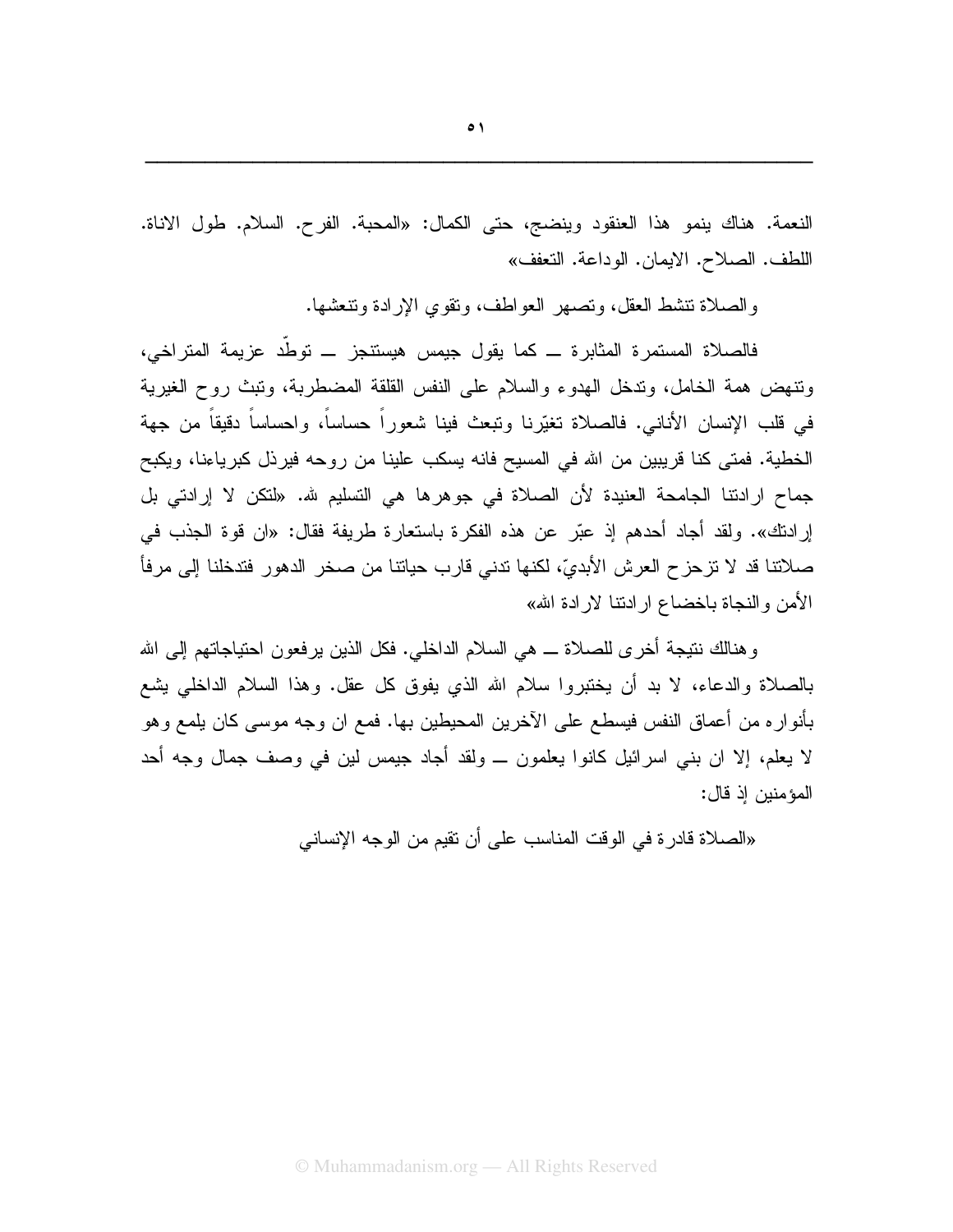النعمة. هناك ينمو هذا العنقود وينضج، حتى الكمال: «المحبة. الفرح. السلام. طول الاناة. اللطف. الصلاح. الايمان. الوداعة. التعفف»

والصلاة تنشط العقل، وتصهر العواطف، وتقوي الإرادة وتنعشها.

فالصلاة المستمرة المثابرة ــ كما يقول جيمس هيستنجز ــ توطّد عزيمة المتراخي، وتنهض همة الخامل، وتدخل الهدوء والسلام على النفس القلقة المضطربة، وتبث روح الغيرية في قلب الإنسان الأناني. فالصلاة تغيّرنا وتبعث فينا شعوراً حساساً، واحساساً دقيقاً من جهة الخطية. فمتى كنا قريبين من الله في المسيح فانه يسكب علينا من روحه فيرذل كبرياءنا، ويكبح جماح ارادتنا الجامحة العنيدة لأن الصلاة في جوهرها هي التسليم لله. «لتكن لا إرادتي بل إرادتك». ولقد أجاد أحدهم إذ عبّر عن هذه الفكرة باستعارة طريفة فقال: «ان قوة الجذب في صلاتنا قد لا تزحزح العرش الأبديّ، لكنها تدني قارب حياتنا من صخر الدهور فتدخلنا إلى مرفأ الأمن والنجاة باخضاع ارادتنا لارادة الله»

وهنالك نتيجة أخرى للصلاة ــ هي السلام الداخلي. فكل الذين يرفعون احتياجاتهم إلى الله بالصلاة والدعاء، لا بد أن يختبروا سلام الله الذي يفوق كل عقل. وهذا السلام الداخلي يشع بأنواره من أعماق النفس فيسطع على الآخرين المحيطين بها. فمع ان وجه موسى كان يلمع وهو لا يعلم، إلا ان بني اسرائيل كانوا يعلمون ــ ولقد أجاد جيمس لين في وصف جمال وجه أحد المؤمنين إذ قال:

«الصلاة قادرة في الوقت المناسب على أن تقيم من الوجه الإنساني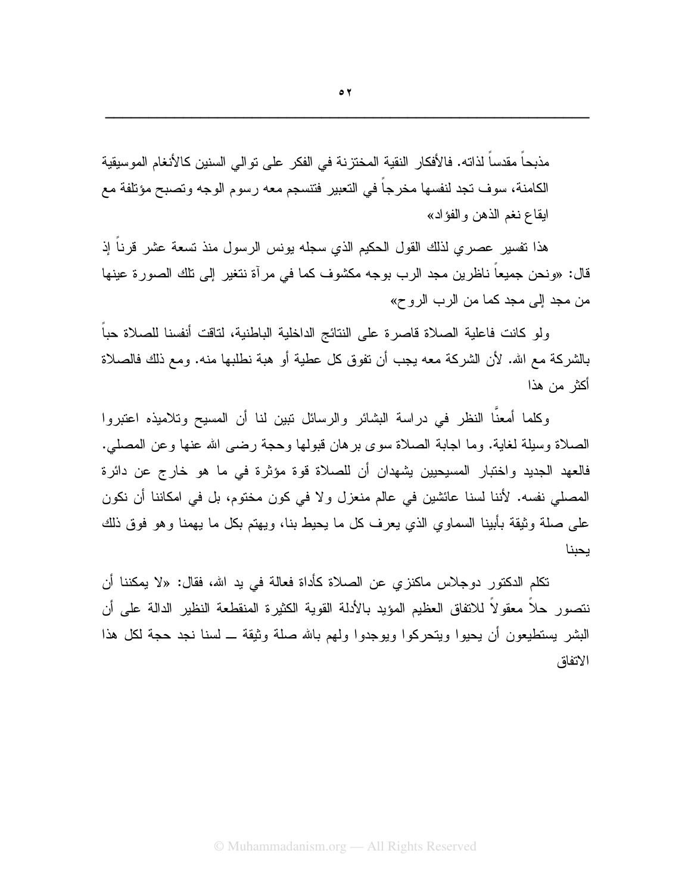مذبحاً مقدساً لذاته. فالأفكار النقية المختزنة في الفكر على توالي السنين كالأنغام الموسيقية الكامنة، سوف تجد لنفسها مخرجاً في التعبير فتنسجم معه رسوم الوجه وتصبح مؤتلفة مع ايقاع نغم الذهن والفؤاد»

هذا تفسير عصري لذلك القول الحكيم الذي سجله يونس الرسول منذ تسعة عشر قرناً إذ قال: «ونحن جميعاً ناظرين مجد الرب بوجه مكشوف كما في مرآة نتغير إلى تلك الصورة عينها من مجد إلى مجد كما من الرب الروح»

ولو كانت فاعلية الصلاة قاصرة على النتائج الداخلية الباطنية، لتاقت أنفسنا للصلاة حباً بالشركة مع الله. لأن الشركة معه يجب أن تفوق كل عطية أو هبة نطلبها منه. ومع ذلك فالصلاة أكثر من هذا

وكلما أمعنَّا النظر في دراسة البشائر والرسائل تبين لنا أن المسيح وتلاميذه اعتبروا الصلاة وسيلة لغاية. وما اجابة الصلاة سوى برهان قبولها وحجة رضى الله عنها وعن المصلي. فالعهد الجديد واختبار المسيحيين يشهدان أن للصلاة قوة مؤثرة في ما هو خارج عن دائرة المصلي نفسه. لأننا لسنا عائشين في عالم منعزل ولا في كون مختوم، بل في امكاننا أن نكون على صلة وثيقة بأبينا السماوي الذي يعرف كل ما يحيط بنا، ويهتم بكل ما يهمنا وهو فوق ذلك يحبنا

تكلم الدكتور دوجلاس ماكنزي عن الصلاة كأداة فعالة في يد الله، فقال: «لا يمكننا أن نتصور حلاً معقولاً للاتفاق العظيم المؤيد بالأدلة القوية الكثيرة المنقطعة النظير الدالة على أن البشر يستطيعون أن يحيوا ويتحركوا ويوجدوا ولهم بالله صلة وثيقة ـــ لسنا نجد حجة لكل هذا الاتفاق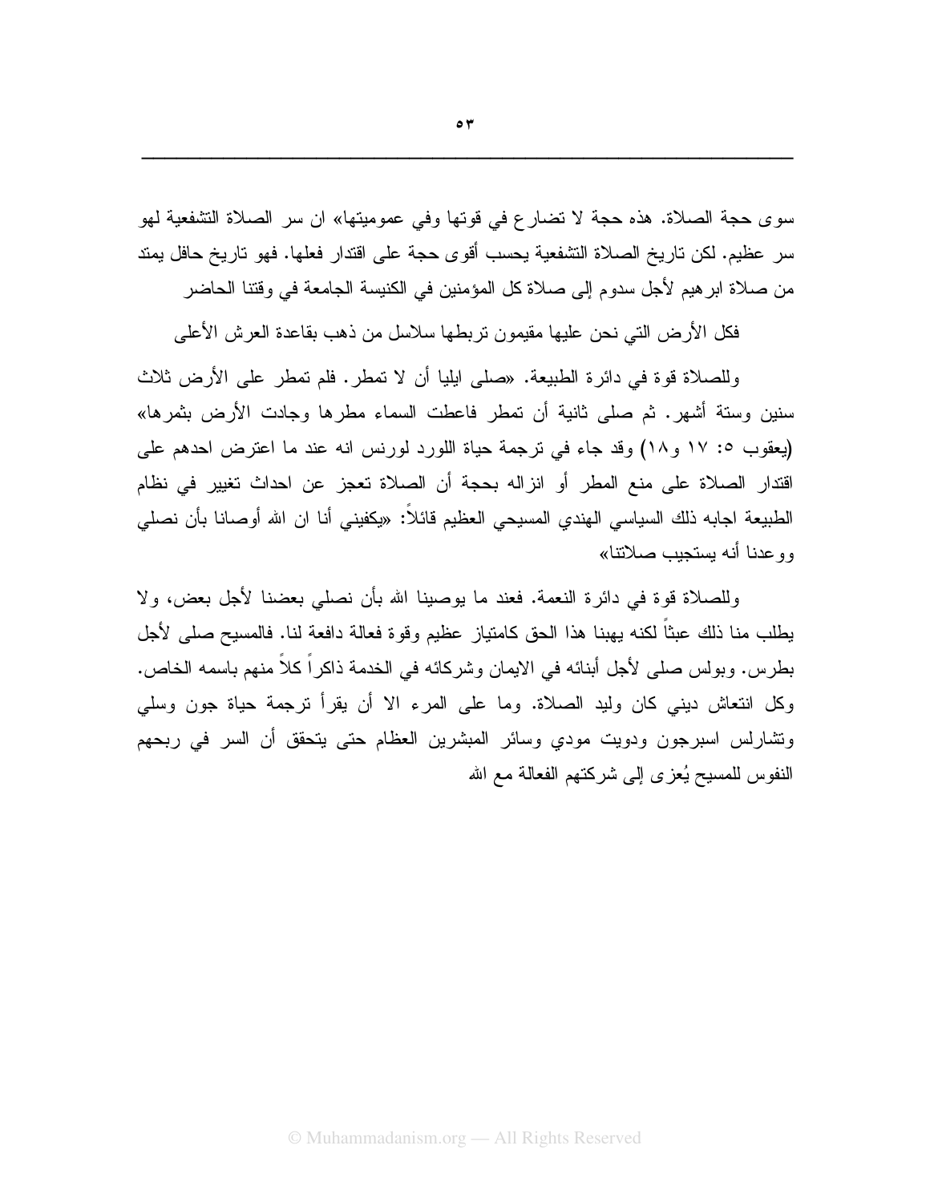سوى حجة الصلاة. هذه حجة لا تضارع في قوتها وفي عموميتها» ان سر الصلاة التشفعية لهو سر عظيم. لكن تاريخ الصلاة التشفعية يحسب أقوى حجة على اقتدار فعلها. فهو تاريخ حافل يمتد من صلاة ابرهيم لأجل سدوم إلى صلاة كل المؤمنين في الكنيسة الجامعة في وقتنا الحاضر

فكل الأرض التي نحن عليها مقيمون تربطها سلاسل من ذهب بقاعدة العرش الأعلى

وللصلاة قوة في دائرة الطبيعة. «صلى ايليا أن لا تمطر. فلم تمطر على الأرض ثلاث سنين وستة أشهر. ثم صلى ثانية أن تمطر فاعطت السماء مطرها وجادت الأرض بثمرها» (يعقوب ٥: ١٧ و١٨) وقد جاء في ترجمة حياة اللورد لورنس انه عند ما اعترض احدهم على اقتدار الصلاة على منع المطر أو انزاله بحجة أن الصلاة تعجز عن احداث تغيير في نظام الطبيعة اجابه ذلك السياسي الهندي المسيحي العظيم قائلاً: «يكفيني أنا ان الله أوصانا بأن نصلي ووعدنا أنه يستجيب صلاتنا»

وللصلاة قوة في دائرة النعمة. فعند ما يوصينا الله بأن نصلي بعضنا لأجل بعض، ولا يطلب منا ذلك عبثاً لكنه يهبنا هذا الحق كامتياز عظيم وقوة فعالة دافعة لنا. فالمسيح صلى لأجل بطرس. وبولس صلى لأجل أبنائه في الايمان وشركائه في الخدمة ذاكراً كلاً منهم باسمه الخاص. وكل انتعاش ديني كان وليد الصلاة. وما على المرء الا أن يقرأ ترجمة حياة جون وسلي وتشارلس اسبرجون ودويت مودي وسائر المبشرين العظام حتى يتحقق أن السر في ربحهم النفوس للمسيح يُعزى إلى شركتهم الفعالة مع الله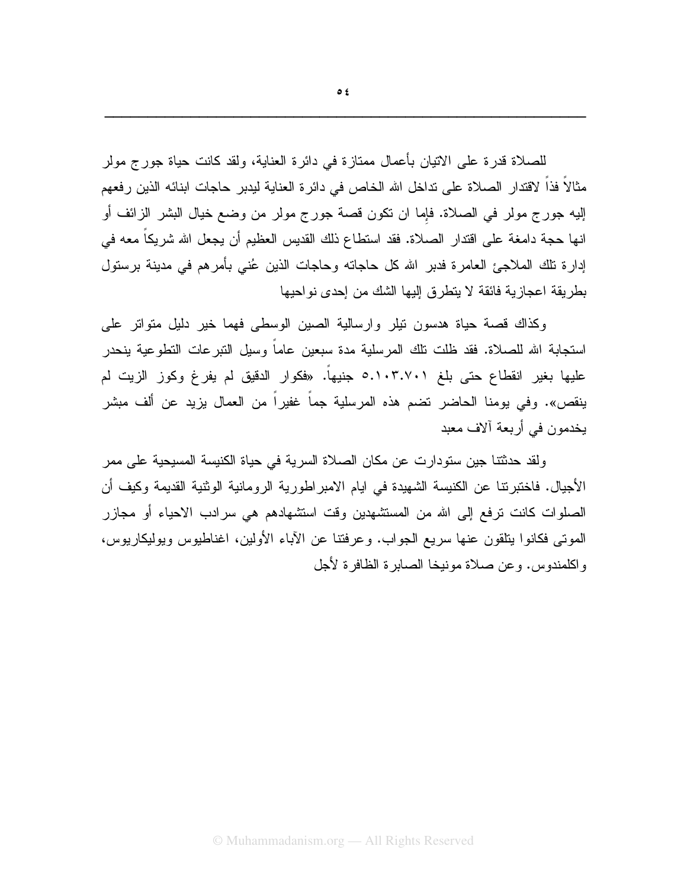للصلاة قدرة على الاتيان بأعمال ممتازة في دائرة العناية، ولقد كانت حياة جورج مولر مثالاً فذاً لاقتدار الصلاة على تداخل الله الخاص في دائرة العناية ليدبر حاجات ابنائه الذين رفعهم إليه جورج مولر في الصلاة. فإما ان تكون قصة جورج مولر من وضع خيال البشر الزائف أو انها حجة دامغة على اقتدار الصلاة. فقد استطاع ذلك القديس العظيم أن يجعل الله شريكاً معه في إدارة تلك الملاجئ العامرة فدبر الله كل حاجاته وحاجات الذين عُني بأمرهم في مدينة برستول بطريقة اعجازية فائقة لا يتطرق إليها الشك من إحدى نواحيها

وكذاك قصة حياة هدسون تيلر وارسالية الصين الوسطى فهما خير دليل متواتر على استجابة الله للصلاة. فقد ظلت تلك المرسلية مدة سبعين عاماً وسيل التبرعات التطوعية ينحدر عليها بغير انقطاع حتى بلغ ٥.١٠٣.٧٠١ جنيهاً. «فكوار الدقيق لم يفرغ وكوز الزيت لم ينقص». وفي يومنا الحاضر تضم هذه المرسلية جماً غفيراً من العمال يزيد عن ألف مبشر يخدمون في أربعة آلاف معبد

ولقد حدثتنا جين ستودارت عن مكان الصلاة السرية في حياة الكنيسة المسيحية على ممر الأجيال. فاختبرتنا عن الكنيسة الشهيدة في ايام الامبراطورية الرومانية الوثنية القديمة وكيف أن الصلوات كانت ترفع إلى الله من المستشهدين وقت استشهادهم هي سرادب الاحياء أو مجازر الموتى فكانوا يتلقون عنها سريع الجواب. وعرفتنا عن الآباء الأولين، اغناطيوس ويوليكاريوس، واكلمندوس. وعن صلاة مونيخا الصابرة الظافرة لأجل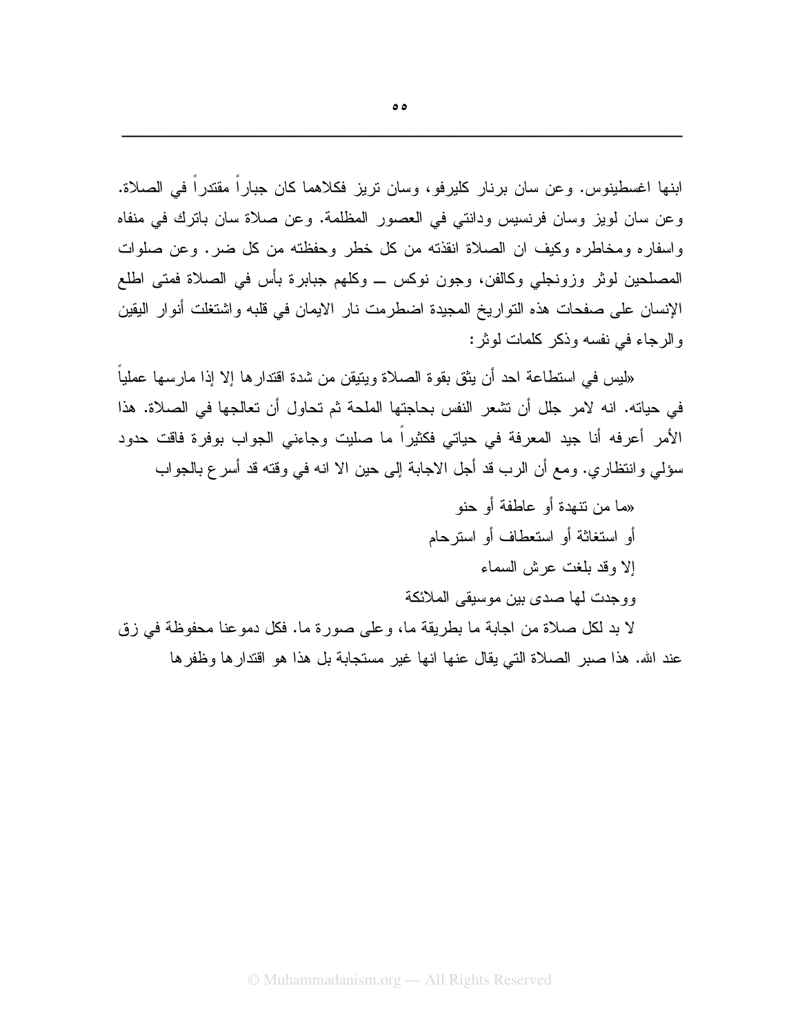ابنها اغسطينوس. وعن سان برنار كليرفو، وسان تريز فكلاهما كان جباراً مقتدراً في الصلاة. وعن سان لويز وسان فرنسيس ودانتي في العصور المظلمة. وعن صلاة سان باترك في منفاه واسفاره ومخاطره وكيف ان الصلاة انقذته من كل خطر وحفظته من كل ضر. وعن صلوات المصلحين لوثر وزونجلي وكالفن، وجون نوكس ــ وكلهم جبابرة بأس في الصلاة فمتى اطلع الإنسان على صفحات هذه التواريخ المجيدة اضطرمت نار الايمان في قلبه واشتعلت أنوار اليقين والرجاء في نفسه وذكر كلمات لوثر:

«ليس في استطاعة احد أن يثق بقوة الصلاة ويتيقن من شدة اقتدارها إلا إذا مارسها عملياً في حياته. انه لامر جلل أن تشعر النفس بحاجتها الملحة ثم تحاول أن تعالجها في الصلاة. هذا الأمر أعرفه أنا جيد المعرفة في حياتي فكثيراً ما صليت وجاءني الجواب بوفرة فاقت حدود سؤلي وانتظاري. ومع أن الرب قد أجل الاجابة إلى حين الا انه في وقته قد أسرع بالجواب

«ما من تنهدة أو عاطفة أو حنو  
أو استغاثة أو استعطاف أو استرحام  
إلا وقد بلغت عرش السماء  
ووجدت لها صدى بين موسيقى الملائكة

لا بد لكل صلاة من اجابة ما بطريقة ما، وعلى صورة ما. فكل دموعنا محفوظة في زق عند الله. هذا صبر الصلاة التي يقال عنها انها غير مستجابة بل هذا هو اقتدارها وظفرها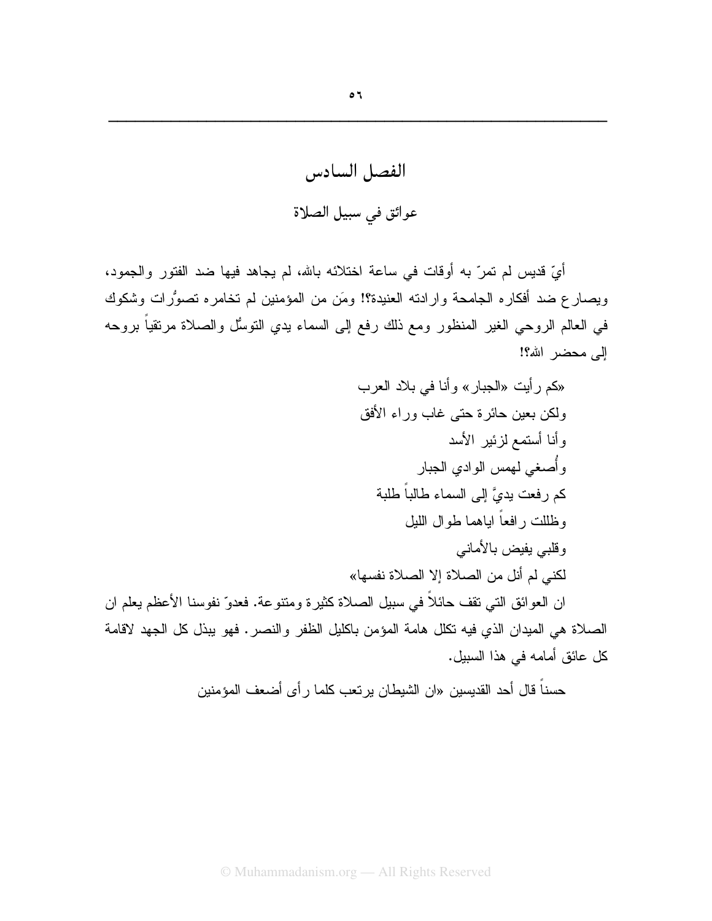## الفصل السادس

### عوائق في سبيل الصلاة

أيّ قديس لم تمرّ به أوقات في ساعة اختلائه بالله، لم يجاهد فيها ضد الفتور والجمود، ويصارع ضد أفكاره الجامحة وارادته العنيدة؟! ومَن من المؤمنين لم تخامره تصوُّرات وشكوك في العالم الروحي الغير المنظور ومع ذلك رفع إلى السماء يدي التوسُّل والصلاة مرتقياً بروحه إلى محضر الله؟!

«كم رأيت «الجبار» وأنا في بلاد العرب
ولكن بعين حائرة حتى غاب وراء الأفق
وأنا أستمع لزئير الأسد
وأُصغي لهمس الوادي الجبار
كم رفعت يديَّ إلى السماء طالباً طلبة
وظللت رافعاً اياهما طوال الليل
وقلبي يفيض بالأماني
لكني لم أنل من الصلاة إلا الصلاة نفسها»

ان العوائق التي تقف حائلاً في سبيل الصلاة كثيرة ومتنوعة. فعدوّ نفوسنا الأعظم يعلم ان الصلاة هي الميدان الذي فيه تكلل هامة المؤمن باكليل الظفر والنصر. فهو يبذل كل الجهد لاقامة كل عائق أمامه في هذا السبيل.

حسناً قال أحد القديسين «ان الشيطان يرتعب كلما رأى أضعف المؤمنين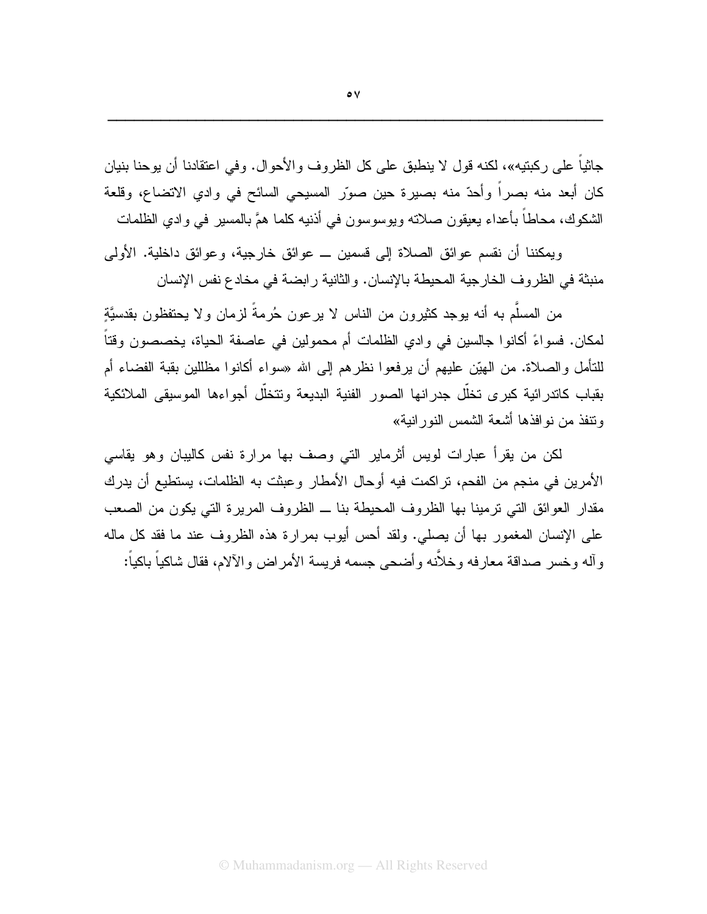جاثياً على ركبتيه»، لكنه قول لا ينطبق على كل الظروف والأحوال. وفي اعتقادنا أن يوحنا بنيان كان أبعد منه بصراً وأحدّ منه بصيرة حين صوّر المسيحي السائح في وادي الاتضاع، وقلعة الشكوك، محاطاً بأعداء يعيقون صلاته ويوسوسون في أذنيه كلما همَّ بالمسير في وادي الظلمات

ويمكننا أن نقسم عوائق الصلاة إلى قسمين ــ عوائق خارجية، وعوائق داخلية. الأولى منبثة في الظروف الخارجية المحيطة بالإنسان. والثانية رابضة في مخادع نفس الإنسان

من المسلَّم به أنه يوجد كثيرون من الناس لا يرعون حُرمةً لزمان ولا يحتفظون بقدسيَّةٍ لمكان. فسواءً أكانوا جالسين في وادي الظلمات أم محمولين في عاصفة الحياة، يخصصون وقتاً للتأمل والصلاة. من الهيّن عليهم أن يرفعوا نظرهم إلى الله «سواء أكانوا مظللين بقبة الفضاء أم بقباب كاتدرائية كبرى تخلّل جدرانها الصور الفنية البديعة وتتخلّل أجواءها الموسيقى الملائكية وتنفذ من نوافذها أشعة الشمس النورانية»

لكن من يقرأ عبارات لويس أنثرماير التي وصف بها مرارة نفس كاليبان وهو يقاسي الأمرين في منجم من الفحم، تراكمت فيه أوحال الأمطار وعبثت به الظلمات، يستطيع أن يدرك مقدار العوائق التي ترمينا بها الظروف المحيطة بنا ــ الظروف المريرة التي يكون من الصعب على الإنسان المغمور بها أن يصلي. ولقد أحس أيوب بمرارة هذه الظروف عند ما فقد كل ماله وآله وخسر صداقة معارفه وخلاَّنه وأضحى جسمه فريسة الأمراض والآلام، فقال شاكياً باكياً: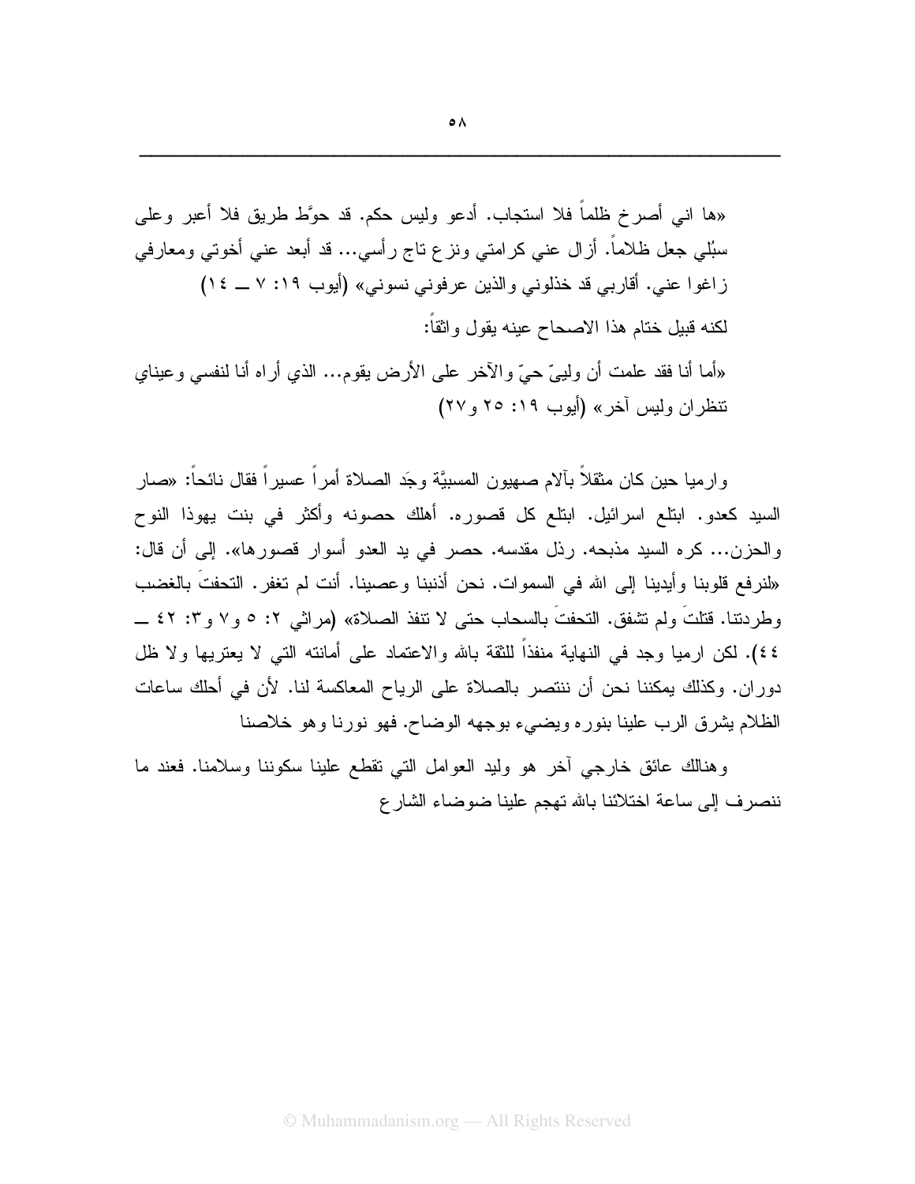«ها اني أصرخ ظلماً فلا استجاب. أدعو وليس حكم. قد حوَّط طريق فلا أعبر وعلى سبُلي جعل ظلاماً. أزال عني كرامتي ونزع تاج رأسي... قد أبعد عني أخوتي ومعارفي زاغوا عني. أقاربي قد خذلوني والذين عرفوني نسوني» (أيوب ١٩: ٧ ــ ١٤)

لكنه قبيل ختام هذا الاصحاح عينه يقول واثقاً:

«أما أنا فقد علمت أن وليىّ حيّ والآخر على الأرض يقوم... الذي أراه أنا لنفسي وعيناي تنظران وليس آخر» (أيوب ١٩: ٢٥ و٢٧)

وارميا حين كان مثقلاً بآلام صهيون المسبيَّة وجَد الصلاة أمراً عسيراً فقال نائحاً: «صار السيد كعدو. ابتلع اسرائيل. ابتلع كل قصوره. أهلك حصونه وأكثر في بنت يهوذا النوح والحزن... كره السيد مذبحه. رذل مقدسه. حصر في يد العدو أسوار قصورها». إلى أن قال: «لنرفع قلوبنا وأيدينا إلى الله في السموات. نحن أذنبنا وعصينا. أنت لم تغفر. التحفتَ بالغضب وطردتنا. قتلتَ ولم تشفق. التحفتَ بالسحاب حتى لا تنفذ الصلاة» (مراثي ٢: ٥ و٧ و٣: ٤٢ ــ ٤٤). لكن ارميا وجد في النهاية منفذاً للثقة بالله والاعتماد على أمانته التي لا يعتريها ولا ظل دوران. وكذلك يمكننا نحن أن ننتصر بالصلاة على الرياح المعاكسة لنا. لأن في أحلك ساعات الظلام يشرق الرب علينا بنوره ويضيء بوجهه الوضاح. فهو نورنا وهو خلاصنا

وهنالك عائق خارجي آخر هو وليد العوامل التي تقطع علينا سكوننا وسلامنا. فعند ما ننصرف إلى ساعة اختلائنا بالله تهجم علينا ضوضاء الشارع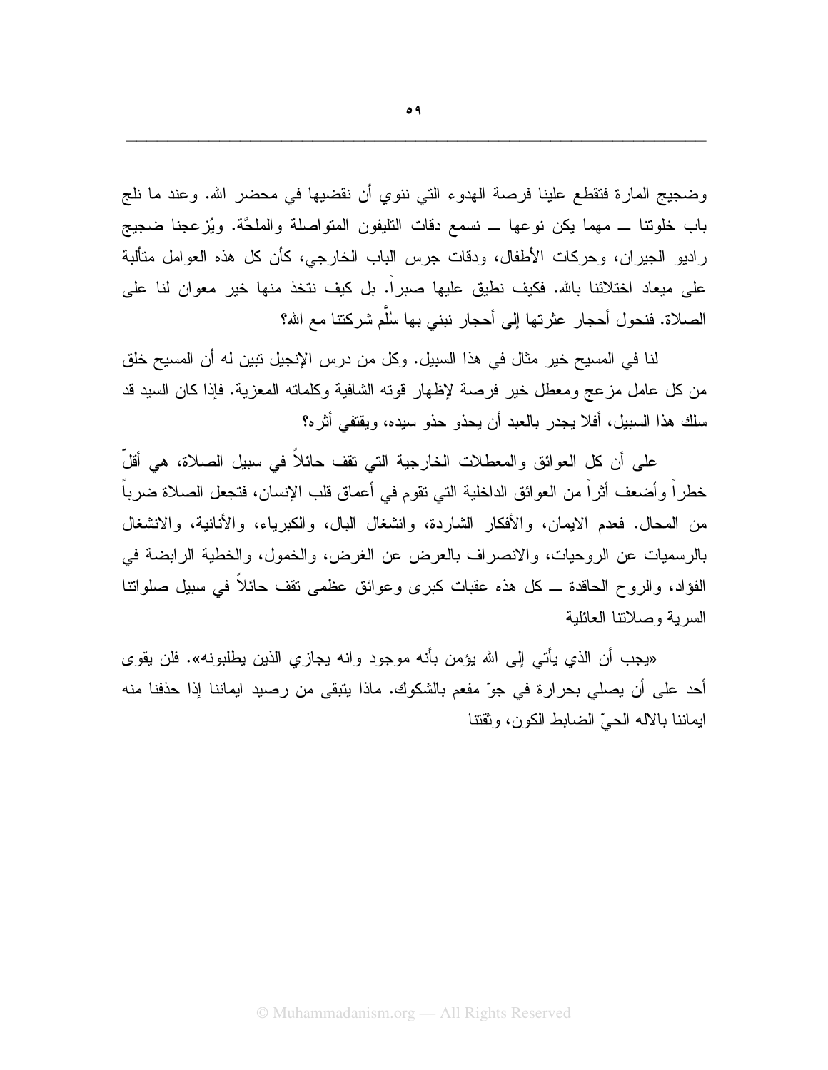وضجيج المارة فتقطع علينا فرصة الهدوء التي ننوي أن نقضيها في محضر الله. وعند ما نلج باب خلوتنا ــ مهما يكن نوعها ــ نسمع دقات التليفون المتواصلة والملحَّة. ويُزعجنا ضجيج راديو الجيران، وحركات الأطفال، ودقات جرس الباب الخارجي، كأن كل هذه العوامل متألبة على ميعاد اختلائنا بالله. فكيف نطيق عليها صبراً. بل كيف نتخذ منها خير معوان لنا على الصلاة. فنحول أحجار عثرتها إلى أحجار نبني بها سُلَّم شركتنا مع الله؟

لنا في المسيح خير مثال في هذا السبيل. وكل من درس الإنجيل تبين له أن المسيح خلق من كل عامل مزعج ومعطل خير فرصة لإظهار قوته الشافية وكلماته المعزية. فإذا كان السيد قد سلك هذا السبيل، أفلا يجدر بالعبد أن يحذو حذو سيده، ويقتفي أثره؟

على أن كل العوائق والمعطلات الخارجية التي تقف حائلاً في سبيل الصلاة، هي أقلّ خطراً وأضعف أثراً من العوائق الداخلية التي تقوم في أعماق قلب الإنسان، فتجعل الصلاة ضرباً من المحال. فعدم الايمان، والأفكار الشاردة، وانشغال البال، والكبرياء، والأنانية، والانشغال بالرسميات عن الروحيات، والانصراف بالعرض عن الغرض، والخمول، والخطية الرابضة في الفؤاد، والروح الحاقدة ــ كل هذه عقبات كبرى وعوائق عظمى تقف حائلاً في سبيل صلواتنا السرية وصلاتنا العائلية

«يجب أن الذي يأتي إلى الله يؤمن بأنه موجود وانه يجازي الذين يطلبونه». فلن يقوى أحد على أن يصلي بحرارة في جوّ مفعم بالشكوك. ماذا يتبقى من رصيد ايماننا إذا حذفنا منه ايماننا بالاله الحيّ الضابط الكون، وثقتنا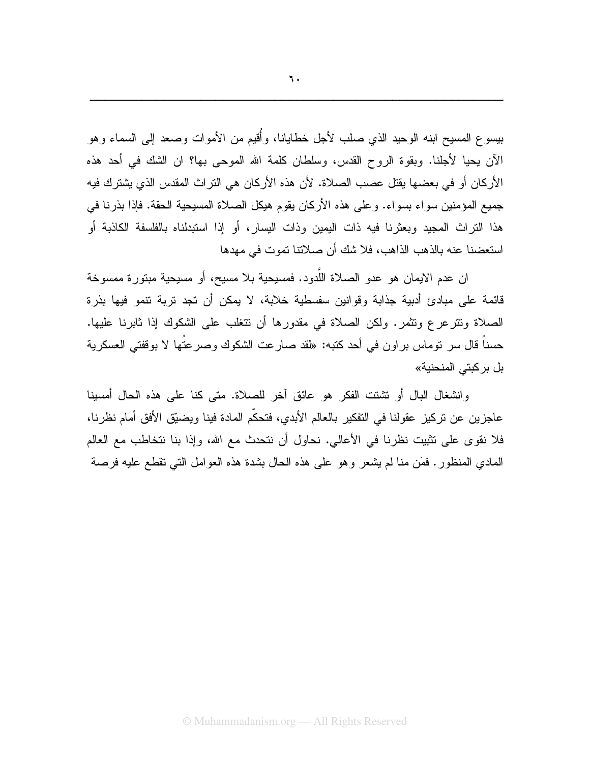بيسوع المسيح ابنه الوحيد الذي صلب لأجل خطايانا، وأُقيم من الأموات وصعد إلى السماء وهو الآن يحيا لأجلنا. وبقوة الروح القدس، وسلطان كلمة الله الموحى بها؟ ان الشك في أحد هذه الأركان أو في بعضها يقتل عصب الصلاة. لأن هذه الأركان هي التراث المقدس الذي يشترك فيه جميع المؤمنين سواء بسواء. وعلى هذه الأركان يقوم هيكل الصلاة المسيحية الحقة. فإذا بذرنا في هذا التراث المجيد وبعثرنا فيه ذات اليمين وذات اليسار، أو إذا استبدلناه بالفلسفة الكاذبة أو استعضنا عنه بالذهب الذاهب، فلا شك أن صلاتنا تموت في مهدها

ان عدم الايمان هو عدو الصلاة اللَّدود. فمسيحية بلا مسيح، أو مسيحية مبتورة ممسوخة قائمة على مبادئ أدبية جذابة وقوانين سفسطية خلابة، لا يمكن أن تجد تربة تنمو فيها بذرة الصلاة وتترعرع وتثمر. ولكن الصلاة في مقدورها أن تتغلب على الشكوك إذا ثابرنا عليها. حسناً قال سر توماس براون في أحد كتبه: «لقد صارعت الشكوك وصرعتُها لا بوقفتي العسكرية بل بركبتي المنحنية»

وانشغال البال أو تشتت الفكر هو عائق آخر للصلاة. متى كنا على هذه الحال أمسينا عاجزين عن تركيز عقولنا في التفكير بالعالم الأبدي، فتحكّم المادة فينا ويضيّق الأفق أمام نظرنا، فلا نقوى على تثبيت نظرنا في الأعالي. نحاول أن نتحدث مع الله، وإذا بنا نتخاطب مع العالم المادي المنظور. فمَن منا لم يشعر وهو على هذه الحال بشدة هذه العوامل التي تقطع عليه فرصة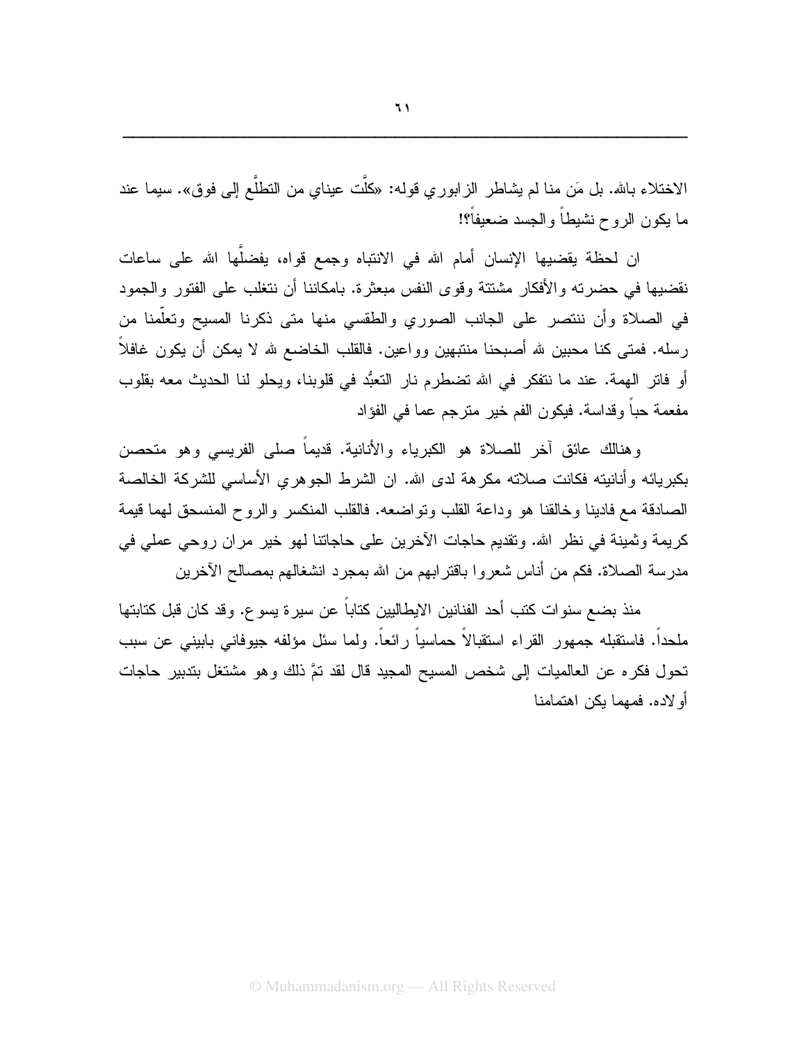الاختلاء بالله. بل مَن منا لم يشاطر الزابوري قوله: «كلَّت عيناي من التطلُّع إلى فوق». سيما عند ما يكون الروح نشيطاً والجسد ضعيفاً؟!

ان لحظة يقضيها الإنسان أمام الله في الانتباه وجمع قواه، يفضلُّها الله على ساعات نقضيها في حضرته والأفكار مشتتة وقوى النفس مبعثرة. بامكاننا أن نتغلب على الفتور والجمود في الصلاة وأن ننتصر على الجانب الصوري والطقسي منها متى ذكرنا المسيح وتعلّمنا من رسله. فمتى كنا محبين لله أصبحنا منتبهين وواعين. فالقلب الخاضع لله لا يمكن أن يكون غافلاً أو فاتر الهمة. عند ما نتفكر في الله تضطرم نار التعبُّد في قلوبنا، ويحلو لنا الحديث معه بقلوب مفعمة حباً وقداسة. فيكون الفم خير مترجم عما في الفؤاد

وهنالك عائق آخر للصلاة هو الكبرياء والأنانية. قديماً صلى الفريسي وهو متحصن بكبريائه وأنانيته فكانت صلاته مكرهة لدى الله. ان الشرط الجوهري الأساسي للشركة الخالصة الصادقة مع فادينا وخالقنا هو وداعة القلب وتواضعه. فالقلب المنكسر والروح المنسحق لهما قيمة كريمة وثمينة في نظر الله. وتقديم حاجات الآخرين على حاجاتنا لهو خير مران روحي عملي في مدرسة الصلاة. فكم من أناس شعروا باقترابهم من الله بمجرد انشغالهم بمصالح الآخرين

منذ بضع سنوات كتب أحد الفنانين الايطاليين كتاباً عن سيرة يسوع. وقد كان قبل كتابتها ملحداً. فاستقبله جمهور القراء استقبالاً حماسياً رائعاً. ولما سئل مؤلفه جيوفاني بابيني عن سبب تحول فكره عن العالميات إلى شخص المسيح المجيد قال لقد تمَّ ذلك وهو مشتغل بتدبير حاجات أولاده. فمهما يكن اهتمامنا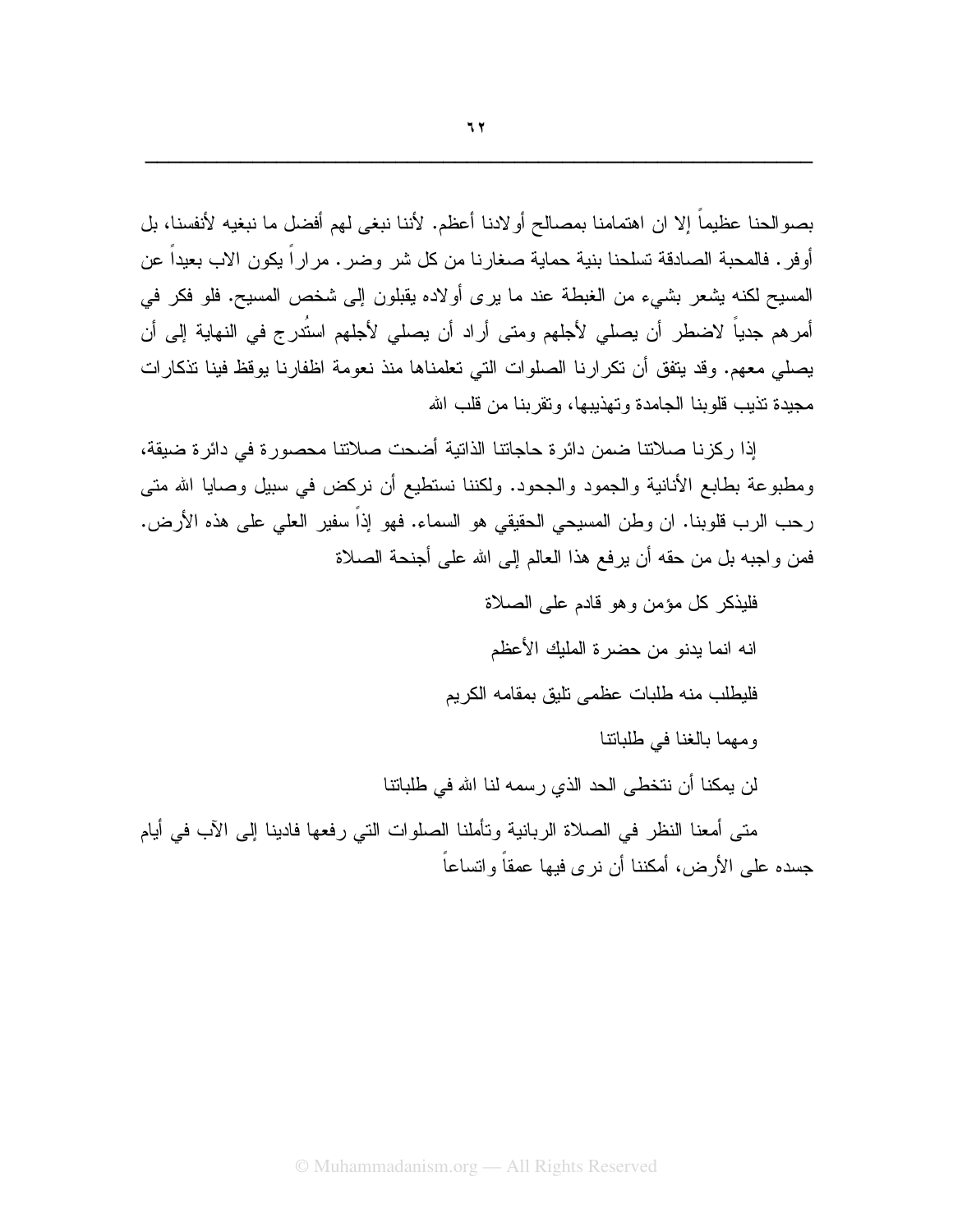بصوالحنا عظيماً إلا ان اهتمامنا بمصالح أولادنا أعظم. لأننا نبغى لهم أفضل ما نبغيه لأنفسنا، بل أوفر. فالمحبة الصادقة تسلحنا بنية حماية صغارنا من كل شر وضر. مراراً يكون الاب بعيداً عن المسيح لكنه يشعر بشيء من الغبطة عند ما يرى أولاده يقبلون إلى شخص المسيح. فلو فكر في أمرهم جدياً لاضطر أن يصلي لأجلهم ومتى أراد أن يصلي لأجلهم استُدرج في النهاية إلى أن يصلي معهم. وقد يتفق أن تكرارنا الصلوات التي تعلمناها منذ نعومة اظفارنا يوقظ فينا تذكارات مجيدة تذيب قلوبنا الجامدة وتهذيبها، وتقربنا من قلب الله

إذا ركزنا صلاتنا ضمن دائرة حاجاتنا الذاتية أضحت صلاتنا محصورة في دائرة ضيقة، ومطبوعة بطابع الأنانية والجمود والجحود. ولكننا نستطيع أن نركض في سبيل وصايا الله متى رحب الرب قلوبنا. ان وطن المسيحي الحقيقي هو السماء. فهو إذاً سفير العلي على هذه الأرض. فمن واجبه بل من حقه أن يرفع هذا العالم إلى الله على أجنحة الصلاة

فليذكر كل مؤمن وهو قادم على الصلاة

انه انما يدنو من حضرة المليك الأعظم

فليطلب منه طلبات عظمى تليق بمقامه الكريم

ومهما بالغنا في طلباتنا

لن يمكنا أن نتخطى الحد الذي رسمه لنا الله في طلباتنا

متى أمعنا النظر في الصلاة الربانية وتأملنا الصلوات التي رفعها فادينا إلى الآب في أيام جسده على الأرض، أمكننا أن نرى فيها عمقاً واتساعاً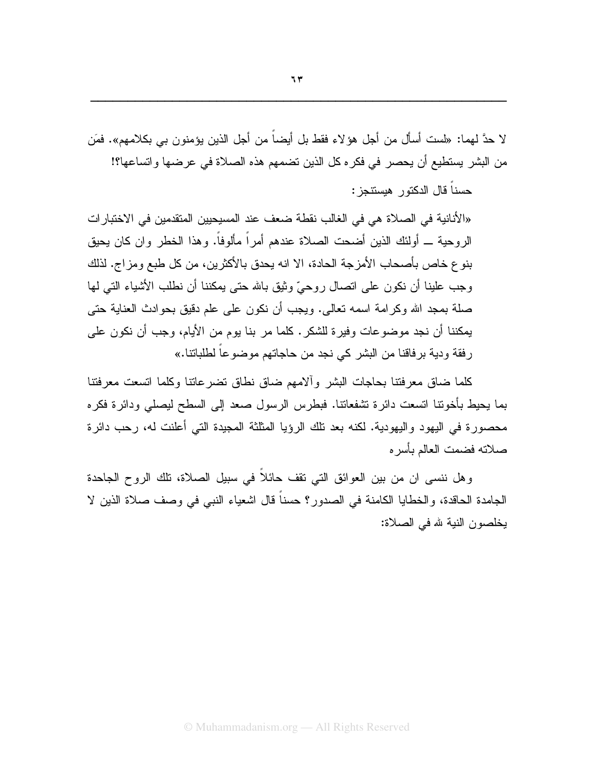لا حدَّ لهما: «لست أسأل من أجل هؤلاء فقط بل أيضاً من أجل الذين يؤمنون بي بكلامهم». فمَن من البشر يستطيع أن يحصر في فكره كل الذين تضمهم هذه الصلاة في عرضها واتساعها؟!

حسناً قال الدكتور هيستنجز:

«الأنانية في الصلاة هي في الغالب نقطة ضعف عند المسيحيين المتقدمين في الاختبارات الروحية ــ أولئك الذين أضحت الصلاة عندهم أمراً مألوفاً. وهذا الخطر وان كان يحيق بنوع خاص بأصحاب الأمزجة الحادة، الا انه يحدق بالأكثرين، من كل طبع ومزاج. لذلك وجب علينا أن نكون على اتصال روحيّ وثيق بالله حتى يمكننا أن نطلب الأشياء التي لها صلة بمجد الله وكرامة اسمه تعالى. ويجب أن نكون على علم دقيق بحوادث العناية حتى يمكننا أن نجد موضوعات وفيرة للشكر. كلما مر بنا يوم من الأيام، وجب أن نكون على رفقة ودية برفاقنا من البشر كي نجد من حاجاتهم موضوعاً لطلباتنا.»

كلما ضاق معرفتنا بحاجات البشر وآلامهم ضاق نطاق تضرعاتنا وكلما اتسعت معرفتنا بما يحيط بأخوتنا اتسعت دائرة تشفعاتنا. فبطرس الرسول صعد إلى السطح ليصلي ودائرة فكره محصورة في اليهود واليهودية. لكنه بعد تلك الرؤيا المثلثة المجيدة التي أعلنت له، رحب دائرة صلاته فضمت العالم بأسره

وهل ننسى ان من بين العوائق التي تقف حائلاً في سبيل الصلاة، تلك الروح الجاحدة الجامدة الحاقدة، والخطايا الكامنة في الصدور؟ حسناً قال اشعياء النبي في وصف صلاة الذين لا يخلصون النية لله في الصلاة: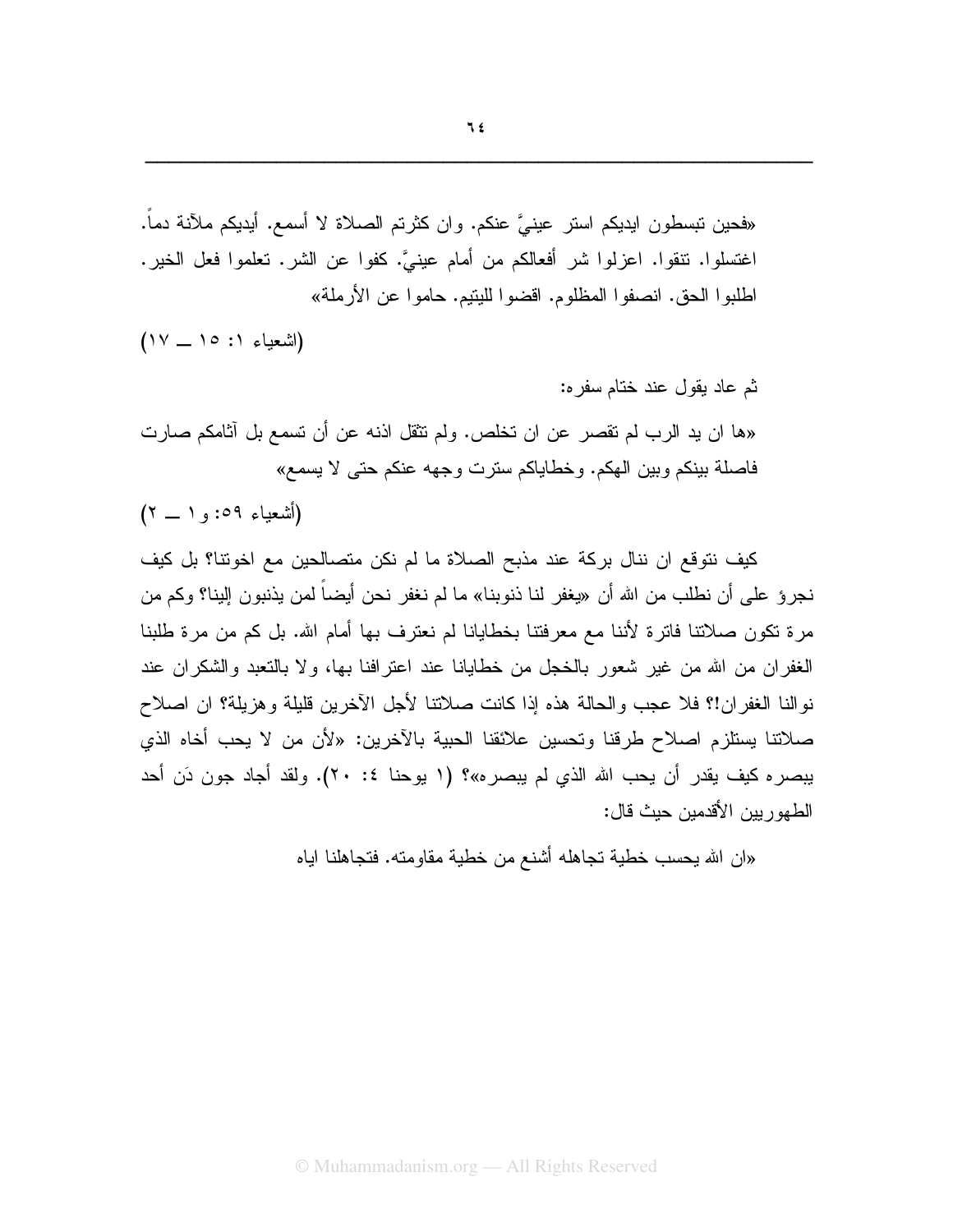«فحين تبسطون ايديكم استر عينيَّ عنكم. وان كثرتم الصلاة لا أسمع. أيديكم ملآنة دماً. اغتسلوا. تنقوا. اعزلوا شر أفعالكم من أمام عينيَّ. كفوا عن الشر. تعلموا فعل الخير. اطلبوا الحق. انصفوا المظلوم. اقضوا لليتيم. حاموا عن الأرملة»

(اشعياء ١: ١٥ ــ ١٧)

ثم عاد يقول عند ختام سفره:

«ها ان يد الرب لم تقصر عن ان تخلص. ولم تثقل اذنه عن أن تسمع بل آثامكم صارت فاصلة بينكم وبين الهكم. وخطاياكم سترت وجهه عنكم حتى لا يسمع»

(أشعياء ٥٩: و١ ــ ٢)

كيف نتوقع ان ننال بركة عند مذبح الصلاة ما لم نكن متصالحين مع اخوتنا؟ بل كيف نجرؤ على أن نطلب من الله أن «يغفر لنا ذنوبنا» ما لم نغفر نحن أيضاً لمن يذنبون إلينا؟ وكم من مرة تكون صلاتنا فاترة لأننا مع معرفتنا بخطايانا لم نعترف بها أمام الله. بل كم من مرة طلبنا الغفران من الله من غير شعور بالخجل من خطايانا عند اعترافنا بها، ولا بالتعبد والشكران عند نوالنا الغفران!؟ فلا عجب والحالة هذه إذا كانت صلاتنا لأجل الآخرين قليلة وهزيلة؟ ان اصلاح صلاتنا يستلزم اصلاح طرقنا وتحسين علائقنا الحبية بالآخرين: «لأن من لا يحب أخاه الذي يبصره كيف يقدر أن يحب الله الذي لم يبصره»؟ (١ يوحنا ٤: ٢٠). ولقد أجاد جون دَن أحد الطهوريين الأقدمين حيث قال:

«ان الله يحسب خطية تجاهله أشنع من خطية مقاومته. فتجاهلنا اياه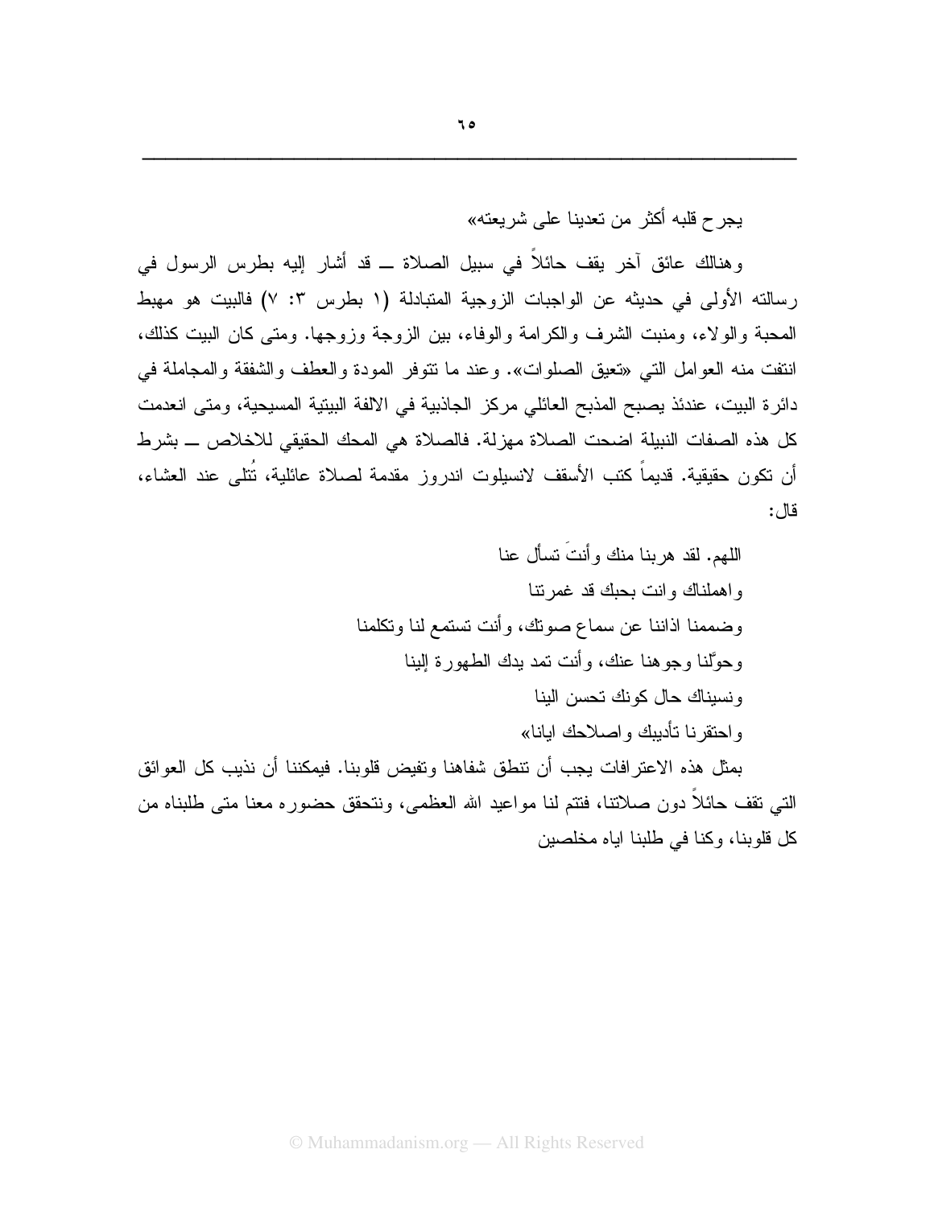يجرح قلبه أكثر من تعدينا على شريعته»

وهنالك عائق آخر يقف حائلاً في سبيل الصلاة ــ قد أشار إليه بطرس الرسول في رسالته الأولى في حديثه عن الواجبات الزوجية المتبادلة (١ بطرس ٣: ٧) فالبيت هو مهبط المحبة والولاء، ومنبت الشرف والكرامة والوفاء، بين الزوجة وزوجها. ومتى كان البيت كذلك، انتفت منه العوامل التي «تعيق الصلوات». وعند ما تتوفر المودة والعطف والشفقة والمجاملة في دائرة البيت، عندئذ يصبح المذبح العائلي مركز الجاذبية في الالفة البيتية المسيحية، ومتى انعدمت كل هذه الصفات النبيلة اضحت الصلاة مهزلة. فالصلاة هي المحك الحقيقي للاخلاص ــ بشرط أن تكون حقيقية. قديماً كتب الأسقف لانسيلوت اندروز مقدمة لصلاة عائلية، تُتلى عند العشاء، قال:

اللهم. لقد هربنا منك وأنتَ تسأل عنا
واهملناك وانت بحبك قد غمرتنا
وضممنا اذاننا عن سماع صوتك، وأنت تستمع لنا وتكلمنا
وحوّلنا وجوهنا عنك، وأنت تمد يدك الطهورة إلينا
ونسيناك حال كونك تحسن الينا
واحتقرنا تأديبك واصلاحك ايانا»

بمثل هذه الاعترافات يجب أن تنطق شفاهنا وتفيض قلوبنا. فيمكننا أن نذيب كل العوائق التي تقف حائلاً دون صلاتنا، فتتم لنا مواعيد الله العظمى، ونتحقق حضوره معنا متى طلبناه من كل قلوبنا، وكنا في طلبنا اياه مخلصين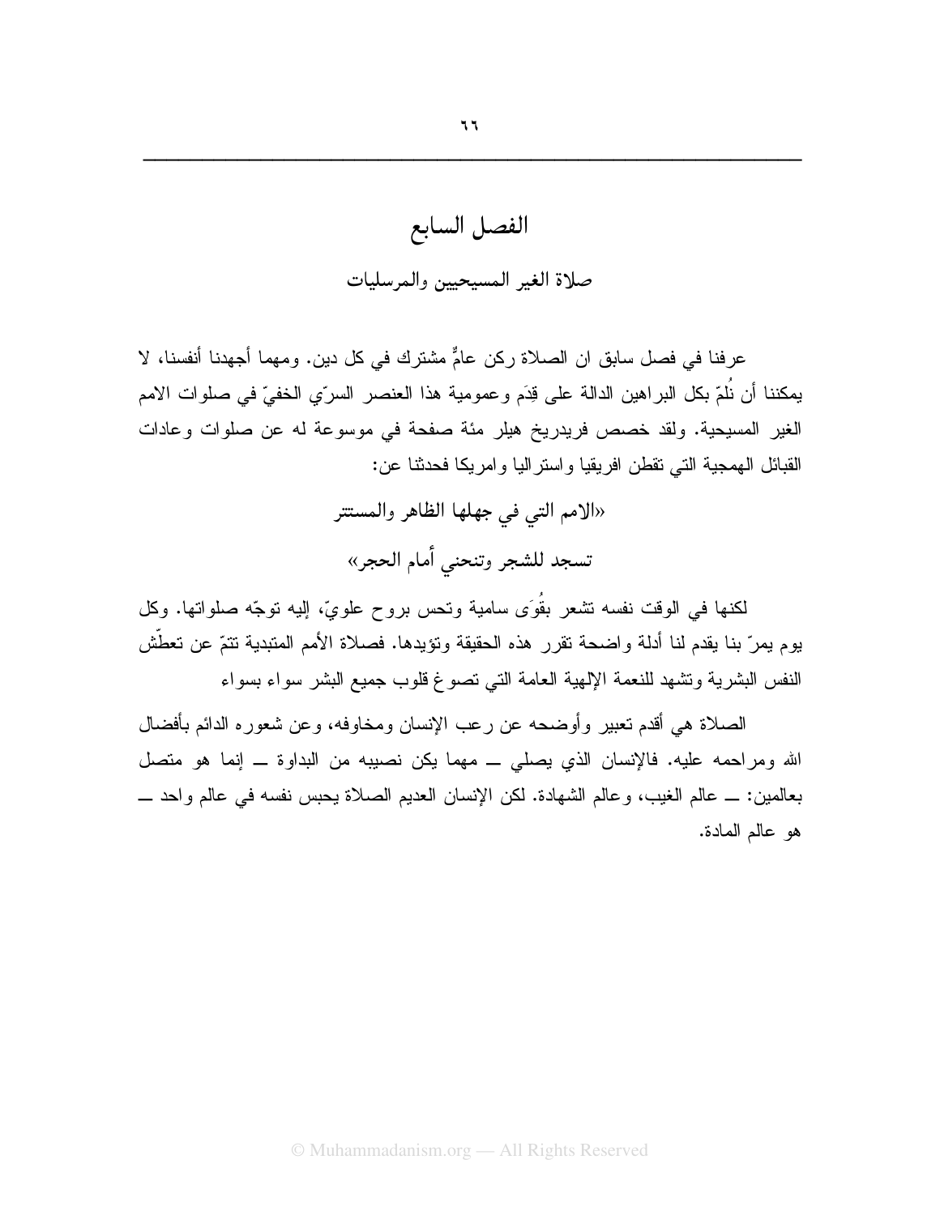# الفصل السابع

## صلاة الغير المسيحيين والمرسليات

عرفنا في فصل سابق ان الصلاة ركن عامٌّ مشترك في كل دين. ومهما أجهدنا أنفسنا، لا يمكننا أن نُلمّ بكل البراهين الدالة على قِدَم وعمومية هذا العنصر السرّي الخفيّ في صلوات الامم الغير المسيحية. ولقد خصص فريدريخ هيلر مئة صفحة في موسوعة له عن صلوات وعادات القبائل الهمجية التي تقطن افريقيا واستراليا وامريكا فحدثنا عن:

«الامم التي في جهلها الظاهر والمستتر

تسجد للشجر وتنحني أمام الحجر»

لكنها في الوقت نفسه تشعر بقُوَى سامية وتحس بروح علويّ، إليه توجّه صلواتها. وكل يوم يمرّ بنا يقدم لنا أدلة واضحة تقرر هذه الحقيقة وتؤيدها. فصلاة الأمم المتبدية تتمّ عن تعطّش النفس البشرية وتشهد للنعمة الإلهية العامة التي تصوغ قلوب جميع البشر سواء بسواء

الصلاة هي أقدم تعبير وأوضحه عن رعب الإنسان ومخاوفه، وعن شعوره الدائم بأفضال الله ومراحمه عليه. فالإنسان الذي يصلي ــ مهما يكن نصيبه من البداوة ــ إنما هو متصل بعالمين: ــ عالم الغيب، وعالم الشهادة. لكن الإنسان العديم الصلاة يحبس نفسه في عالم واحد ــ هو عالم المادة.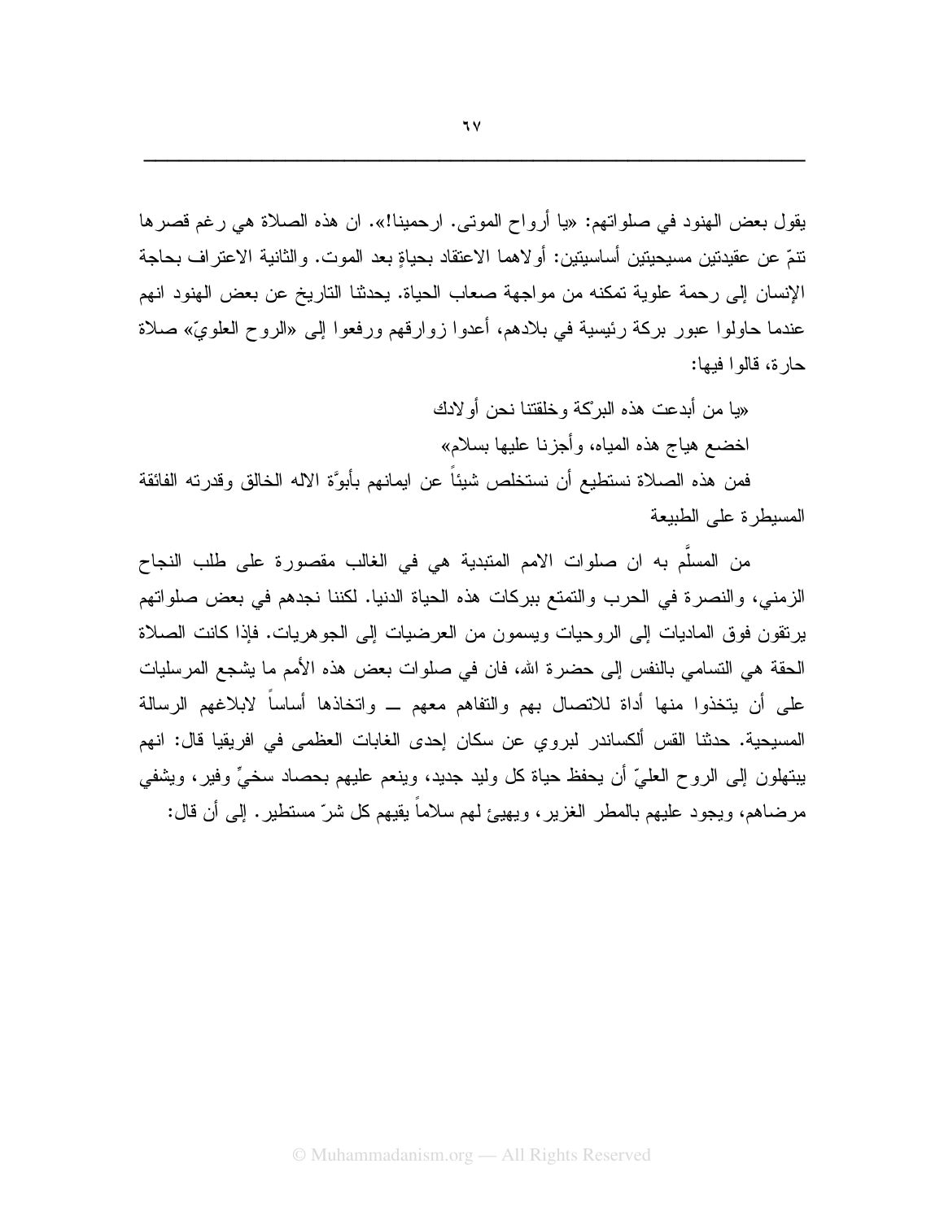يقول بعض الهنود في صلواتهم: «يا أرواح الموتى. ارحمينا!». ان هذه الصلاة هي رغم قصرها تنمّ عن عقيدتين مسيحيتين أساسيتين: أولاهما الاعتقاد بحياةٍ بعد الموت. والثانية الاعتراف بحاجة الإنسان إلى رحمة علوية تمكنه من مواجهة صعاب الحياة. يحدثنا التاريخ عن بعض الهنود انهم عندما حاولوا عبور بركة رئيسية في بلادهم، أعدوا زوارقهم ورفعوا إلى «الروح العلويّ» صلاة حارة، قالوا فيها:

«يا من أبدعت هذه البرْكة وخلقتنا نحن أولادك

اخضع هياج هذه المياه، وأجزنا عليها بسلام»

فمن هذه الصلاة نستطيع أن نستخلص شيئاً عن ايمانهم بأبوَّة الاله الخالق وقدرته الفائقة المسيطرة على الطبيعة

من المسلَّم به ان صلوات الامم المتبدية هي في الغالب مقصورة على طلب النجاح الزمني، والنصرة في الحرب والتمتع ببركات هذه الحياة الدنيا. لكننا نجدهم في بعض صلواتهم يرتقون فوق الماديات إلى الروحيات ويسمون من العرضيات إلى الجوهريات. فإذا كانت الصلاة الحقة هي التسامي بالنفس إلى حضرة الله، فان في صلوات بعض هذه الأمم ما يشجع المرسليات على أن يتخذوا منها أداة للاتصال بهم والتفاهم معهم ــ واتخاذها أساساً لابلاغهم الرسالة المسيحية. حدثنا القس ألكساندر لبروي عن سكان إحدى الغابات العظمى في افريقيا قال: انهم يبتهلون إلى الروح العليّ أن يحفظ حياة كل وليد جديد، وينعم عليهم بحصاد سخيٍّ وفير، ويشفي مرضاهم، ويجود عليهم بالمطر الغزير، ويهيئ لهم سلاماً يقيهم كل شرّ مستطير. إلى أن قال: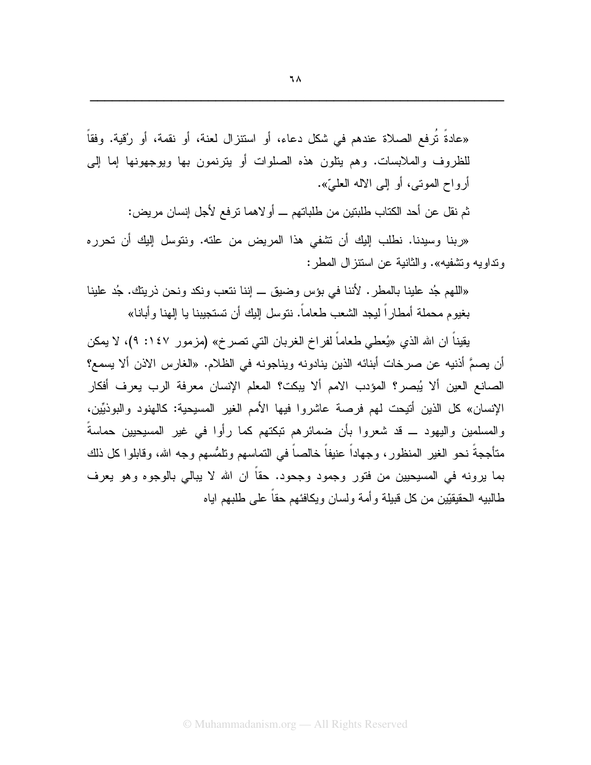«عادةً تُرفع الصلاة عندهم في شكل دعاء، أو استنزال لعنة، أو نقمة، أو رُقية. وفقاً للظروف والملابسات. وهم يتلون هذه الصلوات أو يترنمون بها ويوجهونها إما إلى أرواح الموتى، أو إلى الاله العليّ».

ثم نقل عن أحد الكتاب طلبتين من طلباتهم ــ أولاهما ترفع لأجل إنسان مريض:

«ربنا وسيدنا. نطلب إليك أن تشفي هذا المريض من علته. ونتوسل إليك أن تحرره وتداويه وتشفيه». والثانية عن استنزال المطر:

«اللهم جُد علينا بالمطر. لأننا في بؤس وضيق ــ إننا نتعب ونكد ونحن ذريتك. جُد علينا بغيوم محملة أمطاراً ليجد الشعب طعاماً. نتوسل إليك أن تستجيبنا يا إلهنا وأبانا»

يقيناً ان الله الذي «يُعطي طعاماً لفراخ الغربان التي تصرخ» (مزمور ١٤٧: ٩)، لا يمكن أن يصمَّ أذنيه عن صرخات أبنائه الذين ينادونه ويناجونه في الظلام. «الغارس الاذن ألا يسمع؟ الصانع العين ألا يُبصر؟ المؤدب الامم ألا يبكت؟ المعلم الإنسان معرفة الرب يعرف أفكار الإنسان» كل الذين أتيحت لهم فرصة عاشروا فيها الأمم الغير المسيحية: كالهنود والبوذيّين، والمسلمين واليهود ــ قد شعروا بأن ضمائرهم تبكتهم كما رأوا في غير المسيحيين حماسةً متأججةً نحو الغير المنظور، وجهاداً عنيفاً خالصاً في التماسهم وتلمُّسهم وجه الله، وقابلوا كل ذلك بما يرونه في المسيحيين من فتور وجمود وجحود. حقاً ان الله لا يبالي بالوجوه وهو يعرف طالبيه الحقيقيّين من كل قبيلة وأمة ولسان ويكافئهم حقاً على طلبهم اياه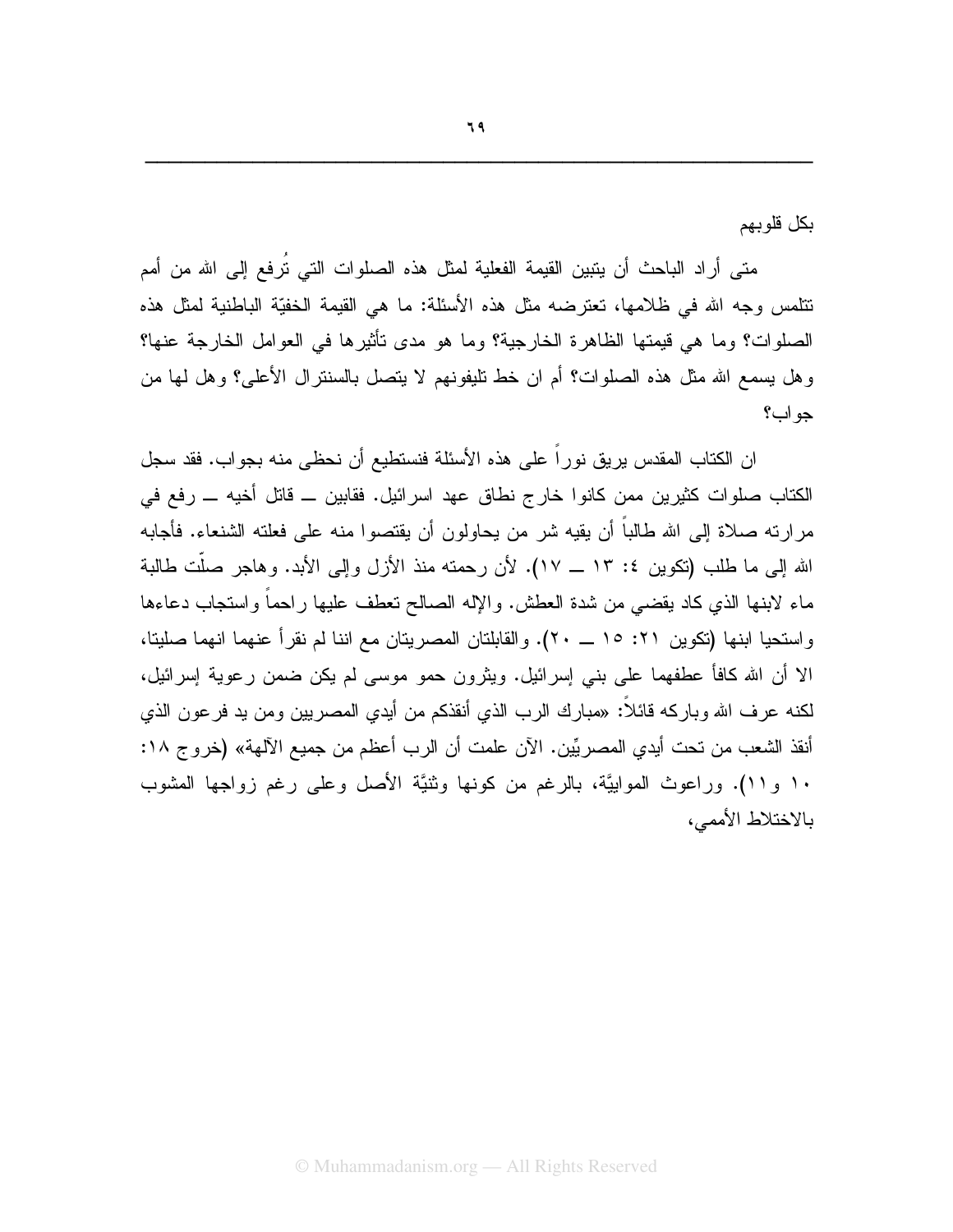بكل قلوبهم

متى أراد الباحث أن يتبين القيمة الفعلية لمثل هذه الصلوات التي تُرفع إلى الله من أمم تتلمس وجه الله في ظلامها، تعترضه مثل هذه الأسئلة: ما هي القيمة الخفيّة الباطنية لمثل هذه الصلوات؟ وما هي قيمتها الظاهرة الخارجية؟ وما هو مدى تأثيرها في العوامل الخارجة عنها؟ وهل يسمع الله مثل هذه الصلوات؟ أم ان خط تليفونهم لا يتصل بالسنترال الأعلى؟ وهل لها من جواب؟

ان الكتاب المقدس يريق نوراً على هذه الأسئلة فنستطيع أن نحظى منه بجواب. فقد سجل الكتاب صلوات كثيرين ممن كانوا خارج نطاق عهد اسرائيل. فقايين ــ قاتل أخيه ــ رفع في مرارته صلاة إلى الله طالباً أن يقيه شر من يحاولون أن يقتصوا منه على فعلته الشنعاء. فأجابه الله إلى ما طلب (تكوين ٤: ١٣ ــ ١٧). لأن رحمته منذ الأزل وإلى الأبد. وهاجر صلّت طالبة ماء لابنها الذي كاد يقضي من شدة العطش. والإله الصالح تعطف عليها راحماً واستجاب دعاءها واستحيا ابنها (تكوين ٢١: ١٥ ــ ٢٠). والقابلتان المصريتان مع اننا لم نقرأ عنهما انهما صليتا، الا أن الله كافأ عطفهما على بني إسرائيل. ويثرون حمو موسى لم يكن ضمن رعوية إسرائيل، لكنه عرف الله وباركه قائلاً: «مبارك الرب الذي أنقذكم من أيدي المصريين ومن يد فرعون الذي أنقذ الشعب من تحت أيدي المصريِّين. الآن علمت أن الرب أعظم من جميع الآلهة» (خروج ١٨: ١٠ و١١). وراعوث الموابيَّة، بالرغم من كونها وثنيَّة الأصل وعلى رغم زواجها المشوب بالاختلاط الأممي،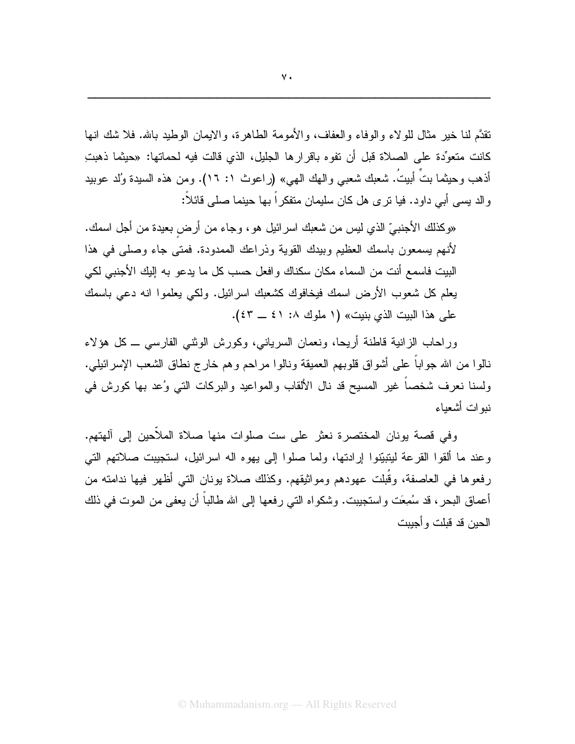تقدَّم لنا خير مثال للولاء والوفاء والعفاف، والأمومة الطاهرة، والايمان الوطيد بالله. فلا شك انها كانت متعوِّدة على الصلاة قبل أن تفوه باقرارها الجليل، الذي قالت فيه لحماتها: «حيثما ذهبتِ أذهب وحيثما بتِّ أبيتُ. شعبك شعبي والهك الهي» (راعوث ١: ١٦). ومن هذه السيدة وُلد عوبيد والد يسى أبي داود. فيا ترى هل كان سليمان متفكراً بها حينما صلى قائلاً:

«وكذلك الأجنبيّ الذي ليس من شعبك اسرائيل هو، وجاء من أرضٍ بعيدة من أجل اسمك. لأنهم يسمعون باسمك العظيم وبيدك القوية وذراعك الممدودة. فمتى جاء وصلى في هذا البيت فاسمع أنت من السماء مكان سكناك وافعل حسب كل ما يدعو به إليك الأجنبي لكي يعلم كل شعوب الأرض اسمك فيخافوك كشعبك اسرائيل. ولكي يعلموا انه دعي باسمك على هذا البيت الذي بنيت» (١ ملوك ٨: ٤١ ــ ٤٣).

وراحاب الزانية قاطنة أريحا، ونعمان السرياني، وكورش الوثني الفارسي ــ كل هؤلاء نالوا من الله جواباً على أشواق قلوبهم العميقة ونالوا مراحم وهم خارج نطاق الشعب الإسرائيلي. ولسنا نعرف شخصاً غير المسيح قد نال الألقاب والمواعيد والبركات التي وُعد بها كورش في نبوات أشعياء

وفي قصة يونان المختصرة نعثر على ست صلوات منها صلاة الملاّحين إلى آلهتهم. وعند ما ألقوا القرعة ليتبيّنوا إرادتها، ولما صلوا إلى يهوه اله اسرائيل، استجيبت صلاتهم التي رفعوها في العاصفة، وقُبلت عهودهم ومواثيقهم. وكذلك صلاة يونان التي أظهر فيها ندامته من أعماق البحر، قد سُمِعَت واستجيبت. وشكواه التي رفعها إلى الله طالباً أن يعفى من الموت في ذلك الحين قد قبلت وأجيبت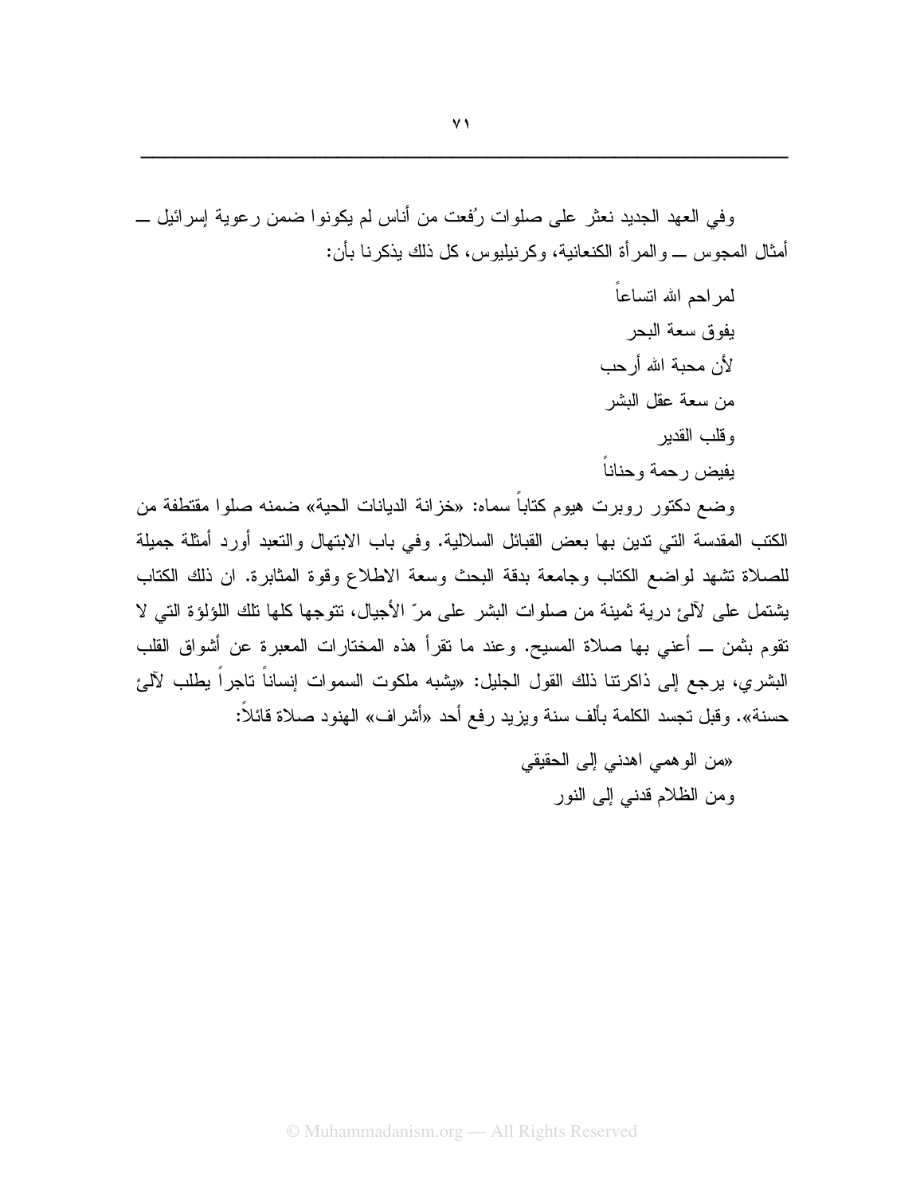وفي العهد الجديد نعثر على صلوات رُفعت من أناس لم يكونوا ضمن رعوية إسرائيل ــ أمثال المجوس ــ والمرأة الكنعانية، وكرنيليوس، كل ذلك يذكرنا بأن:

لمراحم الله اتساعاً  
يفوق سعة البحر  
لأن محبة الله أرحب  
من سعة عقل البشر  
وقلب القدير  
يفيض رحمة وحناناً

وضع دكتور روبرت هيوم كتاباً سماه: «خزانة الديانات الحية» ضمنه صلوا مقتطفة من الكتب المقدسة التي تدين بها بعض القبائل السلالية. وفي باب الابتهال والتعبد أورد أمثلة جميلة للصلاة تشهد لواضع الكتاب وجامعة بدقة البحث وسعة الاطلاع وقوة المثابرة. ان ذلك الكتاب يشتمل على لآلئ درية ثمينة من صلوات البشر على مرّ الأجيال، تتوجها كلها تلك اللؤلؤة التي لا تقوم بثمن ــ أعني بها صلاة المسيح. وعند ما تقرأ هذه المختارات المعبرة عن أشواق القلب البشري، يرجع إلى ذاكرتنا ذلك القول الجليل: «يشبه ملكوت السموات إنساناً تاجراً يطلب لآلئ حسنة». وقبل تجسد الكلمة بألف سنة ويزيد رفع أحد «أشراف» الهنود صلاة قائلاً:

«من الوهمي اهدني إلى الحقيقي  
ومن الظلام قدني إلى النور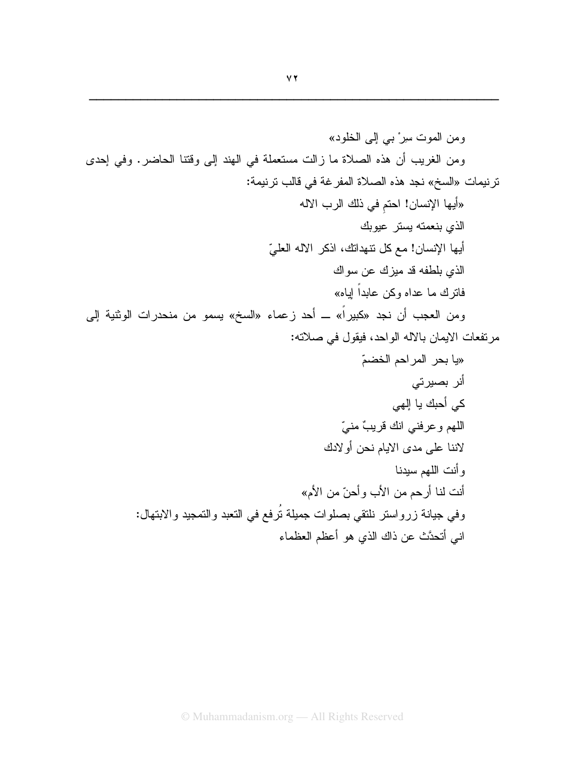ومن الموت سِرْ بي إلى الخلود»

ومن الغريب أن هذه الصلاة ما زالت مستعملة في الهند إلى وقتنا الحاضر. وفي إحدى ترنيمات «السخ» نجد هذه الصلاة المفرغة في قالب ترنيمة:

«أيها الإنسان! احتمِ في ذلك الرب الاله

الذي بنعمته يستر عيوبك

أيها الإنسان! مع كل تنهداتك، اذكر الاله العليّ

الذي بلطفه قد ميزك عن سواك

فاترك ما عداه وكن عابداً إياه»

ومن العجب أن نجد «كبيراً» ــ أحد زعماء «السخ» يسمو من منحدرات الوثنية إلى مرتفعات الايمان بالاله الواحد، فيقول في صلاته:

«يا بحر المراحم الخضمّ

أنر بصيرتي

كي أحبك يا إلهي

اللهم وعرفني انك قريبٌ منيّ

لاننا على مدى الايام نحن أولادك

وأنت اللهم سيدنا

أنت لنا أرحم من الأب وأحنّ من الأم»

وفي جيانة زرواستر نلتقي بصلوات جميلة تُرفع في التعبد والتمجيد والابتهال:

اني أتحدَّث عن ذاك الذي هو أعظم العظماء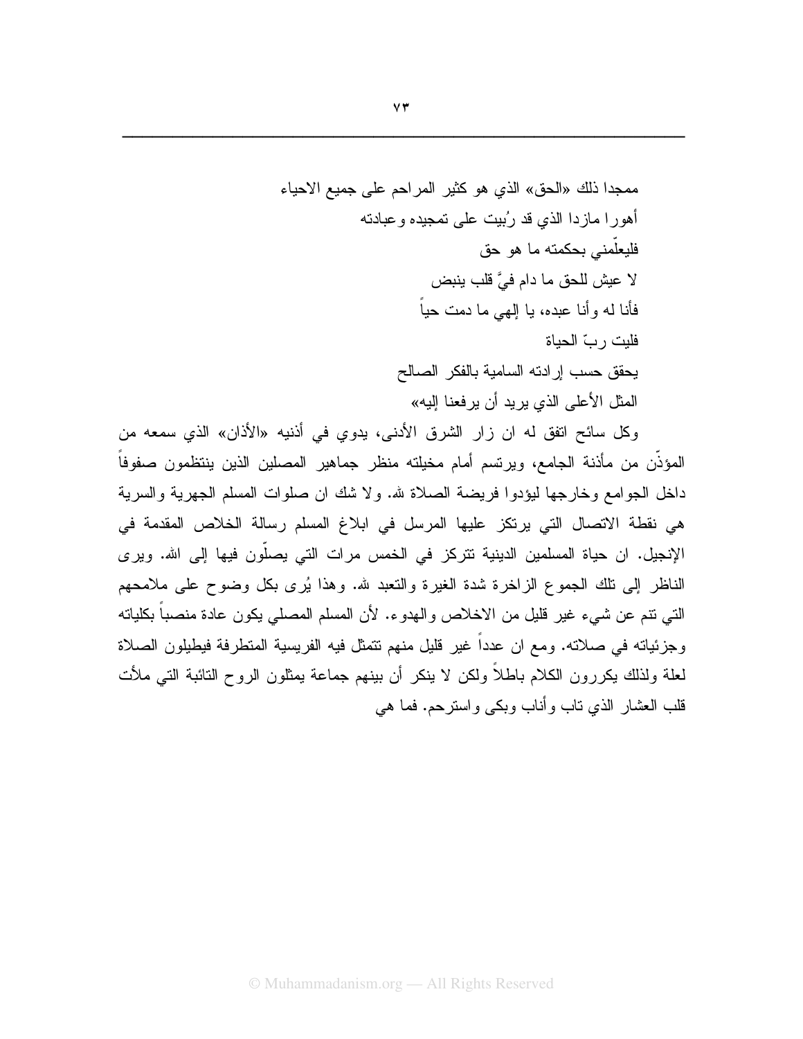ممجدا ذلك «الحق» الذي هو كثير المراحم على جميع الاحياء
أهورا مازدا الذي قد رُبيت على تمجيده وعبادته
فليعلّمني بحكمته ما هو حق
لا عيش للحق ما دام فيَّ قلب ينبض
فأنا له وأنا عبده، يا إلهي ما دمت حياً
فليت ربّ الحياة
يحقق حسب إرادته السامية بالفكر الصالح
المثل الأعلى الذي يريد أن يرفعنا إليه»

وكل سائح اتفق له ان زار الشرق الأدنى، يدوي في أذنيه «الأذان» الذي سمعه من المؤذّن من مأذنة الجامع، ويرتسم أمام مخيلته منظر جماهير المصلين الذين ينتظمون صفوفاً داخل الجوامع وخارجها ليؤدوا فريضة الصلاة لله. ولا شك ان صلوات المسلم الجهرية والسرية هي نقطة الاتصال التي يرتكز عليها المرسل في ابلاغ المسلم رسالة الخلاص المقدمة في الإنجيل. ان حياة المسلمين الدينية تتركز في الخمس مرات التي يصلّون فيها إلى الله. ويرى الناظر إلى تلك الجموع الزاخرة شدة الغيرة والتعبد لله. وهذا يُرى بكل وضوح على ملامحهم التي تنم عن شيء غير قليل من الاخلاص والهدوء. لأن المسلم المصلي يكون عادة منصباً بكلياته وجزئياته في صلاته. ومع ان عدداً غير قليل منهم تتمثل فيه الفريسية المتطرفة فيطيلون الصلاة لعلة ولذلك يكررون الكلام باطلاً ولكن لا ينكر أن بينهم جماعة يمثلون الروح التائبة التي ملأت قلب العشار الذي تاب وأناب وبكى واسترحم. فما هي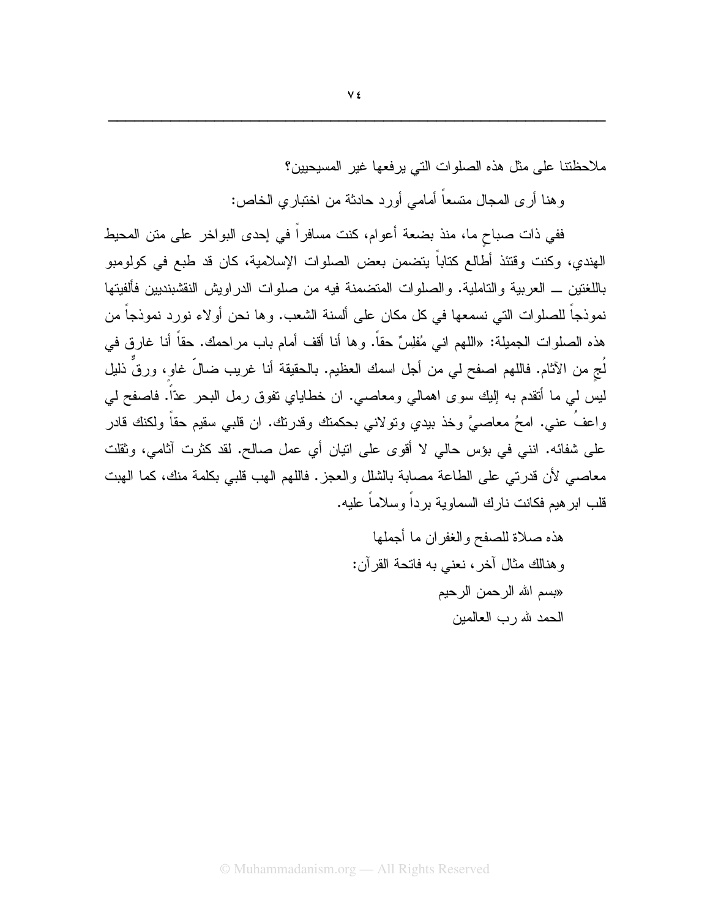ملاحظتنا على مثل هذه الصلوات التي يرفعها غير المسيحيين؟

وهنا أرى المجال متسعاً أمامي أورد حادثة من اختباري الخاص:

ففي ذات صباحٍ ما، منذ بضعة أعوام، كنت مسافراً في إحدى البواخر على متن المحيط الهندي، وكنت وقتئذ أطالع كتاباً يتضمن بعض الصلوات الإسلامية، كان قد طبع في كولومبو باللغتين ــ العربية والتاملية. والصلوات المتضمنة فيه من صلوات الدراويش النقشبنديين فألفيتها نموذجاً للصلوات التي نسمعها في كل مكان على ألسنة الشعب. وها نحن أولاء نورد نموذجاً من هذه الصلوات الجميلة: «اللهم اني مُفلِسٌ حقاً. وها أنا أقف أمام باب مراحمك. حقاً أنا غارق في لُجٍ من الآثام. فاللهم اصفح لي من أجل اسمك العظيم. بالحقيقة أنا غريب ضالّ غاوٍ، ورقٌ ذليل ليس لي ما أتقدم به إليك سوى اهمالي ومعاصي. ان خطاياي تفوق رمل البحر عدّاً. فاصفح لي واعفُ عني. امحُ معاصيَّ وخذ بيدي وتولاني بحكمتك وقدرتك. ان قلبي سقيم حقاً ولكنك قادر على شفائه. انني في بؤس حالي لا أقوى على اتيان أي عمل صالح. لقد كثرت آثامي، وثقلت معاصي لأن قدرتي على الطاعة مصابة بالشلل والعجز. فاللهم الهب قلبي بكلمة منك، كما الهبت قلب ابرهيم فكانت نارك السماوية برداً وسلاماً عليه.

هذه صلاة للصفح والغفران ما أجملها

وهنالك مثال آخر، نعني به فاتحة القرآن:

«بسم الله الرحمن الرحيم

الحمد لله رب العالمين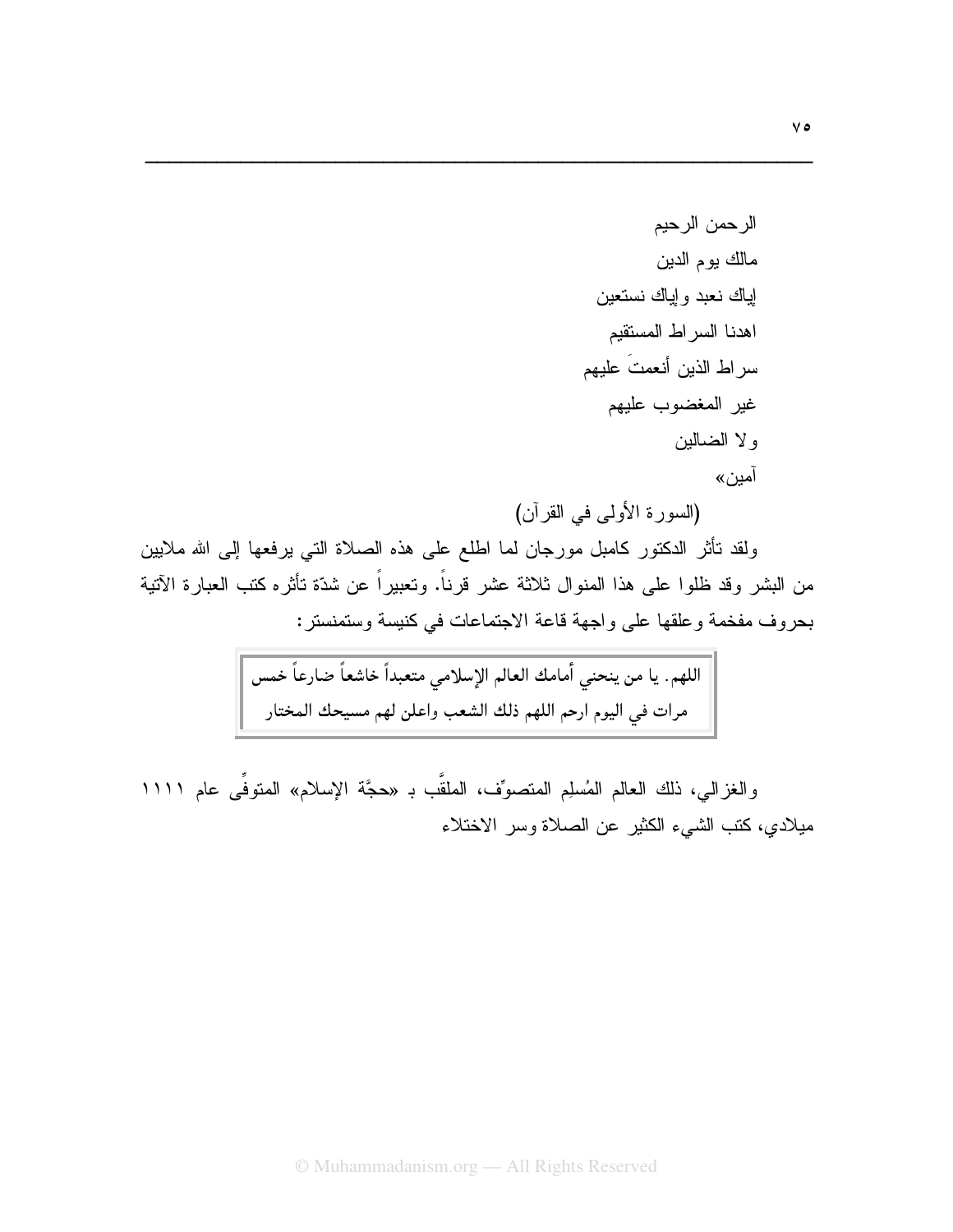الرحمن الرحيم

مالك يوم الدين

إياك نعبد وإياك نستعين

اهدنا السراط المستقيم

سراط الذين أنعمتَ عليهم

غير المغضوب عليهم

ولا الضالين

آمين»

(السورة الأولى في القرآن)

ولقد تأثر الدكتور كامبل مورجان لما اطلع على هذه الصلاة التي يرفعها إلى الله ملايين من البشر وقد ظلوا على هذا المنوال ثلاثة عشر قرناً. وتعبيراً عن شدّة تأثره كتب العبارة الآتية بحروف مفخمة وعلقها على واجهة قاعة الاجتماعات في كنيسة وستمنستر:

> اللهم. يا من ينحني أمامك العالم الإسلامي متعبداً خاشعاً ضارعاً خمس مرات في اليوم ارحم اللهم ذلك الشعب واعلن لهم مسيحك المختار

والغزالي، ذلك العالم المُسلِم المتصوّف، الملقَّب بـ «حجَّة الإسلام» المتوفَّى عام ١١١١ ميلادي، كتب الشيء الكثير عن الصلاة وسر الاختلاء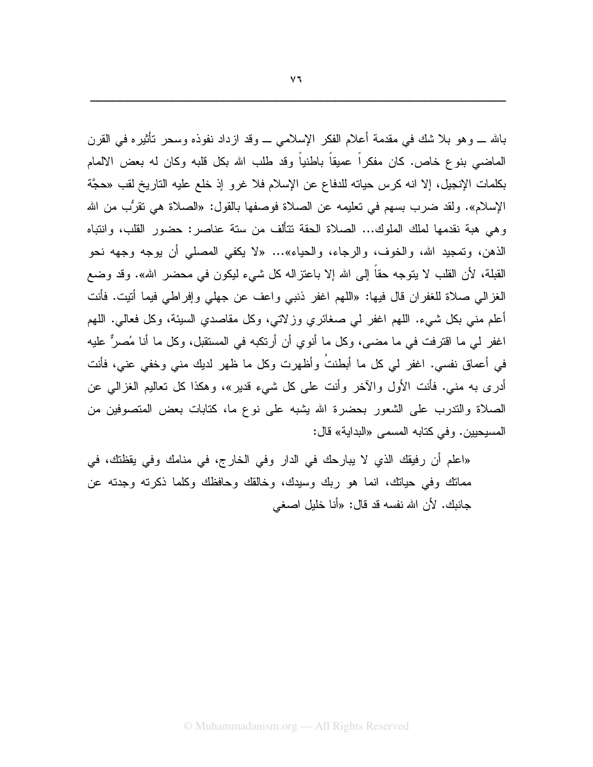بالله ـــ وهو بلا شك في مقدمة أعلام الفكر الإسلامي ـــ وقد ازداد نفوذه وسحر تأثيره في القرن الماضي بنوع خاص. كان مفكراً عميقاً باطنياً وقد طلب الله بكل قلبه وكان له بعض الالمام بكلمات الإنجيل، إلا انه كرس حياته للدفاع عن الإسلام فلا غرو إذ خلع عليه التاريخ لقب «حجَّة الإسلام». ولقد ضرب بسهم في تعليمه عن الصلاة فوصفها بالقول: «الصلاة هي تقرُّب من الله وهي هبة نقدمها لملك الملوك... الصلاة الحقة تتألف من ستة عناصر: حضور القلب، وانتباه الذهن، وتمجيد الله، والخوف، والرجاء، والحياء»... «لا يكفي المصلي أن يوجه وجهه نحو القبلة، لأن القلب لا يتوجه حقاً إلى الله إلا باعتزاله كل شيء ليكون في محضر الله». وقد وضع الغزالي صلاة للغفران قال فيها: «اللهم اغفر ذنبي واعف عن جهلي وإفراطي فيما أتيت. فأنت أعلم مني بكل شيء. اللهم اغفر لي صغائري وزلاتي، وكل مقاصدي السيئة، وكل فعالي. اللهم اغفر لي ما اقترفت في ما مضى، وكل ما أنوي أن أرتكبه في المستقبل، وكل ما أنا مُصرٌّ عليه في أعماق نفسي. اغفر لي كل ما أبطنتُ وأظهرت وكل ما ظهر لديك مني وخفي عني، فأنت أدرى به مني. فأنت الأول والآخر وأنت على كل شيء قدير»، وهكذا كل تعاليم الغزالي عن الصلاة والتدرب على الشعور بحضرة الله يشبه على نوع ما، كتابات بعض المتصوفين من المسيحيين. وفي كتابه المسمى «البداية» قال:

«اعلم أن رفيقك الذي لا يبارحك في الدار وفي الخارج، في منامك وفي يقظتك، في مماتك وفي حياتك، انما هو ربك وسيدك، وخالقك وحافظك وكلما ذكرته وجدته عن جانبك. لأن الله نفسه قد قال: «أنا خليل اصغي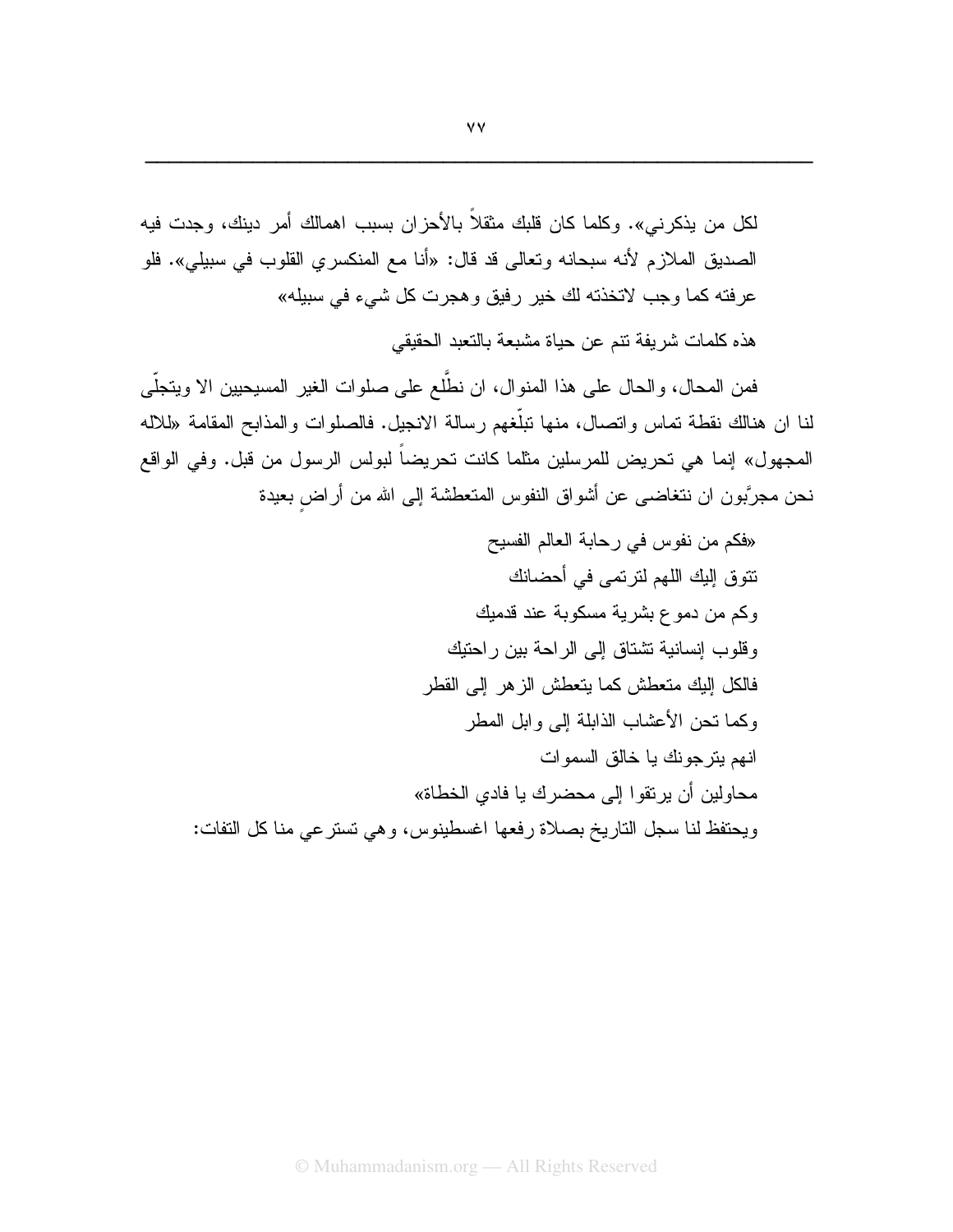لكل من يذكرني». وكلما كان قلبك مثقلاً بالأحزان بسبب اهمالك أمر دينك، وجدت فيه الصديق الملازم لأنه سبحانه وتعالى قد قال: «أنا مع المنكسري القلوب في سبيلي». فلو عرفته كما وجب لاتخذته لك خير رفيق وهجرت كل شيء في سبيله»

هذه كلمات شريفة تنم عن حياة مشبعة بالتعبد الحقيقي

فمن المحال، والحال على هذا المنوال، ان نطَّلع على صلوات الغير المسيحيين الا ويتجلّى لنا ان هنالك نقطة تماس واتصال، منها تبلّغهم رسالة الانجيل. فالصلوات والمذابح المقامة «للاله المجهول» إنما هي تحريض للمرسلين مثلما كانت تحريضاً لبولس الرسول من قبل. وفي الواقع نحن مجرَّبون ان نتغاضى عن أشواق النفوس المتعطشة إلى الله من أراضٍ بعيدة

«فكم من نفوس في رحابة العالم الفسيح
تتوق إليك اللهم لترتمى في أحضانك
وكم من دموع بشرية مسكوبة عند قدميك
وقلوب إنسانية تشتاق إلى الراحة بين راحتيك
فالكل إليك متعطش كما يتعطش الزهر إلى القطر
وكما تحن الأعشاب الذابلة إلى وابل المطر
انهم يترجونك يا خالق السموات
محاولين أن يرتقوا إلى محضرك يا فادي الخطاة»

ويحتفظ لنا سجل التاريخ بصلاة رفعها اغسطينوس، وهي تسترعي منا كل التفات: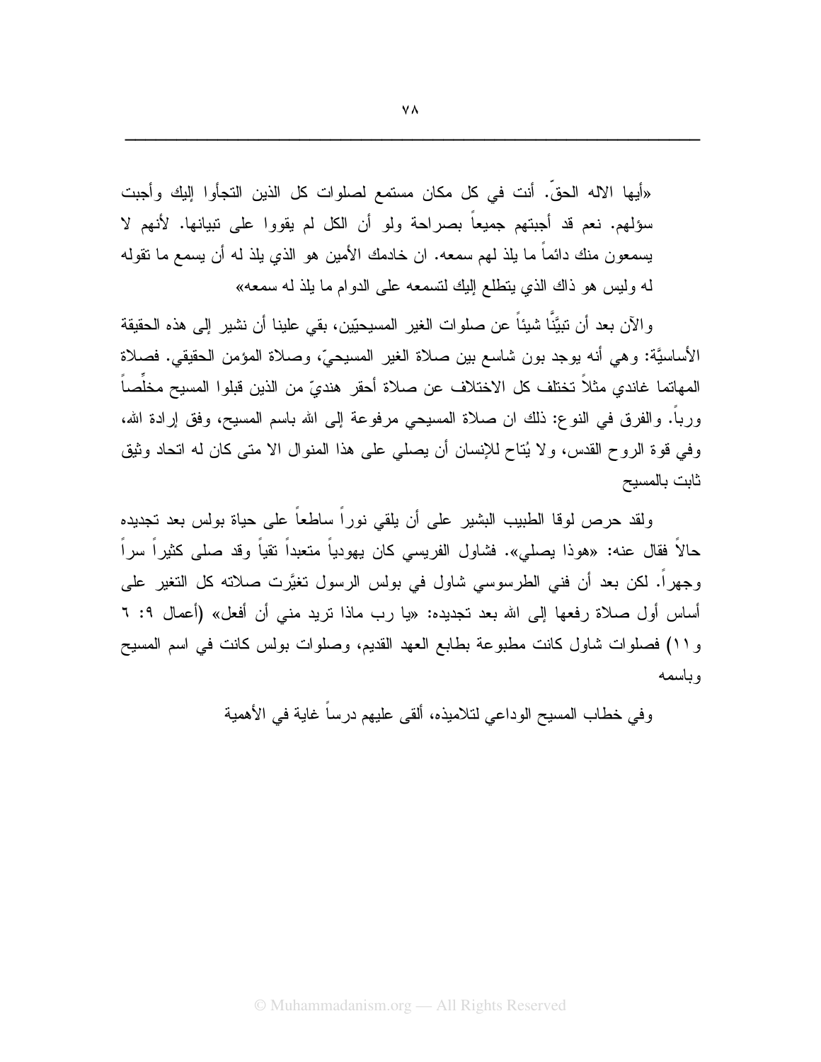«أيها الاله الحقّ. أنت في كل مكان مستمع لصلوات كل الذين التجأوا إليك وأجبت سؤلهم. نعم قد أجبتهم جميعاً بصراحة ولو أن الكل لم يقووا على تبيانها. لأنهم لا يسمعون منك دائماً ما يلذ لهم سمعه. ان خادمك الأمين هو الذي يلذ له أن يسمع ما تقوله له وليس هو ذاك الذي يتطلع إليك لتسمعه على الدوام ما يلذ له سمعه»

والآن بعد أن تبيَّنَّا شيئاً عن صلوات الغير المسيحيّين، بقي علينا أن نشير إلى هذه الحقيقة الأساسيَّة: وهي أنه يوجد بون شاسع بين صلاة الغير المسيحيّ، وصلاة المؤمن الحقيقي. فصلاة المهاتما غاندي مثلاً تختلف كل الاختلاف عن صلاة أحقر هنديّ من الذين قبلوا المسيح مخلِّصاً ورباً. والفرق في النوع: ذلك ان صلاة المسيحي مرفوعة إلى الله باسم المسيح، وفق إرادة الله، وفي قوة الروح القدس، ولا يُتاح للإنسان أن يصلي على هذا المنوال الا متى كان له اتحاد وثيق ثابت بالمسيح

ولقد حرص لوقا الطبيب البشير على أن يلقي نوراً ساطعاً على حياة بولس بعد تجديده حالاً فقال عنه: «هوذا يصلي». فشاول الفريسي كان يهودياً متعبداً تقياً وقد صلى كثيراً سراً وجهراً. لكن بعد أن فني الطرسوسي شاول في بولس الرسول تغيَّرت صلاته كل التغير على أساس أول صلاة رفعها إلى الله بعد تجديده: «يا رب ماذا تريد مني أن أفعل» (أعمال ٩: ٦ و١١) فصلوات شاول كانت مطبوعة بطابع العهد القديم، وصلوات بولس كانت في اسم المسيح وباسمه

وفي خطاب المسيح الوداعي لتلاميذه، ألقى عليهم درساً غاية في الأهمية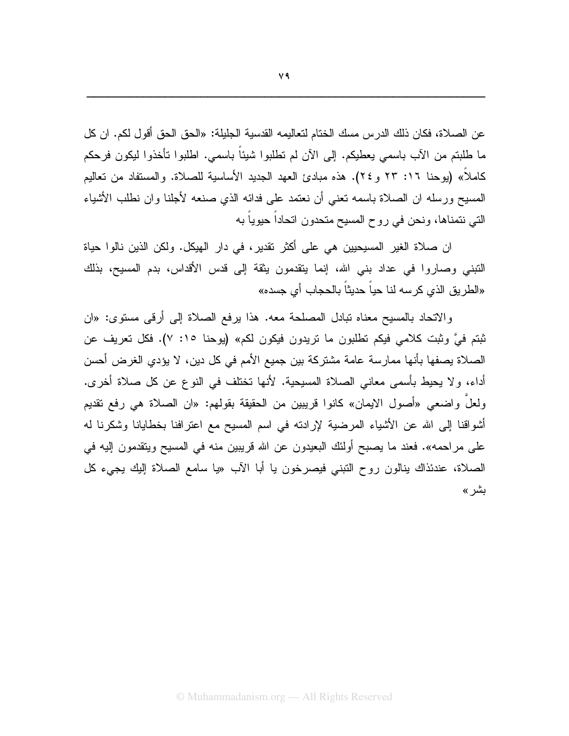عن الصلاة، فكان ذلك الدرس مسك الختام لتعاليمه القدسية الجليلة: «الحق الحق أقول لكم. ان كل ما طلبتم من الآب باسمي يعطيكم. إلى الآن لم تطلبوا شيئاً باسمي. اطلبوا تأخذوا ليكون فرحكم كاملاً» (يوحنا ١٦: ٢٣ و٢٤). هذه مبادئ العهد الجديد الأساسية للصلاة. والمستفاد من تعاليم المسيح ورسله ان الصلاة باسمه تعني أن نعتمد على فدائه الذي صنعه لأجلنا وان نطلب الأشياء التي نتمناها، ونحن في روح المسيح متحدون اتحاداً حيوياً به

ان صلاة الغير المسيحيين هي على أكثر تقدير، في دار الهيكل. ولكن الذين نالوا حياة التبني وصاروا في عداد بني الله، إنما يتقدمون بثقة إلى قدس الأقداس، بدم المسيح، بذلك «الطريق الذي كرسه لنا حياً حديثاً بالحجاب أي جسده»

والاتحاد بالمسيح معناه تبادل المصلحة معه. هذا يرفع الصلاة إلى أرقى مستوى: «ان ثبتم فيَّ وثبت كلامي فيكم تطلبون ما تريدون فيكون لكم» (يوحنا ١٥: ٧). فكل تعريف عن الصلاة يصفها بأنها ممارسة عامة مشتركة بين جميع الأمم في كل دين، لا يؤدي الغرض أحسن أداء، ولا يحيط بأسمى معاني الصلاة المسيحية. لأنها تختلف في النوع عن كل صلاة أخرى. ولعلَّ واضعي «أصول الايمان» كانوا قريبين من الحقيقة بقولهم: «ان الصلاة هي رفع تقديم أشواقنا إلى الله عن الأشياء المرضية لإرادته في اسم المسيح مع اعترافنا بخطايانا وشكرنا له على مراحمه». فعند ما يصبح أولئك البعيدون عن الله قريبين منه في المسيح ويتقدمون إليه في الصلاة، عندئذاك ينالون روح التبني فيصرخون يا أبا الآب «يا سامع الصلاة إليك يجيء كل بشر»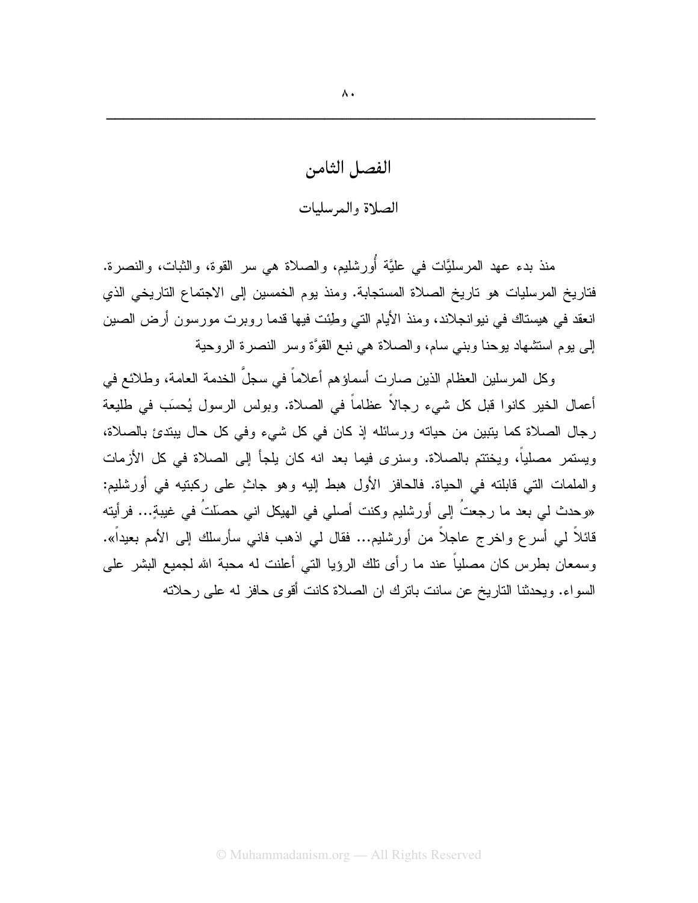# الفصل الثامن

## الصلاة والمرسليات

منذ بدء عهد المرسليَّات في عليَّة أُورشليم، والصلاة هي سر القوة، والثبات، والنصرة. فتاريخ المرسليات هو تاريخ الصلاة المستجابة. ومنذ يوم الخمسين إلى الاجتماع التاريخي الذي انعقد في هيستاك في نيوانجلاند، ومنذ الأيام التي وطِئت فيها قدما روبرت مورسون أرض الصين إلى يوم استشهاد يوحنا وبني سام، والصلاة هي نبع القوَّة وسر النصرة الروحية

وكل المرسلين العظام الذين صارت أسماؤهم أعلاماً في سجلَّ الخدمة العامة، وطلائع في أعمال الخير كانوا قبل كل شيء رجالاً عظاماً في الصلاة. وبولس الرسول يُحسَب في طليعة رجال الصلاة كما يتبين من حياته ورسائله إذ كان في كل شيء وفي كل حال يبتدئ بالصلاة، ويستمر مصلياً، ويختتم بالصلاة. وسنرى فيما بعد انه كان يلجأ إلى الصلاة في كل الأزمات والملمات التي قابلته في الحياة. فالحافز الأول هبط إليه وهو جاثٍ على ركبتيه في أورشليم: «وحدث لي بعد ما رجعتُ إلى أورشليم وكنت أصلي في الهيكل اني حصَلتُ في غيبةٍ... فرأيته قائلاً لي أسرع واخرج عاجلاً من أورشليم... فقال لي اذهب فاني سأرسلك إلى الأمم بعيداً». وسمعان بطرس كان مصلياً عند ما رأى تلك الرؤيا التي أعلنت له محبة الله لجميع البشر على السواء. ويحدثنا التاريخ عن سانت باترك ان الصلاة كانت أقوى حافز له على رحلاته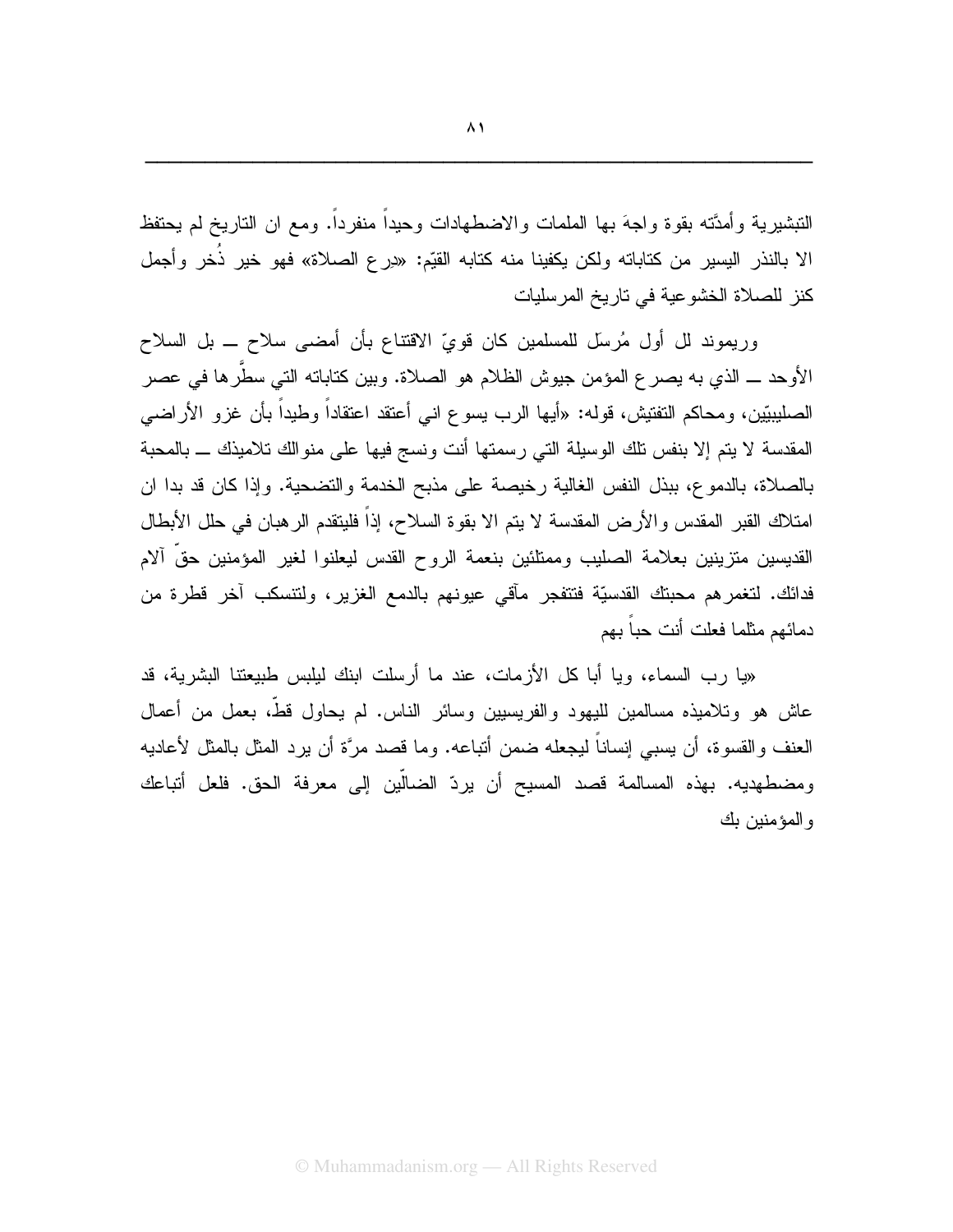التبشيرية وأمدَّته بقوة واجهَ بها الملمات والاضطهادات وحيداً منفرداً. ومع ان التاريخ لم يحتفظ الا بالنذر اليسير من كتاباته ولكن يكفينا منه كتابه القيّم: «درع الصلاة» فهو خير ذُخر وأجمل كنز للصلاة الخشوعية في تاريخ المرسليات

وريموند لل أول مُرسَل للمسلمين كان قويّ الاقتناع بأن أمضى سلاح ـــ بل السلاح الأوحد ـــ الذي به يصرع المؤمن جيوش الظلام هو الصلاة. وبين كتاباته التي سطَّرها في عصر الصليبيّين، ومحاكم التفتيش، قوله: «أيها الرب يسوع اني أعتقد اعتقاداً وطيداً بأن غزو الأراضي المقدسة لا يتم إلا بنفس تلك الوسيلة التي رسمتها أنت ونسج فيها على منوالك تلاميذك ـــ بالمحبة بالصلاة، بالدموع، ببذل النفس الغالية رخيصة على مذبح الخدمة والتضحية. وإذا كان قد بدا ان امتلاك القبر المقدس والأرض المقدسة لا يتم الا بقوة السلاح، إذاً فليتقدم الرهبان في حلل الأبطال القديسين متزينين بعلامة الصليب وممتلئين بنعمة الروح القدس ليعلنوا لغير المؤمنين حقّ آلام فدائك. لتغمرهم محبتك القدسيّة فتنفجر مآقي عيونهم بالدمع الغزير، ولتنسكب آخر قطرة من دمائهم مثلما فعلت أنت حباً بهم

«يا رب السماء، ويا أبا كل الأزمات، عند ما أرسلت ابنك ليلبس طبيعتنا البشرية، قد عاش هو وتلاميذه مسالمين لليهود والفريسيين وسائر الناس. لم يحاول قطّ، بعمل من أعمال العنف والقسوة، أن يسبي إنساناً ليجعله ضمن أتباعه. وما قصد مرَّة أن يرد المثل بالمثل لأعاديه ومضطهديه. بهذه المسالمة قصد المسيح أن يردّ الضالّين إلى معرفة الحق. فلعل أتباعك والمؤمنين بك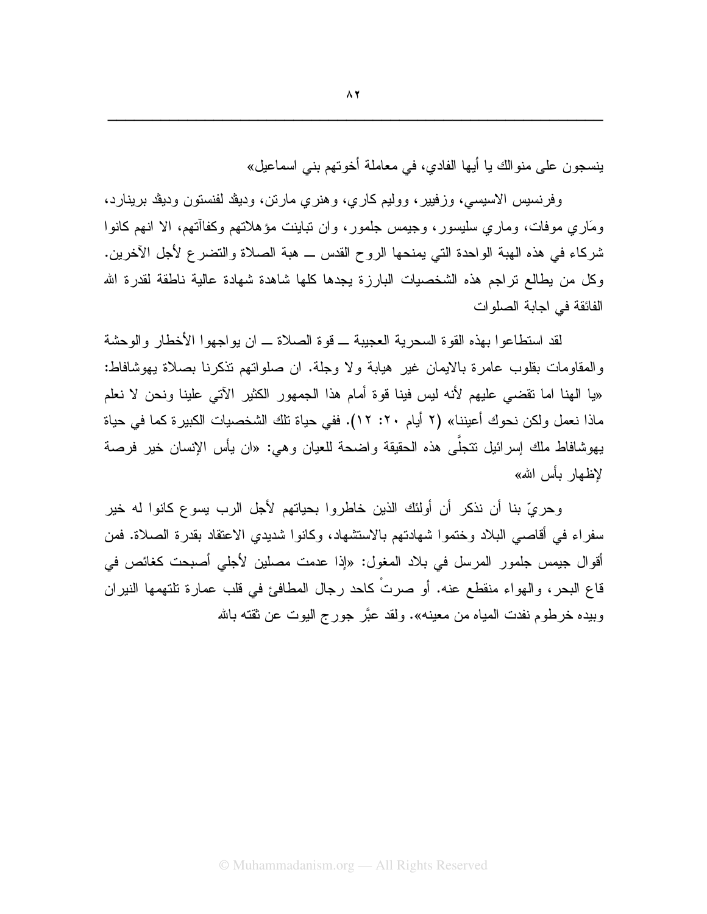ينسجون على منوالك يا أيها الفادي، في معاملة أخوتهم بني اسماعيل»

وفرنسيس الاسيسي، وزفيير، ووليم كاري، وهنري مارتن، وديڤد لفنستون وديڤد برينارد، ومَاري موفات، وماري سليسور، وجيمس جلمور، وان تباينت مؤهلاتهم وكفاآتهم، الا انهم كانوا شركاء في هذه الهبة الواحدة التي يمنحها الروح القدس ــ هبة الصلاة والتضرع لأجل الآخرين. وكل من يطالع تراجم هذه الشخصيات البارزة يجدها كلها شاهدة شهادة عالية ناطقة لقدرة الله الفائقة في اجابة الصلوات

لقد استطاعوا بهذه القوة السحرية العجيبة ــ قوة الصلاة ــ ان يواجهوا الأخطار والوحشة والمقاومات بقلوب عامرة بالايمان غير هيابة ولا وجلة. ان صلواتهم تذكرنا بصلاة يهوشافاط: «يا الهنا اما تقضي عليهم لأنه ليس فينا قوة أمام هذا الجمهور الكثير الآتي علينا ونحن لا نعلم ماذا نعمل ولكن نحوك أعيننا» (٢ أيام ٢٠: ١٢). ففي حياة تلك الشخصيات الكبيرة كما في حياة يهوشافاط ملك إسرائيل تتجلَّى هذه الحقيقة واضحة للعيان وهي: «ان يأس الإنسان خير فرصة لإظهار بأس الله»

وحريّ بنا أن نذكر أن أولئك الذين خاطروا بحياتهم لأجل الرب يسوع كانوا له خير سفراء في أقاصي البلاد وختموا شهادتهم بالاستشهاد، وكانوا شديدي الاعتقاد بقدرة الصلاة. فمن أقوال جيمس جلمور المرسل في بلاد المغول: «إذا عدمت مصلين لأجلي أصبحت كغائص في قاع البحر، والهواء منقطع عنه. أو صرتْ كاحد رجال المطافئ في قلب عمارة تلتهمها النيران وبيده خرطوم نفدت المياه من معينه». ولقد عبَّر جورج اليوت عن ثقته بالله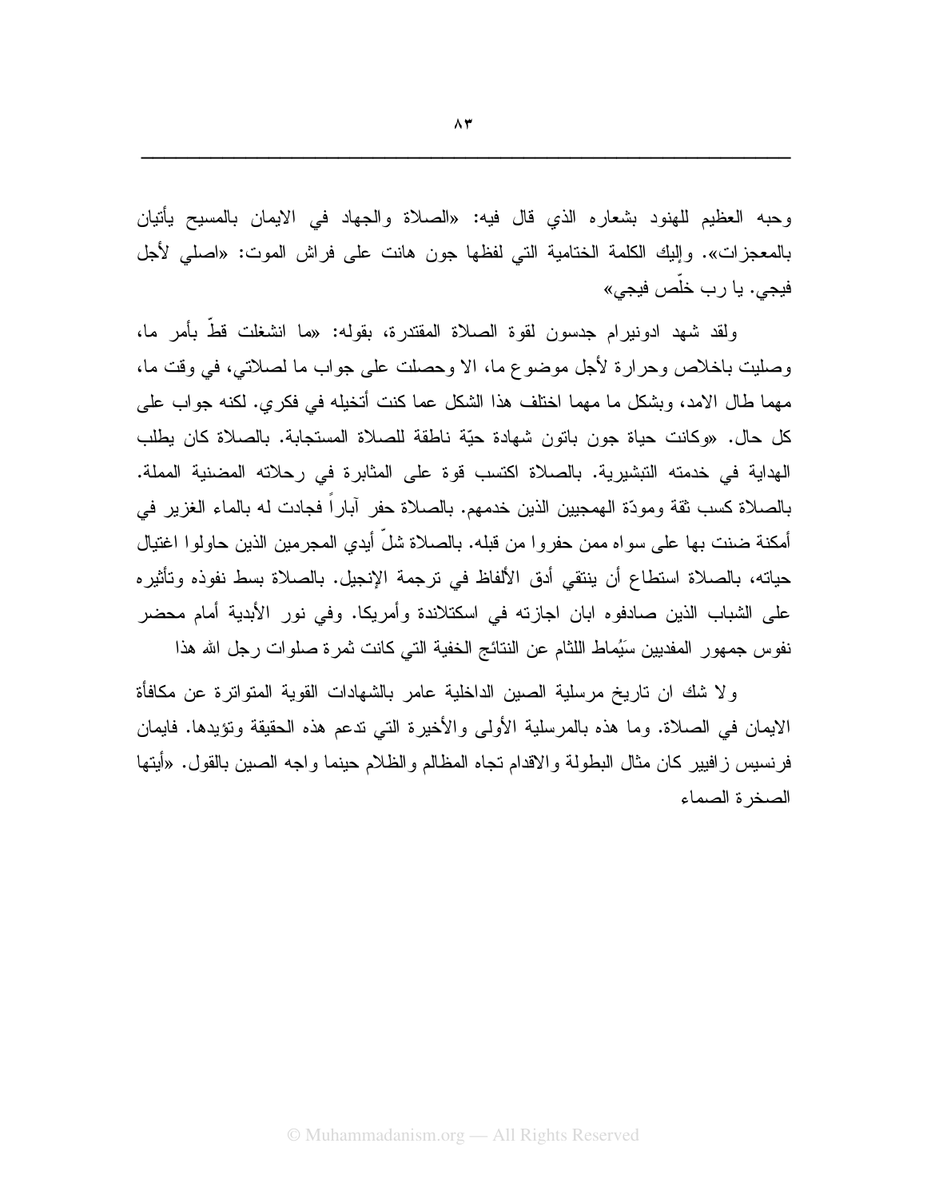وحبه العظيم للهنود بشعاره الذي قال فيه: «الصلاة والجهاد في الايمان بالمسيح يأتيان بالمعجزات». وإليك الكلمة الختامية التي لفظها جون هانت على فراش الموت: «اصلي لأجل فيجي. يا رب خلّص فيجي»

ولقد شهد ادونيرام جدسون لقوة الصلاة المقتدرة، بقوله: «ما انشغلت قطّ بأمر ما، وصليت باخلاص وحرارة لأجل موضوع ما، الا وحصلت على جواب ما لصلاتي، في وقت ما، مهما طال الامد، وبشكل ما مهما اختلف هذا الشكل عما كنت أتخيله في فكري. لكنه جواب على كل حال. «وكانت حياة جون باتون شهادة حيّة ناطقة للصلاة المستجابة. بالصلاة كان يطلب الهداية في خدمته التبشيرية. بالصلاة اكتسب قوة على المثابرة في رحلاته المضنية المملة. بالصلاة كسب ثقة ومودّة الهمجيين الذين خدمهم. بالصلاة حفر آباراً فجادت له بالماء الغزير في أمكنة ضنت بها على سواه ممن حفروا من قبله. بالصلاة شلّ أيدي المجرمين الذين حاولوا اغتيال حياته، بالصلاة استطاع أن ينتقي أدق الألفاظ في ترجمة الإنجيل. بالصلاة بسط نفوذه وتأثيره على الشباب الذين صادفوه ابان اجازته في اسكتلاندة وأمريكا. وفي نور الأبدية أمام محضر نفوس جمهور المفديين سَيُماط اللثام عن النتائج الخفية التي كانت ثمرة صلوات رجل الله هذا

ولا شك ان تاريخ مرسلية الصين الداخلية عامر بالشهادات القوية المتواترة عن مكافأة الايمان في الصلاة. وما هذه بالمرسلية الأولى والأخيرة التي تدعم هذه الحقيقة وتؤيدها. فايمان فرنسيس زافيير كان مثال البطولة والاقدام تجاه المظالم والظلام حينما واجه الصين بالقول. «أيتها الصخرة الصماء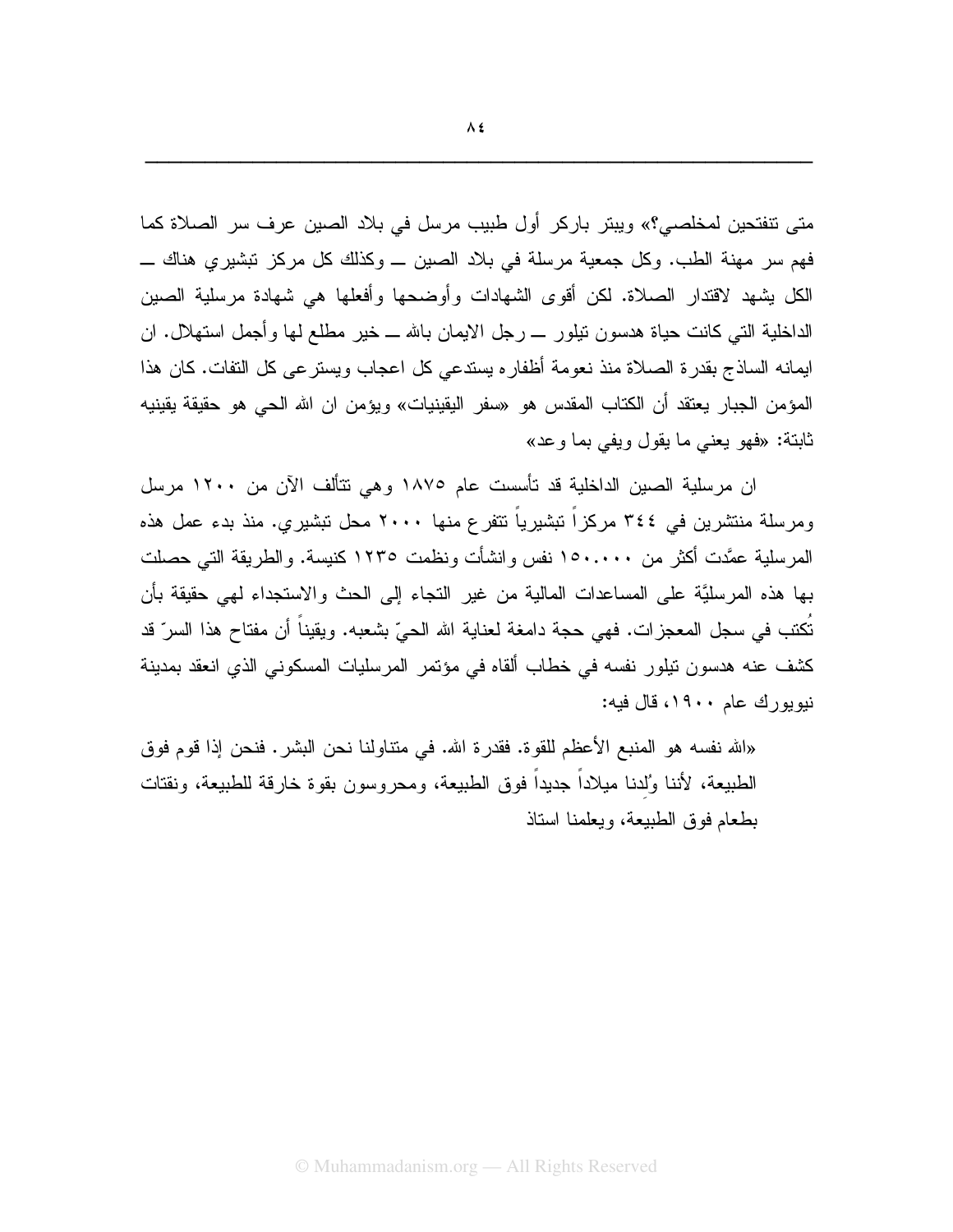متى تنفتحين لمخلصي؟» ويبتر باركر أول طبيب مرسل في بلاد الصين عرف سر الصلاة كما فهم سر مهنة الطب. وكل جمعية مرسلة في بلاد الصين ــ وكذلك كل مركز تبشيري هناك ــ الكل يشهد لاقتدار الصلاة. لكن أقوى الشهادات وأوضحها وأفعلها هي شهادة مرسلية الصين الداخلية التي كانت حياة هدسون تيلور ــ رجل الايمان بالله ــ خير مطلع لها وأجمل استهلال. ان ايمانه الساذج بقدرة الصلاة منذ نعومة أظفاره يستدعي كل اعجاب ويسترعى كل التفات. كان هذا المؤمن الجبار يعتقد أن الكتاب المقدس هو «سفر اليقينيات» ويؤمن ان الله الحي هو حقيقة يقينيه ثابتة: «فهو يعني ما يقول ويفي بما وعد»

ان مرسلية الصين الداخلية قد تأسست عام ١٨٧٥ وهي تتألف الآن من ١٢٠٠ مرسل ومرسلة منتشرين في ٣٤٤ مركزاً تبشيرياً تتفرع منها ٢٠٠٠ محل تبشيري. منذ بدء عمل هذه المرسلية عمَّدت أكثر من ١٥٠.٠٠٠ نفس وانشأت ونظمت ١٢٣٥ كنيسة. والطريقة التي حصلت بها هذه المرسليَّة على المساعدات المالية من غير التجاء إلى الحث والاستجداء لهي حقيقة بأن تُكتب في سجل المعجزات. فهي حجة دامغة لعناية الله الحيّ بشعبه. ويقيناً أن مفتاح هذا السرّ قد كشف عنه هدسون تيلور نفسه في خطاب ألقاه في مؤتمر المرسليات المسكوني الذي انعقد بمدينة نيويورك عام ١٩٠٠، قال فيه:

«الله نفسه هو المنبع الأعظم للقوة. فقدرة الله. في متناولنا نحن البشر. فنحن إذا قوم فوق الطبيعة، لأننا وُلِدنا ميلاداً جديداً فوق الطبيعة، ومحروسون بقوة خارقة للطبيعة، ونقتات بطعام فوق الطبيعة، ويعلمنا استاذ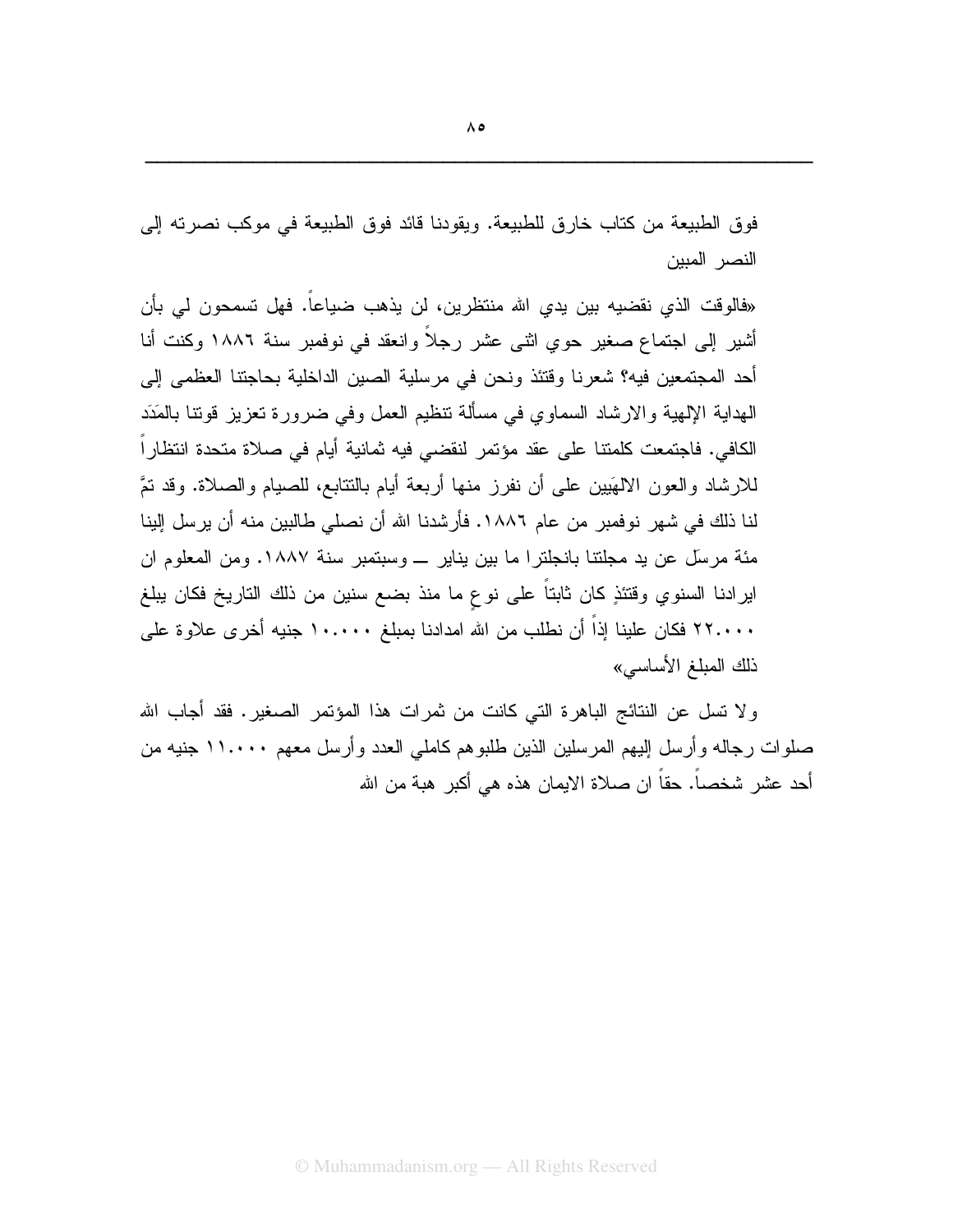فوق الطبيعة من كتاب خارق للطبيعة. ويقودنا قائد فوق الطبيعة في موكب نصرته إلى النصر المبين

«فالوقت الذي نقضيه بين يدي الله منتظرين، لن يذهب ضياعاً. فهل تسمحون لي بأن أشير إلى اجتماع صغير حوي اثنى عشر رجلاً وانعقد في نوفمبر سنة ١٨٨٦ وكنت أنا أحد المجتمعين فيه؟ شعرنا وقتئذ ونحن في مرسلية الصين الداخلية بحاجتنا العظمى إلى الهداية الإلهية والارشاد السماوي في مسألة تنظيم العمل وفي ضرورة تعزيز قوتنا بالمَدَد الكافي. فاجتمعت كلمتنا على عقد مؤتمر لنقضي فيه ثمانية أيام في صلاة متحدة انتظاراً للارشاد والعون الالهَيين على أن نفرز منها أربعة أيام بالتتابع، للصيام والصلاة. وقد تمَّ لنا ذلك في شهر نوفمبر من عام ١٨٨٦. فأرشدنا الله أن نصلي طالبين منه أن يرسل إلينا مئة مرسَل عن يد مجلتنا بانجلترا ما بين يناير ــ وسبتمبر سنة ١٨٨٧. ومن المعلوم ان ايرادنا السنوي وقتئذٍ كان ثابتاً على نوعٍ ما منذ بضع سنين من ذلك التاريخ فكان يبلغ ٢٢.٠٠٠ فكان علينا إذاً أن نطلب من الله امدادنا بمبلغ ١٠.٠٠٠ جنيه أخرى علاوة على ذلك المبلغ الأساسي»

ولا تسل عن النتائج الباهرة التي كانت من ثمرات هذا المؤتمر الصغير. فقد أجاب الله صلوات رجاله وأرسل إليهم المرسلين الذين طلبوهم كاملي العدد وأرسل معهم ١١.٠٠٠ جنيه من أحد عشر شخصاً. حقاً ان صلاة الايمان هذه هي أكبر هبة من الله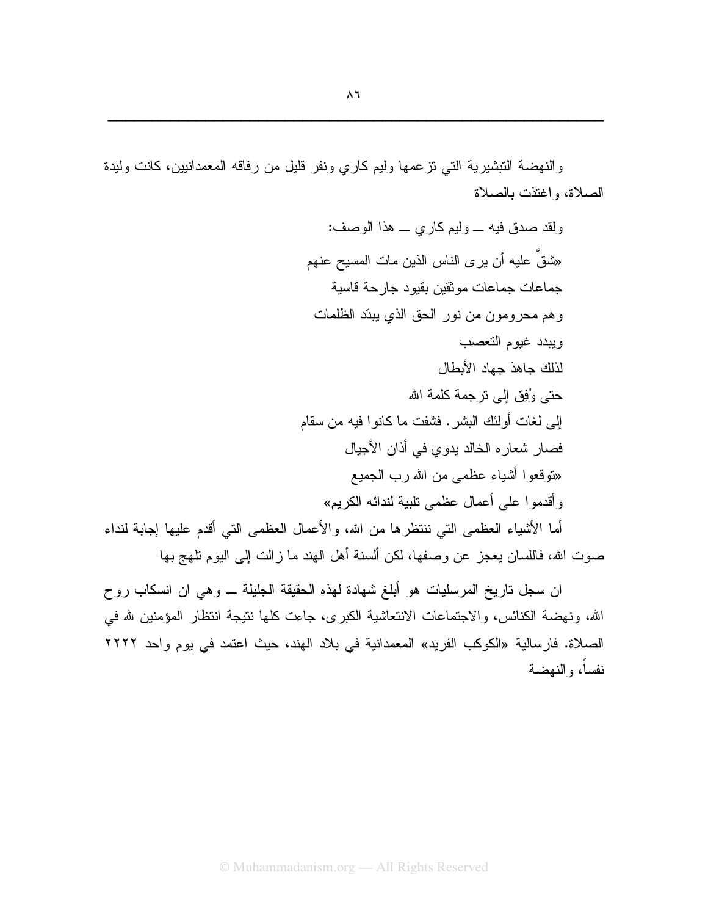والنهضة التبشيرية التي تزعمها وليم كاري ونفر قليل من رفاقه المعمدانيين، كانت وليدة الصلاة، واغتذت بالصلاة

ولقد صدق فيه ــ وليم كاري ــ هذا الوصف:

«شقَّ عليه أن يرى الناس الذين مات المسيح عنهم

جماعات جماعات موثقين بقيود جارحة قاسية

وهم محرومون من نور الحق الذي يبدّد الظلمات

ويبدد غيوم التعصب

لذلك جاهدَ جهاد الأبطال

حتى وُفق إلى ترجمة كلمة الله

إلى لغات أولئك البشر. فشفت ما كانوا فيه من سقام

فصار شعاره الخالد يدوي في أذان الأجيال

«توقعوا أشياء عظمى من الله رب الجميع

وأقدموا على أعمال عظمى تلبية لندائه الكريم»

أما الأشياء العظمى التي ننتظرها من الله، والأعمال العظمى التي أقدم عليها إجابة لنداء صوت الله، فاللسان يعجز عن وصفها، لكن ألسنة أهل الهند ما زالت إلى اليوم تلهج بها

ان سجل تاريخ المرسليات هو أبلغ شهادة لهذه الحقيقة الجليلة ــ وهي ان انسكاب روح الله، ونهضة الكنائس، والاجتماعات الانتعاشية الكبرى، جاءت كلها نتيجة انتظار المؤمنين لله في الصلاة. فارسالية «الكوكب الفريد» المعمدانية في بلاد الهند، حيث اعتمد في يوم واحد ٢٢٢٢ نفساً، والنهضة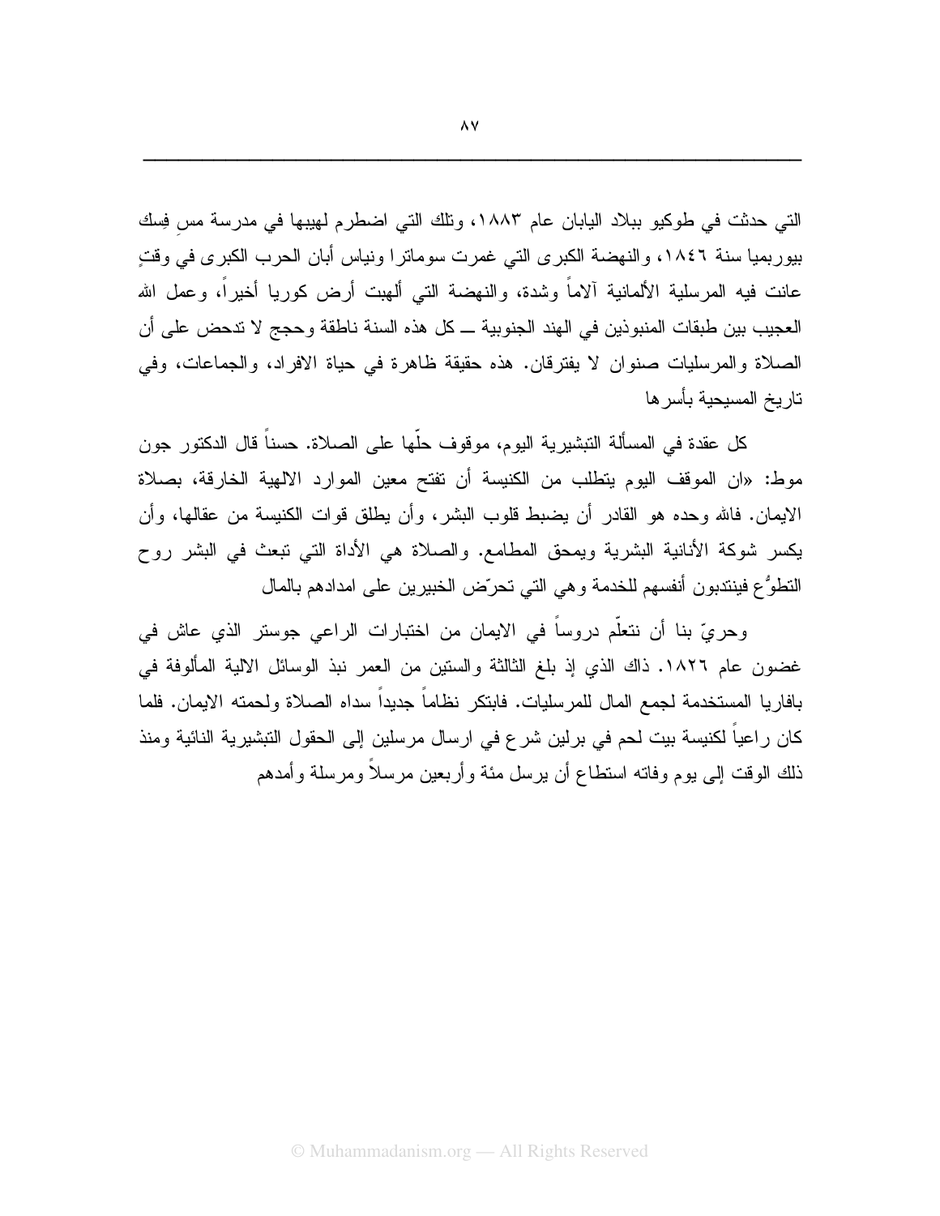التي حدثت في طوكيو ببلاد اليابان عام ١٨٨٣، وتلك التي اضطرم لهيبها في مدرسة مس فِسك بيوربميا سنة ١٨٤٦، والنهضة الكبرى التي غمرت سوماترا ونياس أبان الحرب الكبرى في وقتٍ عانت فيه المرسلية الألمانية آلاماً وشدة، والنهضة التي ألهبت أرض كوريا أخيراً، وعمل الله العجيب بين طبقات المنبوذين في الهند الجنوبية ـــ كل هذه السنة ناطقة وحجج لا تدحض على أن الصلاة والمرسليات صنوان لا يفترقان. هذه حقيقة ظاهرة في حياة الافراد، والجماعات، وفي تاريخ المسيحية بأسرها

كل عقدة في المسألة التبشيرية اليوم، موقوف حلّها على الصلاة. حسناً قال الدكتور جون موط: «ان الموقف اليوم يتطلب من الكنيسة أن تفتح معين الموارد الالهية الخارقة، بصلاة الايمان. فالله وحده هو القادر أن يضبط قلوب البشر، وأن يطلق قوات الكنيسة من عقالها، وأن يكسر شوكة الأنانية البشرية ويمحق المطامع. والصلاة هي الأداة التي تبعث في البشر روح التطوُّع فينتدبون أنفسهم للخدمة وهي التي تحرّض الخبيرين على امدادهم بالمال

وحريّ بنا أن نتعلّم دروساً في الايمان من اختبارات الراعي جوستر الذي عاش في غضون عام ١٨٢٦. ذاك الذي إذ بلغ الثالثة والستين من العمر نبذ الوسائل الالية المألوفة في بافاريا المستخدمة لجمع المال للمرسليات. فابتكر نظاماً جديداً سداه الصلاة ولحمته الايمان. فلما كان راعياً لكنيسة بيت لحم في برلين شرع في ارسال مرسلين إلى الحقول التبشيرية النائية ومنذ ذلك الوقت إلى يوم وفاته استطاع أن يرسل مئة وأربعين مرسلاً ومرسلة وأمدهم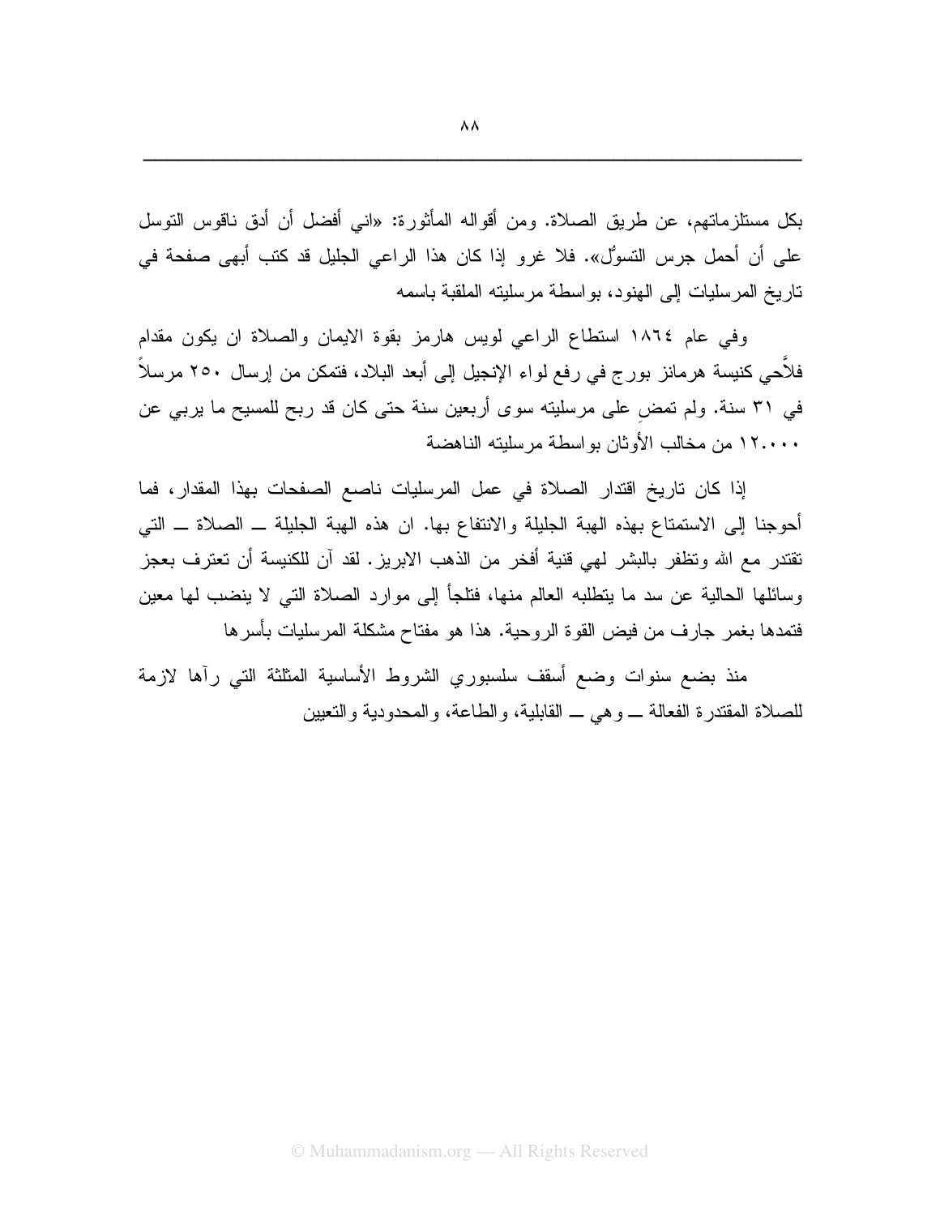بكل مستلزماتهم، عن طريق الصلاة. ومن أقواله المأثورة: «اني أفضل أن أدق ناقوس التوسل على أن أحمل جرس التسوُّل». فلا غرو إذا كان هذا الراعي الجليل قد كتب أبهى صفحة في تاريخ المرسليات إلى الهنود، بواسطة مرسليته الملقبة باسمه

وفي عام ١٨٦٤ استطاع الراعي لويس هارمز بقوة الايمان والصلاة ان يكون مقدام فلاَّحي كنيسة هرمانز بورج في رفع لواء الإنجيل إلى أبعد البلاد، فتمكن من إرسال ٢٥٠ مرسلاً في ٣١ سنة. ولم تمضِ على مرسليته سوى أربعين سنة حتى كان قد ربح للمسيح ما يربي عن ١٢.٠٠٠ من مخالب الأوثان بواسطة مرسليته الناهضة

إذا كان تاريخ اقتدار الصلاة في عمل المرسليات ناصع الصفحات بهذا المقدار، فما أحوجنا إلى الاستمتاع بهذه الهبة الجليلة والانتفاع بها. ان هذه الهبة الجليلة ــ الصلاة ــ التي تقتدر مع الله وتظفر بالبشر لهي قنية أفخر من الذهب الابريز. لقد آن للكنيسة أن تعترف بعجز وسائلها الحالية عن سد ما يتطلبه العالم منها، فتلجأ إلى موارد الصلاة التي لا ينضب لها معين فتمدها بغمر جارف من فيض القوة الروحية. هذا هو مفتاح مشكلة المرسليات بأسرها

منذ بضع سنوات وضع أسقف سلسبوري الشروط الأساسية المثلثة التي رآها لازمة للصلاة المقتدرة الفعالة ــ وهي ــ القابلية، والطاعة، والمحدودية والتعيين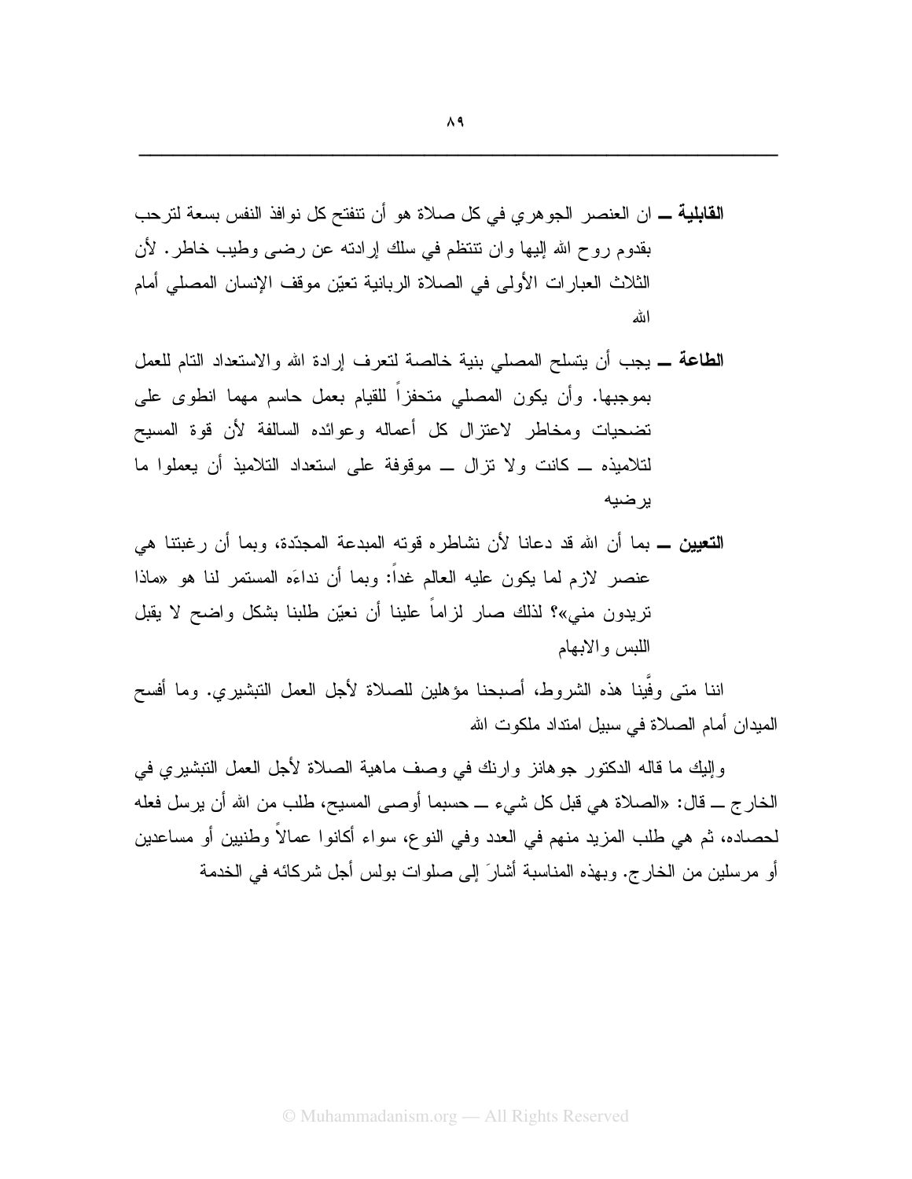**القابلية ــ** ان العنصر الجوهري في كل صلاة هو أن تتفتح كل نوافذ النفس بسعة لترحب بقدوم روح الله إليها وان تنتظم في سلك إرادته عن رضى وطيب خاطر. لأن الثلاث العبارات الأولى في الصلاة الربانية تعيّن موقف الإنسان المصلي أمام الله

**الطاعة ــ** يجب أن يتسلح المصلي بنية خالصة لتعرف إرادة الله والاستعداد التام للعمل بموجبها. وأن يكون المصلي متحفزاً للقيام بعمل حاسم مهما انطوى على تضحيات ومخاطر لاعتزال كل أعماله وعوائده السالفة لأن قوة المسيح لتلاميذه ــ كانت ولا تزال ــ موقوفة على استعداد التلاميذ أن يعملوا ما يرضيه

**التعيين ــ** بما أن الله قد دعانا لأن نشاطره قوته المبدعة المجدّدة، وبما أن رغبتنا هي عنصر لازم لما يكون عليه العالم غداً: وبما أن نداءَه المستمر لنا هو «ماذا تريدون مني»؟ لذلك صار لزاماً علينا أن نعيّن طلبنا بشكل واضح لا يقبل اللبس والابهام

اننا متى وفَّينا هذه الشروط، أصبحنا مؤهلين للصلاة لأجل العمل التبشيري. وما أفسح الميدان أمام الصلاة في سبيل امتداد ملكوت الله

وإليك ما قاله الدكتور جوهانز وارنك في وصف ماهية الصلاة لأجل العمل التبشيري في الخارج ــ قال: «الصلاة هي قبل كل شيء ــ حسبما أوصى المسيح، طلب من الله أن يرسل فعله لحصاده، ثم هي طلب المزيد منهم في العدد وفي النوع، سواء أكانوا عمالاً وطنيين أو مساعدين أو مرسلين من الخارج. وبهذه المناسبة أشارَ إلى صلوات بولس أجل شركائه في الخدمة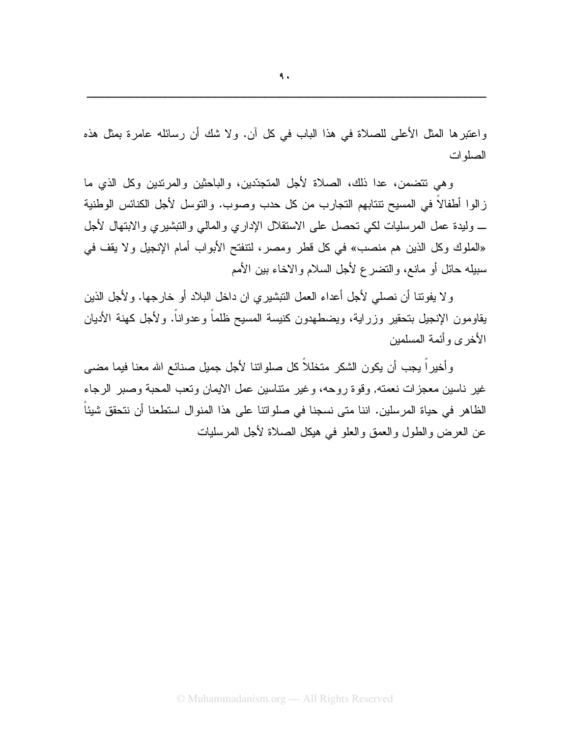واعتبرها المثل الأعلى للصلاة في هذا الباب في كل آن. ولا شك أن رسائله عامرة بمثل هذه الصلوات

وهي تتضمن، عدا ذلك، الصلاة لأجل المتجدّدين، والباحثين والمرتدين وكل الذي ما زالوا أطفالاً في المسيح تتنابهم التجارب من كل حدب وصوب. والتوسل لأجل الكنائس الوطنية ــ وليدة عمل المرسليات لكي تحصل على الاستقلال الإداري والمالي والتبشيري والابتهال لأجل «الملوك وكل الذين هم منصب» في كل قطر ومصر، لتنفتح الأبواب أمام الإنجيل ولا يقف في سبيله حائل أو مانع، والتضرع لأجل السلام والاخاء بين الأمم

ولا يفوتنا أن نصلي لأجل أعداء العمل التبشيري ان داخل البلاد أو خارجها. ولأجل الذين يقاومون الإنجيل بتحقير وزراية، ويضطهدون كنيسة المسيح ظلماً وعدواناً. ولأجل كهنة الأديان الأخرى وأئمة المسلمين

وأخيراً يجب أن يكون الشكر متخللاً كل صلواتنا لأجل جميل صنائع الله معنا فيما مضى غير ناسين معجزات نعمته, وقوة روحه، وغير متناسين عمل الايمان وتعب المحبة وصبر الرجاء الظاهر في حياة المرسلين. اننا متى نسجنا في صلواتنا على هذا المنوال استطعنا أن نتحقق شيئاً عن العرض والطول والعمق والعلو في هيكل الصلاة لأجل المرسليات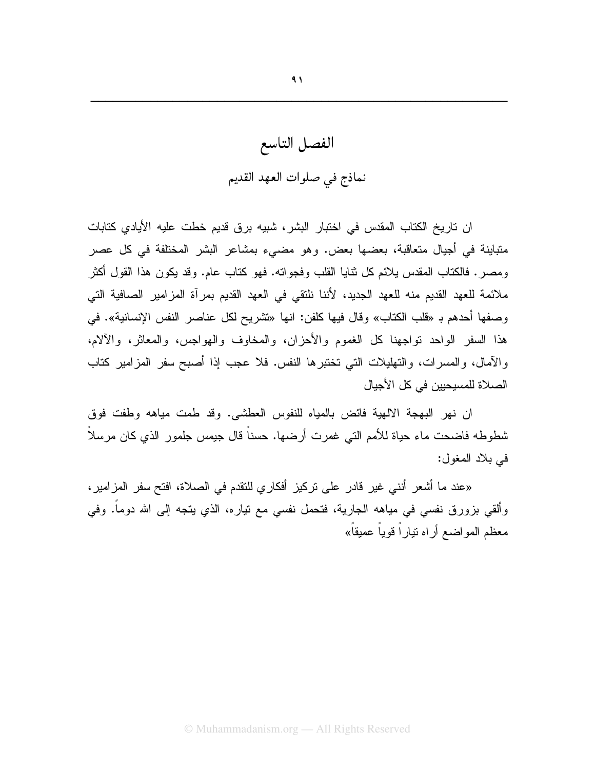# الفصل التاسع

## نماذج في صلوات العهد القديم

ان تاريخ الكتاب المقدس في اختبار البشر، شبيه برق قديم خطت عليه الأيادي كتابات متباينة في أجيال متعاقبة، بعضها بعض. وهو مضيء بمشاعر البشر المختلفة في كل عصر ومصر. فالكتاب المقدس يلائم كل ثنايا القلب وفجواته. فهو كتاب عام. وقد يكون هذا القول أكثر ملائمة للعهد القديم منه للعهد الجديد، لأننا نلتقي في العهد القديم بمرآة المزامير الصافية التي وصفها أحدهم بـ «قلب الكتاب» وقال فيها كلفن: انها «تشريح لكل عناصر النفس الإنسانية». في هذا السفر الواحد تواجهنا كل الغموم والأحزان، والمخاوف والهواجس، والمعاثر، والآلام، والآمال، والمسرات، والتهليلات التي تختبرها النفس. فلا عجب إذا أصبح سفر المزامير كتاب الصلاة للمسيحيين في كل الأجيال

ان نهر البهجة الالهية فائض بالمياه للنفوس العطشى. وقد طمت مياهه وطفت فوق شطوطه فاضحت ماء حياة للأمم التي غمرت أرضها. حسناً قال جيمس جلمور الذي كان مرسلاً في بلاد المغول:

«عند ما أشعر أنني غير قادر على تركيز أفكاري للتقدم في الصلاة، افتح سفر المزامير، وألقي بزورق نفسي في مياهه الجارية، فتحمل نفسي مع تياره، الذي يتجه إلى الله دوماً. وفي معظم المواضع أراه تياراً قوياً عميقاً»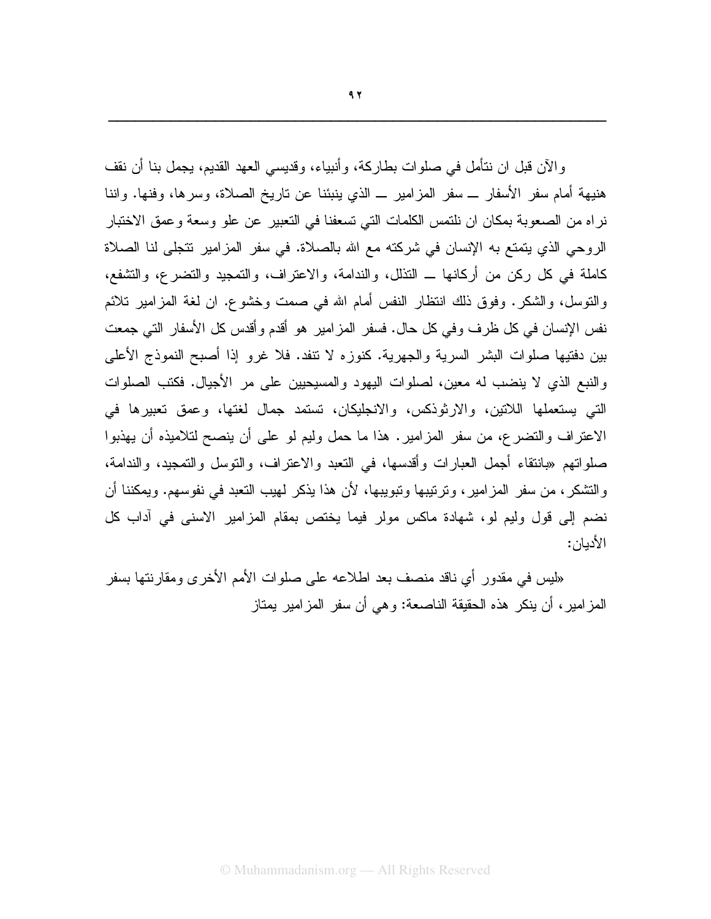والآن قبل ان نتأمل في صلوات بطاركة، وأنبياء، وقديسي العهد القديم، يجمل بنا أن نقف هنيهة أمام سفر الأسفار ــ سفر المزامير ــ الذي ينبئنا عن تاريخ الصلاة، وسرها، وفنها. واننا نراه من الصعوبة بمكان ان نلتمس الكلمات التي تسعفنا في التعبير عن علو وسعة وعمق الاختبار الروحي الذي يتمتع به الإنسان في شركته مع الله بالصلاة. في سفر المزامير تتجلى لنا الصلاة كاملة في كل ركن من أركانها ــ التذلل، والندامة، والاعتراف، والتمجيد والتضرع، والتشفع، والتوسل، والشكر. وفوق ذلك انتظار النفس أمام الله في صمت وخشوع. ان لغة المزامير تلائم نفس الإنسان في كل ظرف وفي كل حال. فسفر المزامير هو أقدم وأقدس كل الأسفار التي جمعت بين دفتيها صلوات البشر السرية والجهرية. كنوزه لا تنفد. فلا غرو إذا أصبح النموذج الأعلى والنبع الذي لا ينضب له معين، لصلوات اليهود والمسيحيين على مر الأجيال. فكتب الصلوات التي يستعملها اللاتين، والارثوذكس، والانجليكان، تستمد جمال لغتها، وعمق تعبيرها في الاعتراف والتضرع، من سفر المزامير. هذا ما حمل وليم لو على أن ينصح لتلاميذه أن يهذبوا صلواتهم «بانتقاء أجمل العبارات وأقدسها، في التعبد والاعتراف، والتوسل والتمجيد، والندامة، والتشكر، من سفر المزامير، وترتيبها وتبويبها، لأن هذا يذكر لهيب التعبد في نفوسهم. ويمكننا أن نضم إلى قول وليم لو، شهادة ماكس مولر فيما يختص بمقام المزامير الاسنى في آداب كل الأديان:

«ليس في مقدور أي ناقد منصف بعد اطلاعه على صلوات الأمم الأخرى ومقارنتها بسفر المزامير، أن ينكر هذه الحقيقة الناصعة: وهي أن سفر المزامير يمتاز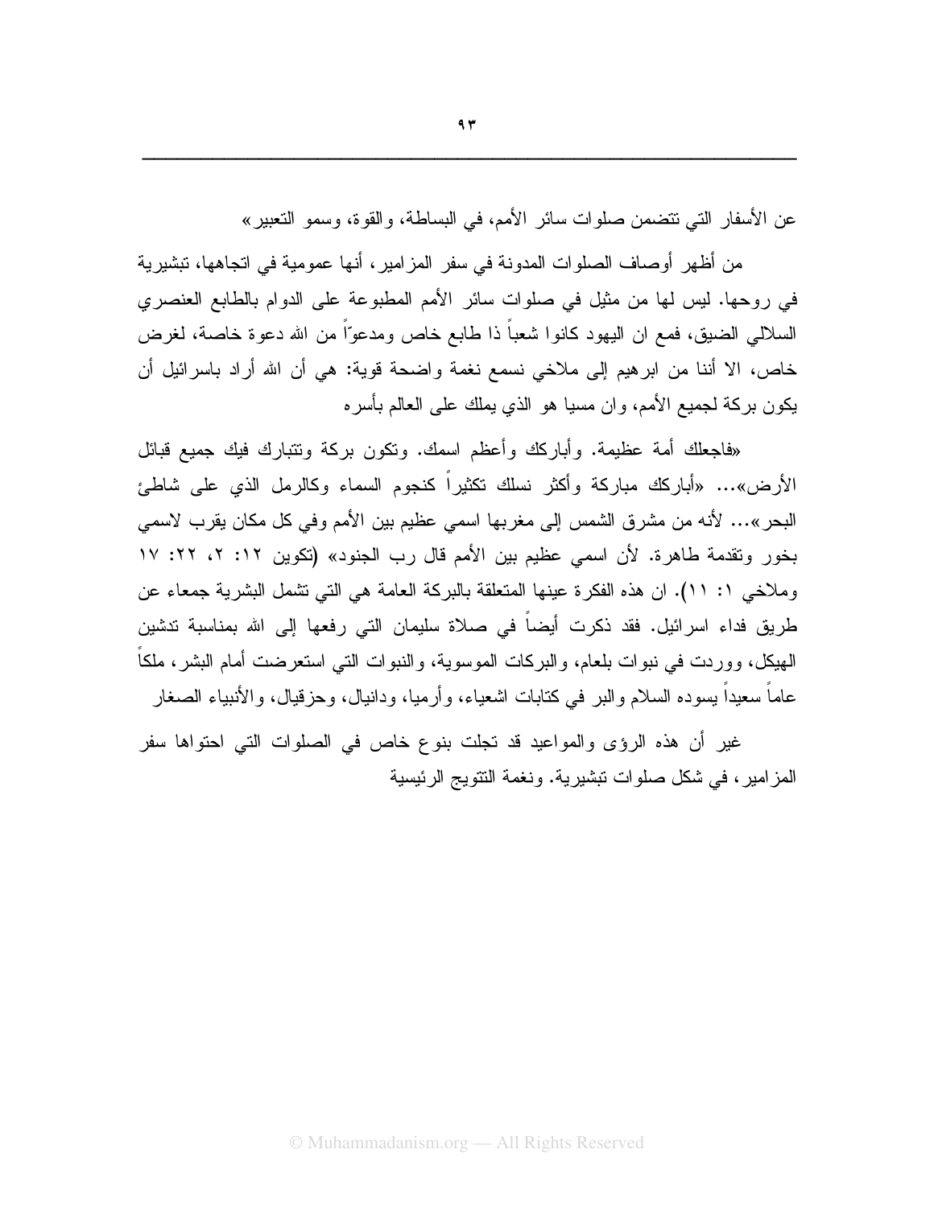عن الأسفار التي تتضمن صلوات سائر الأمم، في البساطة، والقوة، وسمو التعبير»

من أظهر أوصاف الصلوات المدونة في سفر المزامير، أنها عمومية في اتجاهها، تبشيرية في روحها. ليس لها من مثيل في صلوات سائر الأمم المطبوعة على الدوام بالطابع العنصري السلالي الضيق، فمع ان اليهود كانوا شعباً ذا طابع خاص ومدعوّاً من الله دعوة خاصة، لغرض خاص، الا أننا من ابرهيم إلى ملاخي نسمع نغمة واضحة قوية: هي أن الله أراد باسرائيل أن يكون بركة لجميع الأمم، وان مسيا هو الذي يملك على العالم بأسره

«فاجعلك أمة عظيمة. وأباركك وأعظم اسمك. وتكون بركة وتتبارك فيك جميع قبائل الأرض»... «أباركك مباركة وأكثر نسلك تكثيراً كنجوم السماء وكالرمل الذي على شاطئ البحر»... لأنه من مشرق الشمس إلى مغربها اسمي عظيم بين الأمم وفي كل مكان يقرب لاسمي بخور وتقدمة طاهرة. لأن اسمي عظيم بين الأمم قال رب الجنود» (تكوين ١٢: ٢، ٢٢: ١٧ وملاخي ١: ١١). ان هذه الفكرة عينها المتعلقة بالبركة العامة هي التي تشمل البشرية جمعاء عن طريق فداء اسرائيل. فقد ذكرت أيضاً في صلاة سليمان التي رفعها إلى الله بمناسبة تدشين الهيكل، ووردت في نبوات بلعام، والبركات الموسوية، والنبوات التي استعرضت أمام البشر، ملكاً عاماً سعيداً يسوده السلام والبر في كتابات اشعياء، وأرميا، ودانيال، وحزقيال، والأنبياء الصغار

غير أن هذه الرؤى والمواعيد قد تجلت بنوع خاص في الصلوات التي احتواها سفر المزامير، في شكل صلوات تبشيرية. ونغمة التتويج الرئيسية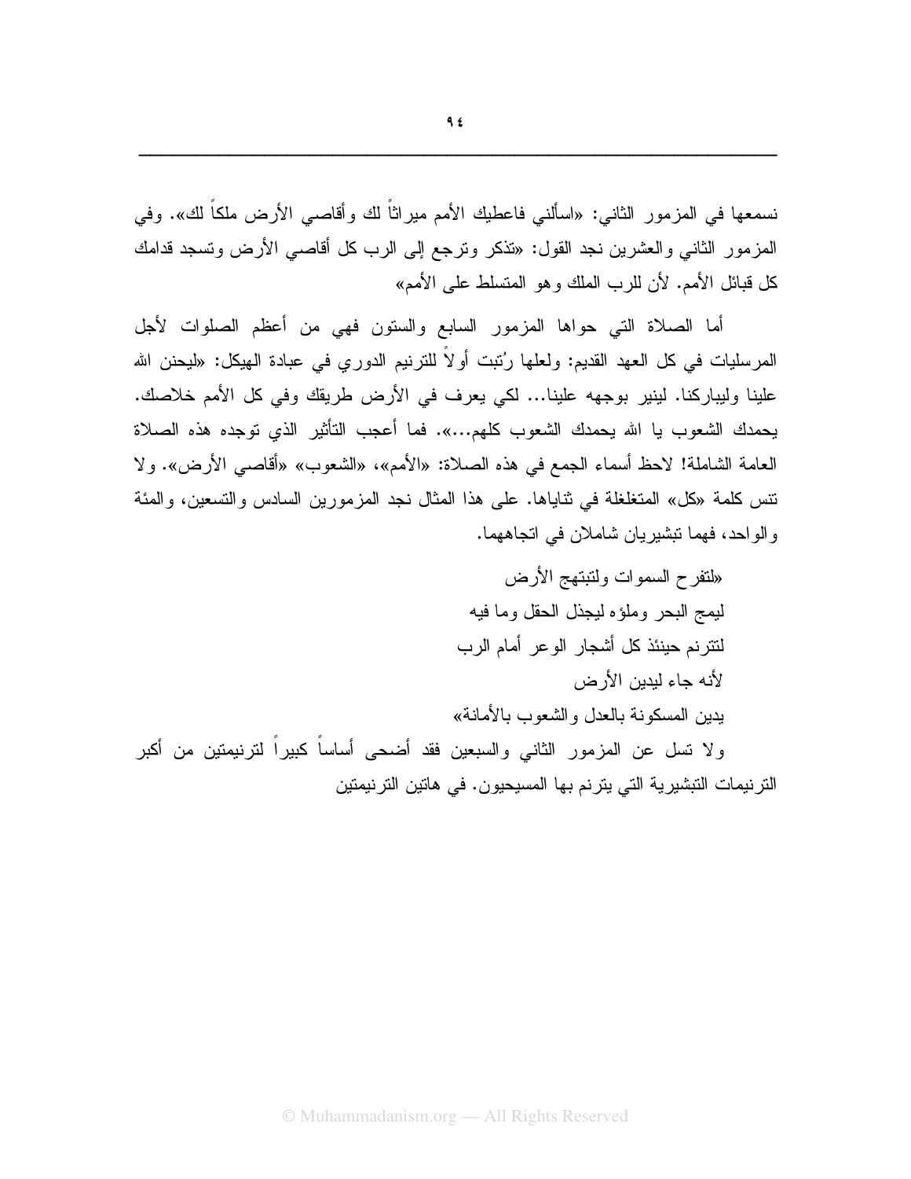نسمعها في المزمور الثاني: «اسألني فاعطيك الأمم ميراثاً لك وأقاصي الأرض ملكاً لك». وفي المزمور الثاني والعشرين نجد القول: «تذكر وترجع إلى الرب كل أقاصي الأرض وتسجد قدامك كل قبائل الأمم. لأن للرب الملك وهو المتسلط على الأمم»

أما الصلاة التي حواها المزمور السابع والستون فهي من أعظم الصلوات لأجل المرسليات في كل العهد القديم: ولعلها رُتبت أولاً للترنيم الدوري في عبادة الهيكل: «ليحنن الله علينا وليباركنا. لينير بوجهه علينا... لكي يعرف في الأرض طريقك وفي كل الأمم خلاصك. يحمدك الشعوب يا الله يحمدك الشعوب كلهم...». فما أعجب التأثير الذي توجده هذه الصلاة العامة الشاملة! لاحظ أسماء الجمع في هذه الصلاة: «الأمم»، «الشعوب» «أقاصي الأرض». ولا تنس كلمة «كل» المتغلغلة في ثناياها. على هذا المثال نجد المزمورين السادس والتسعين، والمئة والواحد، فهما تبشيريان شاملان في اتجاههما.

«لتفرح السموات ولتبتهج الأرض
ليمج البحر وملؤه ليجذل الحقل وما فيه
لتترنم حينئذ كل أشجار الوعر أمام الرب
لأنه جاء ليدين الأرض
يدين المسكونة بالعدل والشعوب بالأمانة»

ولا تسل عن المزمور الثاني والسبعين فقد أضحى أساساً كبيراً لترنيمتين من أكبر الترنيمات التبشيرية التي يترنم بها المسيحيون. في هاتين الترنيمتين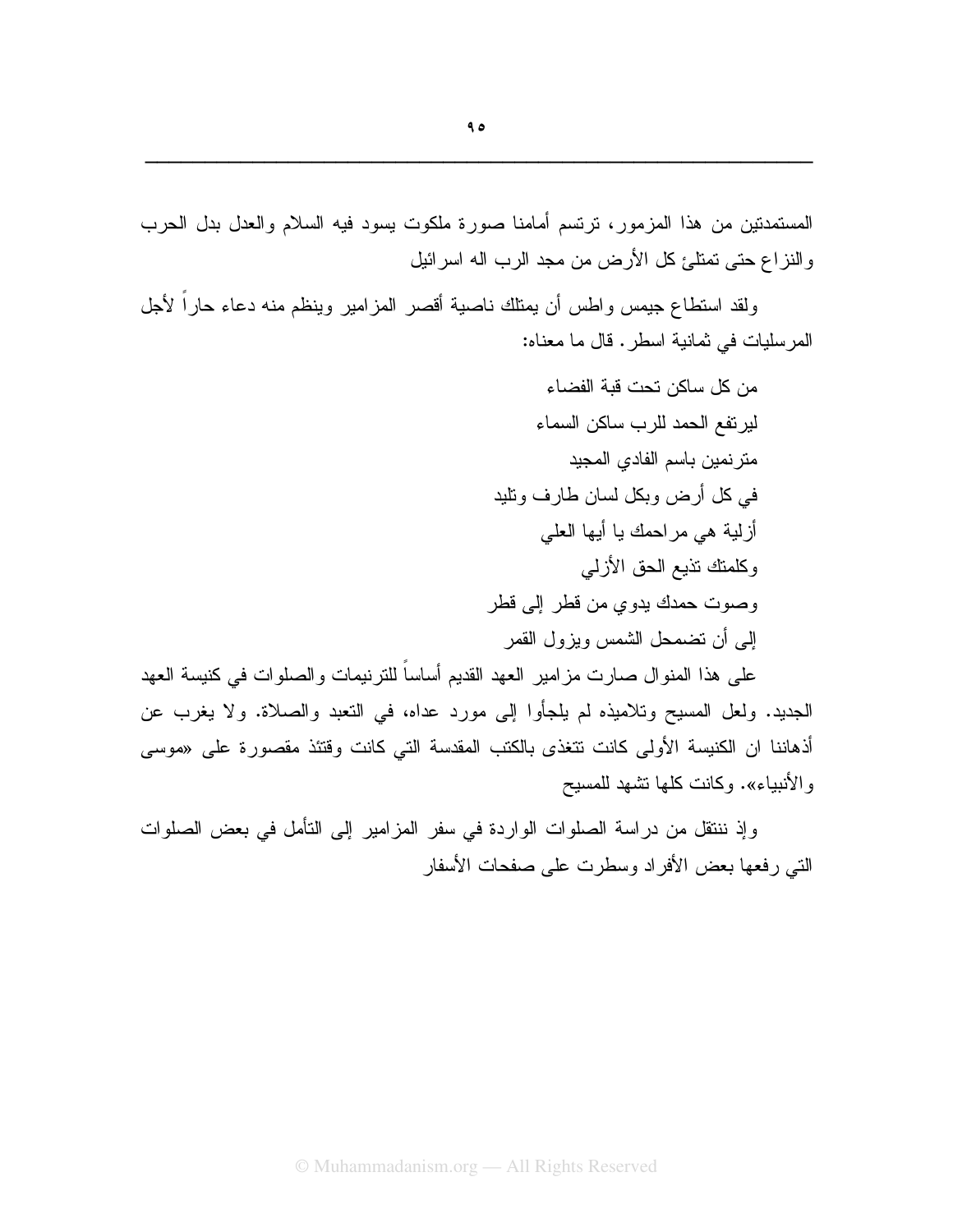المستمدتين من هذا المزمور، ترتسم أمامنا صورة ملكوت يسود فيه السلام والعدل بدل الحرب والنزاع حتى تمتلئ كل الأرض من مجد الرب اله اسرائيل

ولقد استطاع جيمس واطس أن يمتلك ناصية أقصر المزامير وينظم منه دعاء حاراً لأجل المرسليات في ثمانية اسطر. قال ما معناه:

من كل ساكن تحت قبة الفضاء
ليرتفع الحمد للرب ساكن السماء
مترنمين باسم الفادي المجيد
في كل أرض وبكل لسان طارف وتليد
أزلية هي مراحمك يا أيها العلي
وكلمتك تذيع الحق الأزلي
وصوت حمدك يدوي من قطر إلى قطر
إلى أن تضمحل الشمس ويزول القمر

على هذا المنوال صارت مزامير العهد القديم أساساً للترنيمات والصلوات في كنيسة العهد الجديد. ولعل المسيح وتلاميذه لم يلجأوا إلى مورد عداه، في التعبد والصلاة. ولا يغرب عن أذهاننا ان الكنيسة الأولى كانت تتغذى بالكتب المقدسة التي كانت وقتئذ مقصورة على «موسى والأنبياء». وكانت كلها تشهد للمسيح

وإذ ننتقل من دراسة الصلوات الواردة في سفر المزامير إلى التأمل في بعض الصلوات التي رفعها بعض الأفراد وسطرت على صفحات الأسفار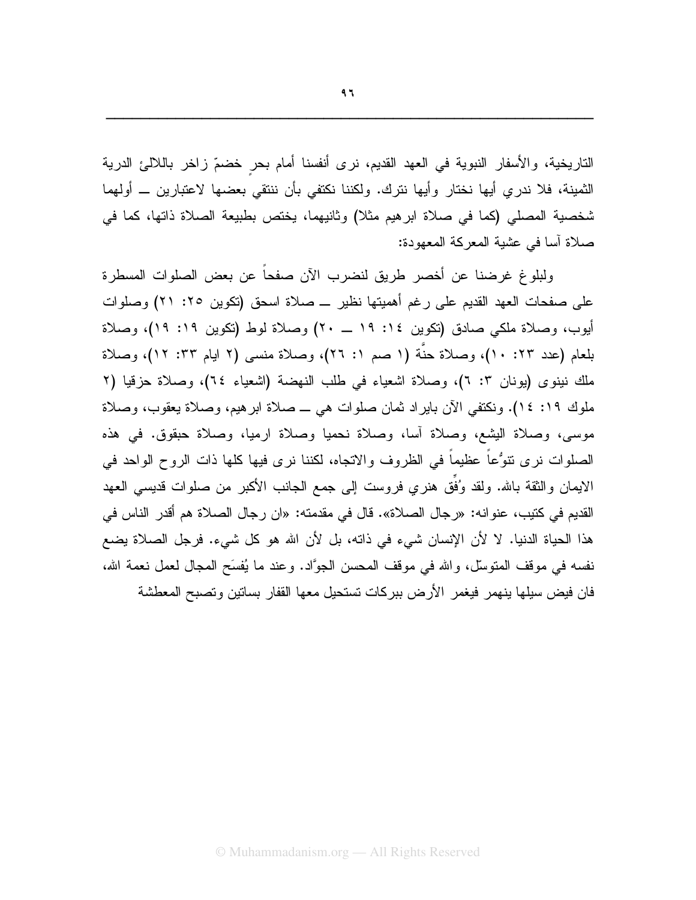التاريخية، والأسفار النبوية في العهد القديم، نرى أنفسنا أمام بحرٍ خضمّ زاخر باللالئ الدرية الثمينة، فلا ندري أيها نختار وأيها نترك. ولكننا نكتفي بأن ننتقي بعضها لاعتبارين ــ أولهما شخصية المصلي (كما في صلاة ابرهيم مثلا) وثانيهما، يختص بطبيعة الصلاة ذاتها، كما في صلاة آسا في عشية المعركة المعهودة:

ولبلوغ غرضنا عن أخصر طريق لنضرب الآن صفحاً عن بعض الصلوات المسطرة على صفحات العهد القديم على رغم أهميتها نظير ــ صلاة اسحق (تكوين ٢٥: ٢١) وصلوات أيوب، وصلاة ملكي صادق (تكوين ١٤: ١٩ ــ ٢٠) وصلاة لوط (تكوين ١٩: ١٩)، وصلاة بلعام (عدد ٢٣: ١٠)، وصلاة حنَّة (١ صم ١: ٢٦)، وصلاة منسى (٢ ايام ٣٣: ١٢)، وصلاة ملك نينوى (يونان ٣: ٦)، وصلاة اشعياء في طلب النهضة (اشعياء ٦٤)، وصلاة حزقيا (٢ ملوك ١٩: ١٤). ونكتفي الآن بايراد ثمان صلوات هي ــ صلاة ابرهيم، وصلاة يعقوب، وصلاة موسى، وصلاة اليشع، وصلاة آسا، وصلاة نحميا وصلاة ارميا، وصلاة حبقوق. في هذه الصلوات نرى تنوُّعاً عظيماً في الظروف والاتجاه، لكننا نرى فيها كلها ذات الروح الواحد في الايمان والثقة بالله. ولقد وُفِّق هنري فروست إلى جمع الجانب الأكبر من صلوات قديسي العهد القديم في كتيب، عنوانه: «رجال الصلاة». قال في مقدمته: «ان رجال الصلاة هم أقدر الناس في هذا الحياة الدنيا. لا لأن الإنسان شيء في ذاته، بل لأن الله هو كل شيء. فرجل الصلاة يضع نفسه في موقف المتوسّل، والله في موقف المحسن الجوَّاد. وعند ما يُفسَح المجال لعمل نعمة الله، فان فيض سيلها ينهمر فيغمر الأرض ببركات تستحيل معها القفار بساتين وتصبح المعطشة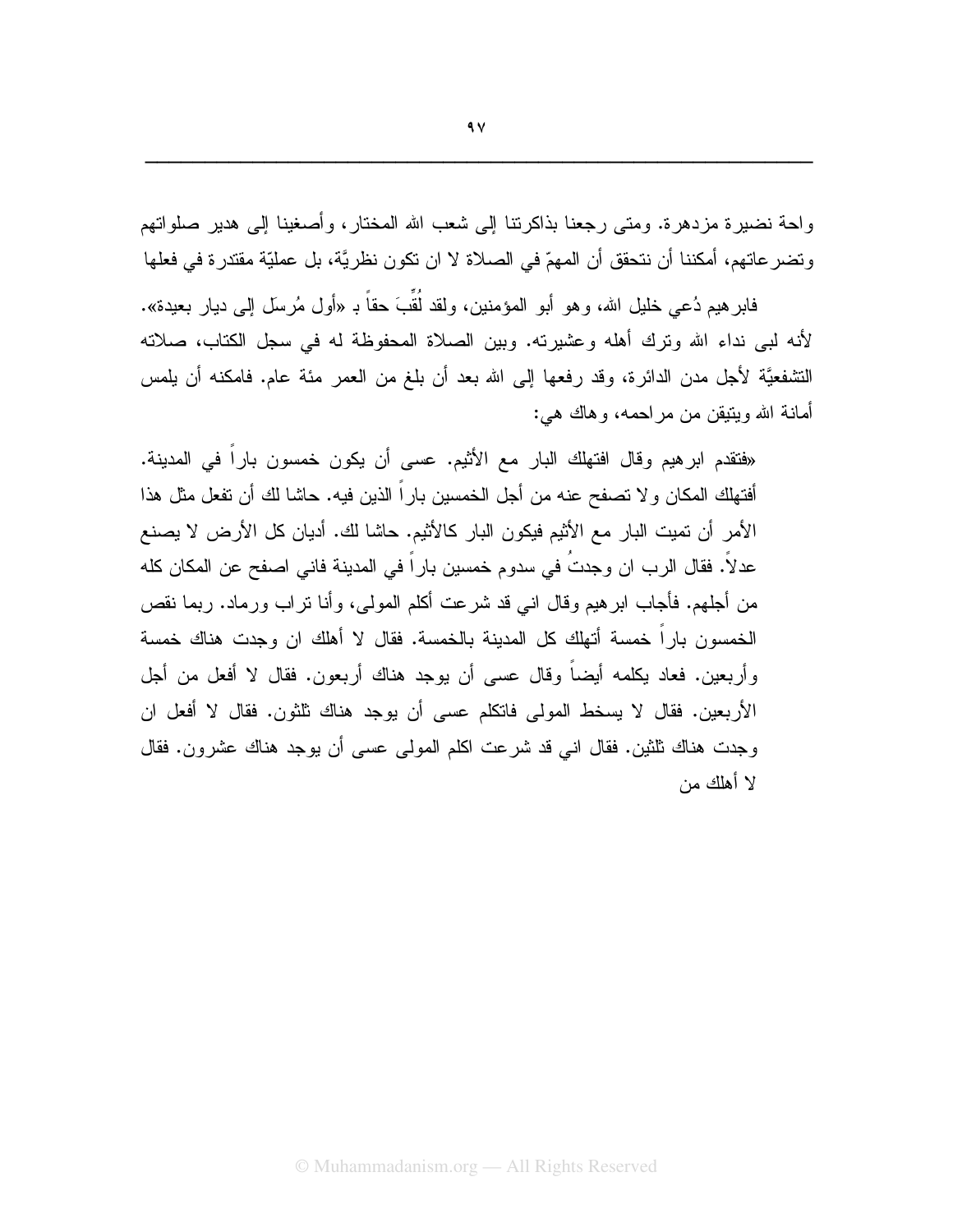واحة نضيرة مزدهرة. ومتى رجعنا بذاكرتنا إلى شعب الله المختار، وأصغينا إلى هدير صلواتهم وتضرعاتهم، أمكننا أن نتحقق أن المهمّ في الصلاة لا ان تكون نظريَّة، بل عمليّة مقتدرة في فعلها

فابرهيم دُعي خليل الله، وهو أبو المؤمنين، ولقد لُقِّبَ حقاً بـ «أول مُرسَل إلى ديار بعيدة». لأنه لبى نداء الله وترك أهله وعشيرته. وبين الصلاة المحفوظة له في سجل الكتاب، صلاته التشفعيَّة لأجل مدن الدائرة، وقد رفعها إلى الله بعد أن بلغ من العمر مئة عام. فامكنه أن يلمس أمانة الله ويتيقن من مراحمه، وهاك هي:

«فتقدم ابرهيم وقال افتهلك البار مع الأثيم. عسى أن يكون خمسون باراً في المدينة. أفتهلك المكان ولا تصفح عنه من أجل الخمسين باراً الذين فيه. حاشا لك أن تفعل مثل هذا الأمر أن تميت البار مع الأثيم فيكون البار كالأثيم. حاشا لك. أديان كل الأرض لا يصنع عدلاً. فقال الرب ان وجدتُ في سدوم خمسين باراً في المدينة فاني اصفح عن المكان كله من أجلهم. فأجاب ابرهيم وقال اني قد شرعت أكلم المولى، وأنا تراب ورماد. ربما نقص الخمسون باراً خمسة أتهلك كل المدينة بالخمسة. فقال لا أهلك ان وجدت هناك خمسة وأربعين. فعاد يكلمه أيضاً وقال عسى أن يوجد هناك أربعون. فقال لا أفعل من أجل الأربعين. فقال لا يسخط المولى فاتكلم عسى أن يوجد هناك ثلثون. فقال لا أفعل ان وجدت هناك ثلثين. فقال اني قد شرعت اكلم المولى عسى أن يوجد هناك عشرون. فقال لا أهلك من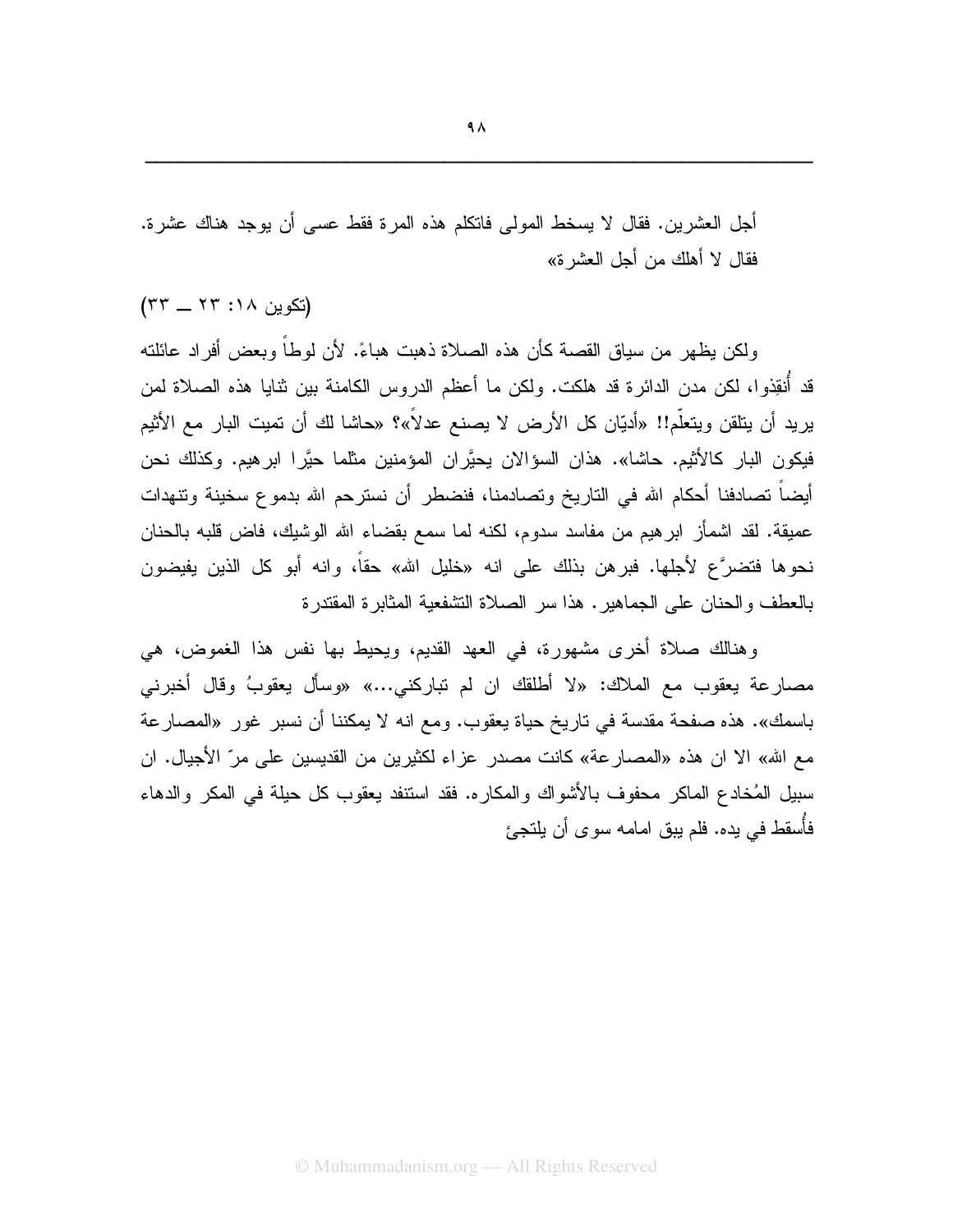أجل العشرين. فقال لا يسخط المولى فاتكلم هذه المرة فقط عسى أن يوجد هناك عشرة. فقال لا أهلك من أجل العشرة»

(تكوين ١٨: ٢٣ ــ ٣٣)

ولكن يظهر من سياق القصة كأن هذه الصلاة ذهبت هباءً. لأن لوطاً وبعض أفراد عائلته قد أُنقِذوا، لكن مدن الدائرة قد هلكت. ولكن ما أعظم الدروس الكامنة بين ثنايا هذه الصلاة لمن يريد أن يتلقن ويتعلّم!! «أديّان كل الأرض لا يصنع عدلاً»؟ «حاشا لك أن تميت البار مع الأثيم فيكون البار كالأثيم. حاشا». هذان السؤالان يحيَّران المؤمنين مثلما حيَّرا ابرهيم. وكذلك نحن أيضاً تصادفنا أحكام الله في التاريخ وتصادمنا، فنضطر أن نسترحم الله بدموع سخينة وتنهدات عميقة. لقد اشمأز ابرهيم من مفاسد سدوم، لكنه لما سمع بقضاء الله الوشيك، فاض قلبه بالحنان نحوها فتضرَّع لأجلها. فبرهن بذلك على انه «خليل الله» حقاً، وانه أبو كل الذين يفيضون بالعطف والحنان على الجماهير. هذا سر الصلاة التشفعية المثابرة المقتدرة

وهنالك صلاة أخرى مشهورة، في العهد القديم، ويحيط بها نفس هذا الغموض، هي مصارعة يعقوب مع الملاك: «لا أطلقك ان لم تباركني...» «وسأل يعقوبُ وقال أخبرني باسمك». هذه صفحة مقدسة في تاريخ حياة يعقوب. ومع انه لا يمكننا أن نسبر غور «المصارعة مع الله» الا ان هذه «المصارعة» كانت مصدر عزاء لكثيرين من القديسين على مرّ الأجيال. ان سبيل المُخادع الماكر محفوف بالأشواك والمكاره. فقد استنفد يعقوب كل حيلة في المكر والدهاء فأُسقط في يده. فلم يبق امامه سوى أن يلتجئ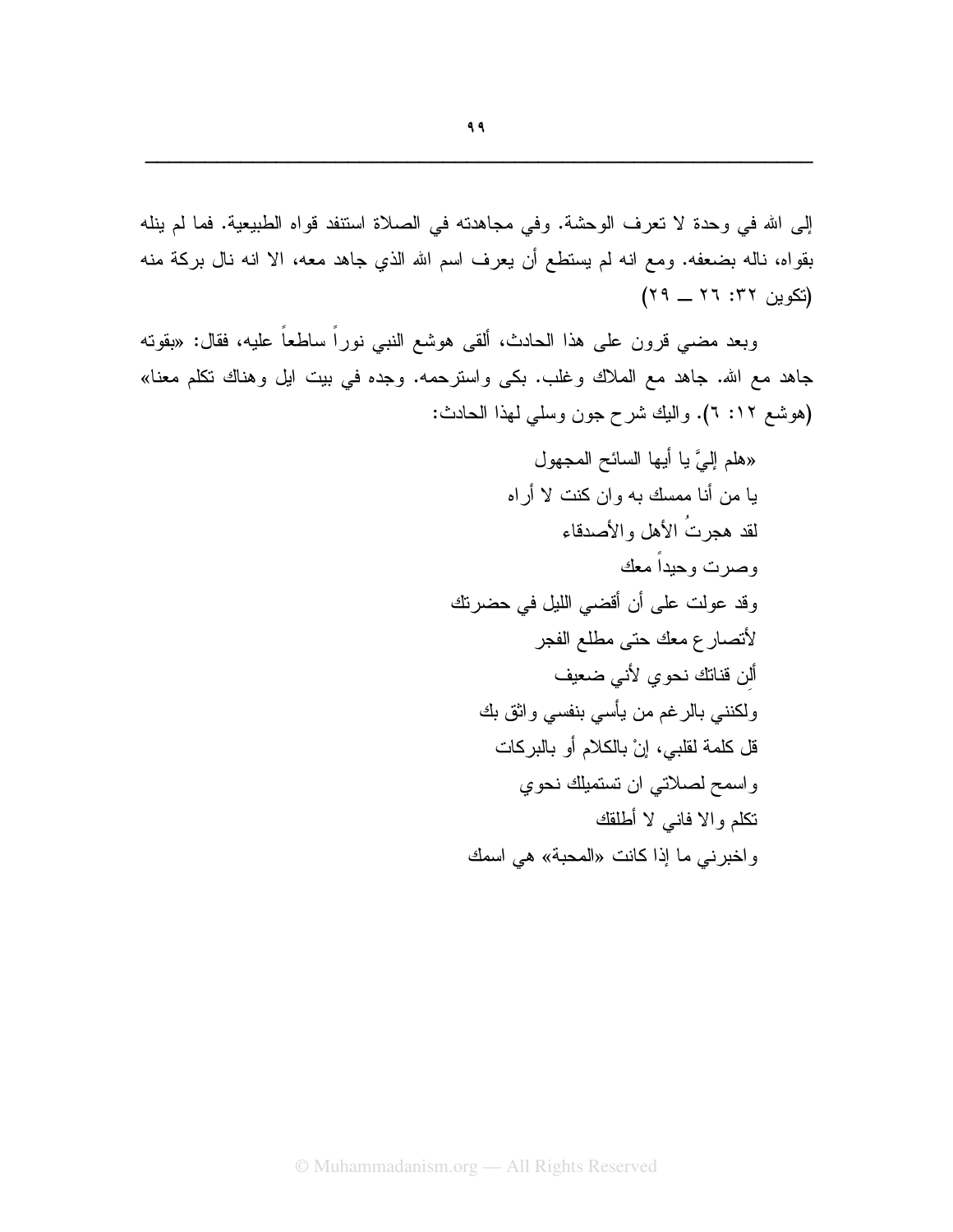إلى الله في وحدة لا تعرف الوحشة. وفي مجاهدته في الصلاة استنفد قواه الطبيعية. فما لم ينله بقواه، ناله بضعفه. ومع انه لم يستطع أن يعرف اسم الله الذي جاهد معه، الا انه نال بركة منه (تكوين ٣٢: ٢٦ ــ ٢٩)

وبعد مضي قرون على هذا الحادث، ألقى هوشع النبي نوراً ساطعاً عليه، فقال: «بقوته جاهد مع الله. جاهد مع الملاك وغلب. بكى واسترحمه. وجده في بيت ايل وهناك تكلم معنا» (هوشع ١٢: ٦). واليك شرح جون وسلي لهذا الحادث:

«هلم إليَّ يا أيها السائح المجهول
يا من أنا ممسك به وان كنت لا أراه
لقد هجرتُ الأهل والأصدقاء
وصرت وحيداً معك
وقد عولت على أن أقضي الليل في حضرتك
لأتصارع معك حتى مطلع الفجر
ألِن قناتك نحوي لأني ضعيف
ولكنني بالرغم من يأسي بنفسي واثق بك
قل كلمة لقلبي، إنْ بالكلام أو بالبركات
واسمح لصلاتي ان تستميلك نحوي
تكلم والا فاني لا أطلقك
واخبرني ما إذا كانت «المحبة» هي اسمك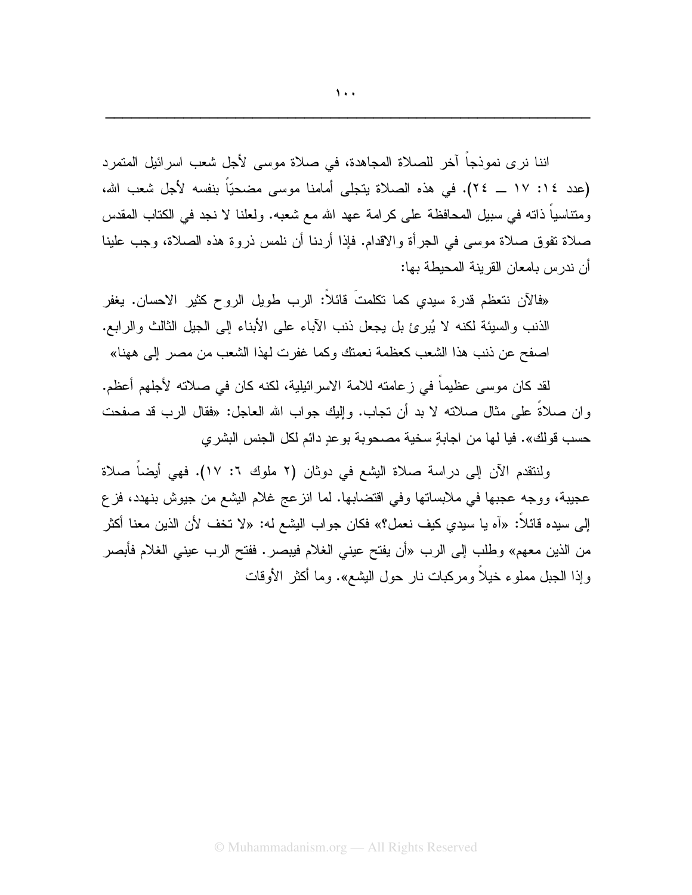اننا نرى نموذجاً آخر للصلاة المجاهدة، في صلاة موسى لأجل شعب اسرائيل المتمرد (عدد ١٤: ١٧ ــ ٢٤). في هذه الصلاة يتجلى أمامنا موسى مضحيّاً بنفسه لأجل شعب الله، ومتناسياً ذاته في سبيل المحافظة على كرامة عهد الله مع شعبه. ولعلنا لا نجد في الكتاب المقدس صلاة تفوق صلاة موسى في الجرأة والاقدام. فإذا أردنا أن نلمس ذروة هذه الصلاة، وجب علينا أن ندرس بامعان القرينة المحيطة بها:

«فالآن نتعظم قدرة سيدي كما تكلمتَ قائلاً: الرب طويل الروح كثير الاحسان. يغفر الذنب والسيئة لكنه لا يُبرئ بل يجعل ذنب الآباء على الأبناء إلى الجيل الثالث والرابع. اصفح عن ذنب هذا الشعب كعظمة نعمتك وكما غفرت لهذا الشعب من مصر إلى ههنا»

لقد كان موسى عظيماً في زعامته للامة الاسرائيلية، لكنه كان في صلاته لأجلهم أعظم. وان صلاةً على مثال صلاته لا بد أن تجاب. وإليك جواب الله العاجل: «فقال الرب قد صفحت حسب قولك». فيا لها من اجابةٍ سخية مصحوبة بوعدٍ دائم لكل الجنس البشري

ولنتقدم الآن إلى دراسة صلاة اليشع في دوثان (٢ ملوك ٦: ١٧). فهي أيضاً صلاة عجيبة، ووجه عجبها في ملابساتها وفي اقتضابها. لما انزعج غلام اليشع من جيوش بنهدد، فزع إلى سيده قائلاً: «آه يا سيدي كيف نعمل؟» فكان جواب اليشع له: «لا تخف لأن الذين معنا أكثر من الذين معهم» وطلب إلى الرب «أن يفتح عيني الغلام فيبصر. ففتح الرب عيني الغلام فأبصر وإذا الجبل مملوء خيلاً ومركبات نار حول اليشع». وما أكثر الأوقات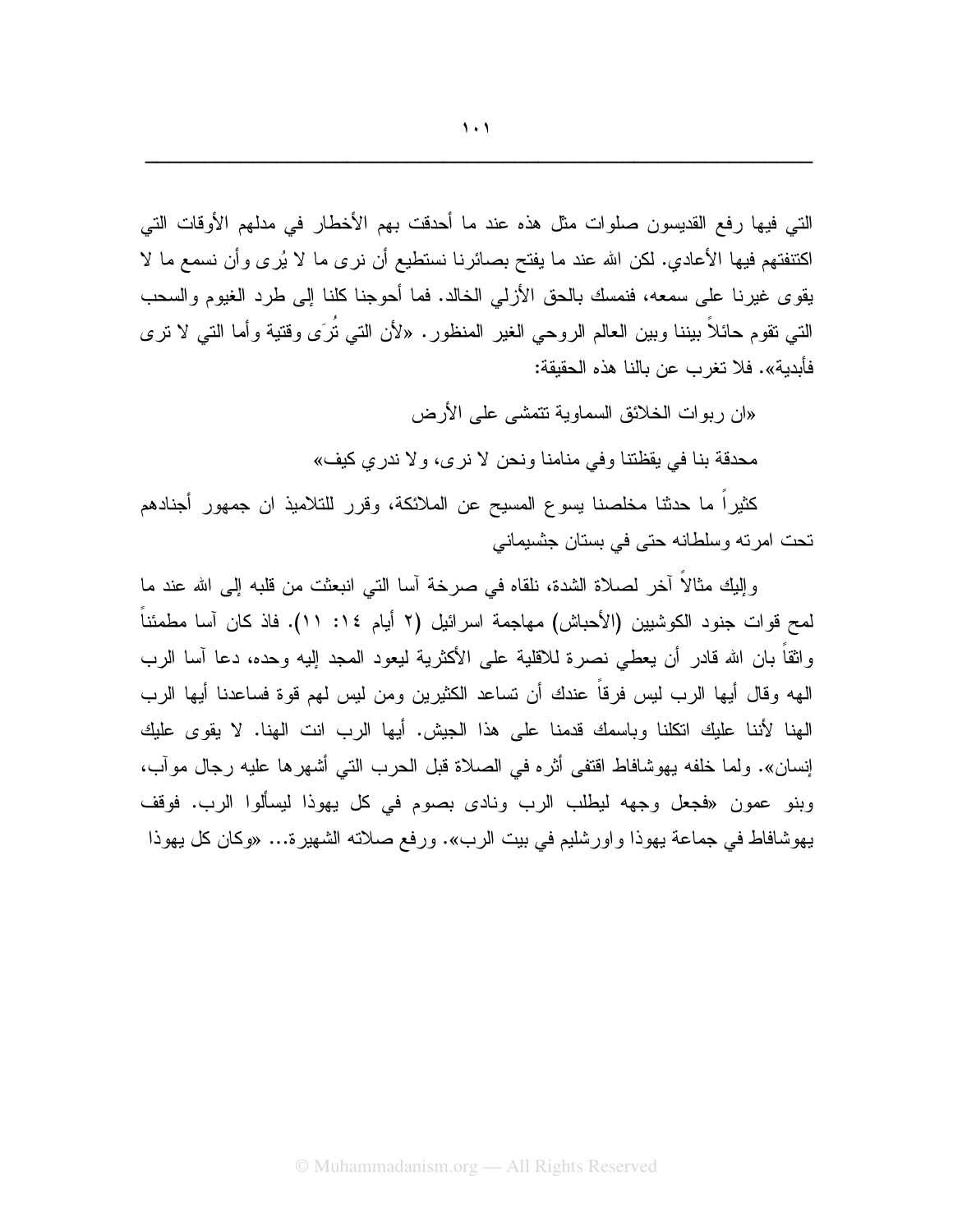التي فيها رفع القديسون صلوات مثل هذه عند ما أحدقت بهم الأخطار في مدلهم الأوقات التي اكتنفتهم فيها الأعادي. لكن الله عند ما يفتح بصائرنا نستطيع أن نرى ما لا يُرى وأن نسمع ما لا يقوى غيرنا على سمعه، فنمسك بالحق الأزلي الخالد. فما أحوجنا كلنا إلى طرد الغيوم والسحب التي تقوم حائلاً بيننا وبين العالم الروحي الغير المنظور. «لأن التي تُرَى وقتية وأما التي لا ترى فأبدية». فلا تغرب عن بالنا هذه الحقيقة:

«ان ربوات الخلائق السماوية تتمشى على الأرض

محدقة بنا في يقظتنا وفي منامنا ونحن لا نرى، ولا ندري كيف»

كثيراً ما حدثنا مخلصنا يسوع المسيح عن الملائكة، وقرر للتلاميذ ان جمهور أجنادهم تحت امرته وسلطانه حتى في بستان جثسيماني

وإليك مثالاً آخر لصلاة الشدة، نلقاه في صرخة آسا التي انبعثت من قلبه إلى الله عند ما لمح قوات جنود الكوشيين (الأحباش) مهاجمة اسرائيل (٢ أيام ١٤: ١١). فاذ كان آسا مطمئناً واثقاً بان الله قادر أن يعطي نصرة للاقلية على الأكثرية ليعود المجد إليه وحده، دعا آسا الرب الهه وقال أيها الرب ليس فرقاً عندك أن تساعد الكثيرين ومن ليس لهم قوة فساعدنا أيها الرب الهنا لأننا عليك اتكلنا وباسمك قدمنا على هذا الجيش. أيها الرب انت الهنا. لا يقوى عليك إنسان». ولما خلفه يهوشافاط اقتفى أثره في الصلاة قبل الحرب التي أشهرها عليه رجال موآب، وبنو عمون «فجعل وجهه ليطلب الرب ونادى بصوم في كل يهوذا ليسألوا الرب. فوقف يهوشافاط في جماعة يهوذا واورشليم في بيت الرب». ورفع صلاته الشهيرة... «وكان كل يهوذا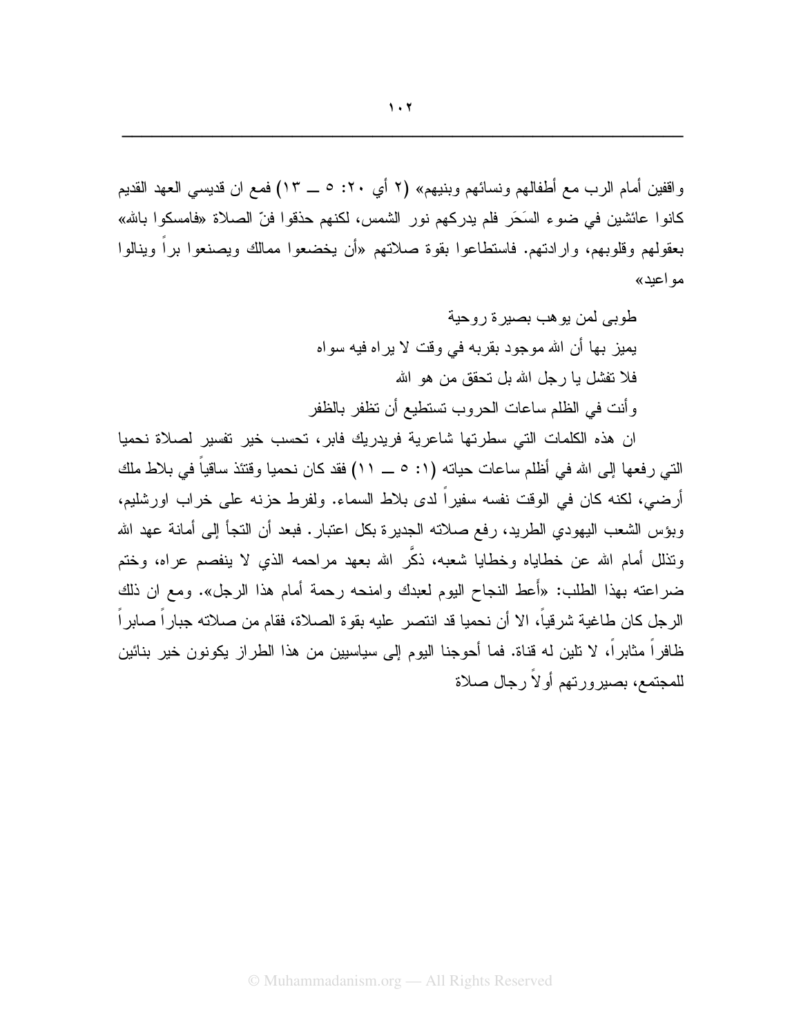واقفين أمام الرب مع أطفالهم ونسائهم وبنيهم» (٢ أي ٢٠: ٥ ــ ١٣) فمع ان قديسي العهد القديم كانوا عائشين في ضوء السَحَر فلم يدركهم نور الشمس، لكنهم حذقوا فنّ الصلاة «فامسكوا بالله» بعقولهم وقلوبهم، وارادتهم. فاستطاعوا بقوة صلاتهم «أن يخضعوا ممالك ويصنعوا براً وينالوا مواعيد»

طوبى لمن يوهب بصيرة روحية
يميز بها أن الله موجود بقربه في وقت لا يراه فيه سواه
فلا تفشل يا رجل الله بل تحقق من هو الله
وأنت في الظلم ساعات الحروب تستطيع أن تظفر بالظفر

ان هذه الكلمات التي سطرتها شاعرية فريدريك فابر، تحسب خير تفسير لصلاة نحميا التي رفعها إلى الله في أظلم ساعات حياته (١: ٥ ــ ١١) فقد كان نحميا وقتئذ ساقياً في بلاط ملك أرضي، لكنه كان في الوقت نفسه سفيراً لدى بلاط السماء. ولفرط حزنه على خراب اورشليم، وبؤس الشعب اليهودي الطريد، رفع صلاته الجديرة بكل اعتبار. فبعد أن التجأ إلى أمانة عهد الله وتذلل أمام الله عن خطاياه وخطايا شعبه، ذكَّر الله بعهد مراحمه الذي لا ينفصم عراه، وختم ضراعته بهذا الطلب: «أعط النجاح اليوم لعبدك وامنحه رحمة أمام هذا الرجل». ومع ان ذلك الرجل كان طاغية شرقياً، الا أن نحميا قد انتصر عليه بقوة الصلاة، فقام من صلاته جباراً صابراً ظافراً مثابراً، لا تلين له قناة. فما أحوجنا اليوم إلى سياسيين من هذا الطراز يكونون خير بنائين للمجتمع، بصيرورتهم أولاً رجال صلاة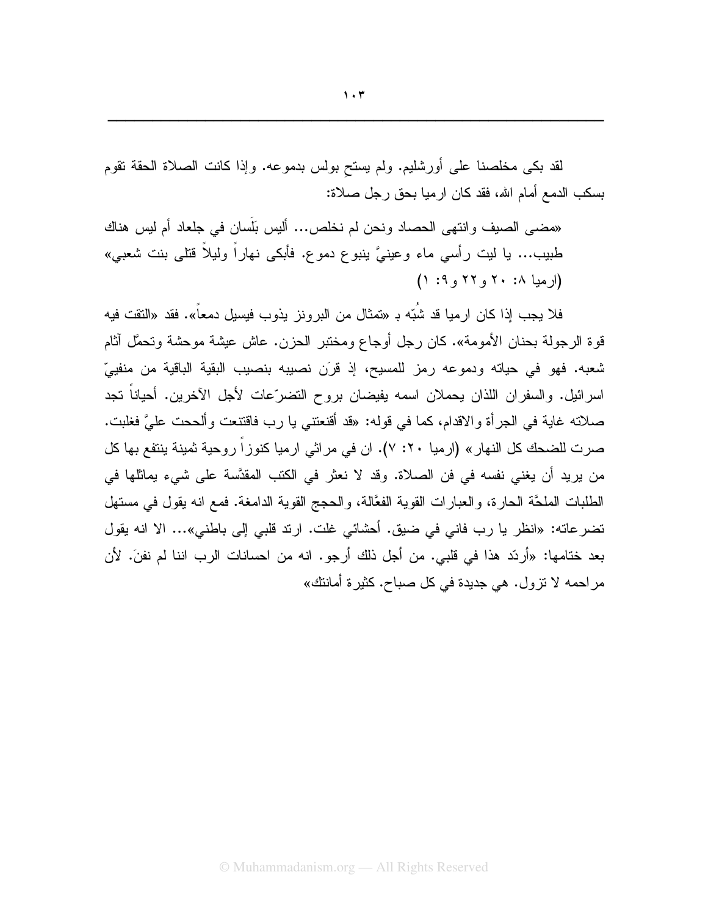لقد بكى مخلصنا على أورشليم. ولم يستحِ بولس بدموعه. وإذا كانت الصلاة الحقة تقوم بسكب الدمع أمام الله، فقد كان ارميا بحق رجل صلاة:

«مضى الصيف وانتهى الحصاد ونحن لم نخلص... أليس بَلَسان في جلعاد أم ليس هناك طبيب... يا ليت رأسي ماء وعينيَّ ينبوع دموع. فأبكي نهاراً وليلاً قتلى بنت شعبي» (ارميا ٨: ٢٠ و٢٢ و٩: ١)

فلا يجب إذا كان ارميا قد شُبّه بـ «تمثال من البرونز يذوب فيسيل دمعاً». فقد «التقت فيه قوة الرجولة بحنان الأمومة». كان رجل أوجاع ومختبر الحزن. عاش عيشة موحشة وتحمَّل آثام شعبه. فهو في حياته ودموعه رمز للمسيح، إذ قرَن نصيبه بنصيب البقية الباقية من منفييّ اسرائيل. والسفران اللذان يحملان اسمه يفيضان بروح التضرّعات لأجل الآخرين. أحياناً تجد صلاته غاية في الجرأة والاقدام، كما في قوله: «قد أقنعتني يا رب فاقتنعت وألححت عليَّ فغلبت. صرت للضحك كل النهار» (ارميا ٢٠: ٧). ان في مراثي ارميا كنوزاً روحية ثمينة ينتفع بها كل من يريد أن يغني نفسه في فن الصلاة. وقد لا نعثر في الكتب المقدَّسة على شيء يماثلها في الطلبات الملحَّة الحارة، والعبارات القوية الفعَّالة، والحجج القوية الدامغة. فمع انه يقول في مستهل تضرعاته: «انظر يا رب فاني في ضيق. أحشائي غلت. ارتد قلبي إلى باطني»... الا انه يقول بعد ختامها: «أردّد هذا في قلبي. من أجل ذلك أرجو. انه من احسانات الرب اننا لم نفنَ. لأن مراحمه لا تزول. هي جديدة في كل صباح. كثيرة أمانتك»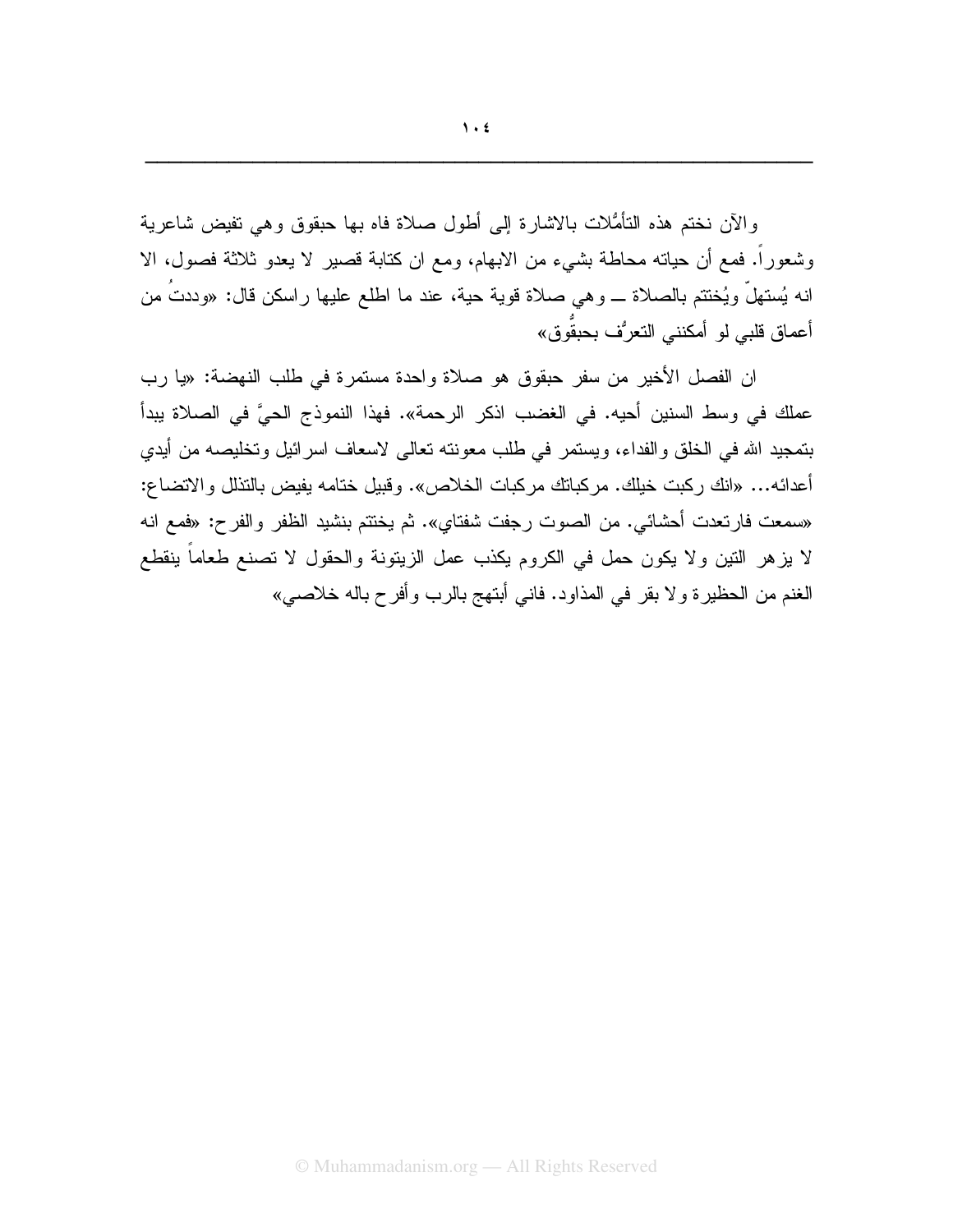والآن نختم هذه التأمُّلات بالاشارة إلى أطول صلاة فاه بها حبقوق وهي تفيض شاعرية وشعوراً. فمع أن حياته محاطة بشيء من الابهام، ومع ان كتابة قصير لا يعدو ثلاثة فصول، الا انه يُستهلّ ويُختتم بالصلاة ــ وهي صلاة قوية حية، عند ما اطلع عليها راسكن قال: «وددتُ من أعماق قلبي لو أمكنني التعرُّف بحبقُّوق»

ان الفصل الأخير من سفر حبقوق هو صلاة واحدة مستمرة في طلب النهضة: «يا رب عملك في وسط السنين أحيه. في الغضب اذكر الرحمة». فهذا النموذج الحيَّ في الصلاة يبدأ بتمجيد الله في الخلق والفداء، ويستمر في طلب معونته تعالى لاسعاف اسرائيل وتخليصه من أيدي أعدائه... «انك ركبت خيلك. مركباتك مركبات الخلاص». وقبيل ختامه يفيض بالتذلل والاتضاع: «سمعت فارتعدت أحشائي. من الصوت رجفت شفتاي». ثم يختتم بنشيد الظفر والفرح: «فمع انه لا يزهر التين ولا يكون حمل في الكروم يكذب عمل الزيتونة والحقول لا تصنع طعاماً ينقطع الغنم من الحظيرة ولا بقر في المذاود. فاني أبتهج بالرب وأفرح باله خلاصي»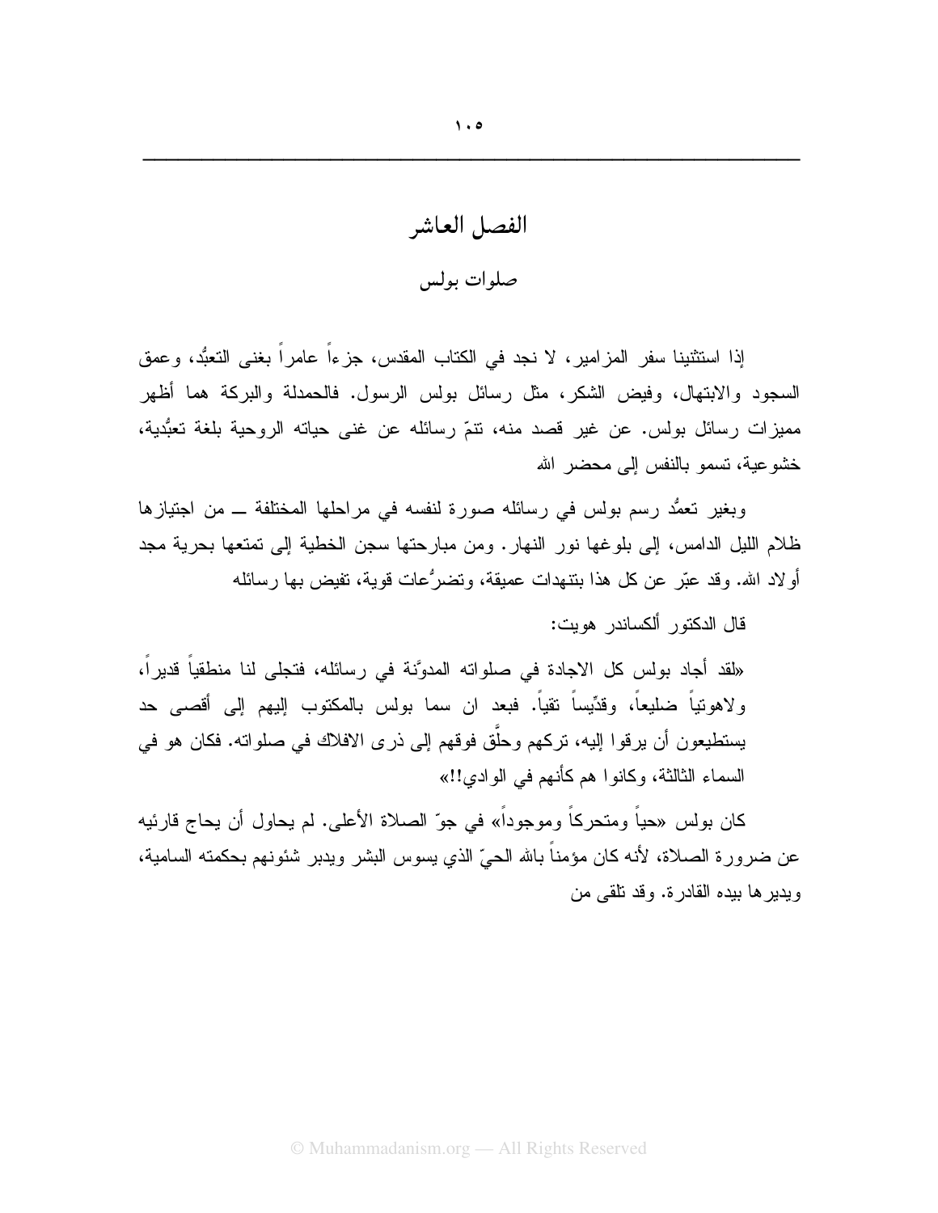# الفصل العاشر

## صلوات بولس

إذا استثنينا سفر المزامير، لا نجد في الكتاب المقدس، جزءاً عامراً بغنى التعبُّد، وعمق السجود والابتهال، وفيض الشكر، مثل رسائل بولس الرسول. فالحمدلة والبركة هما أظهر مميزات رسائل بولس. عن غير قصد منه، تنمّ رسائله عن غنى حياته الروحية بلغة تعبُّدية، خشوعية، تسمو بالنفس إلى محضر الله

وبغير تعمُّد رسم بولس في رسائله صورة لنفسه في مراحلها المختلفة ــ من اجتيازها ظلام الليل الدامس، إلى بلوغها نور النهار. ومن مبارحتها سجن الخطية إلى تمتعها بحرية مجد أولاد الله. وقد عبّر عن كل هذا بتنهدات عميقة، وتضرُّعات قوية، تفيض بها رسائله

قال الدكتور ألكساندر هويت:

«لقد أجاد بولس كل الاجادة في صلواته المدوَّنة في رسائله، فتجلى لنا منطقياً قديراً، ولاهوتياً ضليعاً، وقدِّيساً تقياً. فبعد ان سما بولس بالمكتوب إليهم إلى أقصى حد يستطيعون أن يرقوا إليه، تركهم وحلَّق فوقهم إلى ذرى الافلاك في صلواته. فكان هو في السماء الثالثة، وكانوا هم كأنهم في الوادي!!»

كان بولس «حياً ومتحركاً وموجوداً» في جوّ الصلاة الأعلى. لم يحاول أن يحاج قارئيه عن ضرورة الصلاة، لأنه كان مؤمناً بالله الحيّ الذي يسوس البشر ويدبر شئونهم بحكمته السامية، ويديرها بيده القادرة. وقد تلقى من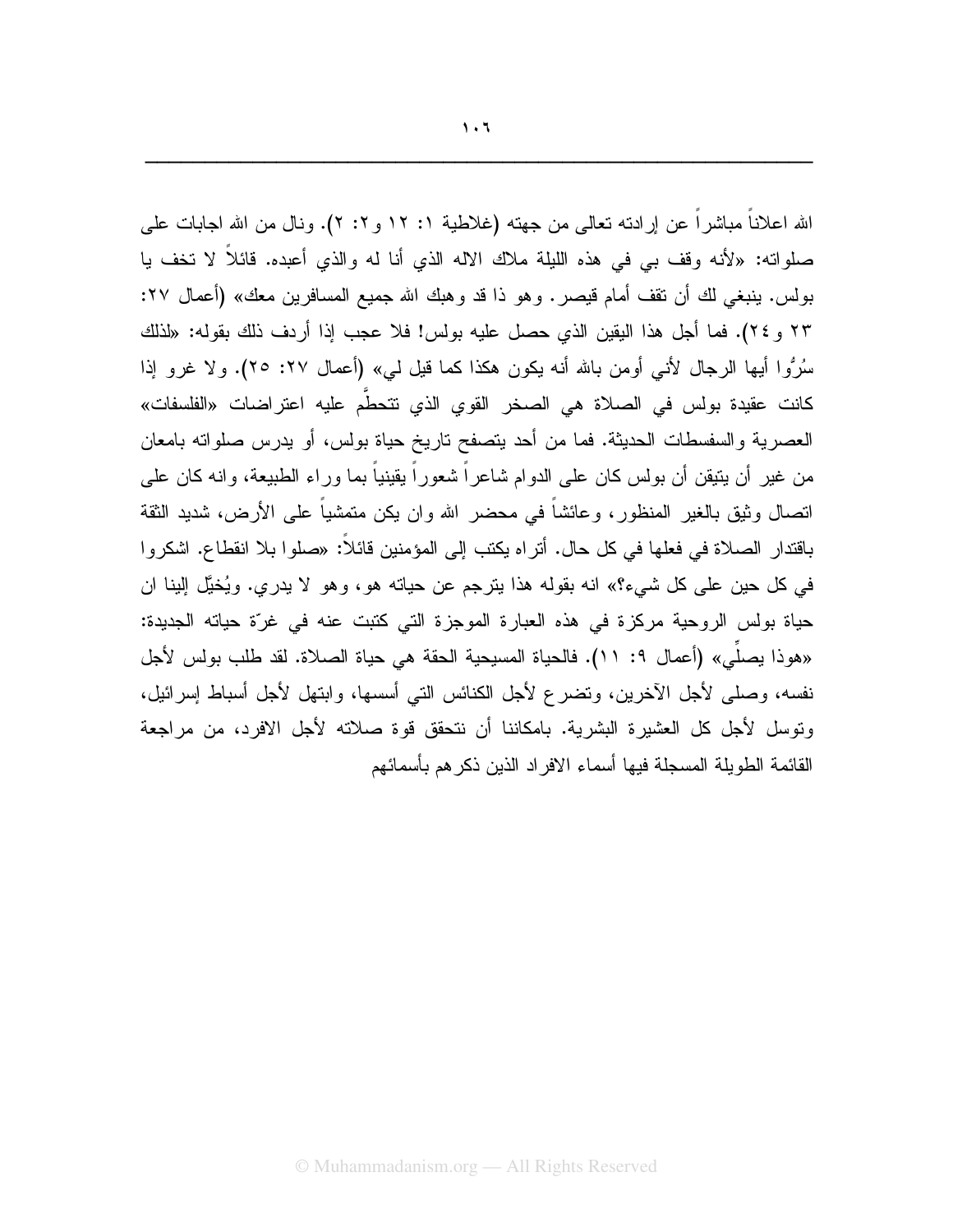الله اعلاناً مباشراً عن إرادته تعالى من جهته (غلاطية ١: ١٢ و٢: ٢). ونال من الله اجابات على صلواته: «لأنه وقف بي في هذه الليلة ملاك الاله الذي أنا له والذي أعبده. قائلاً لا تخف يا بولس. ينبغي لك أن تقف أمام قيصر. وهو ذا قد وهبك الله جميع المسافرين معك» (أعمال ٢٧: ٢٣ و٢٤). فما أجل هذا اليقين الذي حصل عليه بولس! فلا عجب إذا أردف ذلك بقوله: «لذلك سُرُّوا أيها الرجال لأني أومن بالله أنه يكون هكذا كما قيل لي» (أعمال ٢٧: ٢٥). ولا غرو إذا كانت عقيدة بولس في الصلاة هي الصخر القوي الذي تتحطَّم عليه اعتراضات «الفلسفات» العصرية والسفسطات الحديثة. فما من أحد يتصفح تاريخ حياة بولس، أو يدرس صلواته بامعان من غير أن يتيقن أن بولس كان على الدوام شاعراً شعوراً يقينياً بما وراء الطبيعة، وانه كان على اتصال وثيق بالغير المنظور، وعائشاً في محضر الله وان يكن متمشياً على الأرض، شديد الثقة باقتدار الصلاة في فعلها في كل حال. أتراه يكتب إلى المؤمنين قائلاً: «صلوا بلا انقطاع. اشكروا في كل حين على كل شيء؟» انه بقوله هذا يترجم عن حياته هو، وهو لا يدري. ويُخيَّل إلينا ان حياة بولس الروحية مركزة في هذه العبارة الموجزة التي كتبت عنه في غرّة حياته الجديدة: «هوذا يصلِّي» (أعمال ٩: ١١). فالحياة المسيحية الحقة هي حياة الصلاة. لقد طلب بولس لأجل نفسه، وصلى لأجل الآخرين، وتضرع لأجل الكنائس التي أسسها، وابتهل لأجل أسباط إسرائيل، وتوسل لأجل كل العشيرة البشرية. بامكاننا أن نتحقق قوة صلاته لأجل الافرد، من مراجعة القائمة الطويلة المسجلة فيها أسماء الافراد الذين ذكرهم بأسمائهم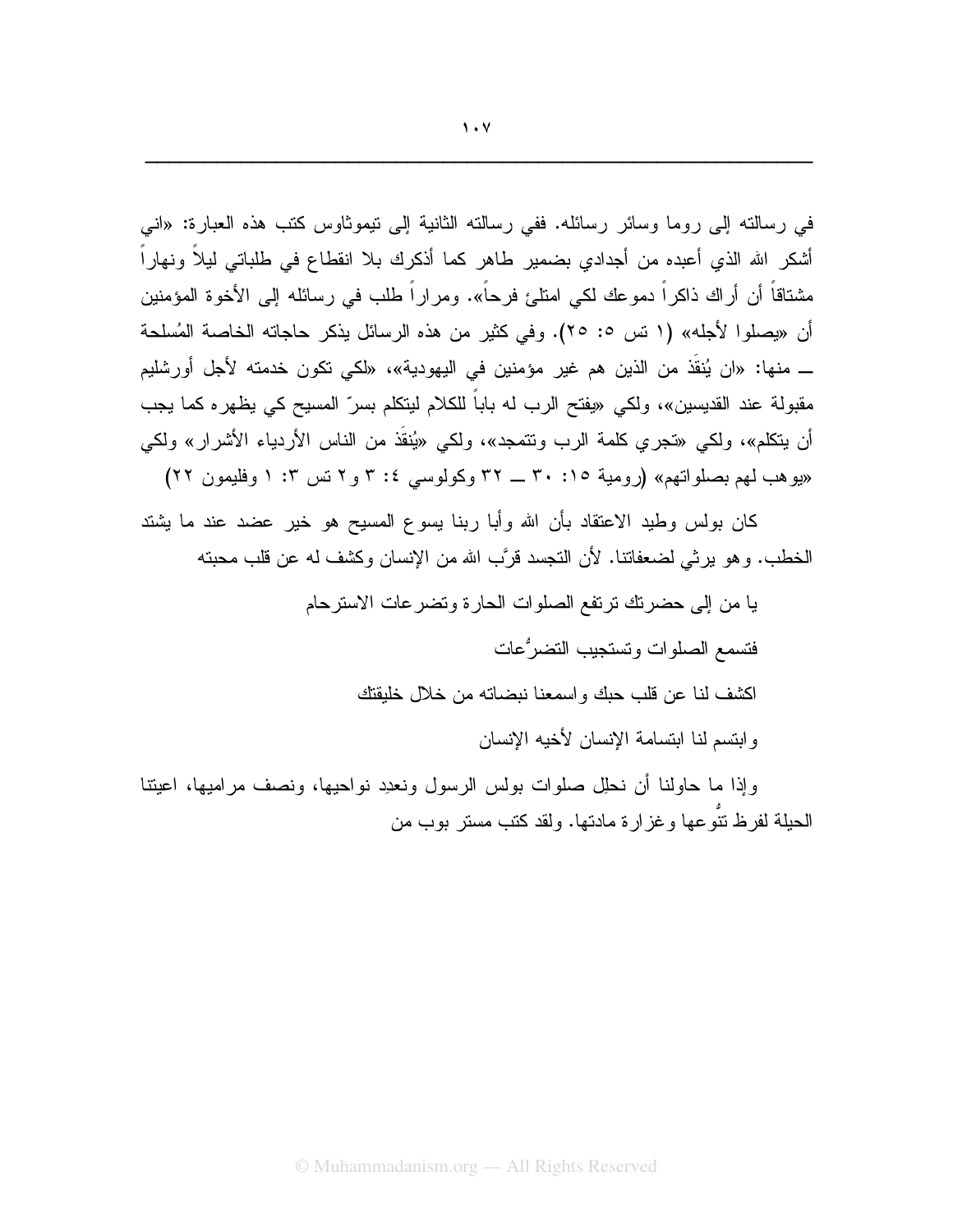في رسالته إلى روما وسائر رسائله. ففي رسالته الثانية إلى تيموثاوس كتب هذه العبارة: «اني أشكر الله الذي أعبده من أجدادي بضمير طاهر كما أذكرك بلا انقطاع في طلباتي ليلاً ونهاراً مشتاقاً أن أراك ذاكراً دموعك لكي امتلئ فرحاً». ومراراً طلب في رسائله إلى الأخوة المؤمنين أن «يصلوا لأجله» (١ تس ٥: ٢٥). وفي كثير من هذه الرسائل يذكر حاجاته الخاصة المُسلحة ــ منها: «ان يُنقَذ من الذين هم غير مؤمنين في اليهودية»، «لكي تكون خدمته لأجل أورشليم مقبولة عند القديسين»، ولكي «يفتح الرب له باباً للكلام ليتكلم بسرّ المسيح كي يظهره كما يجب أن يتكلم»، ولكي «تجري كلمة الرب وتتمجد»، ولكي «يُنقَذ من الناس الأردياء الأشرار» ولكي «يوهب لهم بصلواتهم» (رومية ١٥: ٣٠ ــ ٣٢ وكولوسي ٤: ٣ و٢ تس ٣: ١ وفليمون ٢٢)

كان بولس وطيد الاعتقاد بأن الله وأبا ربنا يسوع المسيح هو خير عضد عند ما يشتد الخطب. وهو يرثي لضعفاتنا. لأن التجسد قرَّب الله من الإنسان وكشف له عن قلب محبته

يا من إلى حضرتك ترتفع الصلوات الحارة وتضرعات الاسترحام

فتسمع الصلوات وتستجيب التضرُّعات

اكشف لنا عن قلب حبك واسمعنا نبضاته من خلال خليقتك

وابتسم لنا ابتسامة الإنسان لأخيه الإنسان

وإذا ما حاولنا أن نحلِل صلوات بولس الرسول ونعدِد نواحيها، ونصف مراميها، اعيتنا الحيلة لفرظ تنُّوعها وغزارة مادتها. ولقد كتب مستر بوب من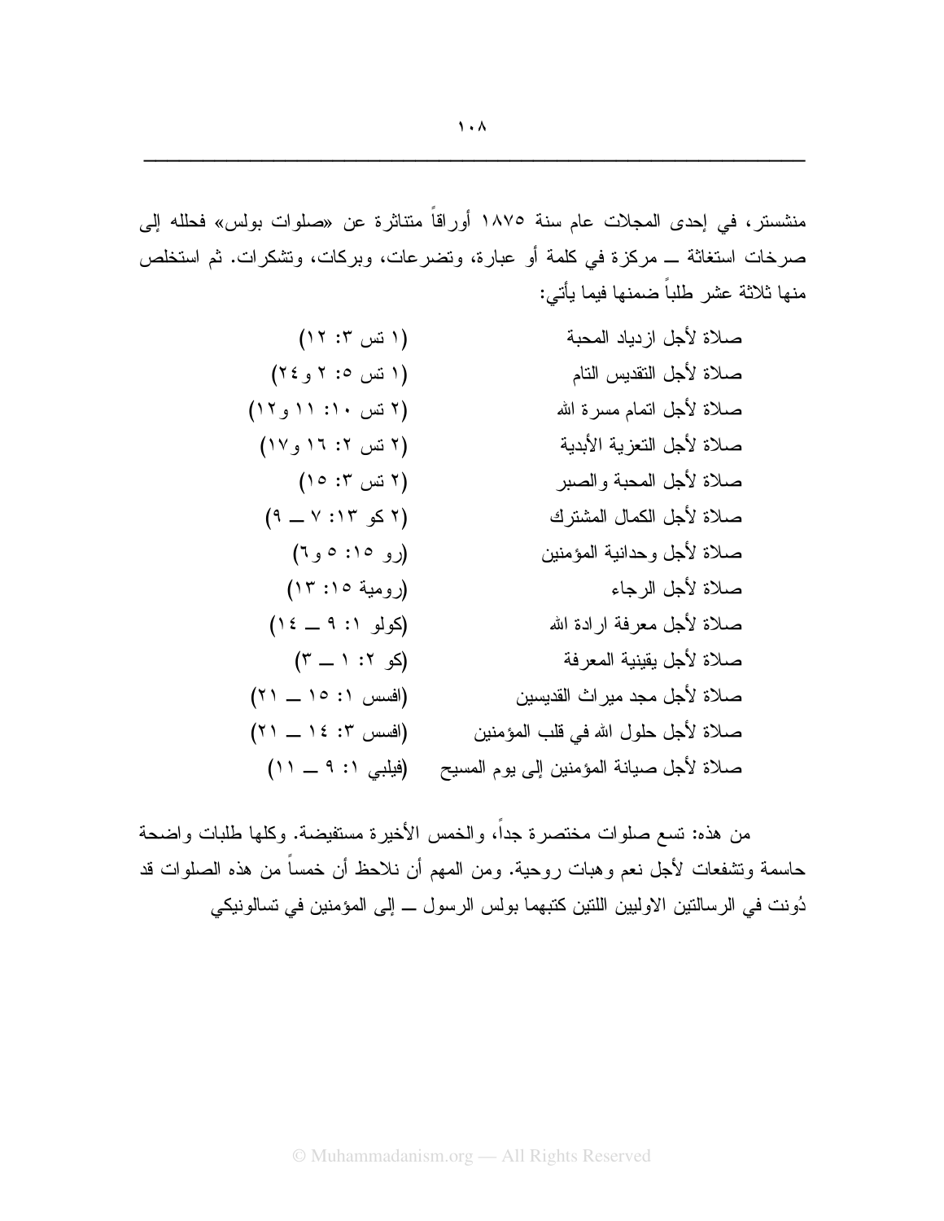منشستر، في إحدى المجلات عام سنة ١٨٧٥ أوراقاً متناثرة عن «صلوات بولس» فحلله إلى صرخات استغاثة ــ مركزة في كلمة أو عبارة، وتضرعات، وبركات، وتشكرات. ثم استخلص منها ثلاثة عشر طلباً ضمنها فيما يأتي:

| | |
|---|---|
| صلاة لأجل ازدياد المحبة | (١ تس ٣: ١٢) |
| صلاة لأجل التقديس التام | (١ تس ٥: ٢ و٢٤) |
| صلاة لأجل اتمام مسرة الله | (٢ تس ١٠: ١١ و١٢) |
| صلاة لأجل التعزية الأبدية | (٢ تس ٢: ١٦ و١٧) |
| صلاة لأجل المحبة والصبر | (٢ تس ٣: ١٥) |
| صلاة لأجل الكمال المشترك | (٢ كو ١٣: ٧ ــ ٩) |
| صلاة لأجل وحدانية المؤمنين | (رو ١٥: ٥ و٦) |
| صلاة لأجل الرجاء | (رومية ١٥: ١٣) |
| صلاة لأجل معرفة ارادة الله | (كولو ١: ٩ ــ ١٤) |
| صلاة لأجل يقينية المعرفة | (كو ٢: ١ ــ ٣) |
| صلاة لأجل مجد ميراث القديسين | (افسس ١: ١٥ ــ ٢١) |
| صلاة لأجل حلول الله في قلب المؤمنين | (افسس ٣: ١٤ ــ ٢١) |
| صلاة لأجل صيانة المؤمنين إلى يوم المسيح | (فيلبي ١: ٩ ــ ١١) |

من هذه: تسع صلوات مختصرة جداً، والخمس الأخيرة مستفيضة. وكلها طلبات واضحة حاسمة وتشفعات لأجل نعم وهبات روحية. ومن المهم أن نلاحظ أن خمساً من هذه الصلوات قد دُونت في الرسالتين الاوليين اللتين كتبهما بولس الرسول ــ إلى المؤمنين في تسالونيكي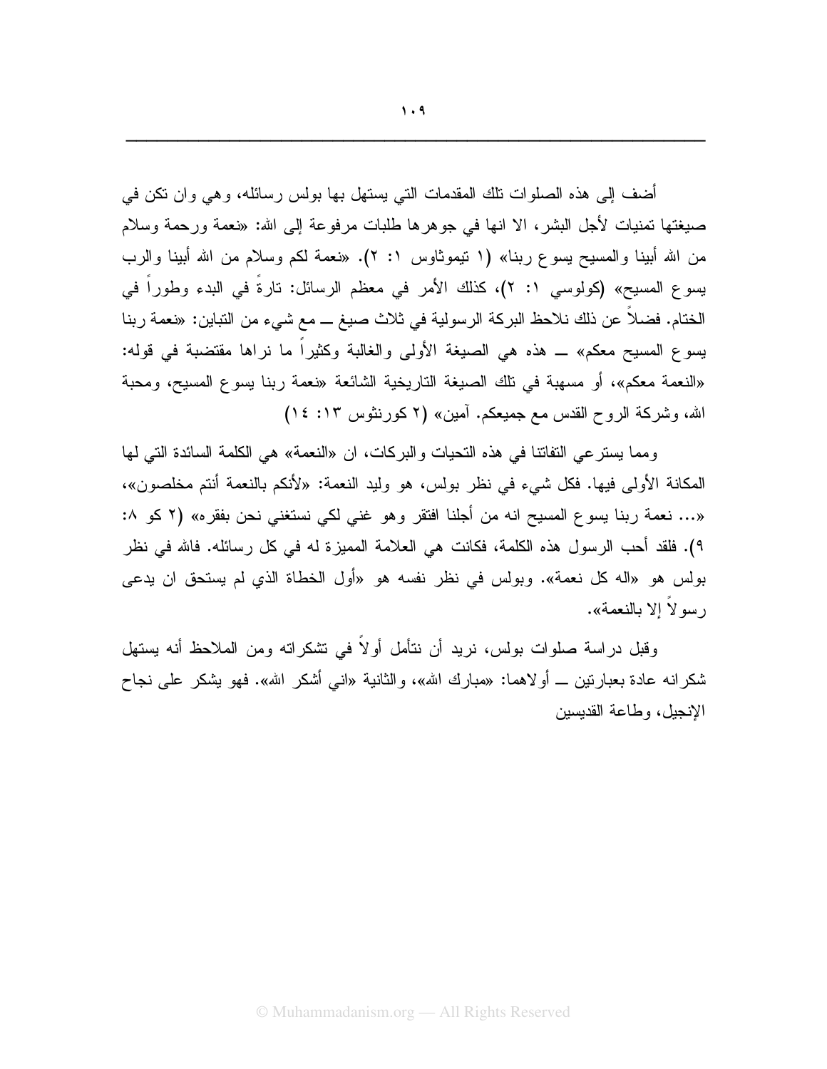أضف إلى هذه الصلوات تلك المقدمات التي يستهل بها بولس رسائله، وهي وان تكن في صيغتها تمنيات لأجل البشر، الا انها في جوهرها طلبات مرفوعة إلى الله: «نعمة ورحمة وسلام من الله أبينا والمسيح يسوع ربنا» (١ تيموثاوس ١: ٢). «نعمة لكم وسلام من الله أبينا والرب يسوع المسيح» (كولوسي ١: ٢)، كذلك الأمر في معظم الرسائل: تارةً في البدء وطوراً في الختام. فضلاً عن ذلك نلاحظ البركة الرسولية في ثلاث صيغ ــ مع شيء من التباين: «نعمة ربنا يسوع المسيح معكم» ــ هذه هي الصيغة الأولى والغالبة وكثيراً ما نراها مقتضبة في قوله: «النعمة معكم»، أو مسهبة في تلك الصيغة التاريخية الشائعة «نعمة ربنا يسوع المسيح، ومحبة الله، وشركة الروح القدس مع جميعكم. آمين» (٢ كورنثوس ١٣: ١٤)

ومما يسترعي التفاتنا في هذه التحيات والبركات، ان «النعمة» هي الكلمة السائدة التي لها المكانة الأولى فيها. فكل شيء في نظر بولس، هو وليد النعمة: «لأنكم بالنعمة أنتم مخلصون»، «... نعمة ربنا يسوع المسيح انه من أجلنا افتقر وهو غني لكي نستغني نحن بفقره» (٢ كو ٨: ٩). فلقد أحب الرسول هذه الكلمة، فكانت هي العلامة المميزة له في كل رسائله. فالله في نظر بولس هو «اله كل نعمة». وبولس في نظر نفسه هو «أول الخطاة الذي لم يستحق ان يدعى رسولاً إلا بالنعمة».

وقبل دراسة صلوات بولس، نريد أن نتأمل أولاً في تشكراته ومن الملاحظ أنه يستهل شكرانه عادة بعبارتين ــ أولاهما: «مبارك الله»، والثانية «اني أشكر الله». فهو يشكر على نجاح الإنجيل، وطاعة القديسين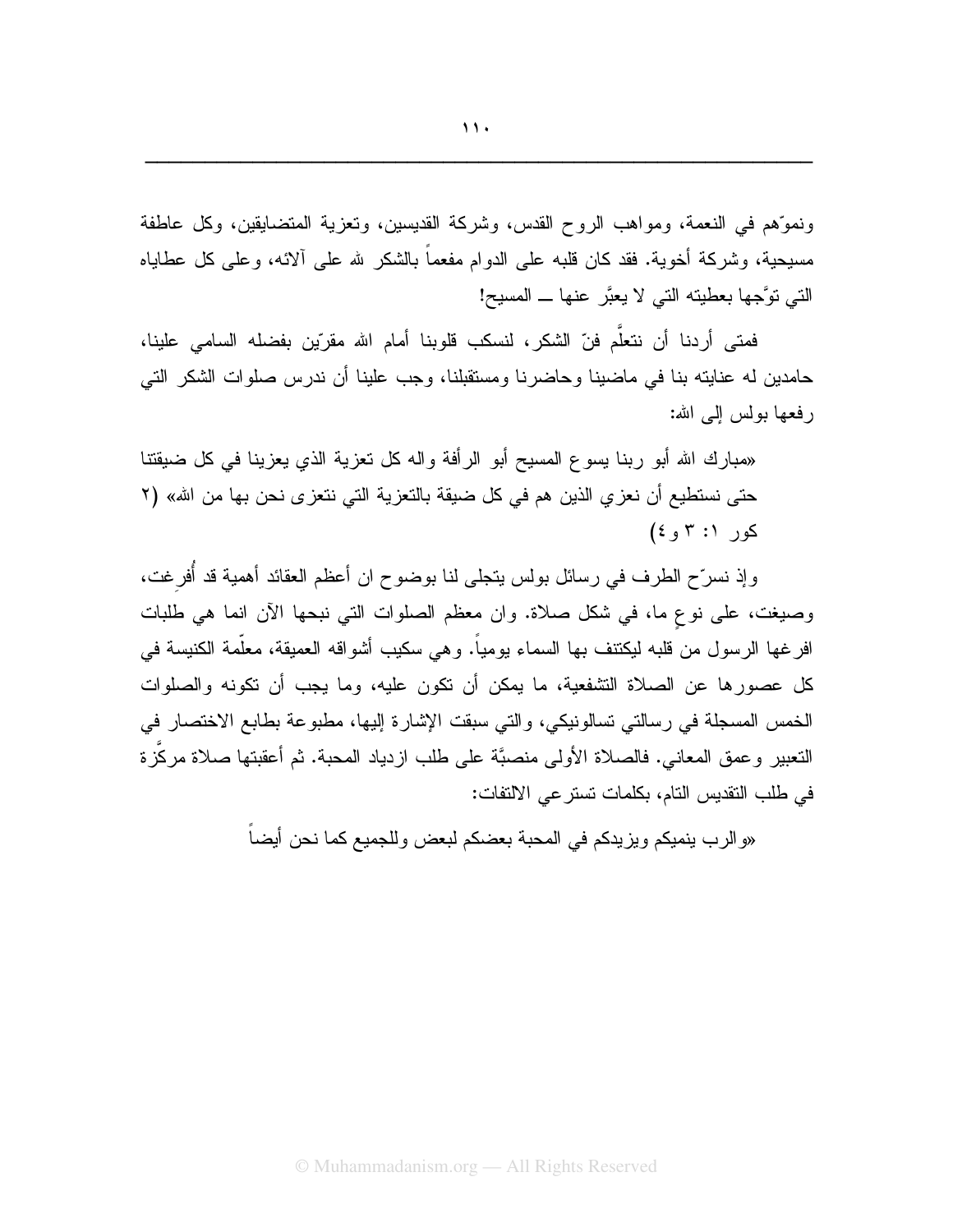ونموّهم في النعمة، ومواهب الروح القدس، وشركة القديسين، وتعزية المتضايقين، وكل عاطفة مسيحية، وشركة أخوية. فقد كان قلبه على الدوام مفعماً بالشكر لله على آلائه، وعلى كل عطاياه التي توّجها بعطيته التي لا يعبَّر عنها ــ المسيح!

فمتى أردنا أن نتعلَّم فنّ الشكر، لنسكب قلوبنا أمام الله مقرّين بفضله السامي علينا، حامدين له عنايته بنا في ماضينا وحاضرنا ومستقبلنا، وجب علينا أن ندرس صلوات الشكر التي رفعها بولس إلى الله:

> «مبارك الله أبو ربنا يسوع المسيح أبو الرأفة واله كل تعزية الذي يعزينا في كل ضيقتنا حتى نستطيع أن نعزي الذين هم في كل ضيقة بالتعزية التي نتعزى نحن بها من الله» (٢ كور ١: ٣ و٤)

وإذ نسرّح الطرف في رسائل بولس يتجلى لنا بوضوح ان أعظم العقائد أهمية قد أُفرِغت، وصيغت، على نوعٍ ما، في شكل صلاة. وان معظم الصلوات التي نبحها الآن انما هي طلبات افرغها الرسول من قلبه ليكتنف بها السماء يومياً. وهي سكيب أشواقه العميقة، معلّمة الكنيسة في كل عصورها عن الصلاة التشفعية، ما يمكن أن تكون عليه، وما يجب أن تكونه والصلوات الخمس المسجلة في رسالتي تسالونيكي، والتي سبقت الإشارة إليها، مطبوعة بطابع الاختصار في التعبير وعمق المعاني. فالصلاة الأولى منصبَّة على طلب ازدياد المحبة. ثم أعقبتها صلاة مركَّزة في طلب التقديس التام، بكلمات تسترعي الالتفات:

> «والرب ينميكم ويزيدكم في المحبة بعضكم لبعض وللجميع كما نحن أيضاً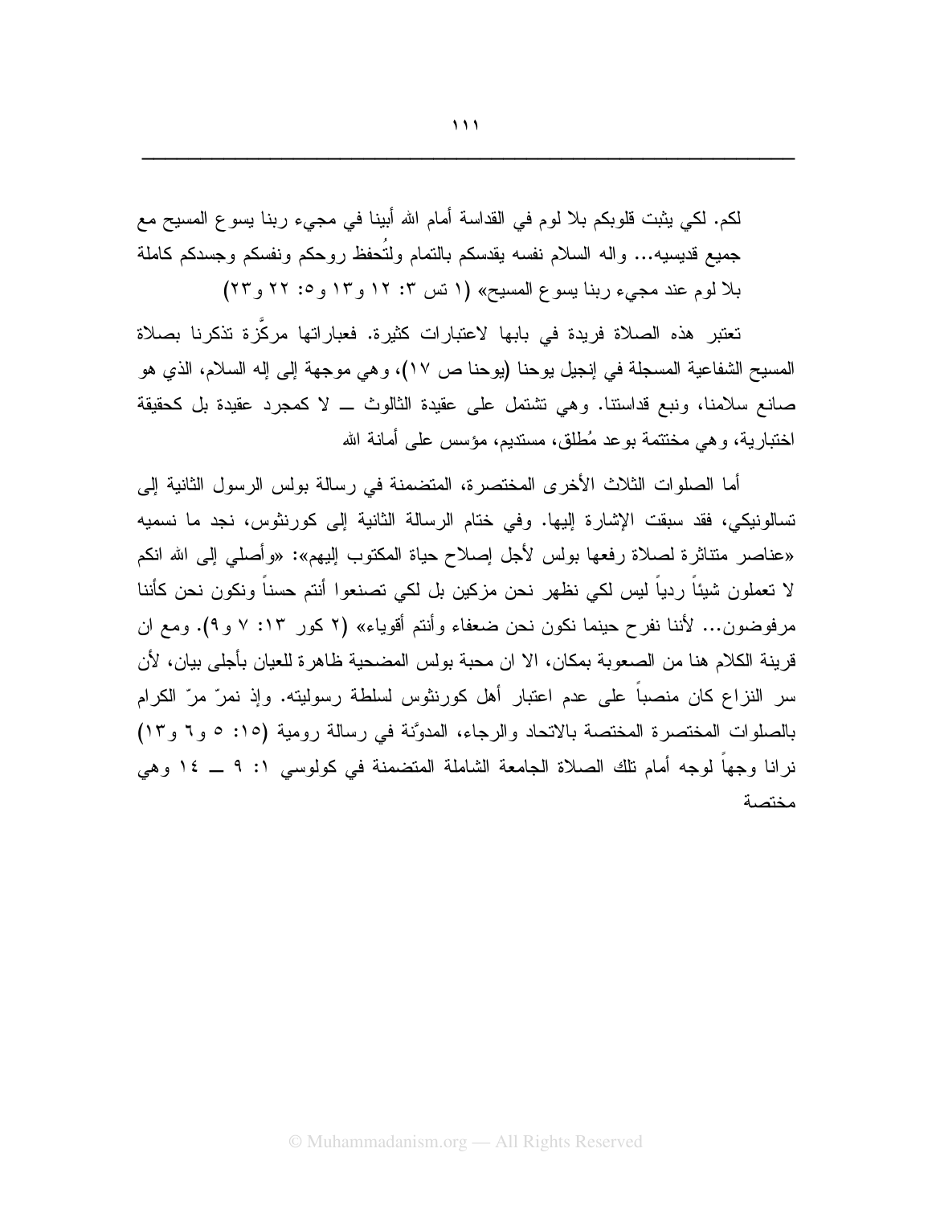لكم. لكي يثبت قلوبكم بلا لوم في القداسة أمام الله أبينا في مجيء ربنا يسوع المسيح مع جميع قديسيه... واله السلام نفسه يقدسكم بالتمام ولتُحفظ روحكم ونفسكم وجسدكم كاملة بلا لوم عند مجيء ربنا يسوع المسيح» (١ تس ٣: ١٢ و١٣ و٥: ٢٢ و٢٣)

تعتبر هذه الصلاة فريدة في بابها لاعتبارات كثيرة. فعباراتها مركَّزة تذكرنا بصلاة المسيح الشفاعية المسجلة في إنجيل يوحنا (يوحنا ص ١٧)، وهي موجهة إلى إله السلام، الذي هو صانع سلامنا، ونبع قداستنا. وهي تشتمل على عقيدة الثالوث ــ لا كمجرد عقيدة بل كحقيقة اختبارية، وهي مختتمة بوعد مُطلق، مستديم، مؤسس على أمانة الله

أما الصلوات الثلاث الأخرى المختصرة، المتضمنة في رسالة بولس الرسول الثانية إلى تسالونيكي، فقد سبقت الإشارة إليها. وفي ختام الرسالة الثانية إلى كورنثوس، نجد ما نسميه «عناصر متناثرة لصلاة رفعها بولس لأجل إصلاح حياة المكتوب إليهم»: «وأصلي إلى الله انكم لا تعملون شيئاً ردياً ليس لكي نظهر نحن مزكين بل لكي تصنعوا أنتم حسناً ونكون نحن كأننا مرفوضون... لأننا نفرح حينما نكون نحن ضعفاء وأنتم أقوياء» (٢ كور ١٣: ٧ و٩). ومع ان قرينة الكلام هنا من الصعوبة بمكان، الا ان محبة بولس المضحية ظاهرة للعيان بأجلى بيان، لأن سر النزاع كان منصباً على عدم اعتبار أهل كورنثوس لسلطة رسوليته. وإذ نمرّ مرّ الكرام بالصلوات المختصرة المختصة بالاتحاد والرجاء، المدوَّنة في رسالة رومية (١٥: ٥ و٦ و١٣) نرانا وجهاً لوجه أمام تلك الصلاة الجامعة الشاملة المتضمنة في كولوسي ١: ٩ ــ ١٤ وهي مختصة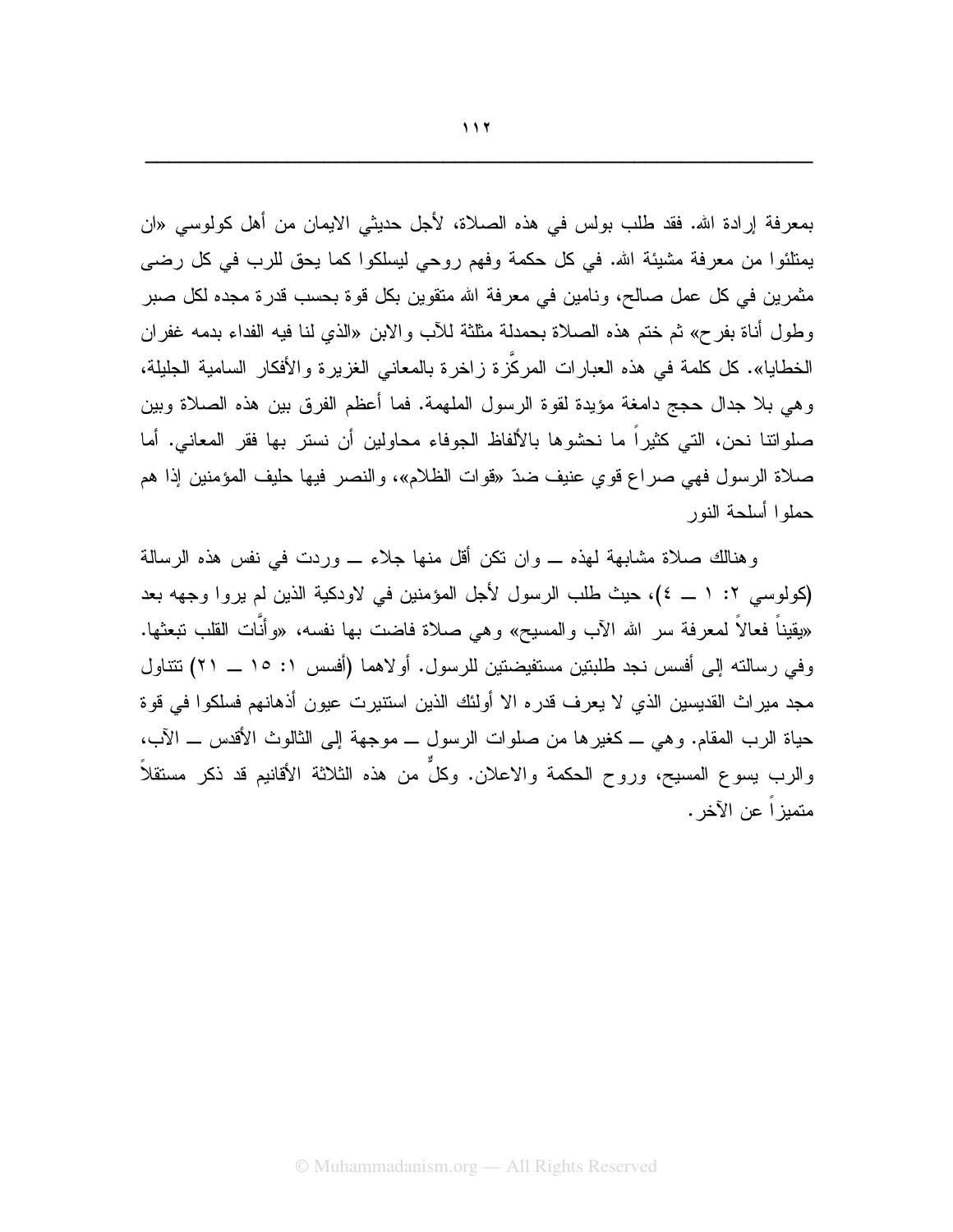بمعرفة إرادة الله. فقد طلب بولس في هذه الصلاة، لأجل حديثي الايمان من أهل كولوسي «ان يمتلئوا من معرفة مشيئة الله. في كل حكمة وفهم روحي ليسلكوا كما يحق للرب في كل رضى مثمرين في كل عمل صالح، ونامين في معرفة الله متقوين بكل قوة بحسب قدرة مجده لكل صبر وطول أناة بفرح» ثم ختم هذه الصلاة بحمدلة مثلثة للآب والابن «الذي لنا فيه الفداء بدمه غفران الخطايا». كل كلمة في هذه العبارات المركَّزة زاخرة بالمعاني الغزيرة والأفكار السامية الجليلة، وهي بلا جدال حجج دامغة مؤيدة لقوة الرسول الملهمة. فما أعظم الفرق بين هذه الصلاة وبين صلواتنا نحن، التي كثيراً ما نحشوها بالألفاظ الجوفاء محاولين أن نستر بها فقر المعاني. أما صلاة الرسول فهي صراع قوي عنيف ضدّ «قوات الظلام»، والنصر فيها حليف المؤمنين إذا هم حملوا أسلحة النور

وهنالك صلاة مشابهة لهذه ــ وان تكن أقل منها جلاء ــ وردت في نفس هذه الرسالة (كولوسي ٢: ١ ــ ٤)، حيث طلب الرسول لأجل المؤمنين في لاودكية الذين لم يروا وجهه بعد «يقيناً فعالاً لمعرفة سر الله الآب والمسيح» وهي صلاة فاضت بها نفسه، «وأنَّات القلب تبعثها. وفي رسالته إلى أفسس نجد طلبتين مستفيضتين للرسول. أولاهما (أفسس ١: ١٥ ــ ٢١) تتناول مجد ميراث القديسين الذي لا يعرف قدره الا أولئك الذين استنيرت عيون أذهانهم فسلكوا في قوة حياة الرب المقام. وهي ــ كغيرها من صلوات الرسول ــ موجهة إلى الثالوث الأقدس ــ الآب، والرب يسوع المسيح، وروح الحكمة والاعلان. وكلٌ من هذه الثلاثة الأقانيم قد ذكر مستقلاً متميزاً عن الآخر.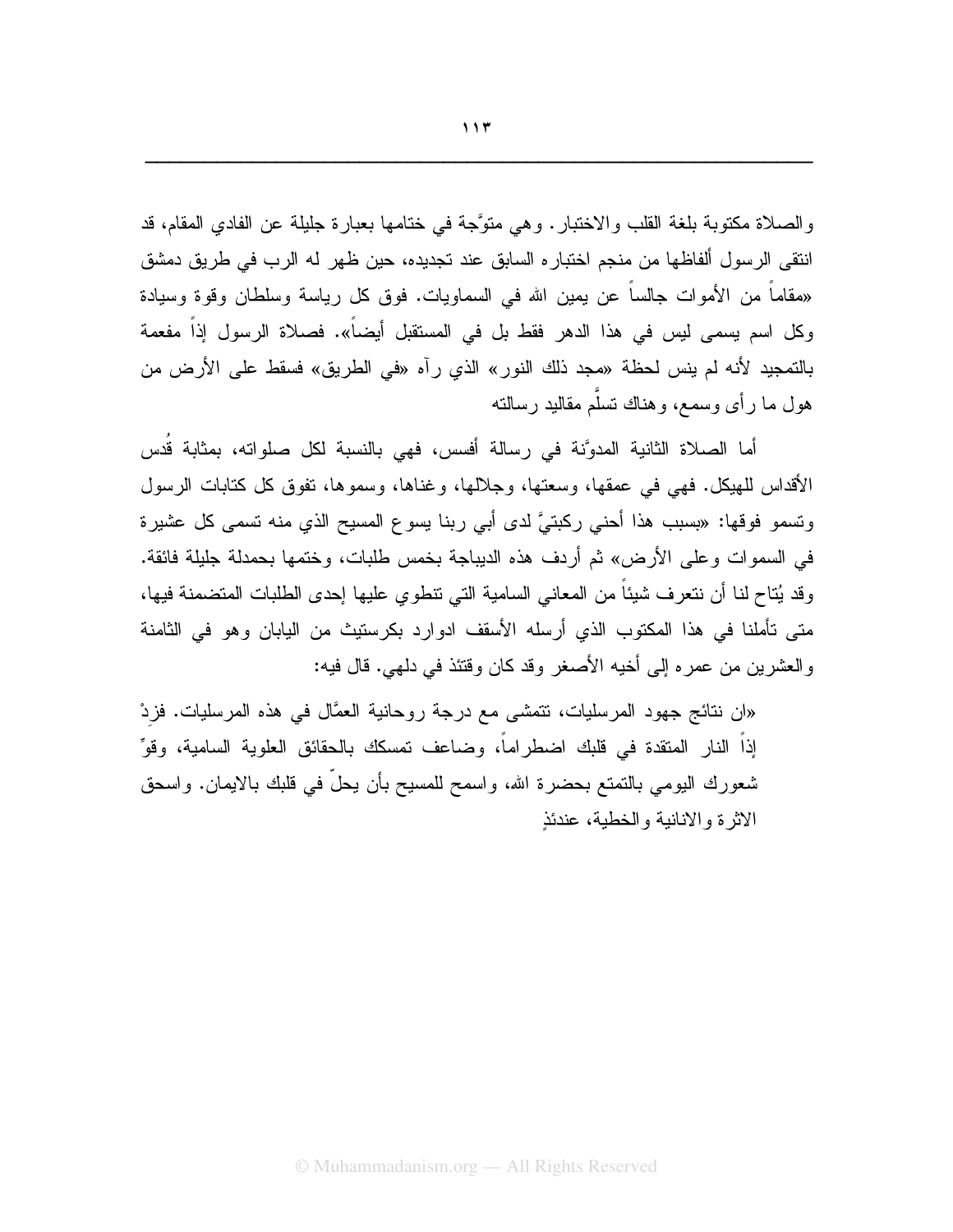والصلاة مكتوبة بلغة القلب والاختبار. وهي متوَّجة في ختامها بعبارة جليلة عن الفادي المقام، قد انتقى الرسول ألفاظها من منجم اختباره السابق عند تجديده، حين ظهر له الرب في طريق دمشق «مقاماً من الأموات جالساً عن يمين الله في السماويات. فوق كل رياسة وسلطان وقوة وسيادة وكل اسم يسمى ليس في هذا الدهر فقط بل في المستقبل أيضاً». فصلاة الرسول إذاً مفعمة بالتمجيد لأنه لم ينس لحظة «مجد ذلك النور» الذي رآه «في الطريق» فسقط على الأرض من هول ما رأى وسمع، وهناك تسلَّم مقاليد رسالته

أما الصلاة الثانية المدوَّنة في رسالة أفسس، فهي بالنسبة لكل صلواته، بمثابة قُدس الأقداس للهيكل. فهي في عمقها، وسعتها، وجلالها، وغناها، وسموها، تفوق كل كتابات الرسول وتسمو فوقها: «بسبب هذا أحني ركبتيَّ لدى أبي ربنا يسوع المسيح الذي منه تسمى كل عشيرة في السموات وعلى الأرض» ثم أردف هذه الديباجة بخمس طلبات، وختمها بحمدلة جليلة فائقة. وقد يُتاح لنا أن نتعرف شيئاً من المعاني السامية التي تنطوي عليها إحدى الطلبات المتضمنة فيها، متى تأملنا في هذا المكتوب الذي أرسله الأسقف ادوارد بكرستيث من اليابان وهو في الثامنة والعشرين من عمره إلى أخيه الأصغر وقد كان وقتئذ في دلهي. قال فيه:

«ان نتائج جهود المرسليات، تتمشى مع درجة روحانية العمَّال في هذه المرسليات. فزِدْ إذاً النار المتقدة في قلبك اضطراماً، وضاعف تمسكك بالحقائق العلوية السامية، وقوِّ شعورك اليومي بالتمتع بحضرة الله، واسمح للمسيح بأن يحلّ في قلبك بالايمان. واسحق الاثرة والانانية والخطية، عندئذٍ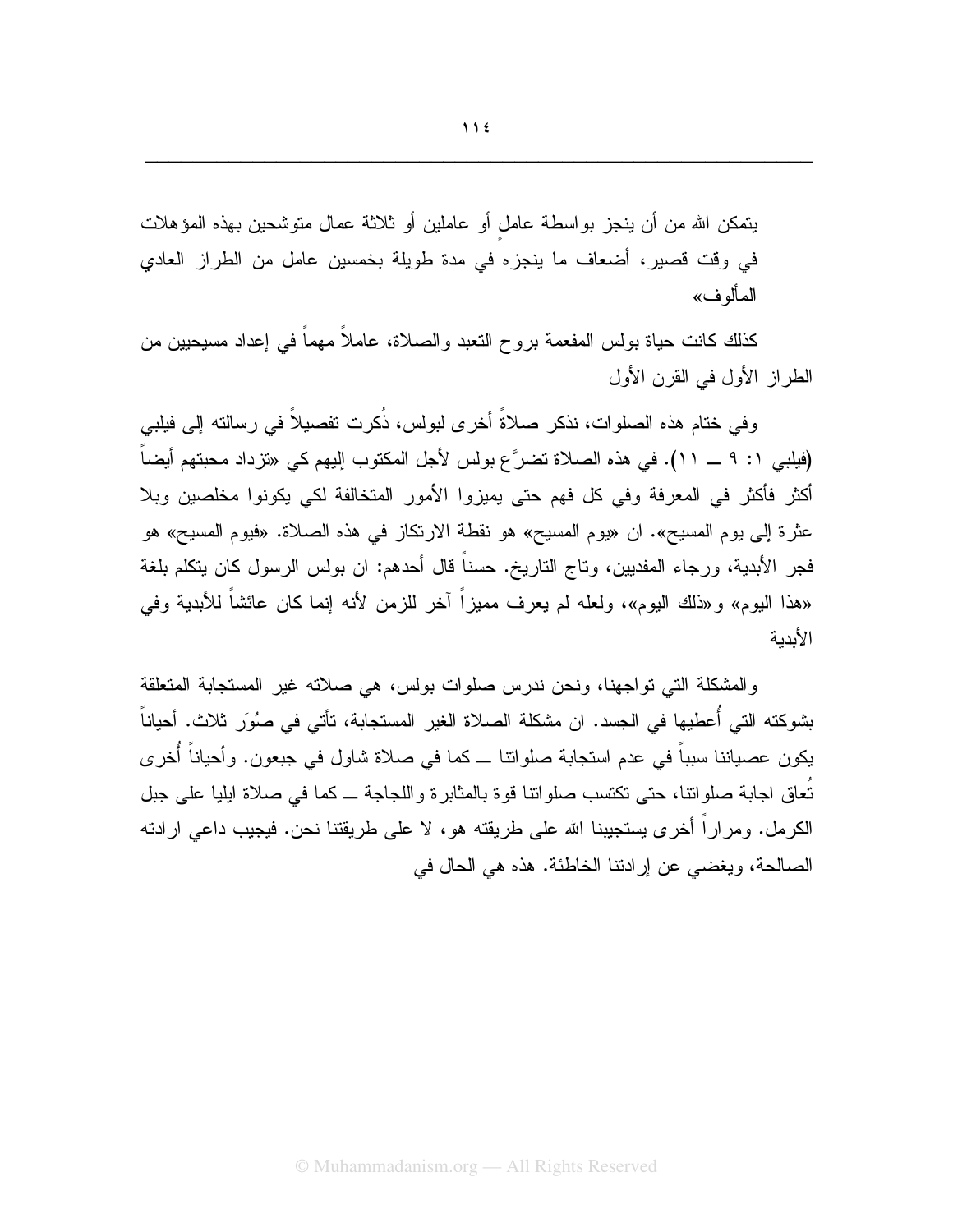يتمكن الله من أن ينجز بواسطة عاملٍ أو عاملين أو ثلاثة عمال متوشحين بهذه المؤهلات في وقت قصير، أضعاف ما ينجزه في مدة طويلة بخمسين عامل من الطراز العادي المألوف»

كذلك كانت حياة بولس المفعمة بروح التعبد والصلاة، عاملاً مهماً في إعداد مسيحيين من الطراز الأول في القرن الأول

وفي ختام هذه الصلوات، نذكر صلاةً أخرى لبولس، ذُكرت تفصيلاً في رسالته إلى فيلبي (فيلبي ١: ٩ ــ ١١). في هذه الصلاة تضرَّع بولس لأجل المكتوب إليهم كي «تزداد محبتهم أيضاً أكثر فأكثر في المعرفة وفي كل فهم حتى يميزوا الأمور المتخالفة لكي يكونوا مخلصين وبلا عثرة إلى يوم المسيح». ان «يوم المسيح» هو نقطة الارتكاز في هذه الصلاة. «فيوم المسيح» هو فجر الأبدية، ورجاء المفديين، وتاج التاريخ. حسناً قال أحدهم: ان بولس الرسول كان يتكلم بلغة «هذا اليوم» و«ذلك اليوم»، ولعله لم يعرف مميزاً آخر للزمن لأنه إنما كان عائشاً للأبدية وفي الأبدية

والمشكلة التي تواجهنا، ونحن ندرس صلوات بولس، هي صلاته غير المستجابة المتعلقة بشوكته التي أُعطيها في الجسد. ان مشكلة الصلاة الغير المستجابة، تأتي في صُوَر ثلاث. أحياناً يكون عصياننا سبباً في عدم استجابة صلواتنا ــ كما في صلاة شاول في جبعون. وأحياناً أُخرى تُعاق اجابة صلواتنا، حتى تكتسب صلواتنا قوة بالمثابرة واللجاجة ــ كما في صلاة ايليا على جبل الكرمل. ومراراً أخرى يستجيبنا الله على طريقته هو، لا على طريقتنا نحن. فيجيب داعي ارادته الصالحة، ويغضي عن إرادتنا الخاطئة. هذه هي الحال في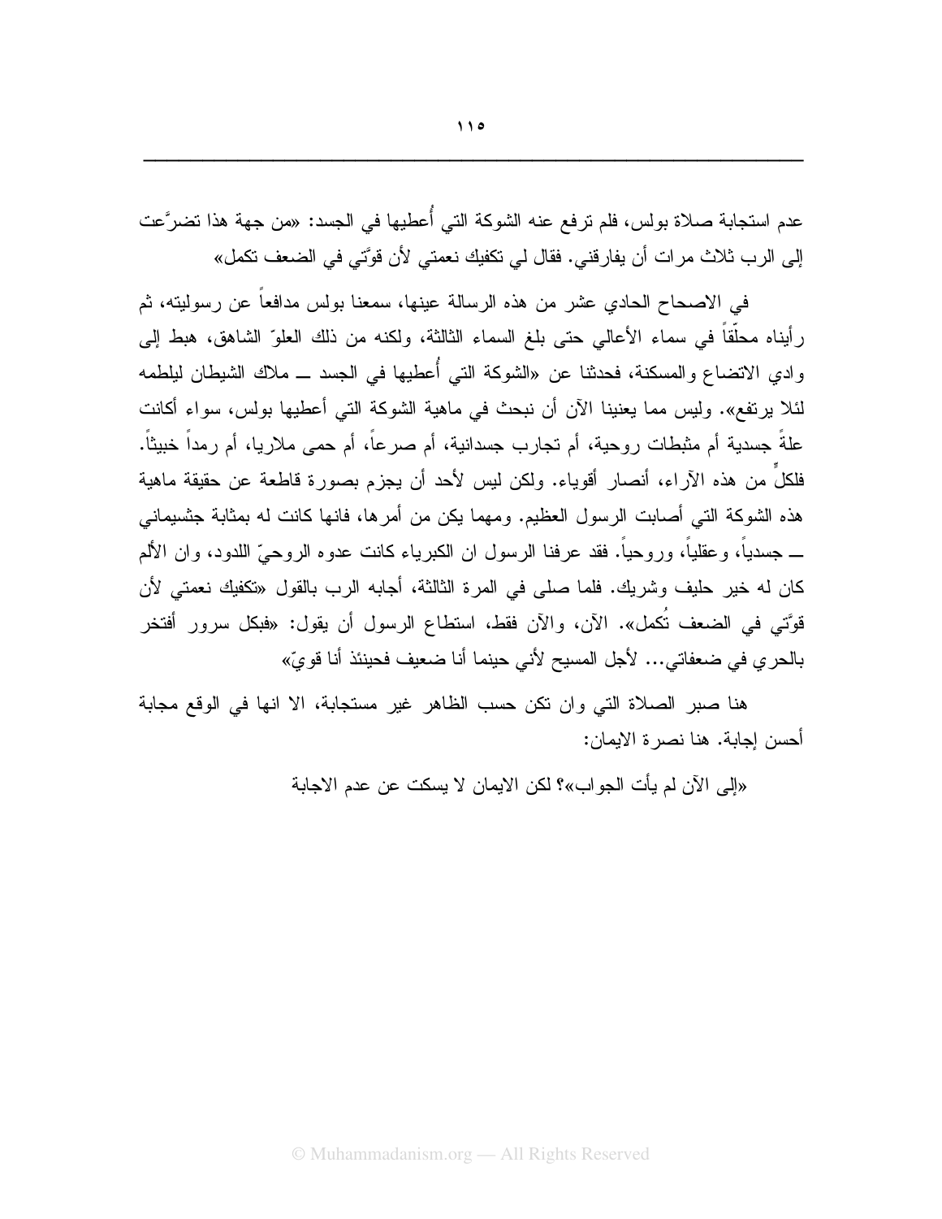عدم استجابة صلاة بولس، فلم ترفع عنه الشوكة التي أُعطيها في الجسد: «من جهة هذا تضرَّعت إلى الرب ثلاث مرات أن يفارقني. فقال لي تكفيك نعمتي لأن قوَّتي في الضعف تكمل»

في الاصحاح الحادي عشر من هذه الرسالة عينها، سمعنا بولس مدافعاً عن رسوليته، ثم رأيناه محلّقاً في سماء الأعالي حتى بلغ السماء الثالثة، ولكنه من ذلك العلوّ الشاهق، هبط إلى وادي الاتضاع والمسكنة، فحدثنا عن «الشوكة التي أُعطيها في الجسد ــ ملاك الشيطان ليلطمه لئلا يرتفع». وليس مما يعنينا الآن أن نبحث في ماهية الشوكة التي أعطيها بولس، سواء أكانت علةً جسدية أم مثبطات روحية، أم تجارب جسدانية، أم صرعاً، أم حمى ملاريا، أم رمداً خبيثاً. فلكلٍ من هذه الآراء، أنصار أقوياء. ولكن ليس لأحد أن يجزم بصورة قاطعة عن حقيقة ماهية هذه الشوكة التي أصابت الرسول العظيم. ومهما يكن من أمرها، فانها كانت له بمثابة جثسيماني ــ جسدياً، وعقلياً، وروحياً. فقد عرفنا الرسول ان الكبرياء كانت عدوه الروحيّ اللدود، وان الألم كان له خير حليف وشريك. فلما صلى في المرة الثالثة، أجابه الرب بالقول «تكفيك نعمتي لأن قوَّتي في الضعف تُكمل». الآن، والآن فقط، استطاع الرسول أن يقول: «فبكل سرور أفتخر بالحري في ضعفاتي... لأجل المسيح لأني حينما أنا ضعيف فحينئذ أنا قويّ»

هنا صبر الصلاة التي وان تكن حسب الظاهر غير مستجابة، الا انها في الوقع مجابة أحسن إجابة. هنا نصرة الايمان:

«إلى الآن لم يأت الجواب»؟ لكن الايمان لا يسكت عن عدم الاجابة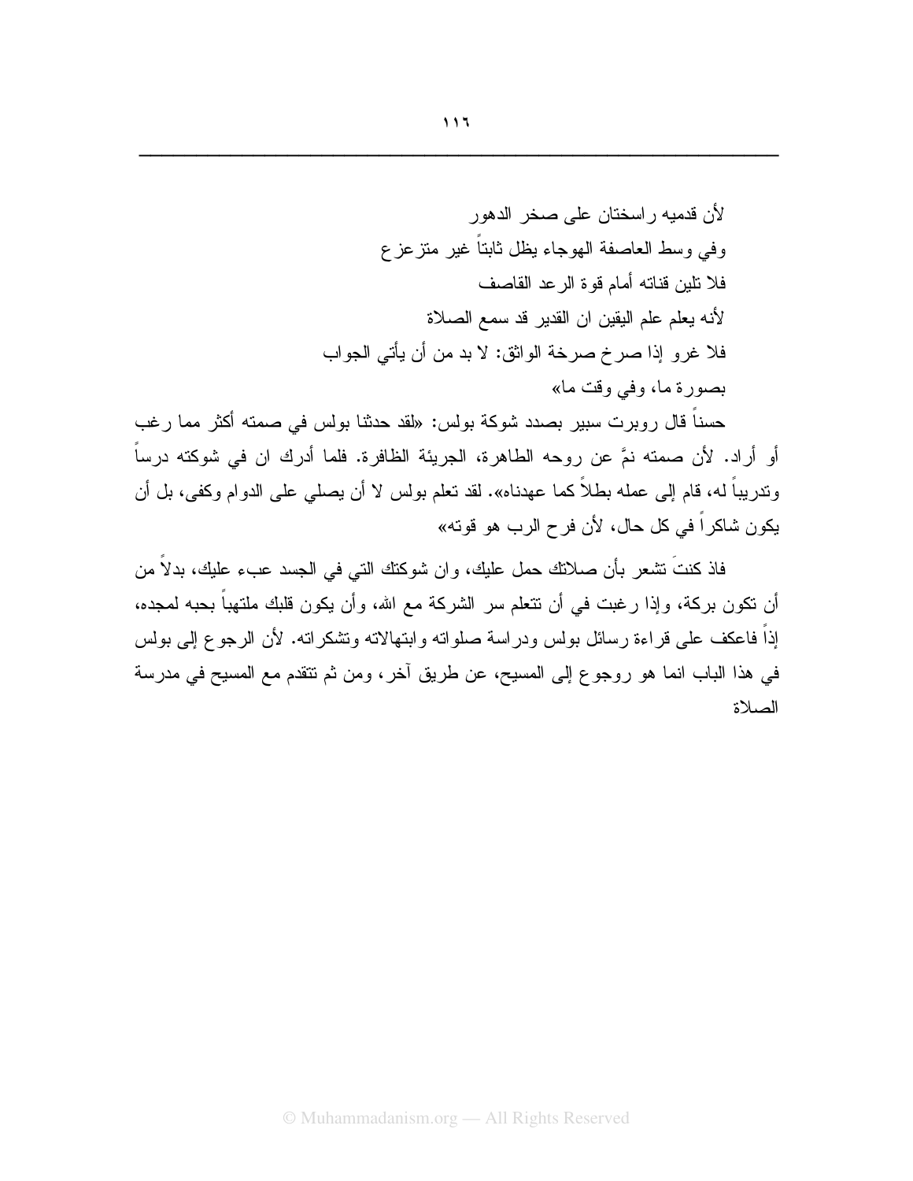لأن قدميه راسختان على صخر الدهور

وفي وسط العاصفة الهوجاء يظل ثابتاً غير متزعزع

فلا تلين قناته أمام قوة الرعد القاصف

لأنه يعلم علم اليقين ان القدير قد سمع الصلاة

فلا غرو إذا صرخ صرخة الواثق: لا بد من أن يأتي الجواب

بصورة ما، وفي وقت ما»

حسناً قال روبرت سبير بصدد شوكة بولس: «لقد حدثنا بولس في صمته أكثر مما رغب أو أراد. لأن صمته نمَّ عن روحه الطاهرة، الجريئة الظافرة. فلما أدرك ان في شوكته درساً وتدريباً له، قام إلى عمله بطلاً كما عهدناه». لقد تعلم بولس لا أن يصلي على الدوام وكفى، بل أن يكون شاكراً في كل حال، لأن فرح الرب هو قوته»

فاذ كنتَ تشعر بأن صلاتك حمل عليك، وان شوكتك التي في الجسد عبء عليك، بدلاً من أن تكون بركة، وإذا رغبت في أن تتعلم سر الشركة مع الله، وأن يكون قلبك ملتهباً بحبه لمجده، إذاً فاعكف على قراءة رسائل بولس ودراسة صلواته وابتهالاته وتشكراته. لأن الرجوع إلى بولس في هذا الباب انما هو روجوع إلى المسيح، عن طريق آخر، ومن ثم تتقدم مع المسيح في مدرسة الصلاة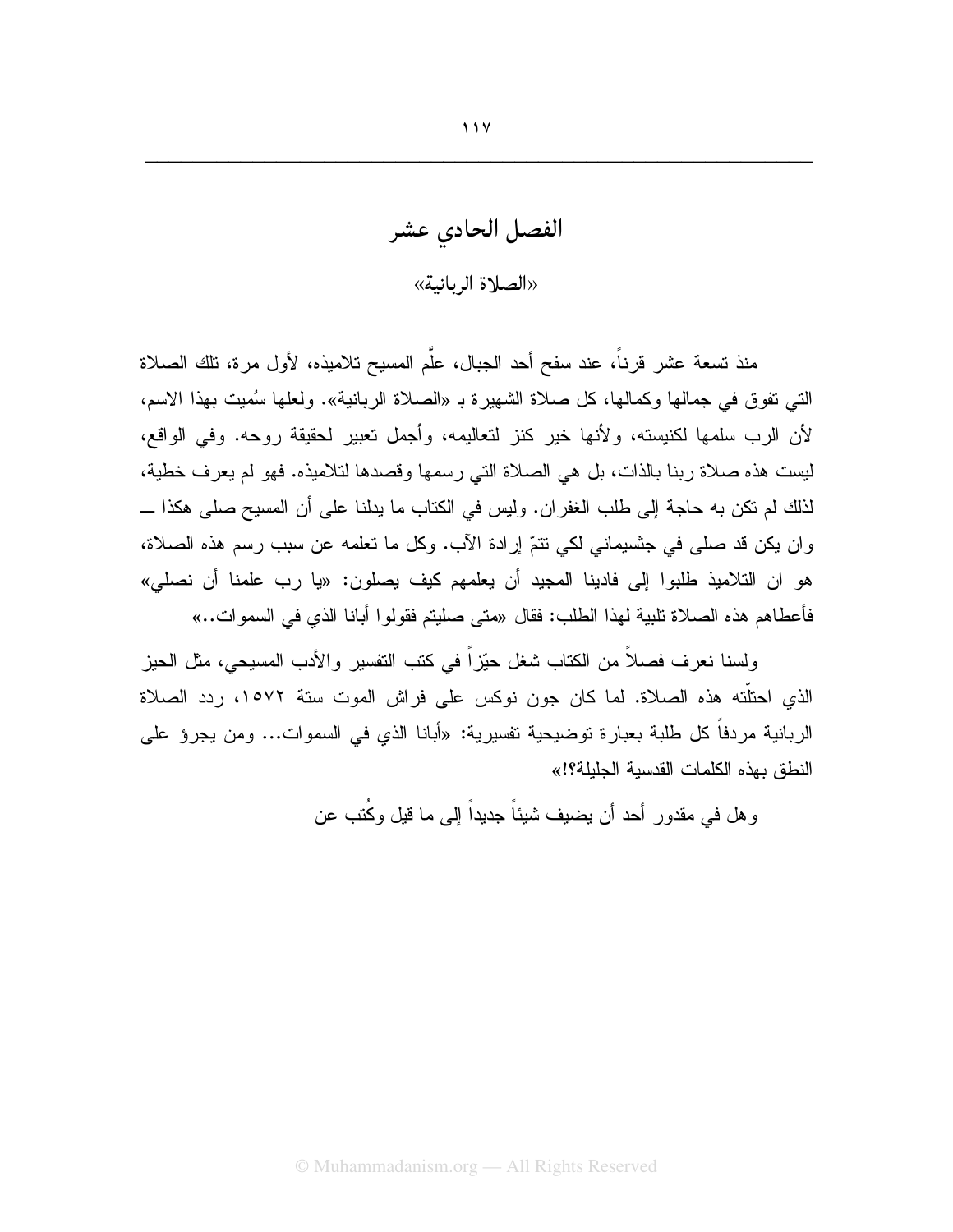# الفصل الحادي عشر

## «الصلاة الربانية»

منذ تسعة عشر قرناً، عند سفح أحد الجبال، علَّم المسيح تلاميذه، لأول مرة، تلك الصلاة التي تفوق في جمالها وكمالها، كل صلاة الشهيرة بـ «الصلاة الربانية». ولعلها سُميت بهذا الاسم، لأن الرب سلمها لكنيسته، ولأنها خير كنز لتعاليمه، وأجمل تعبير لحقيقة روحه. وفي الواقع، ليست هذه صلاة ربنا بالذات، بل هي الصلاة التي رسمها وقصدها لتلاميذه. فهو لم يعرف خطية، لذلك لم تكن به حاجة إلى طلب الغفران. وليس في الكتاب ما يدلنا على أن المسيح صلى هكذا ــ وان يكن قد صلى في جثسيماني لكي تتمّ إرادة الآب. وكل ما تعلمه عن سبب رسم هذه الصلاة، هو ان التلاميذ طلبوا إلى فادينا المجيد أن يعلمهم كيف يصلون: «يا رب علمنا أن نصلي» فأعطاهم هذه الصلاة تلبية لهذا الطلب: فقال «متى صليتم فقولوا أبانا الذي في السموات..»

ولسنا نعرف فصلاً من الكتاب شغل حيّزاً في كتب التفسير والأدب المسيحي، مثل الحيز الذي احتلّته هذه الصلاة. لما كان جون نوكس على فراش الموت سنة ١٥٧٢، ردد الصلاة الربانية مردفاً كل طلبة بعبارة توضيحية تفسيرية: «أبانا الذي في السموات... ومن يجرؤ على النطق بهذه الكلمات القدسية الجليلة؟!»

وهل في مقدور أحد أن يضيف شيئاً جديداً إلى ما قيل وكُتب عن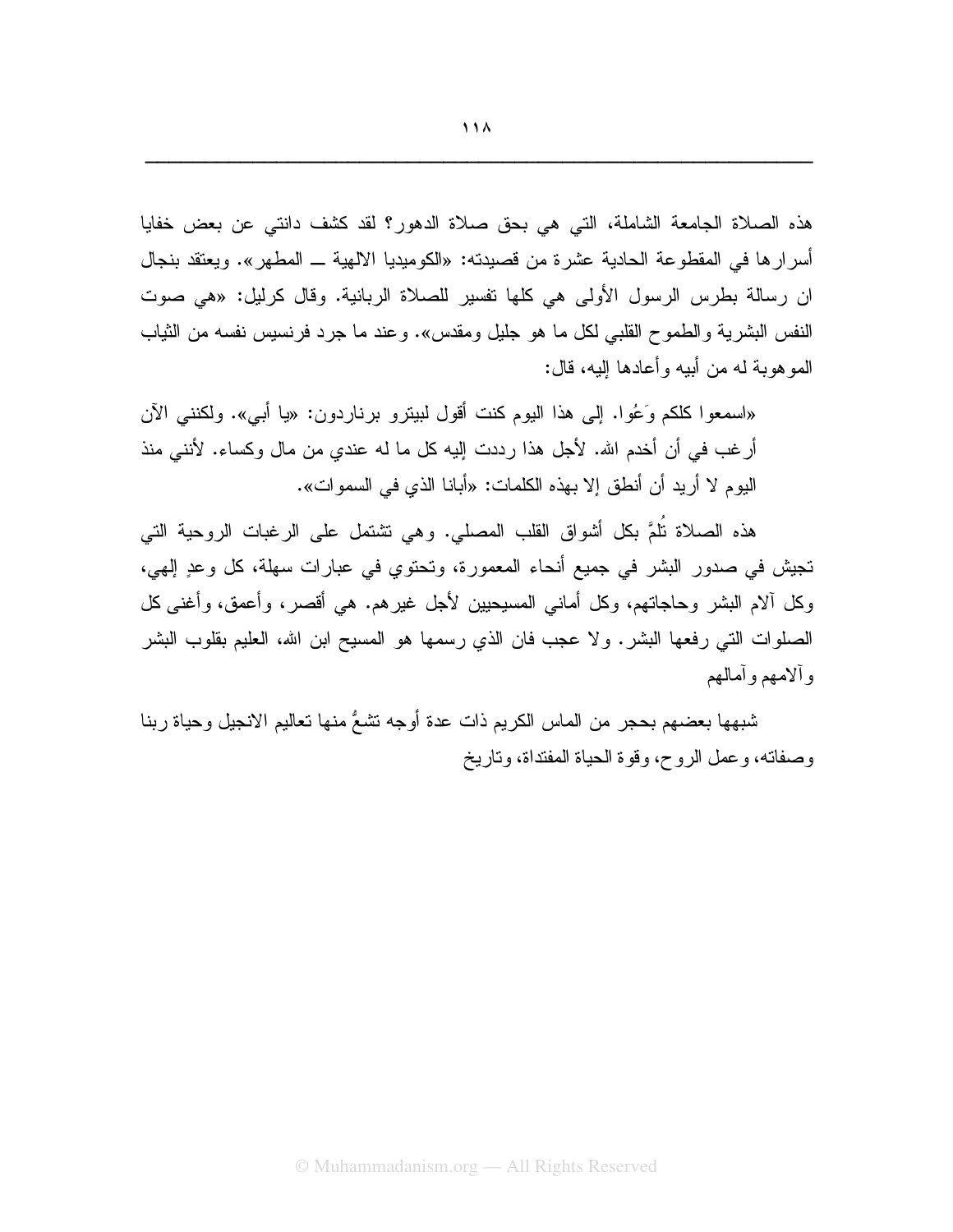هذه الصلاة الجامعة الشاملة، التي هي بحق صلاة الدهور؟ لقد كشف دانتي عن بعض خفايا أسرارها في المقطوعة الحادية عشرة من قصيدته: «الكوميديا الالهية ــ المطهر». ويعتقد بنجال ان رسالة بطرس الرسول الأولى هي كلها تفسير للصلاة الربانية. وقال كرليل: «هي صوت النفس البشرية والطموح القلبي لكل ما هو جليل ومقدس». وعند ما جرد فرنسيس نفسه من الثياب الموهوبة له من أبيه وأعادها إليه، قال:

«اسمعوا كلكم وَعُوا. إلى هذا اليوم كنت أقول لبيترو برناردون: «يا أبي». ولكنني الآن أرغب في أن أخدم الله. لأجل هذا رددت إليه كل ما له عندي من مال وكساء. لأنني منذ اليوم لا أريد أن أنطق إلا بهذه الكلمات: «أبانا الذي في السموات».

هذه الصلاة تُلمُّ بكل أشواق القلب المصلي. وهي تشتمل على الرغبات الروحية التي تجيش في صدور البشر في جميع أنحاء المعمورة، وتحتوي في عبارات سهلة، كل وعدٍ إلهي، وكل آلام البشر وحاجاتهم، وكل أماني المسيحيين لأجل غيرهم. هي أقصر، وأعمق، وأغنى كل الصلوات التي رفعها البشر. ولا عجب فان الذي رسمها هو المسيح ابن الله، العليم بقلوب البشر وآلامهم وآمالهم

شبهها بعضهم بحجر من الماس الكريم ذات عدة أوجه تشعُّ منها تعاليم الانجيل وحياة ربنا وصفاته، وعمل الروح، وقوة الحياة المفتداة، وتاريخ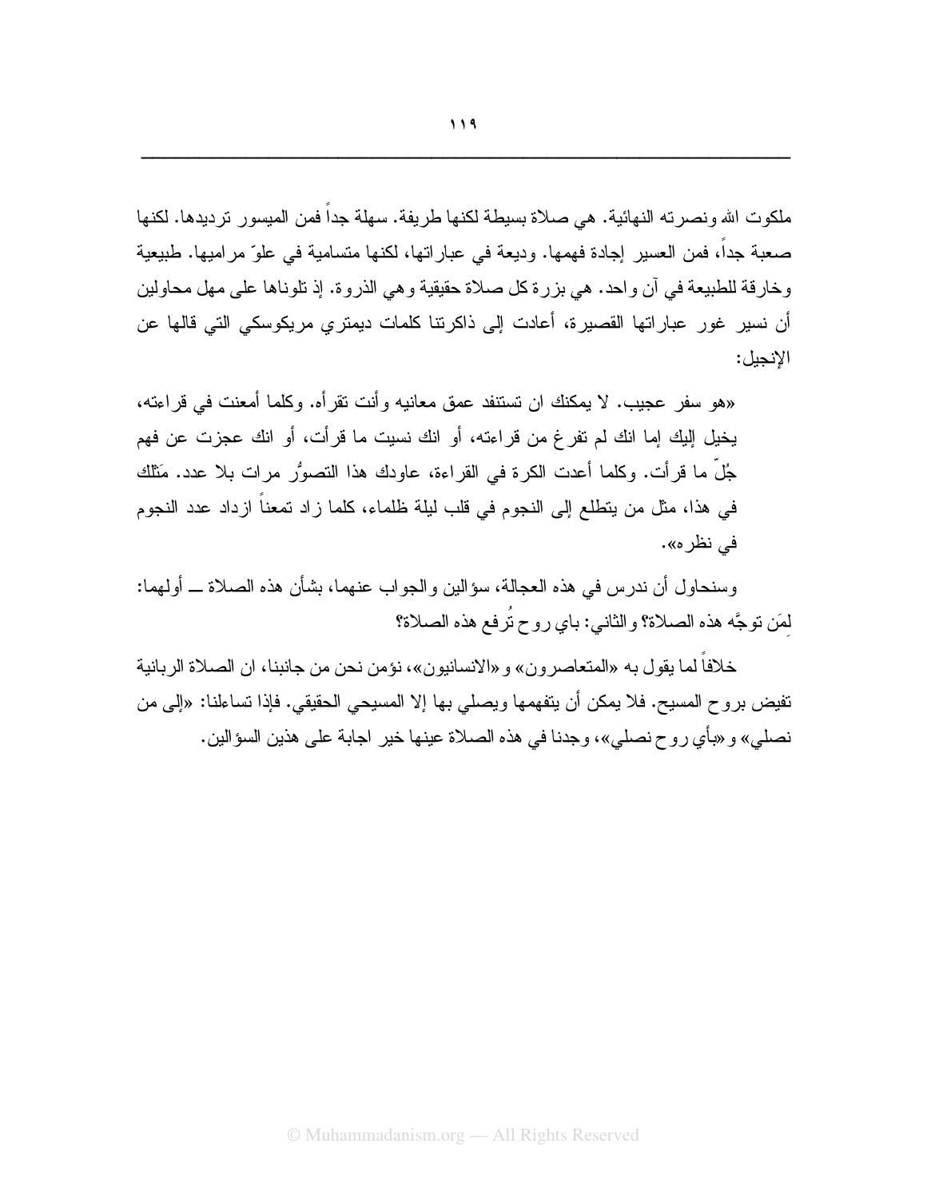ملكوت الله ونصرته النهائية. هي صلاة بسيطة لكنها طريفة. سهلة جداً فمن الميسور ترديدها. لكنها صعبة جداً، فمن العسير إجادة فهمها. وديعة في عباراتها، لكنها متسامية في علوّ مراميها. طبيعية وخارقة للطبيعة في آن واحد. هي بزرة كل صلاة حقيقية وهي الذروة. إذ تلوناها على مهل محاولين أن نسبر غور عباراتها القصيرة، أعادت إلى ذاكرتنا كلمات ديمتري مريكوسكي التي قالها عن الإنجيل:

«هو سفر عجيب. لا يمكنك ان تستنفد عمق معانيه وأنت تقرأه. وكلما أمعنت في قراءته، يخيل إليك إما انك لم تفرغ من قراءته، أو انك نسيت ما قرأت، أو انك عجزت عن فهم جُلّ ما قرأت. وكلما أعدت الكرة في القراءة، عاودك هذا التصوُّر مرات بلا عدد. مَثلك في هذا، مثل من يتطلع إلى النجوم في قلب ليلة ظلماء، كلما زاد تمعناً ازداد عدد النجوم في نظره».

وسنحاول أن ندرس في هذه العجالة، سؤالين والجواب عنهما، بشأن هذه الصلاة ــ أولهما: لِمَن توجَّه هذه الصلاة؟ والثاني: باي روح تُرفع هذه الصلاة؟

خلافاً لما يقول به «المتعاصرون» و«الانسانيون»، نؤمن نحن من جانبنا، ان الصلاة الربانية تفيض بروح المسيح. فلا يمكن أن يتفهمها ويصلي بها إلا المسيحي الحقيقي. فإذا تساءلنا: «إلى من نصلي» و«بأي روح نصلي»، وجدنا في هذه الصلاة عينها خير اجابة على هذين السؤالين.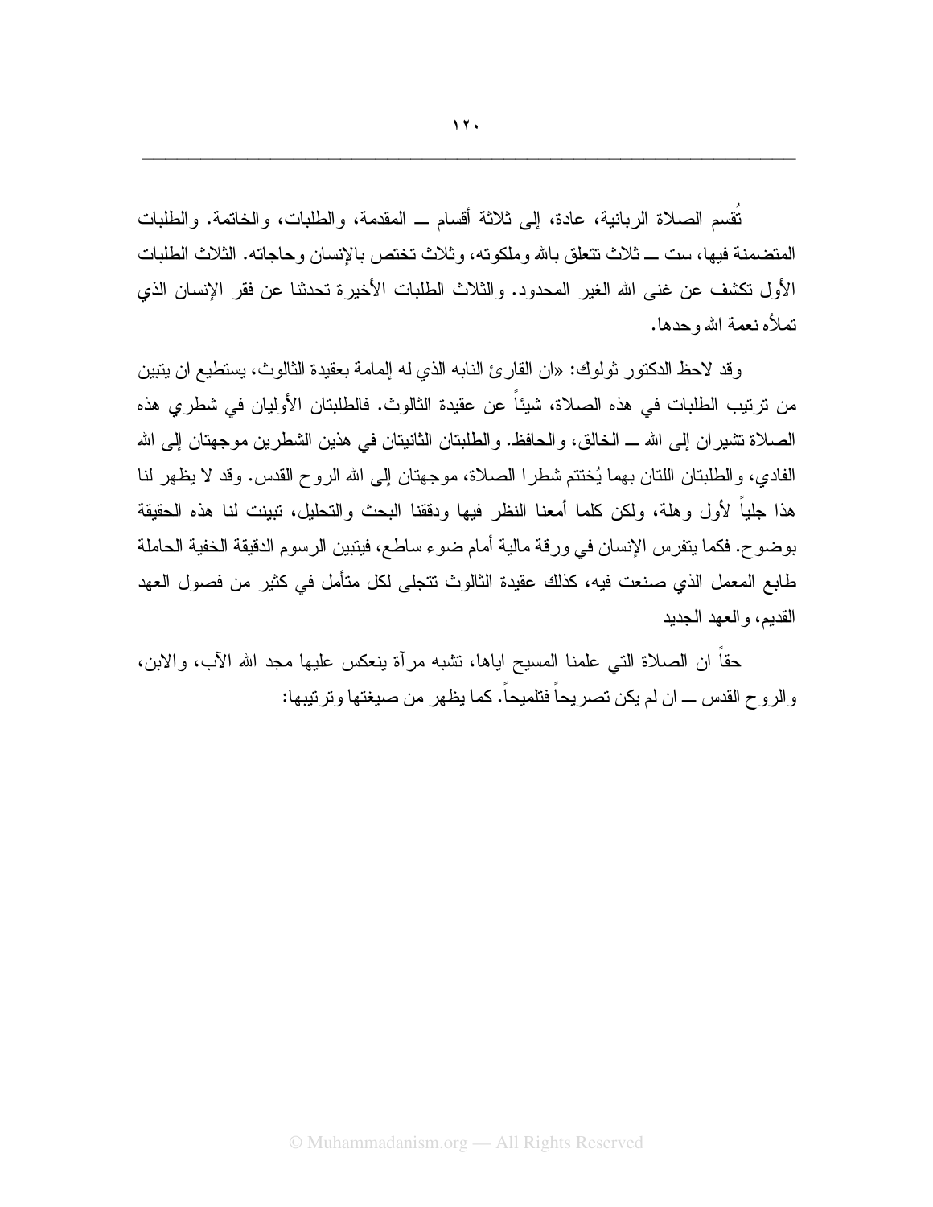تُقسم الصلاة الربانية، عادة، إلى ثلاثة أقسام ــ المقدمة، والطلبات، والخاتمة. والطلبات المتضمنة فيها، ست ــ ثلاث تتعلق بالله وملكوته، وثلاث تختص بالإنسان وحاجاته. الثلاث الطلبات الأول تكشف عن غنى الله الغير المحدود. والثلاث الطلبات الأخيرة تحدثنا عن فقر الإنسان الذي تملأه نعمة الله وحدها.

وقد لاحظ الدكتور ثولوك: «ان القارئ النابه الذي له إلمامة بعقيدة الثالوث، يستطيع ان يتبين من ترتيب الطلبات في هذه الصلاة، شيئاً عن عقيدة الثالوث. فالطلبتان الأوليان في شطري هذه الصلاة تشيران إلى الله ــ الخالق، والحافظ. والطلبتان الثانيتان في هذين الشطرين موجهتان إلى الله الفادي، والطلبتان اللتان بهما يُختتم شطرا الصلاة، موجهتان إلى الله الروح القدس. وقد لا يظهر لنا هذا جلياً لأول وهلة، ولكن كلما أمعنا النظر فيها ودققنا البحث والتحليل، تبينت لنا هذه الحقيقة بوضوح. فكما يتفرس الإنسان في ورقة مالية أمام ضوء ساطع، فيتبين الرسوم الدقيقة الخفية الحاملة طابع المعمل الذي صنعت فيه، كذلك عقيدة الثالوث تتجلى لكل متأمل في كثير من فصول العهد القديم، والعهد الجديد

حقاً ان الصلاة التي علمنا المسيح اياها، تشبه مرآة ينعكس عليها مجد الله الآب، والابن، والروح القدس ــ ان لم يكن تصريحاً فتلميحاً. كما يظهر من صيغتها وترتيبها: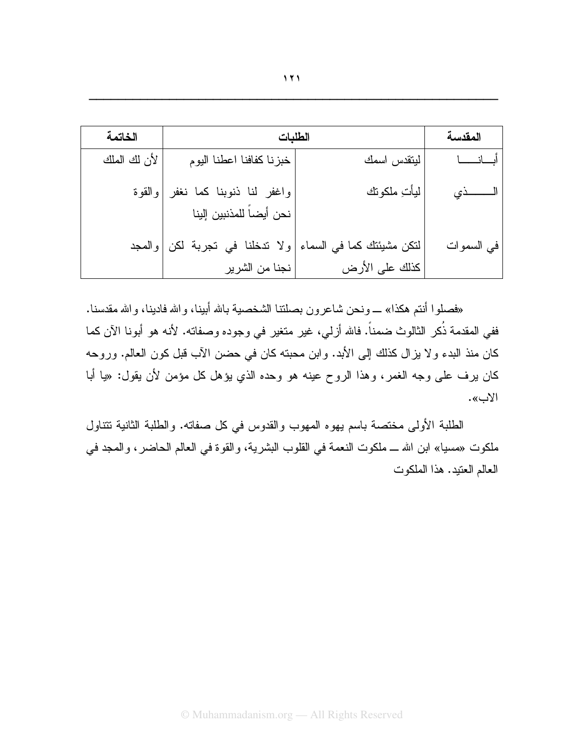| الخاتمة | الطلبات | | المقدسة |
|---|---|---|---|
| لأن لك الملك | خبزنا كفافنا اعطنا اليوم | ليتقدس اسمك | أبـــانـــــا |
| والقوة | واغفر لنا ذنوبنا كما نغفر نحن أيضاً للمذنبين إلينا | ليأتِ ملكوتك | الــــــــذي |
| والمجد | ولا تدخلنا في تجربة لكن نجنا من الشرير | لتكن مشيئتك كما في السماء كذلك على الأرض | في السموات |

«فصلوا أنتم هكذا» ــ ونحن شاعرون بصلتنا الشخصية بالله أبينا، والله فادينا، والله مقدسنا. ففي المقدمة ذُكر الثالوث ضمناً. فالله أزلي، غير متغير في وجوده وصفاته. لأنه هو أبونا الآن كما كان منذ البدء ولا يزال كذلك إلى الأبد. وابن محبته كان في حضن الآب قبل كون العالم. وروحه كان يرف على وجه الغمر، وهذا الروح عينه هو وحده الذي يؤهل كل مؤمن لأن يقول: «يا أبا الاب».

الطلبة الأولى مختصة باسم يهوه المهوب والقدوس في كل صفاته. والطلبة الثانية تتناول ملكوت «مسيا» ابن الله ــ ملكوت النعمة في القلوب البشرية، والقوة في العالم الحاضر، والمجد في العالم العتيد. هذا الملكوت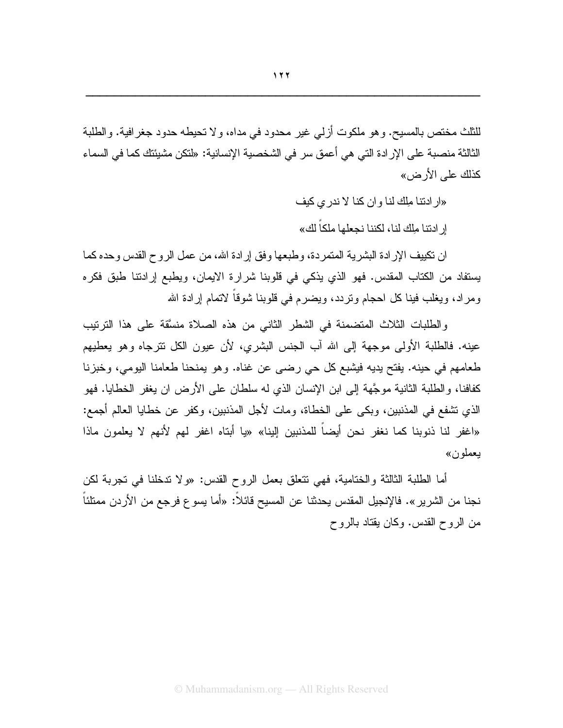للثلث مختص بالمسيح. وهو ملكوت أزلي غير محدود في مداه، ولا تحيطه حدود جغرافية. والطلبة الثالثة منصبة على الإرادة التي هي أعمق سر في الشخصية الإنسانية: «لتكن مشيئتك كما في السماء كذلك على الأرض»

«ارادتنا مِلك لنا وان كنا لا ندري كيف

إرادتنا مِلك لنا، لكننا نجعلها ملكاً لك»

ان تكييف الإرادة البشرية المتمردة، وطبعها وفق إرادة الله، من عمل الروح القدس وحده كما يستفاد من الكتاب المقدس. فهو الذي يذكي في قلوبنا شرارة الايمان، ويطبع إرادتنا طبق فكره ومراد، ويغلب فينا كل احجام وتردد، ويضرم في قلوبنا شوقاً لاتمام إرادة الله

والطلبات الثلاث المتضمنة في الشطر الثاني من هذه الصلاة منسَّقة على هذا الترتيب عينه. فالطلبة الأولى موجهة إلى الله آب الجنس البشري، لأن عيون الكل تترجاه وهو يعطيهم طعامهم في حينه. يفتح يديه فيشبع كل حي رضى عن غناه. وهو يمنحنا طعامنا اليومي، وخبزنا كفافنا، والطلبة الثانية موجَّهة إلى ابن الإنسان الذي له سلطان على الأرض ان يغفر الخطايا. فهو الذي تشفع في المذنبين، وبكى على الخطاة، ومات لأجل المذنبين، وكفر عن خطايا العالم أجمع: «اغفر لنا ذنوبنا كما نغفر نحن أيضاً للمذنبين إلينا» «يا أبتاه اغفر لهم لأنهم لا يعلمون ماذا يعملون»

أما الطلبة الثالثة والختامية، فهي تتعلق بعمل الروح القدس: «ولا تدخلنا في تجربة لكن نجنا من الشرير». فالإنجيل المقدس يحدثنا عن المسيح قائلاً: «أما يسوع فرجع من الأردن ممتلئاً من الروح القدس. وكان يقتاد بالروح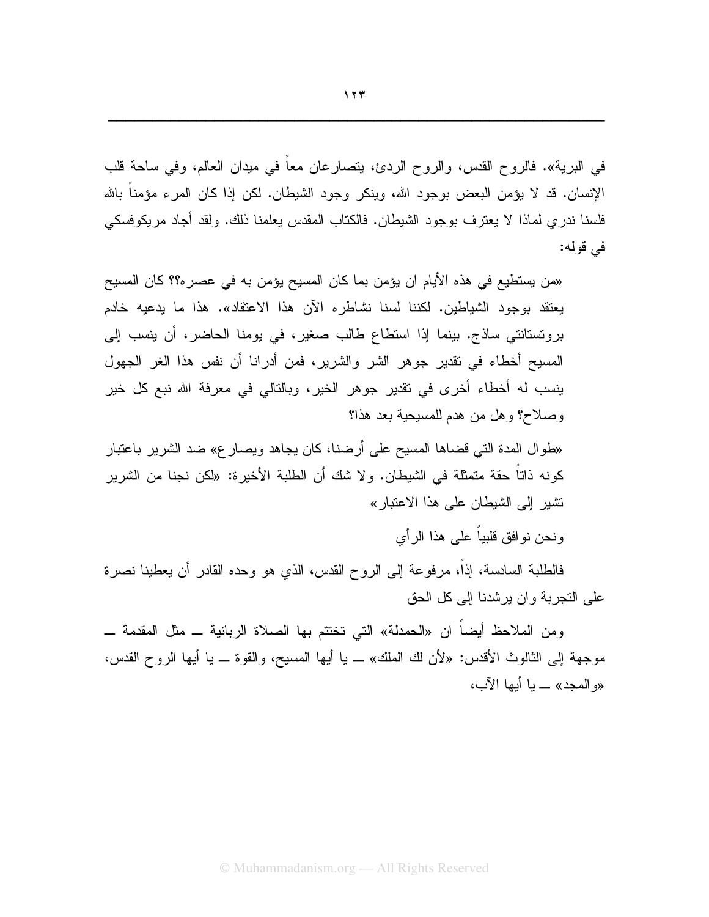في البرية». فالروح القدس، والروح الردئ، يتصارعان معاً في ميدان العالم، وفي ساحة قلب الإنسان. قد لا يؤمن البعض بوجود الله، وينكر وجود الشيطان. لكن إذا كان المرء مؤمناً بالله فلسنا ندري لماذا لا يعترف بوجود الشيطان. فالكتاب المقدس يعلمنا ذلك. ولقد أجاد مريكوفسكي في قوله:

«من يستطيع في هذه الأيام ان يؤمن بما كان المسيح يؤمن به في عصره؟؟ كان المسيح يعتقد بوجود الشياطين. لكننا لسنا نشاطره الآن هذا الاعتقاد». هذا ما يدعيه خادم بروتستانتي ساذج. بينما إذا استطاع طالب صغير، في يومنا الحاضر، أن ينسب إلى المسيح أخطاء في تقدير جوهر الشر والشرير، فمن أدرانا أن نفس هذا الغر الجهول ينسب له أخطاء أخرى في تقدير جوهر الخير، وبالتالي في معرفة الله نبع كل خير وصلاح؟ وهل من هدم للمسيحية بعد هذا؟

«طوال المدة التي قضاها المسيح على أرضنا، كان يجاهد ويصارع» ضد الشرير باعتبار كونه ذاتاً حقة متمثلة في الشيطان. ولا شك أن الطلبة الأخيرة: «لكن نجنا من الشرير تشير إلى الشيطان على هذا الاعتبار»

ونحن نوافق قلبياً على هذا الرأي

فالطلبة السادسة، إذاً، مرفوعة إلى الروح القدس، الذي هو وحده القادر أن يعطينا نصرة على التجربة وان يرشدنا إلى كل الحق

ومن الملاحظ أيضاً ان «الحمدلة» التي تختتم بها الصلاة الربانية ـــ مثل المقدمة ـــ موجهة إلى الثالوث الأقدس: «لأن لك الملك» ـــ يا أيها المسيح، والقوة ـــ يا أيها الروح القدس، «والمجد» ـــ يا أيها الآب،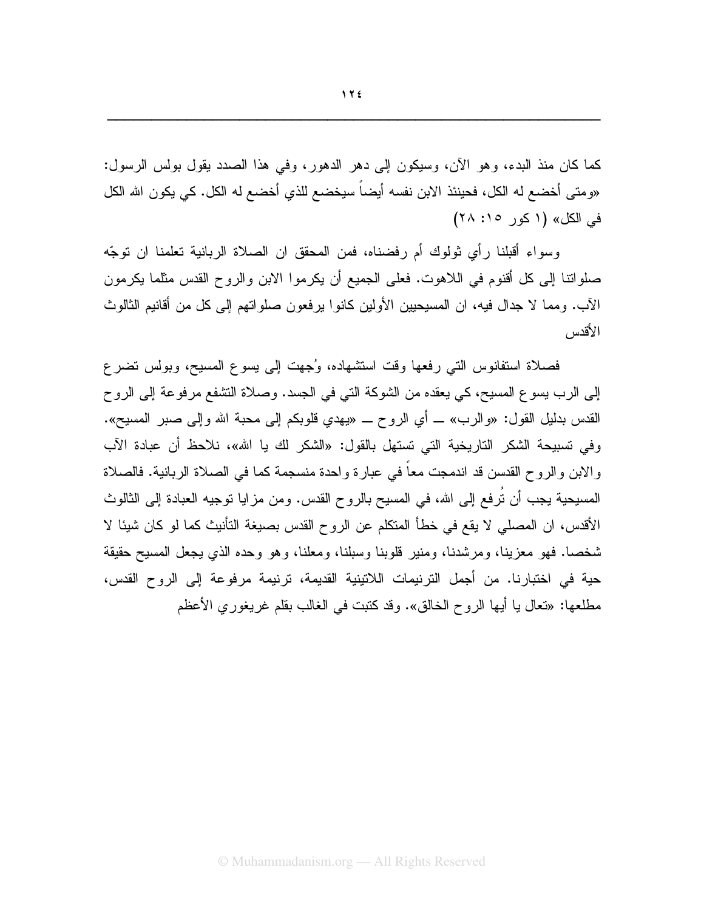كما كان منذ البدء، وهو الآن، وسيكون إلى دهر الدهور، وفي هذا الصدد يقول بولس الرسول: «ومتى أخضع له الكل، فحينئذ الابن نفسه أيضاً سيخضع للذي أخضع له الكل. كي يكون الله الكل في الكل» (١ كور ١٥: ٢٨)

وسواء أقبلنا رأي ثولوك أم رفضناه، فمن المحقق ان الصلاة الربانية تعلمنا ان توجّه صلواتنا إلى كل أقنوم في اللاهوت. فعلى الجميع أن يكرموا الابن والروح القدس مثلما يكرمون الآب. ومما لا جدال فيه، ان المسيحيين الأولين كانوا يرفعون صلواتهم إلى كل من أقانيم الثالوث الأقدس

فصلاة استفانوس التي رفعها وقت استشهاده، وُجهت إلى يسوع المسيح، وبولس تضرع إلى الرب يسوع المسيح، كي يعقده من الشوكة التي في الجسد. وصلاة التشفع مرفوعة إلى الروح القدس بدليل القول: «والرب» ــ أي الروح ــ «يهدي قلوبكم إلى محبة الله وإلى صبر المسيح». وفي تسبيحة الشكر التاريخية التي تستهل بالقول: «الشكر لك يا الله»، نلاحظ أن عبادة الآب والابن والروح القدس قد اندمجت معاً في عبارة واحدة منسجمة كما في الصلاة الربانية. فالصلاة المسيحية يجب أن تُرفع إلى الله، في المسيح بالروح القدس. ومن مزايا توجيه العبادة إلى الثالوث الأقدس، ان المصلي لا يقع في خطأ المتكلم عن الروح القدس بصيغة التأنيث كما لو كان شيئا لا شخصا. فهو معزينا، ومرشدنا، ومنير قلوبنا وسبلنا، ومعلنا، وهو وحده الذي يجعل المسيح حقيقة حية في اختبارنا. من أجمل الترنيمات اللاتينية القديمة، ترنيمة مرفوعة إلى الروح القدس، مطلعها: «تعال يا أيها الروح الخالق». وقد كتبت في الغالب بقلم غريغوري الأعظم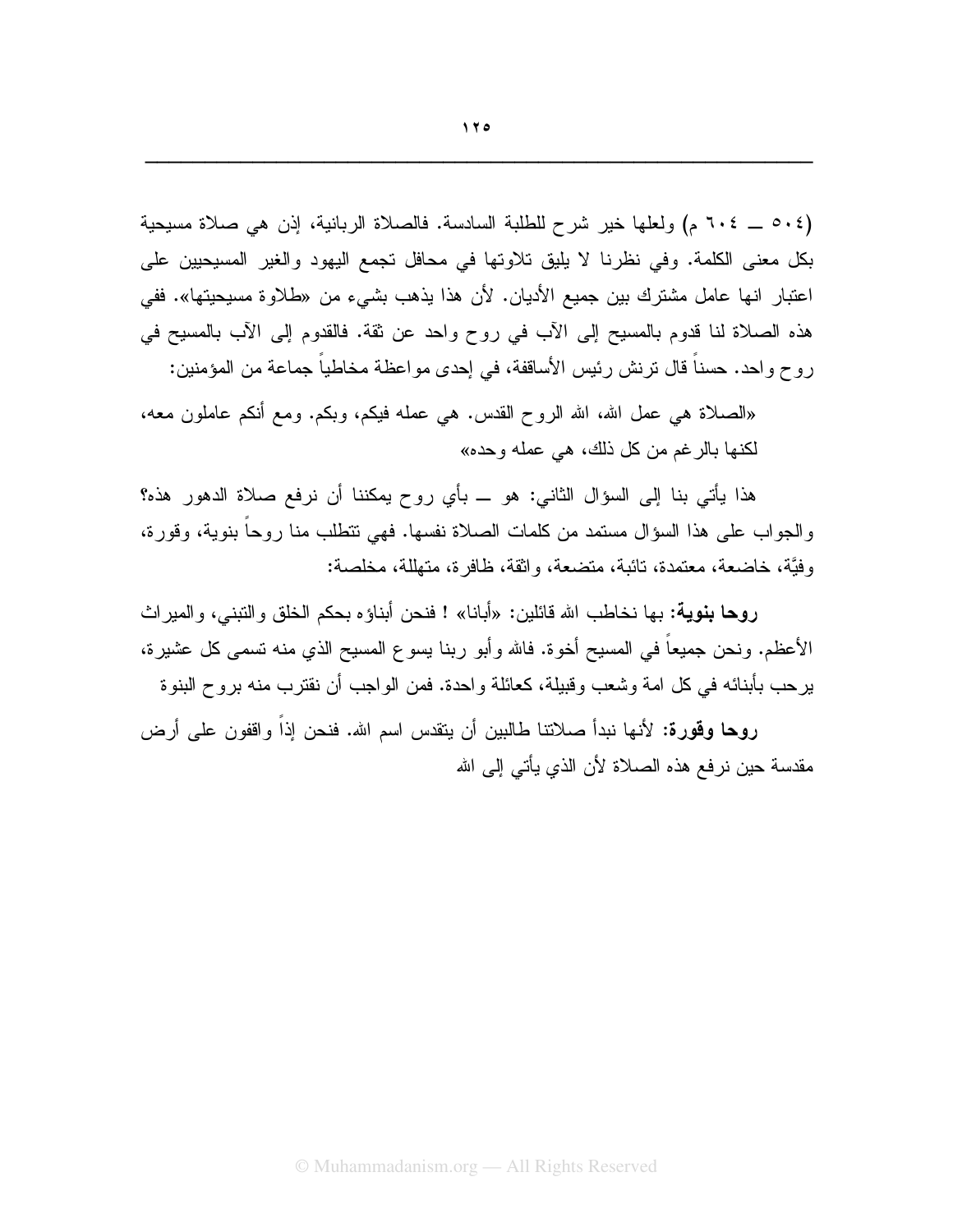(٥٠٤ ـــ ٦٠٤ م) ولعلها خير شرح للطلبة السادسة. فالصلاة الربانية، إذن هي صلاة مسيحية بكل معنى الكلمة. وفي نظرنا لا يليق تلاوتها في محافل تجمع اليهود والغير المسيحيين على اعتبار انها عامل مشترك بين جميع الأديان. لأن هذا يذهب بشيء من «طلاوة مسيحيتها». ففي هذه الصلاة لنا قدوم بالمسيح إلى الآب في روح واحد عن ثقة. فالقدوم إلى الآب بالمسيح في روح واحد. حسناً قال ترنش رئيس الأساقفة، في إحدى مواعظة مخاطباً جماعة من المؤمنين:

«الصلاة هي عمل الله، الله الروح القدس. هي عمله فيكم، وبكم. ومع أنكم عاملون معه، لكنها بالرغم من كل ذلك، هي عمله وحده»

هذا يأتي بنا إلى السؤال الثاني: هو ـــ بأي روح يمكننا أن نرفع صلاة الدهور هذه؟ والجواب على هذا السؤال مستمد من كلمات الصلاة نفسها. فهي تتطلب منا روحاً بنوية، وقورة، وفيَّة، خاضعة، معتمدة، تائبة، متضعة، واثقة، ظافرة، متهللة، مخلصة:

**روحا بنوية:** بها نخاطب الله قائلين: «أبانا» ! فنحن أبناؤه بحكم الخلق والتبني، والميراث الأعظم. ونحن جميعاً في المسيح أخوة. فالله وأبو ربنا يسوع المسيح الذي منه تسمى كل عشيرة، يرحب بأبنائه في كل امة وشعب وقبيلة، كعائلة واحدة. فمن الواجب أن نقترب منه بروح البنوة

**روحا وقورة:** لأنها نبدأ صلاتنا طالبين أن يتقدس اسم الله. فنحن إذاً واقفون على أرض مقدسة حين نرفع هذه الصلاة لأن الذي يأتي إلى الله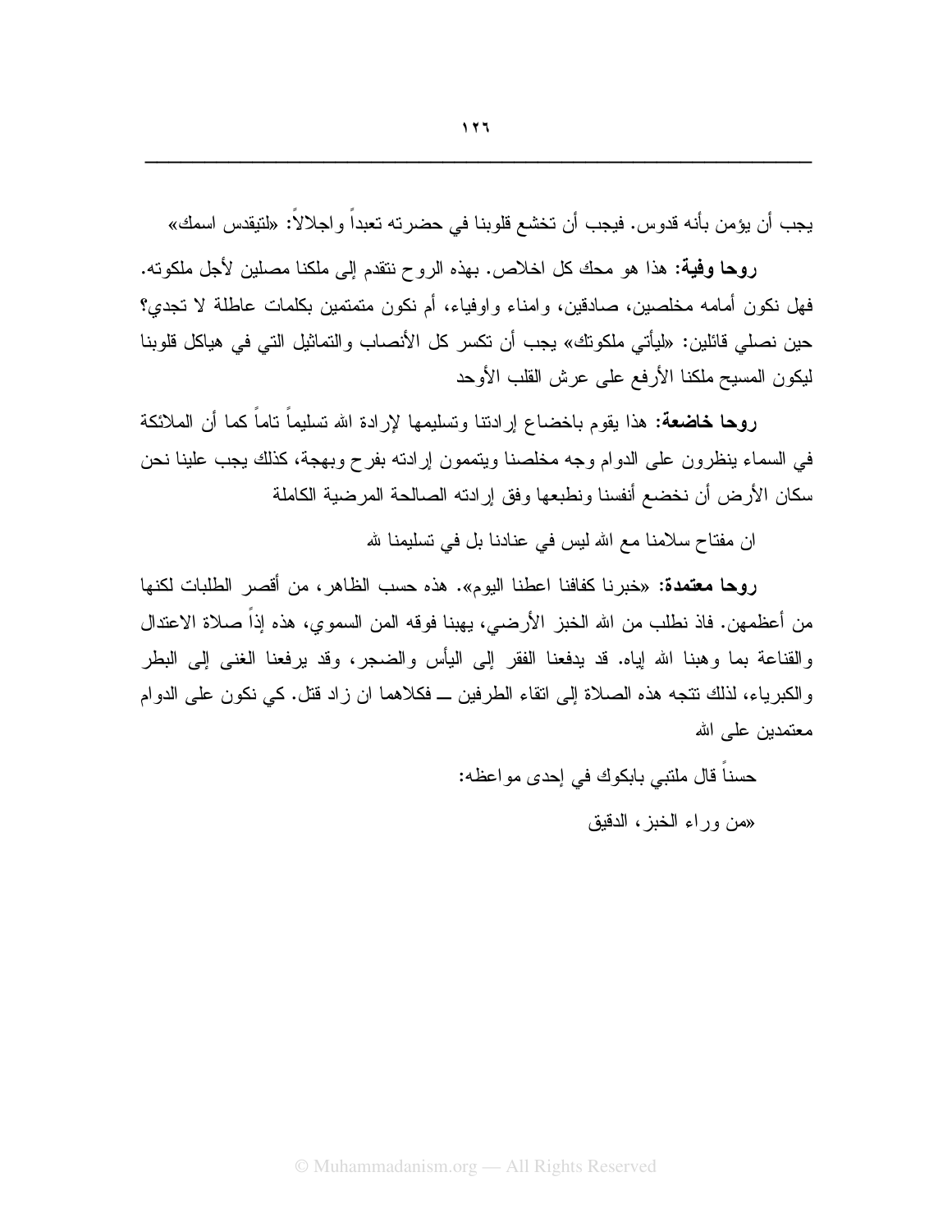يجب أن يؤمن بأنه قدوس. فيجب أن تخشع قلوبنا في حضرته تعبداً واجلالاً: «لتيقدس اسمك»

**روحا وفية:** هذا هو محك كل اخلاص. بهذه الروح نتقدم إلى ملكنا مصلين لأجل ملكوته. فهل نكون أمامه مخلصين، صادقين، وامناء واوفياء، أم نكون متمتمين بكلمات عاطلة لا تجدي؟ حين نصلي قائلين: «ليأتي ملكوتك» يجب أن تكسر كل الأنصاب والتماثيل التي في هياكل قلوبنا ليكون المسيح ملكنا الأرفع على عرش القلب الأوحد

**روحا خاضعة:** هذا يقوم باخضاع إرادتنا وتسليمها لإرادة الله تسليماً تاماً كما أن الملائكة في السماء ينظرون على الدوام وجه مخلصنا ويتممون إرادته بفرح وبهجة، كذلك يجب علينا نحن سكان الأرض أن نخضع أنفسنا ونطبعها وفق إرادته الصالحة المرضية الكاملة

ان مفتاح سلامنا مع الله ليس في عنادنا بل في تسليمنا لله

**روحا معتمدة:** «خبرنا كفافنا اعطنا اليوم». هذه حسب الظاهر، من أقصر الطلبات لكنها من أعظمهن. فاذ نطلب من الله الخبز الأرضي، يهبنا فوقه المن السموي، هذه إذاً صلاة الاعتدال والقناعة بما وهبنا الله إياه. قد يدفعنا الفقر إلى اليأس والضجر، وقد يرفعنا الغنى إلى البطر والكبرياء، لذلك تتجه هذه الصلاة إلى اتقاء الطرفين ــ فكلاهما ان زاد قتل. كي نكون على الدوام معتمدين على الله

حسناً قال ملتبي بابكوك في إحدى مواعظه:

«من وراء الخبز، الدقيق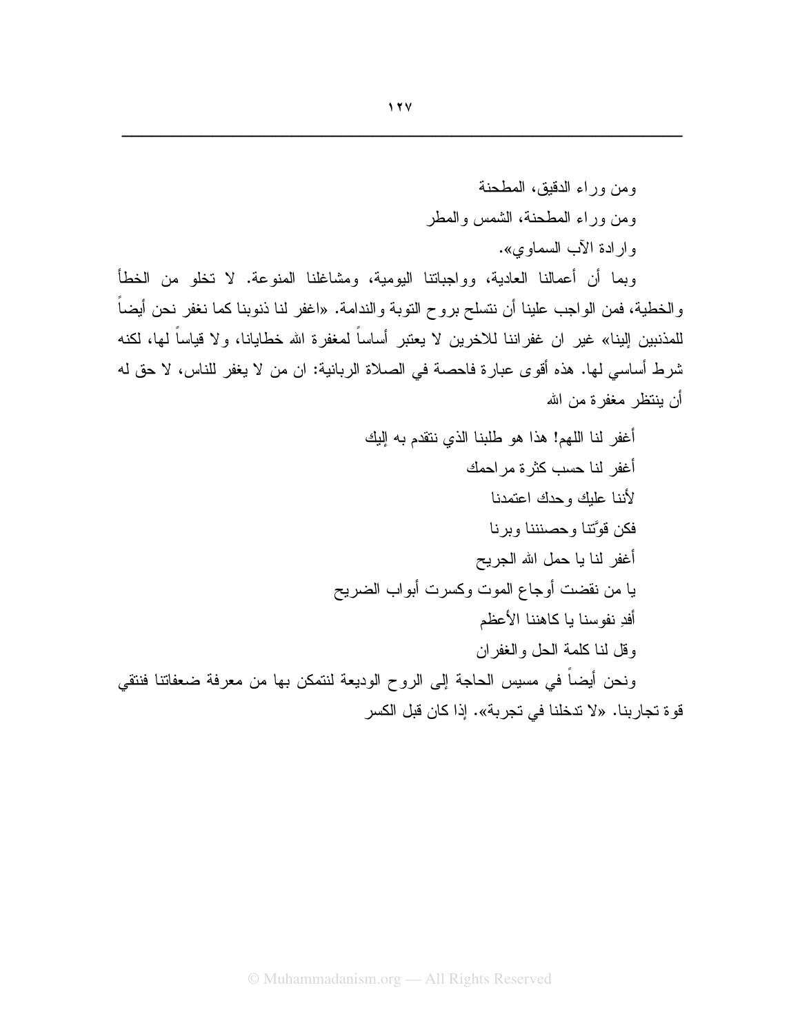ومن وراء الدقيق، المطحنة

ومن وراء المطحنة، الشمس والمطر

وارادة الآب السماوي».

وبما أن أعمالنا العادية، وواجباتنا اليومية، ومشاغلنا المنوعة. لا تخلو من الخطأ والخطية، فمن الواجب علينا أن نتسلح بروح التوبة والندامة. «اغفر لنا ذنوبنا كما نغفر نحن أيضاً للمذنبين إلينا» غير ان غفراننا للاخرين لا يعتبر أساساً لمغفرة الله خطايانا، ولا قياساً لها، لكنه شرط أساسي لها. هذه أقوى عبارة فاحصة في الصلاة الربانية: ان من لا يغفر للناس، لا حق له أن ينتظر مغفرة من الله

أغفر لنا اللهم! هذا هو طلبنا الذي نتقدم به إليك

أغفر لنا حسب كثرة مراحمك

لأننا عليك وحدك اعتمدنا

فكن قوّتنا وحصنننا وبرنا

أغفر لنا يا حمل الله الجريح

يا من نقضت أوجاع الموت وكسرت أبواب الضريح

أفدِ نفوسنا يا كاهننا الأعظم

وقل لنا كلمة الحل والغفران

ونحن أيضاً في مسيس الحاجة إلى الروح الوديعة لنتمكن بها من معرفة ضعفاتنا فنتقي قوة تجاربنا. «لا تدخلنا في تجربة». إذا كان قبل الكسر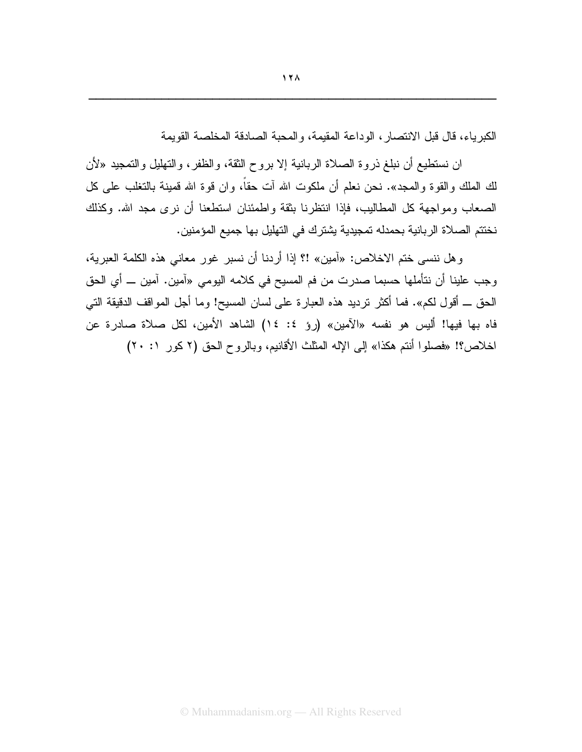الكبرياء، قال قبل الانتصار، الوداعة المقيمة، والمحبة الصادقة المخلصة القويمة

ان نستطيع أن نبلغ ذروة الصلاة الربانية إلا بروح الثقة، والظفر، والتهليل والتمجيد «لأن لك الملك والقوة والمجد». نحن نعلم أن ملكوت الله آت حقاً، وان قوة الله قمينة بالتغلب على كل الصعاب ومواجهة كل المطاليب، فإذا انتظرنا بثقة واطمئنان استطعنا أن نرى مجد الله. وكذلك نختتم الصلاة الربانية بحمدله تمجيدية يشترك في التهليل بها جميع المؤمنين.

وهل ننسى ختم الاخلاص: «آمين» !؟ إذا أردنا أن نسبر غور معاني هذه الكلمة العبرية، وجب علينا أن نتأملها حسبما صدرت من فم المسيح في كلامه اليومي «آمين. آمين ـــ أي الحق الحق ـــ أقول لكم». فما أكثر ترديد هذه العبارة على لسان المسيح! وما أجل المواقف الدقيقة التي فاه بها فيها! أليس هو نفسه «الآمين» (رؤ ٤: ١٤) الشاهد الأمين، لكل صلاة صادرة عن اخلاص؟! «فصلوا أنتم هكذا» إلى الإله المثلث الأقانيم، وبالروح الحق (٢ كور ١: ٢٠)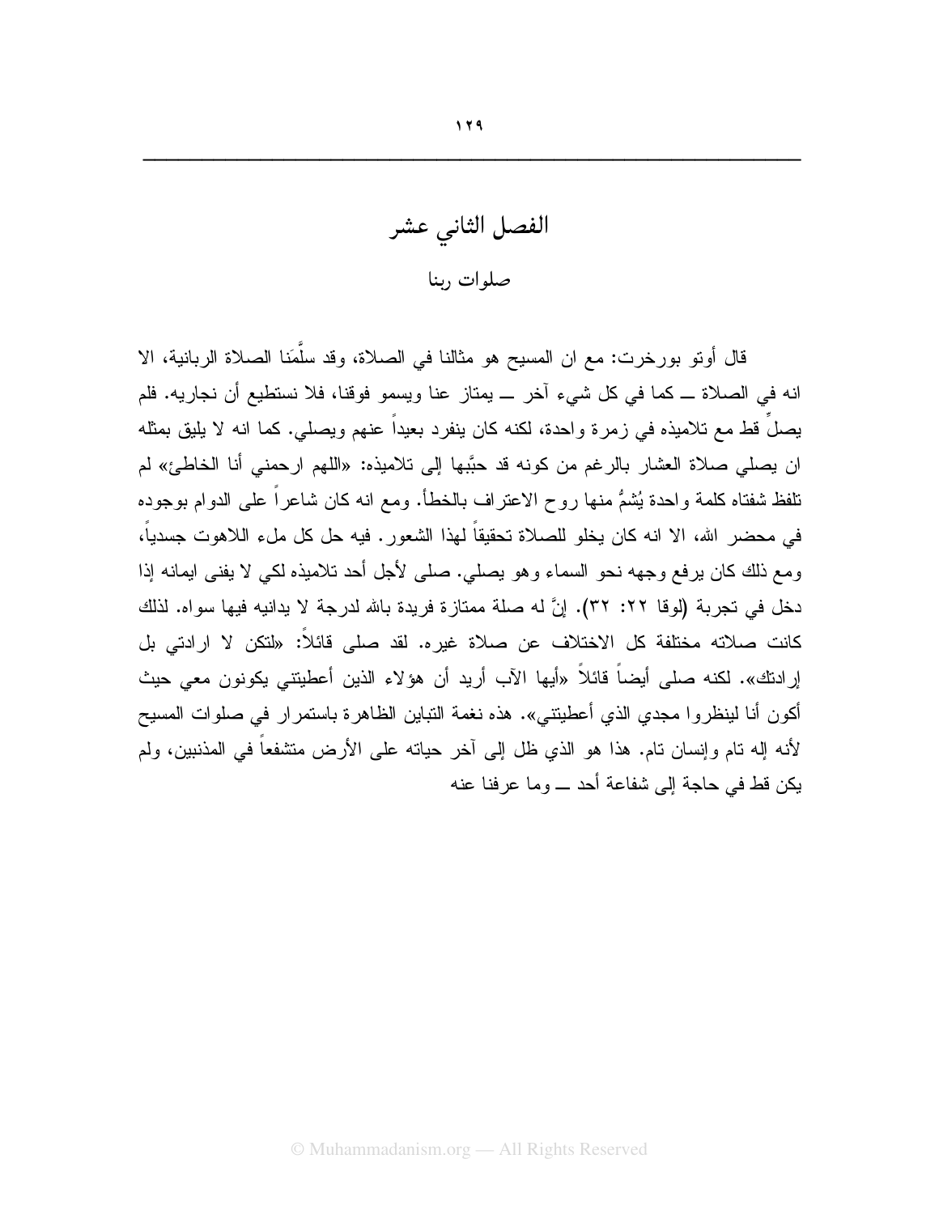# الفصل الثاني عشر

## صلوات ربنا

قال أوتو بورخرت: مع ان المسيح هو مثالنا في الصلاة، وقد سلَّمَنا الصلاة الربانية، الا انه في الصلاة ــ كما في كل شيء آخر ــ يمتاز عنا ويسمو فوقنا، فلا نستطيع أن نجاريه. فلم يصلِّ قط مع تلاميذه في زمرة واحدة، لكنه كان ينفرد بعيداً عنهم ويصلي. كما انه لا يليق بمثله ان يصلي صلاة العشار بالرغم من كونه قد حبَّبها إلى تلاميذه: «اللهم ارحمني أنا الخاطئ» لم تلفظ شفتاه كلمة واحدة يُشمُّ منها روح الاعتراف بالخطأ. ومع انه كان شاعراً على الدوام بوجوده في محضر الله، الا انه كان يخلو للصلاة تحقيقاً لهذا الشعور. فيه حل كل ملء اللاهوت جسدياً، ومع ذلك كان يرفع وجهه نحو السماء وهو يصلي. صلى لأجل أحد تلاميذه لكي لا يفنى ايمانه إذا دخل في تجربة (لوقا ٢٢: ٣٢). إنَّ له صلة ممتازة فريدة بالله لدرجة لا يدانيه فيها سواه. لذلك كانت صلاته مختلفة كل الاختلاف عن صلاة غيره. لقد صلى قائلاً: «لتكن لا ارادتي بل إرادتك». لكنه صلى أيضاً قائلاً «أيها الآب أريد أن هؤلاء الذين أعطيتني يكونون معي حيث أكون أنا لينظروا مجدي الذي أعطيتني». هذه نغمة التباين الظاهرة باستمرار في صلوات المسيح لأنه إله تام وإنسان تام. هذا هو الذي ظل إلى آخر حياته على الأرض متشفعاً في المذنبين، ولم يكن قط في حاجة إلى شفاعة أحد ــ وما عرفنا عنه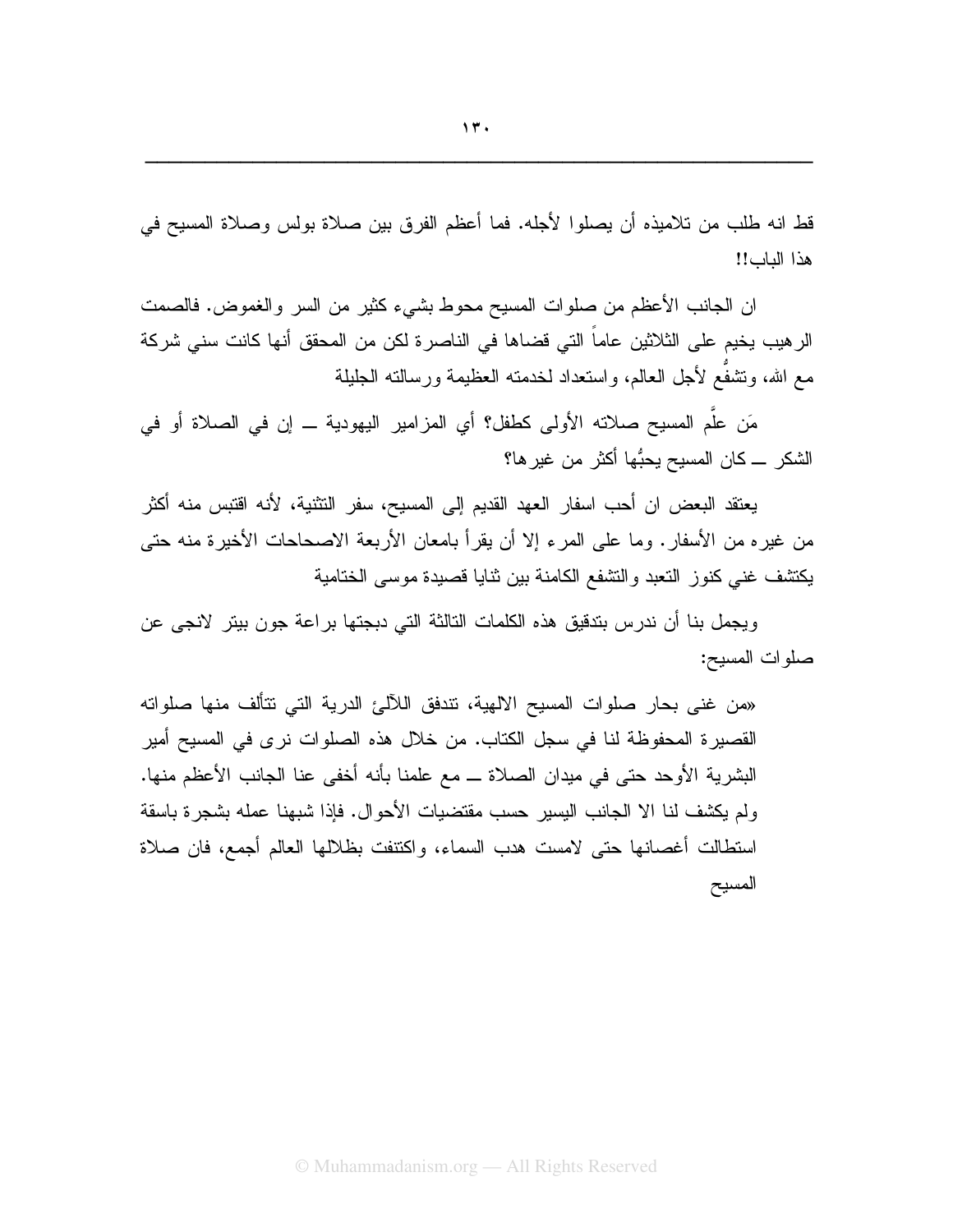قط انه طلب من تلاميذه أن يصلوا لأجله. فما أعظم الفرق بين صلاة بولس وصلاة المسيح في هذا الباب!!

ان الجانب الأعظم من صلوات المسيح محوط بشيء كثير من السر والغموض. فالصمت الرهيب يخيم على الثلاثين عاماً التي قضاها في الناصرة لكن من المحقق أنها كانت سني شركة مع الله، وتشفُّع لأجل العالم، واستعداد لخدمته العظيمة ورسالته الجليلة

مَن علَّم المسيح صلاته الأولى كطفل؟ أي المزامير اليهودية ــ إن في الصلاة أو في الشكر ــ كان المسيح يحبُّها أكثر من غيرها؟

يعتقد البعض ان أحب اسفار العهد القديم إلى المسيح، سفر التثنية، لأنه اقتبس منه أكثر من غيره من الأسفار. وما على المرء إلا أن يقرأ بامعان الأربعة الاصحاحات الأخيرة منه حتى يكتشف غني كنوز التعبد والتشفع الكامنة بين ثنايا قصيدة موسى الختامية

ويجمل بنا أن ندرس بتدقيق هذه الكلمات التالثة التي دبجتها براعة جون بيتر لانجى عن صلوات المسيح:

«من غنى بحار صلوات المسيح الالهية، تتدفق اللآلئ الدرية التي تتألف منها صلواته القصيرة المحفوظة لنا في سجل الكتاب. من خلال هذه الصلوات نرى في المسيح أمير البشرية الأوحد حتى في ميدان الصلاة ــ مع علمنا بأنه أخفى عنا الجانب الأعظم منها. ولم يكشف لنا الا الجانب اليسير حسب مقتضيات الأحوال. فإذا شبهنا عمله بشجرة باسقة استطالت أغصانها حتى لامست هدب السماء، واكتنفت بظلالها العالم أجمع، فان صلاة المسيح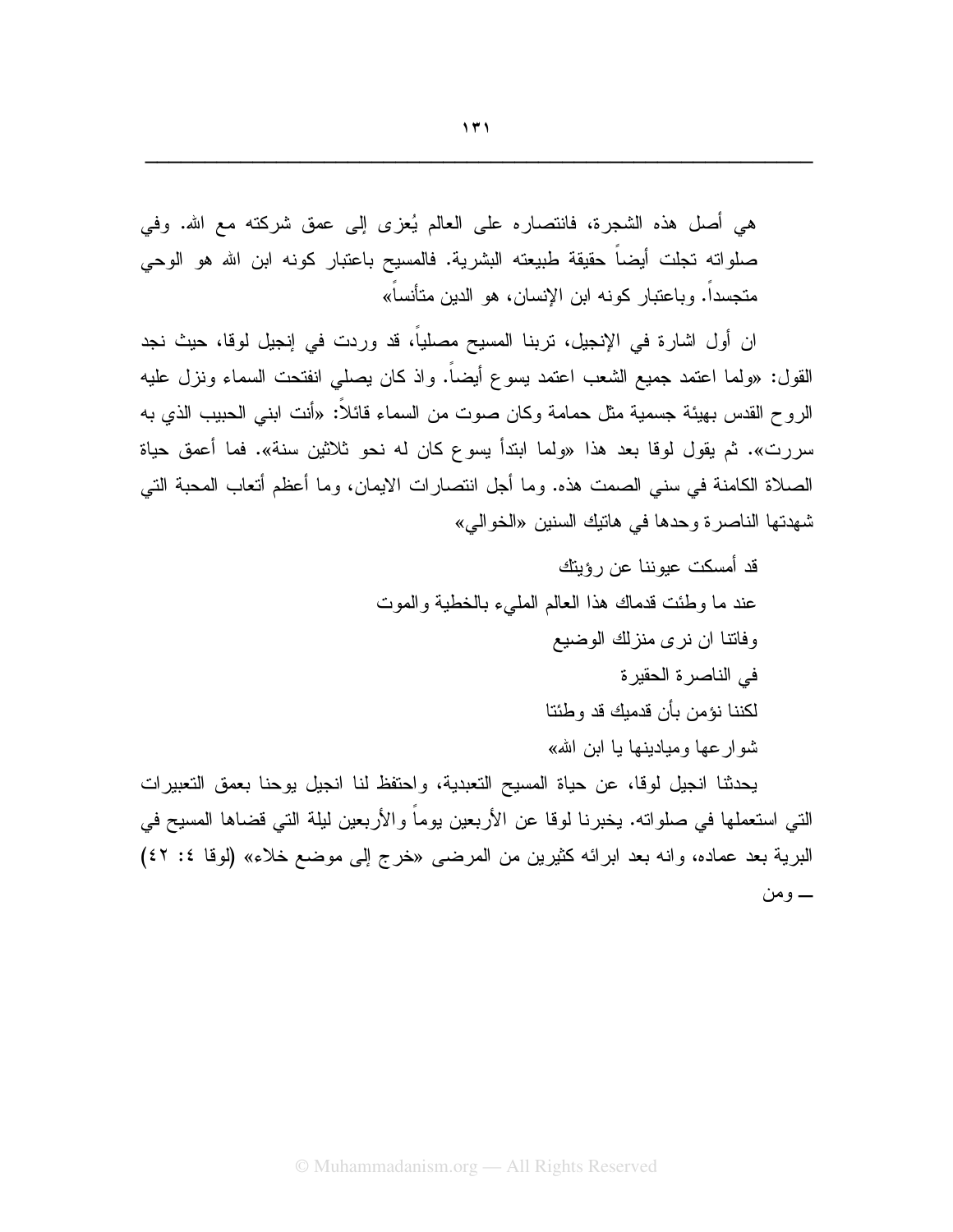هي أصل هذه الشجرة، فانتصاره على العالم يُعزى إلى عمق شركته مع الله. وفي صلواته تجلت أيضاً حقيقة طبيعته البشرية. فالمسيح باعتبار كونه ابن الله هو الوحي متجسداً. وباعتبار كونه ابن الإنسان، هو الدين متأنساً»

ان أول اشارة في الإنجيل، تربنا المسيح مصلياً، قد وردت في إنجيل لوقا، حيث نجد القول: «ولما اعتمد جميع الشعب اعتمد يسوع أيضاً. واذ كان يصلي انفتحت السماء ونزل عليه الروح القدس بهيئة جسمية مثل حمامة وكان صوت من السماء قائلاً: «أنت ابني الحبيب الذي به سررت». ثم يقول لوقا بعد هذا «ولما ابتدأ يسوع كان له نحو ثلاثين سنة». فما أعمق حياة الصلاة الكامنة في سني الصمت هذه. وما أجل انتصارات الايمان، وما أعظم أتعاب المحبة التي شهدتها الناصرة وحدها في هاتيك السنين «الخوالي»

قد أمسكت عيوننا عن رؤيتك
عند ما وطئت قدماك هذا العالم المليء بالخطية والموت
وفاتنا ان نرى منزلك الوضيع
في الناصرة الحقيرة
لكننا نؤمن بأن قدميك قد وطئتا
شوارعها وميادينها يا ابن الله»

يحدثنا انجيل لوقا، عن حياة المسيح التعبدية، واحتفظ لنا انجيل يوحنا بعمق التعبيرات التي استعملها في صلواته. يخبرنا لوقا عن الأربعين يوماً والأربعين ليلة التي قضاها المسيح في البرية بعد عماده، وانه بعد ابرائه كثيرين من المرضى «خرج إلى موضع خلاء» (لوقا ٤: ٤٢) — ومن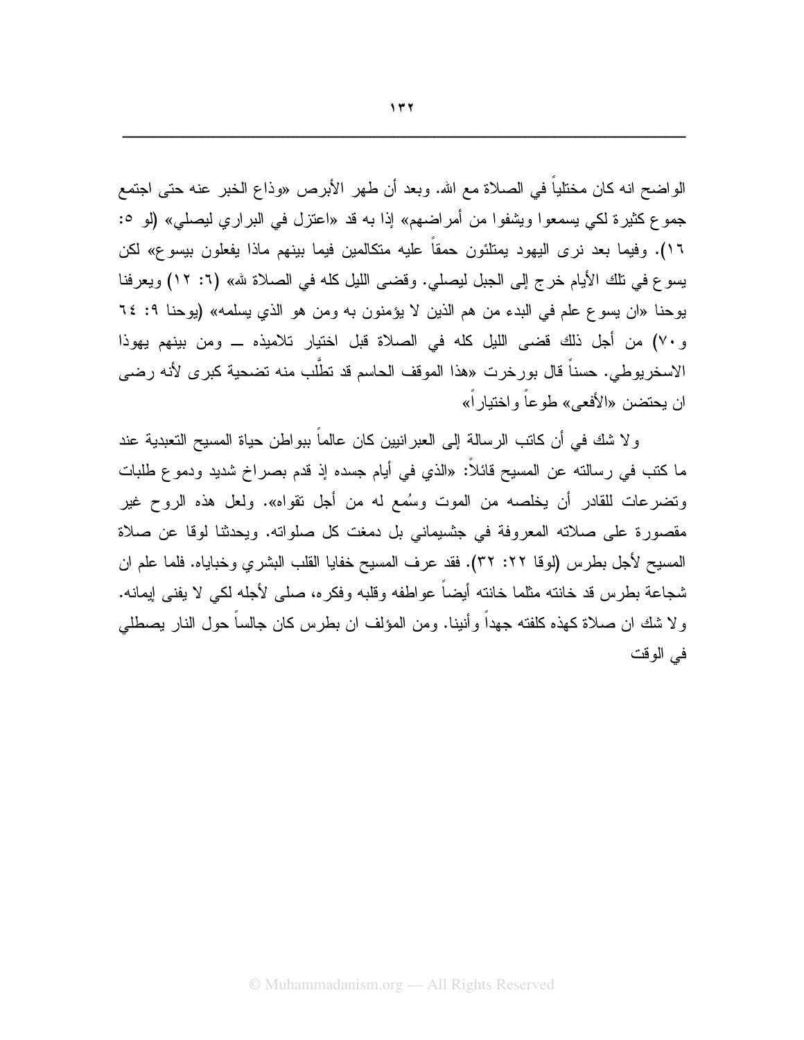الواضح انه كان مختلياً في الصلاة مع الله. وبعد أن طهر الأبرص «وذاع الخبر عنه حتى اجتمع جموع كثيرة لكي يسمعوا ويشفوا من أمراضهم» إذا به قد «اعتزل في البراري ليصلي» (لو ٥: ١٦). وفيما بعد نرى اليهود يمتلئون حمقاً عليه متكالمين فيما بينهم ماذا يفعلون بيسوع» لكن يسوع في تلك الأيام خرج إلى الجبل ليصلي. وقضى الليل كله في الصلاة لله» (٦: ١٢) ويعرفنا يوحنا «ان يسوع علم في البدء من هم الذين لا يؤمنون به ومن هو الذي يسلمه» (يوحنا ٩: ٦٤ و٧٠) من أجل ذلك قضى الليل كله في الصلاة قبل اختيار تلاميذه ــ ومن بينهم يهوذا الاسخريوطي. حسناً قال بورخرت «هذا الموقف الحاسم قد تطَّلب منه تضحية كبرى لأنه رضى ان يحتضن «الأفعى» طوعاً واختياراً»

ولا شك في أن كاتب الرسالة إلى العبرانيين كان عالماً ببواطن حياة المسيح التعبدية عند ما كتب في رسالته عن المسيح قائلاً: «الذي في أيام جسده إذ قدم بصراخ شديد ودموع طلبات وتضرعات للقادر أن يخلصه من الموت وسُمع له من أجل تقواه». ولعل هذه الروح غير مقصورة على صلاته المعروفة في جثسيماني بل دمغت كل صلواته. ويحدثنا لوقا عن صلاة المسيح لأجل بطرس (لوقا ٢٢: ٣٢). فقد عرف المسيح خفايا القلب البشري وخباياه. فلما علم ان شجاعة بطرس قد خانته مثلما خانته أيضاً عواطفه وقلبه وفكره، صلى لأجله لكي لا يفنى إيمانه. ولا شك ان صلاة كهذه كلفته جهداً وأنينا. ومن المؤلف ان بطرس كان جالساً حول النار يصطلي في الوقت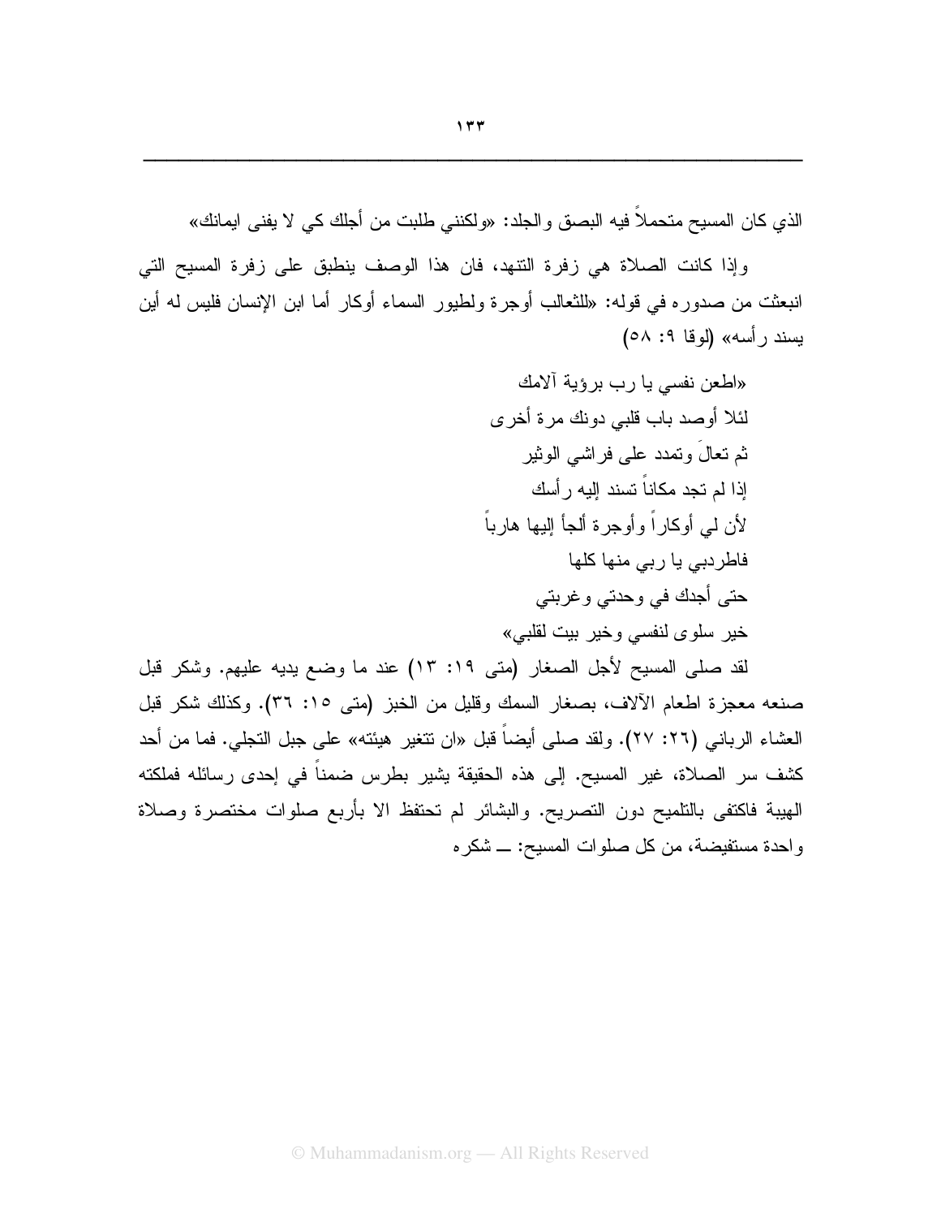الذي كان المسيح متحملاً فيه البصق والجلد: «ولكنني طلبت من أجلك كي لا يفنى ايمانك»

وإذا كانت الصلاة هي زفرة التنهد، فان هذا الوصف ينطبق على زفرة المسيح التي انبعثت من صدوره في قوله: «للثعالب أوجرة ولطيور السماء أوكار أما ابن الإنسان فليس له أين يسند رأسه» (لوقا ٩: ٥٨)

«اطعن نفسي يا رب برؤية آلامك  
لئلا أوصد باب قلبي دونك مرة أخرى  
ثم تعالَ وتمدد على فراشي الوثير  
إذا لم تجد مكاناً تسند إليه رأسك  
لأن لي أوكاراً وأوجرة ألجأ إليها هارباً  
فاطردبي يا ربي منها كلها  
حتى أجدك في وحدتي وغربتي  
خير سلوى لنفسي وخير بيت لقلبي»

لقد صلى المسيح لأجل الصغار (متى ١٩: ١٣) عند ما وضع يديه عليهم. وشكر قبل صنعه معجزة اطعام الآلاف، بصغار السمك وقليل من الخبز (متى ١٥: ٣٦). وكذلك شكر قبل العشاء الرباني (٢٦: ٢٧). ولقد صلى أيضاً قبل «ان تتغير هيئته» على جبل التجلي. فما من أحد كشف سر الصلاة، غير المسيح. إلى هذه الحقيقة يشير بطرس ضمناً في إحدى رسائله فملكته الهيبة فاكتفى بالتلميح دون التصريح. والبشائر لم تحتفظ الا بأربع صلوات مختصرة وصلاة واحدة مستفيضة، من كل صلوات المسيح: ـــ شكره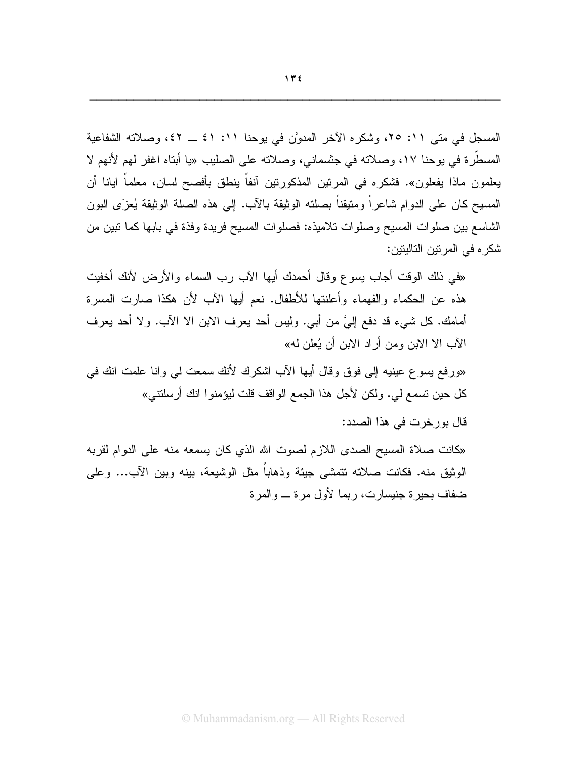المسجل في متى ١١: ٢٥، وشكره الآخر المدوَّن في يوحنا ١١: ٤١ ــ ٤٢، وصلاته الشفاعية المسطّرة في يوحنا ١٧، وصلاته في جثسماني، وصلاته على الصليب «يا أبتاه اغفر لهم لأنهم لا يعلمون ماذا يفعلون». فشكره في المرتين المذكورتين آنفاً ينطق بأفصح لسان، معلماً ايانا أن المسيح كان على الدوام شاعراً ومتيقناً بصلته الوثيقة بالآب. إلى هذه الصلة الوثيقة يُعزَى البون الشاسع بين صلوات المسيح وصلوات تلاميذه: فصلوات المسيح فريدة وفذة في بابها كما تبين من شكره في المرتين التاليتين:

«في ذلك الوقت أجاب يسوع وقال أحمدك أيها الآب رب السماء والأرض لأنك أخفيت هذه عن الحكماء والفهماء وأعلنتها للأطفال. نعم أيها الآب لأن هكذا صارت المسرة أمامك. كل شيء قد دفع إليَّ من أبي. وليس أحد يعرف الابن الا الآب. ولا أحد يعرف الآب الا الابن ومن أراد الابن أن يُعلن له»

«ورفع يسوع عينيه إلى فوق وقال أيها الآب اشكرك لأنك سمعت لي وانا علمت انك في كل حين تسمع لي. ولكن لأجل هذا الجمع الواقف قلت ليؤمنوا انك أرسلتني»

قال بورخرت في هذا الصدد:

«كانت صلاة المسيح الصدى اللازم لصوت الله الذي كان يسمعه منه على الدوام لقربه الوثيق منه. فكانت صلاته تتمشى جيئة وذهاباً مثل الوشيعة، بينه وبين الآب... وعلى ضفاف بحيرة جنيسارت، ربما لأول مرة ــ والمرة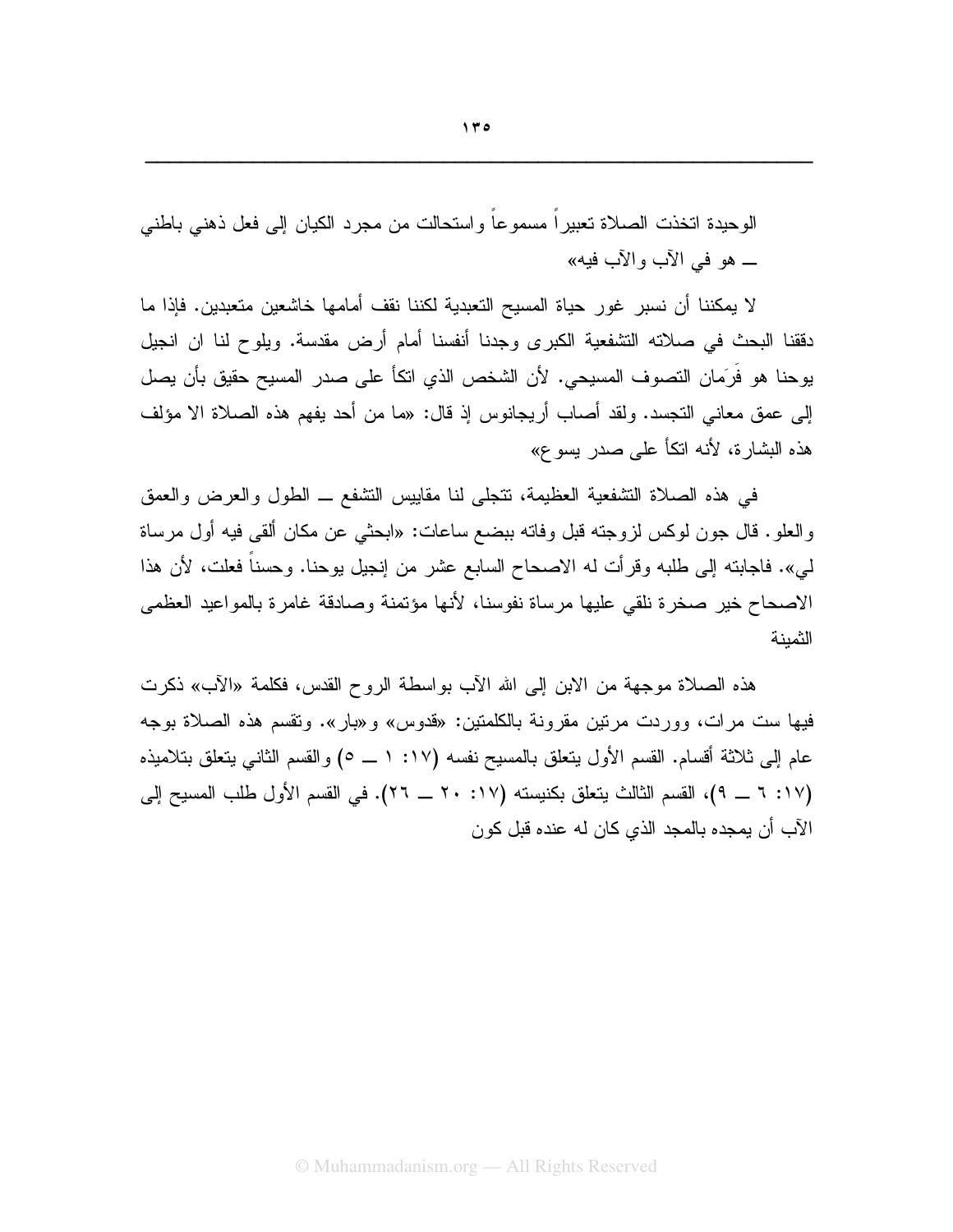الوحيدة اتخذت الصلاة تعبيراً مسموعاً واستحالت من مجرد الكيان إلى فعل ذهني باطني ــ هو في الآب والآب فيه»

لا يمكننا أن نسبر غور حياة المسيح التعبدية لكننا نقف أمامها خاشعين متعبدين. فإذا ما دققنا البحث في صلاته التشفعية الكبرى وجدنا أنفسنا أمام أرض مقدسة. ويلوح لنا ان انجيل يوحنا هو فَرَمان التصوف المسيحي. لأن الشخص الذي اتكأ على صدر المسيح حقيق بأن يصل إلى عمق معاني التجسد. ولقد أصاب أريجانوس إذ قال: «ما من أحد يفهم هذه الصلاة الا مؤلف هذه البشارة، لأنه اتكأ على صدر يسوع»

في هذه الصلاة التشفعية العظيمة، تتجلى لنا مقاييس التشفع ــ الطول والعرض والعمق والعلو. قال جون لوكس لزوجته قبل وفاته ببضع ساعات: «ابحثي عن مكان ألقي فيه أول مرساة لي». فاجابته إلى طلبه وقرأت له الاصحاح السابع عشر من إنجيل يوحنا. وحسناً فعلت، لأن هذا الاصحاح خير صخرة نلقي عليها مرساة نفوسنا، لأنها مؤتمنة وصادقة غامرة بالمواعيد العظمى الثمينة

هذه الصلاة موجهة من الابن إلى الله الآب بواسطة الروح القدس، فكلمة «الآب» ذكرت فيها ست مرات، ووردت مرتين مقرونة بالكلمتين: «قدوس» و«بار». وتقسم هذه الصلاة بوجه عام إلى ثلاثة أقسام. القسم الأول يتعلق بالمسيح نفسه (١٧: ١ ــ ٥) والقسم الثاني يتعلق بتلاميذه (١٧: ٦ ــ ٩)، القسم الثالث يتعلق بكنيسته (١٧: ٢٠ ــ ٢٦). في القسم الأول طلب المسيح إلى الآب أن يمجده بالمجد الذي كان له عنده قبل كون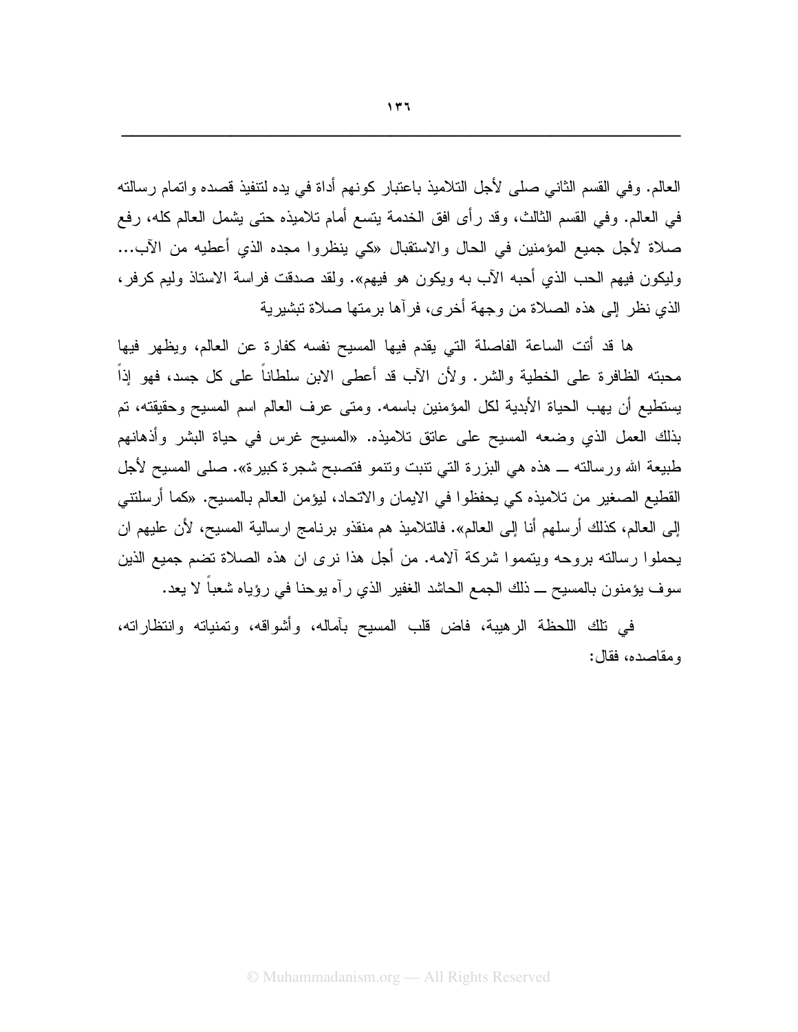العالم. وفي القسم الثاني صلى لأجل التلاميذ باعتبار كونهم أداة في يده لتنفيذ قصده واتمام رسالته في العالم. وفي القسم الثالث، وقد رأى افق الخدمة يتسع أمام تلاميذه حتى يشمل العالم كله، رفع صلاة لأجل جميع المؤمنين في الحال والاستقبال «كي ينظروا مجده الذي أعطيه من الآب... وليكون فيهم الحب الذي أحبه الآب به ويكون هو فيهم». ولقد صدقت فراسة الاستاذ وليم كرفر، الذي نظر إلى هذه الصلاة من وجهة أخرى، فرآها برمتها صلاة تبشيرية

ها قد أتت الساعة الفاصلة التي يقدم فيها المسيح نفسه كفارة عن العالم، ويظهر فيها محبته الظافرة على الخطية والشر. ولأن الآب قد أعطى الابن سلطاناً على كل جسد، فهو إذاً يستطيع أن يهب الحياة الأبدية لكل المؤمنين باسمه. ومتى عرف العالم اسم المسيح وحقيقته، تم بذلك العمل الذي وضعه المسيح على عاتق تلاميذه. «المسيح غرس في حياة البشر وأذهانهم طبيعة الله ورسالته ــ هذه هي البزرة التي تنبت وتنمو فتصبح شجرة كبيرة». صلى المسيح لأجل القطيع الصغير من تلاميذه كي يحفظوا في الايمان والاتحاد، ليؤمن العالم بالمسيح. «كما أرسلتني إلى العالم، كذلك أرسلهم أنا إلى العالم». فالتلاميذ هم منفذو برنامج ارسالية المسيح، لأن عليهم ان يحملوا رسالته بروحه ويتمموا شركة آلامه. من أجل هذا نرى ان هذه الصلاة تضم جميع الذين سوف يؤمنون بالمسيح ــ ذلك الجمع الحاشد الغفير الذي رآه يوحنا في رؤياه شعباً لا يعد.

في تلك اللحظة الرهيبة، فاض قلب المسيح بآماله، وأشواقه، وتمنياته وانتظاراته، ومقاصده، فقال: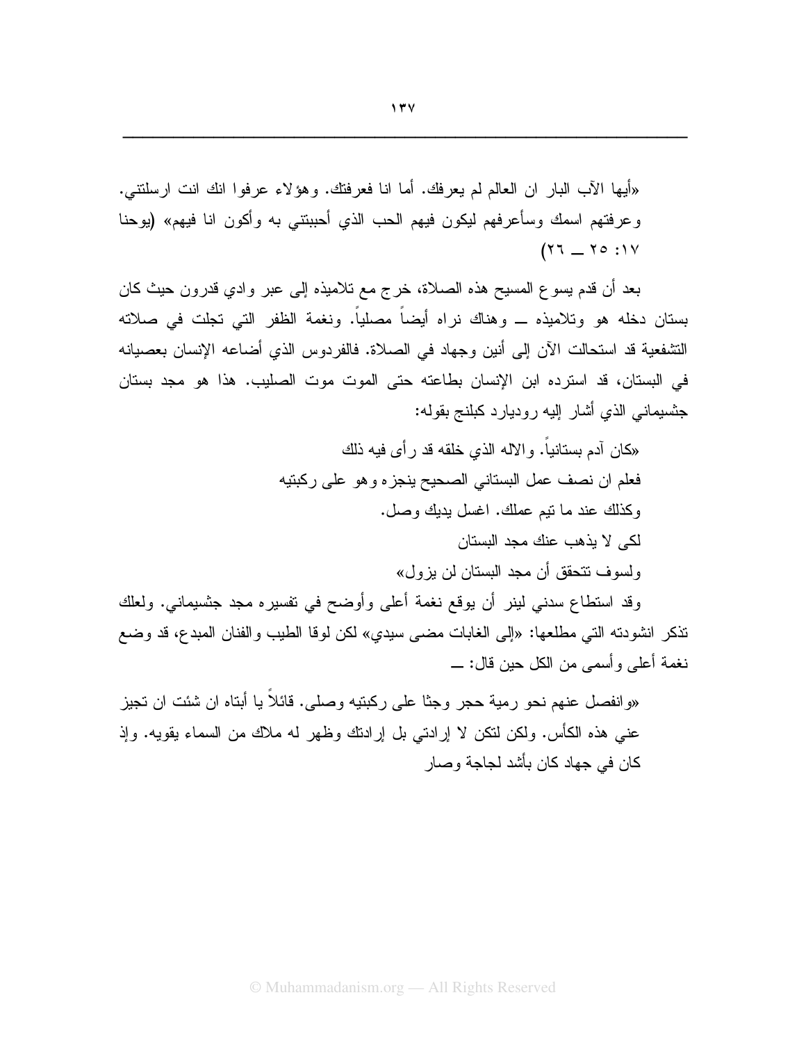«أيها الآب البار ان العالم لم يعرفك. أما انا فعرفتك. وهؤلاء عرفوا انك انت ارسلتني. وعرفتهم اسمك وسأعرفهم ليكون فيهم الحب الذي أحببتني به وأكون انا فيهم» (يوحنا ١٧: ٢٥ ــ ٢٦)

بعد أن قدم يسوع المسيح هذه الصلاة، خرج مع تلاميذه إلى عبر وادي قدرون حيث كان بستان دخله هو وتلاميذه ــ وهناك نراه أيضاً مصلياً. ونغمة الظفر التي تجلت في صلاته التشفعية قد استحالت الآن إلى أنين وجهاد في الصلاة. فالفردوس الذي أضاعه الإنسان بعصيانه في البستان، قد استرده ابن الإنسان بطاعته حتى الموت موت الصليب. هذا هو مجد بستان جثسيماني الذي أشار إليه روديارد كبلنج بقوله:

«كان آدم بستانياً. والاله الذي خلقه قد رأى فيه ذلك
فعلم ان نصف عمل البستاني الصحيح ينجزه وهو على ركبتيه
وكذلك عند ما تيم عملك. اغسل يديك وصل.
لكى لا يذهب عنك مجد البستان
ولسوف تتحقق أن مجد البستان لن يزول»

وقد استطاع سدني لينر أن يوقع نغمة أعلى وأوضح في تفسيره مجد جثسيماني. ولعلك تذكر انشودته التي مطلعها: «إلى الغابات مضى سيدي» لكن لوقا الطبيب والفنان المبدع، قد وضع نغمة أعلى وأسمى من الكل حين قال: ــ

«وانفصل عنهم نحو رمية حجر وجثا على ركبتيه وصلى. قائلاً يا أبتاه ان شئت ان تجيز عني هذه الكأس. ولكن لتكن لا إرادتي بل إرادتك وظهر له ملاك من السماء يقويه. وإذ كان في جهاد كان بأشد لجاجة وصار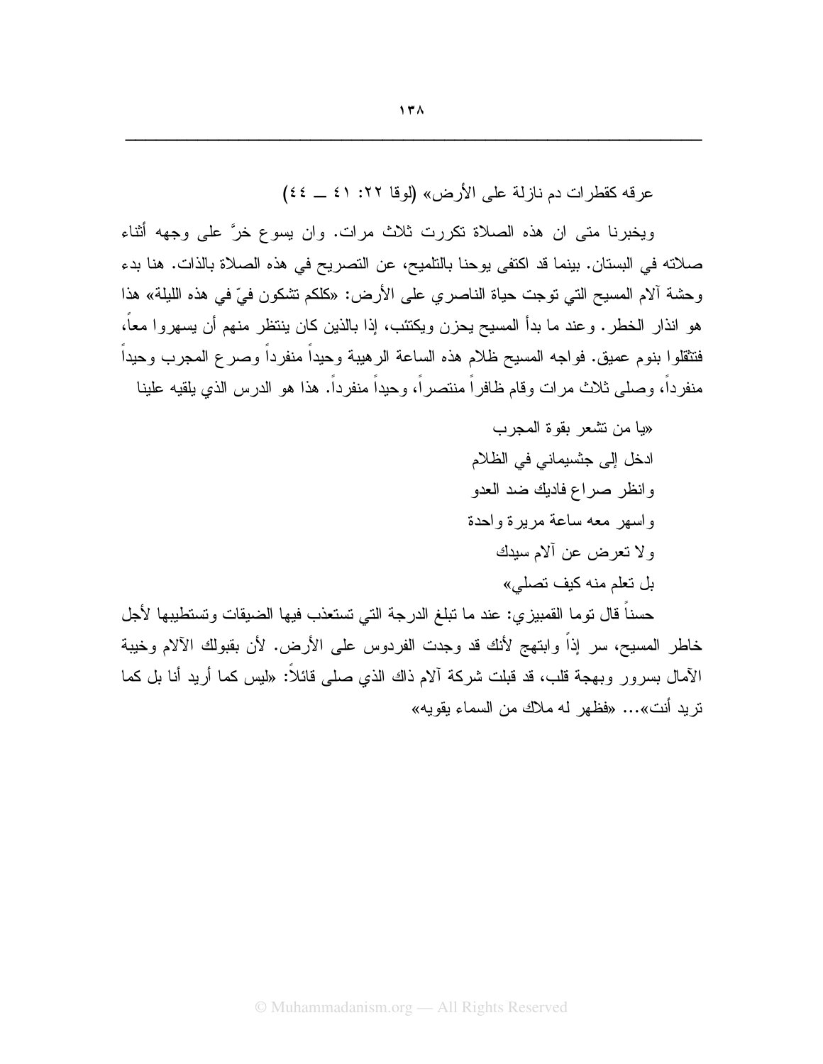عرقه كقطرات دم نازلة على الأرض» (لوقا ٢٢: ٤١ ــ ٤٤)

ويخبرنا متى ان هذه الصلاة تكررت ثلاث مرات. وان يسوع خرَّ على وجهه أثناء صلاته في البستان. بينما قد اكتفى يوحنا بالتلميح، عن التصريح في هذه الصلاة بالذات. هنا بدء وحشة آلام المسيح التي توجت حياة الناصري على الأرض: «كلكم تشكون فيّ في هذه الليلة» هذا هو انذار الخطر. وعند ما بدأ المسيح يحزن ويكتئب، إذا بالذين كان ينتظر منهم أن يسهروا معاً، فتثقلوا بنوم عميق. فواجه المسيح ظلام هذه الساعة الرهيبة وحيداً منفرداً وصرع المجرب وحيداً منفرداً، وصلى ثلاث مرات وقام ظافراً منتصراً، وحيداً منفرداً. هذا هو الدرس الذي يلقيه علينا

«يا من تشعر بقوة المجرب
ادخل إلى جثسيماني في الظلام
وانظر صراع فاديك ضد العدو
واسهر معه ساعة مريرة واحدة
ولا تعرض عن آلام سيدك
بل تعلم منه كيف تصلي»

حسناً قال توما القمبيزي: عند ما تبلغ الدرجة التي تستعذب فيها الضيقات وتستطيبها لأجل خاطر المسيح، سر إذاً وابتهج لأنك قد وجدت الفردوس على الأرض. لأن بقبولك الآلام وخيبة الآمال بسرور وبهجة قلب، قد قبلت شركة آلام ذاك الذي صلى قائلاً: «ليس كما أريد أنا بل كما تريد أنت»... «فظهر له ملاك من السماء يقويه»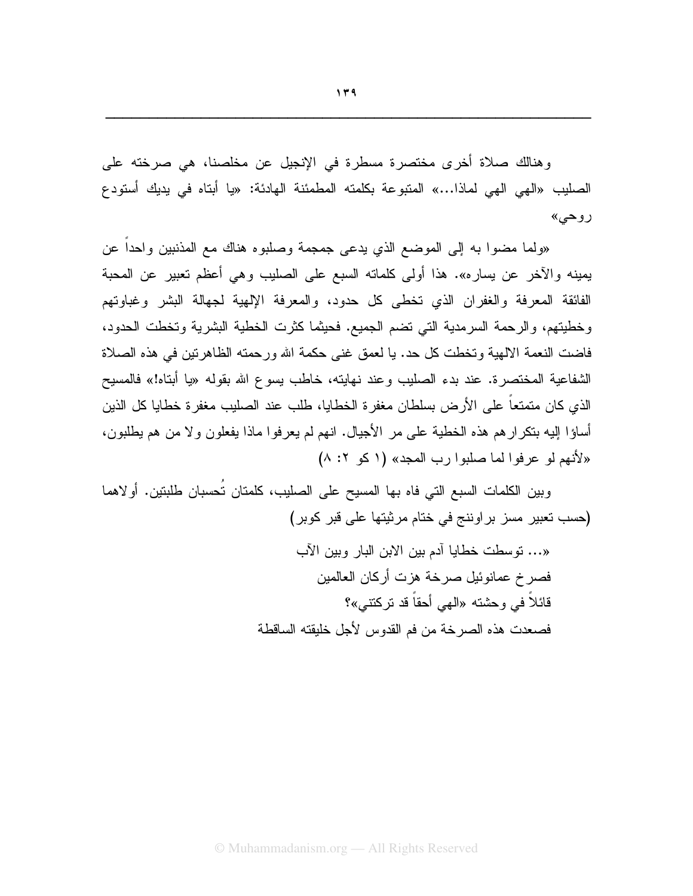وهنالك صلاة أخرى مختصرة مسطرة في الإنجيل عن مخلصنا، هي صرخته على الصليب «الهي الهي لماذا...» المتبوعة بكلمته المطمئنة الهادئة: «يا أبتاه في يديك أستودع روحي»

«ولما مضوا به إلى الموضع الذي يدعى جمجمة وصلبوه هناك مع المذنبين واحداً عن يمينه والآخر عن يساره». هذا أولى كلماته السبع على الصليب وهي أعظم تعبير عن المحبة الفائقة المعرفة والغفران الذي تخطى كل حدود، والمعرفة الإلهية لجهالة البشر وغباوتهم وخطيتهم، والرحمة السرمدية التي تضم الجميع. فحيثما كثرت الخطية البشرية وتخطت الحدود، فاضت النعمة الالهية وتخطت كل حد. يا لعمق غنى حكمة الله ورحمته الظاهرتين في هذه الصلاة الشفاعية المختصرة. عند بدء الصليب وعند نهايته، خاطب يسوع الله بقوله «يا أبتاه!» فالمسيح الذي كان متمتعاً على الأرض بسلطان مغفرة الخطايا، طلب عند الصليب مغفرة خطايا كل الذين أساؤا إليه بتكرارهم هذه الخطية على مر الأجيال. انهم لم يعرفوا ماذا يفعلون ولا من هم يطلبون، «لأنهم لو عرفوا لما صلبوا رب المجد» (١ كو ٢: ٨)

وبين الكلمات السبع التي فاه بها المسيح على الصليب، كلمتان تُحسبان طلبتين. أولاهما (حسب تعبير مسز براوننج في ختام مرثيتها على قبر كوبر)

«... توسطت خطايا آدم بين الابن البار وبين الآب
فصرخ عمانوئيل صرخة هزت أركان العالمين
قائلاً في وحشته «الهي أحقاً قد تركتني»؟
فصعدت هذه الصرخة من فم القدوس لأجل خليقته الساقطة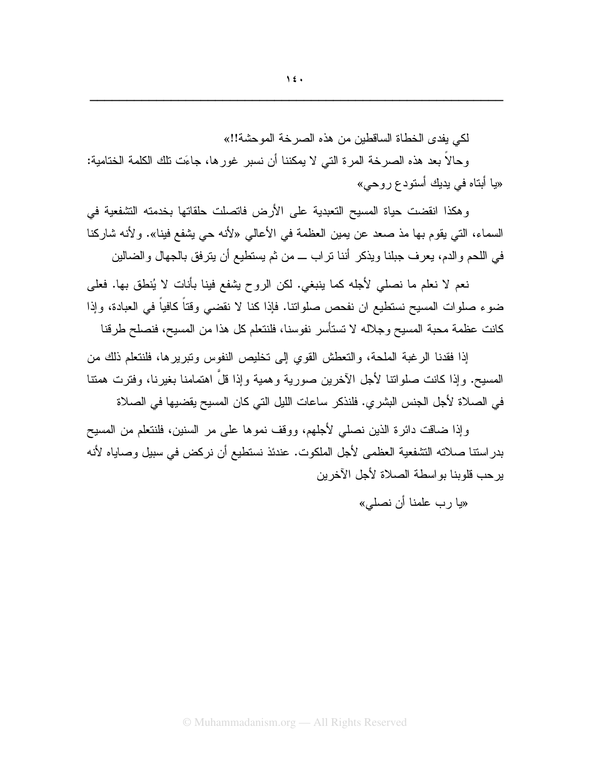لكي يفدى الخطاة الساقطين من هذه الصرخة الموحشة!!»

وحالاً بعد هذه الصرخة المرة التي لا يمكننا أن نسبر غورها، جاءَت تلك الكلمة الختامية: «يا أبتاه في يديك أستودع روحي»

وهكذا انقضت حياة المسيح التعبدية على الأرض فاتصلت حلقاتها بخدمته التشفعية في السماء، التي يقوم بها مذ صعد عن يمين العظمة في الأعالي «لأنه حي يشفع فينا». ولأنه شاركنا في اللحم والدم، يعرف جبلنا ويذكر أننا تراب ــ من ثم يستطيع أن يترفق بالجهال والضالين

نعم لا نعلم ما نصلي لأجله كما ينبغي. لكن الروح يشفع فينا بأنات لا يُنطق بها. فعلى ضوء صلوات المسيح نستطيع ان نفحص صلواتنا. فإذا كنا لا نقضي وقتاً كافياً في العبادة، وإذا كانت عظمة محبة المسيح وجلاله لا تستأسر نفوسنا، فلنتعلم كل هذا من المسيح، فنصلح طرقنا

إذا فقدنا الرغبة الملحة، والتعطش القوي إلى تخليص النفوس وتبريرها، فلنتعلم ذلك من المسيح. وإذا كانت صلواتنا لأجل الآخرين صورية وهمية وإذا قلَّ اهتمامنا بغيرنا، وفترت همتنا في الصلاة لأجل الجنس البشري. فلنذكر ساعات الليل التي كان المسيح يقضيها في الصلاة

وإذا ضاقت دائرة الذين نصلي لأجلهم، ووقف نموها على مر السنين، فلنتعلم من المسيح بدراستنا صلاته التشفعية العظمى لأجل الملكوت. عندئذ نستطيع أن نركض في سبيل وصاياه لأنه يرحب قلوبنا بواسطة الصلاة لأجل الآخرين

«يا رب علمنا أن نصلي»